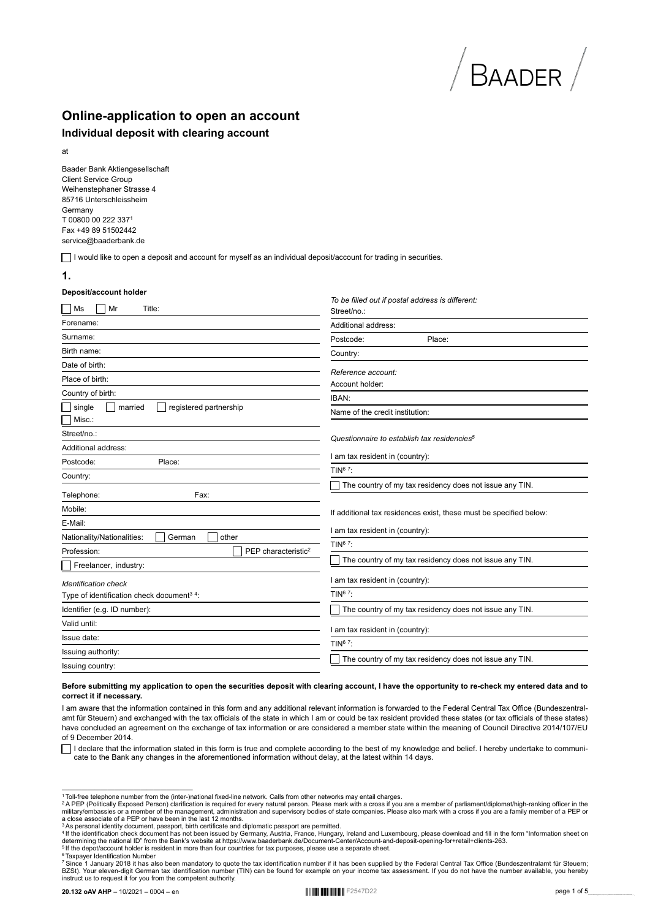BAADER

# Online-application to open an account

## Individual deposit with clearing account

at

Baader Bank Aktiengesellschaft
Client Service Group
Weihenstephaner Strasse 4
85716 Unterschleissheim
Germany
T 00800 00 222 337[1]
Fax +49 89 51502442
service@baaderbank.de

☐ I would like to open a deposit and account for myself as an individual deposit/account for trading in securities.

## 1.

**Deposit/account holder**

☐ Ms ☐ Mr Title:

Forename:

Surname:

Birth name:

Date of birth:

Place of birth:

Country of birth:

☐ single ☐ married ☐ registered partnership

☐ Misc.:

Street/no.:

Additional address:

Postcode: Place:

Country:

Telephone: Fax:

Mobile:

E-Mail:

Nationality/Nationalities: ☐ German ☐ other

Profession: ☐ PEP characteristic[2]

☐ Freelancer, industry:

*Identification check*

Type of identification check document[3 4]:

Identifier (e.g. ID number):

Valid until:

Issue date:

Issuing authority:

Issuing country:

*To be filled out if postal address is different:*

Street/no.:

Additional address:

Postcode: Place:

Country:

*Reference account:*

Account holder:

IBAN:

Name of the credit institution:

*Questionnaire to establish tax residencies[5]*

I am tax resident in (country):

TIN[6 7]:

☐ The country of my tax residency does not issue any TIN.

If additional tax residences exist, these must be specified below:

I am tax resident in (country):

TIN[6 7]:

☐ The country of my tax residency does not issue any TIN.

I am tax resident in (country):

TIN[6 7]:

☐ The country of my tax residency does not issue any TIN.

I am tax resident in (country):

TIN[6 7]:

☐ The country of my tax residency does not issue any TIN.

**Before submitting my application to open the securities deposit with clearing account, I have the opportunity to re-check my entered data and to correct it if necessary.**

I am aware that the information contained in this form and any additional relevant information is forwarded to the Federal Central Tax Office (Bundeszentralamt für Steuern) and exchanged with the tax officials of the state in which I am or could be tax resident provided these states (or tax officials of these states) have concluded an agreement on the exchange of tax information or are considered a member state within the meaning of Council Directive 2014/107/EU of 9 December 2014.

☐ I declare that the information stated in this form is true and complete to the best of my knowledge and belief. I hereby undertake to communicate to the Bank any changes in the aforementioned information without delay, at the latest within 14 days.

---

[1] Toll-free telephone number from the (inter-)national fixed-line network. Calls from other networks may entail charges.

[2] A PEP (Politically Exposed Person) clarification is required for every natural person. Please mark with a cross if you are a member of parliament/diplomat/high-ranking officer in the military/embassies or a member of the management, administration and supervisory bodies of state companies. Please also mark with a cross if you are a family member of a PEP or a close associate of a PEP or have been in the last 12 months.

[3] As personal identity document, passport, birth certificate and diplomatic passport are permitted.

[4] If the identification check document has not been issued by Germany, Austria, France, Hungary, Ireland and Luxembourg, please download and fill in the form "Information sheet on determining the national ID" from the Bank's website at https://www.baaderbank.de/Document-Center/Account-and-deposit-opening-for+retail+clients-263.

[5] If the depot/account holder is resident in more than four countries for tax purposes, please use a separate sheet.

[6] Taxpayer Identification Number

[7] Since 1 January 2018 it has also been mandatory to quote the tax identification number if it has been supplied by the Federal Central Tax Office (Bundeszentralamt für Steuern; BZSt). Your eleven-digit German tax identification number (TIN) can be found for example on your income tax assessment. If you do not have the number available, you hereby instruct us to request it for you from the competent authority.

20.132 oAV AHP – 10/2021 – 0004 – en F2547D22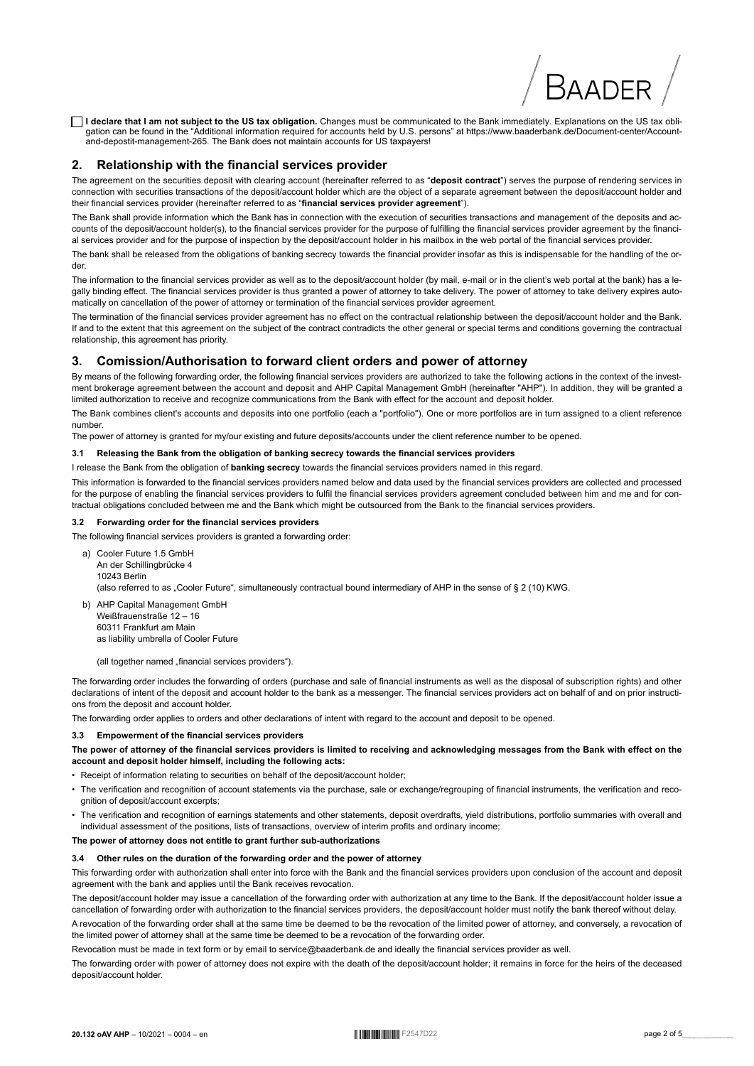☐ **I declare that I am not subject to the US tax obligation.** Changes must be communicated to the Bank immediately. Explanations on the US tax obligation can be found in the "Additional information required for accounts held by U.S. persons" at https://www.baaderbank.de/Document-center/Account-and-depostit-management-265. The Bank does not maintain accounts for US taxpayers!

## 2. Relationship with the financial services provider

The agreement on the securities deposit with clearing account (hereinafter referred to as "**deposit contract**") serves the purpose of rendering services in connection with securities transactions of the deposit/account holder which are the object of a separate agreement between the deposit/account holder and their financial services provider (hereinafter referred to as "**financial services provider agreement**").

The Bank shall provide information which the Bank has in connection with the execution of securities transactions and management of the deposits and accounts of the deposit/account holder(s), to the financial services provider for the purpose of fulfilling the financial services provider agreement by the financial services provider and for the purpose of inspection by the deposit/account holder in his mailbox in the web portal of the financial services provider.

The bank shall be released from the obligations of banking secrecy towards the financial provider insofar as this is indispensable for the handling of the order.

The information to the financial services provider as well as to the deposit/account holder (by mail, e-mail or in the client's web portal at the bank) has a legally binding effect. The financial services provider is thus granted a power of attorney to take delivery. The power of attorney to take delivery expires automatically on cancellation of the power of attorney or termination of the financial services provider agreement.

The termination of the financial services provider agreement has no effect on the contractual relationship between the deposit/account holder and the Bank. If and to the extent that this agreement on the subject of the contract contradicts the other general or special terms and conditions governing the contractual relationship, this agreement has priority.

## 3. Comission/Authorisation to forward client orders and power of attorney

By means of the following forwarding order, the following financial services providers are authorized to take the following actions in the context of the investment brokerage agreement between the account and deposit and AHP Capital Management GmbH (hereinafter "AHP"). In addition, they will be granted a limited authorization to receive and recognize communications from the Bank with effect for the account and deposit holder.

The Bank combines client's accounts and deposits into one portfolio (each a "portfolio"). One or more portfolios are in turn assigned to a client reference number.

The power of attorney is granted for my/our existing and future deposits/accounts under the client reference number to be opened.

### 3.1 Releasing the Bank from the obligation of banking secrecy towards the financial services providers

I release the Bank from the obligation of **banking secrecy** towards the financial services providers named in this regard.

This information is forwarded to the financial services providers named below and data used by the financial services providers are collected and processed for the purpose of enabling the financial services providers to fulfil the financial services providers agreement concluded between him and me and for contractual obligations concluded between me and the Bank which might be outsourced from the Bank to the financial services providers.

### 3.2 Forwarding order for the financial services providers

The following financial services providers is granted a forwarding order:

a) Cooler Future 1.5 GmbH
   An der Schillingbrücke 4
   10243 Berlin
   (also referred to as „Cooler Future", simultaneously contractual bound intermediary of AHP in the sense of § 2 (10) KWG.

b) AHP Capital Management GmbH
   Weißfrauenstraße 12 – 16
   60311 Frankfurt am Main
   as liability umbrella of Cooler Future

   (all together named „financial services providers").

The forwarding order includes the forwarding of orders (purchase and sale of financial instruments as well as the disposal of subscription rights) and other declarations of intent of the deposit and account holder to the bank as a messenger. The financial services providers act on behalf of and on prior instructions from the deposit and account holder.

The forwarding order applies to orders and other declarations of intent with regard to the account and deposit to be opened.

### 3.3 Empowerment of the financial services providers

**The power of attorney of the financial services providers is limited to receiving and acknowledging messages from the Bank with effect on the account and deposit holder himself, including the following acts:**

- Receipt of information relating to securities on behalf of the deposit/account holder;
- The verification and recognition of account statements via the purchase, sale or exchange/regrouping of financial instruments, the verification and recognition of deposit/account excerpts;
- The verification and recognition of earnings statements and other statements, deposit overdrafts, yield distributions, portfolio summaries with overall and individual assessment of the positions, lists of transactions, overview of interim profits and ordinary income;

**The power of attorney does not entitle to grant further sub-authorizations**

### 3.4 Other rules on the duration of the forwarding order and the power of attorney

This forwarding order with authorization shall enter into force with the Bank and the financial services providers upon conclusion of the account and deposit agreement with the bank and applies until the Bank receives revocation.

The deposit/account holder may issue a cancellation of the forwarding order with authorization at any time to the Bank. If the deposit/account holder issue a cancellation of forwarding order with authorization to the financial services providers, the deposit/account holder must notify the bank thereof without delay.

A revocation of the forwarding order shall at the same time be deemed to be the revocation of the limited power of attorney, and conversely, a revocation of the limited power of attorney shall at the same time be deemed to be a revocation of the forwarding order.

Revocation must be made in text form or by email to service@baaderbank.de and ideally the financial services provider as well.

The forwarding order with power of attorney does not expire with the death of the deposit/account holder; it remains in force for the heirs of the deceased deposit/account holder.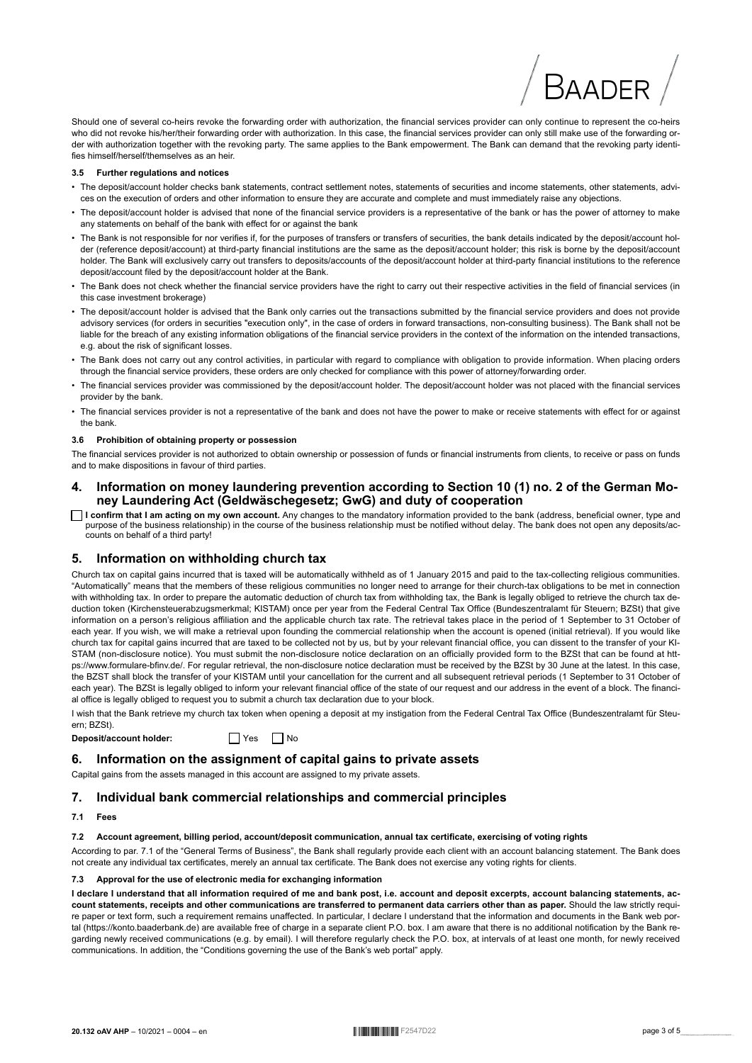Should one of several co-heirs revoke the forwarding order with authorization, the financial services provider can only continue to represent the co-heirs who did not revoke his/her/their forwarding order with authorization. In this case, the financial services provider can only still make use of the forwarding order with authorization together with the revoking party. The same applies to the Bank empowerment. The Bank can demand that the revoking party identifies himself/herself/themselves as an heir.

### 3.5 Further regulations and notices

- The deposit/account holder checks bank statements, contract settlement notes, statements of securities and income statements, other statements, advices on the execution of orders and other information to ensure they are accurate and complete and must immediately raise any objections.
- The deposit/account holder is advised that none of the financial service providers is a representative of the bank or has the power of attorney to make any statements on behalf of the bank with effect for or against the bank
- The Bank is not responsible for nor verifies if, for the purposes of transfers or transfers of securities, the bank details indicated by the deposit/account holder (reference deposit/account) at third-party financial institutions are the same as the deposit/account holder; this risk is borne by the deposit/account holder. The Bank will exclusively carry out transfers to deposits/accounts of the deposit/account holder at third-party financial institutions to the reference deposit/account filed by the deposit/account holder at the Bank.
- The Bank does not check whether the financial service providers have the right to carry out their respective activities in the field of financial services (in this case investment brokerage)
- The deposit/account holder is advised that the Bank only carries out the transactions submitted by the financial service providers and does not provide advisory services (for orders in securities "execution only", in the case of orders in forward transactions, non-consulting business). The Bank shall not be liable for the breach of any existing information obligations of the financial service providers in the context of the information on the intended transactions, e.g. about the risk of significant losses.
- The Bank does not carry out any control activities, in particular with regard to compliance with obligation to provide information. When placing orders through the financial service providers, these orders are only checked for compliance with this power of attorney/forwarding order.
- The financial services provider was commissioned by the deposit/account holder. The deposit/account holder was not placed with the financial services provider by the bank.
- The financial services provider is not a representative of the bank and does not have the power to make or receive statements with effect for or against the bank.

### 3.6 Prohibition of obtaining property or possession

The financial services provider is not authorized to obtain ownership or possession of funds or financial instruments from clients, to receive or pass on funds and to make dispositions in favour of third parties.

## 4. Information on money laundering prevention according to Section 10 (1) no. 2 of the German Money Laundering Act (Geldwäschegesetz; GwG) and duty of cooperation

☐ **I confirm that I am acting on my own account.** Any changes to the mandatory information provided to the bank (address, beneficial owner, type and purpose of the business relationship) in the course of the business relationship must be notified without delay. The bank does not open any deposits/accounts on behalf of a third party!

## 5. Information on withholding church tax

Church tax on capital gains incurred that is taxed will be automatically withheld as of 1 January 2015 and paid to the tax-collecting religious communities. "Automatically" means that the members of these religious communities no longer need to arrange for their church-tax obligations to be met in connection with withholding tax. In order to prepare the automatic deduction of church tax from withholding tax, the Bank is legally obliged to retrieve the church tax deduction token (Kirchensteuerabzugsmerkmal; KISTAM) once per year from the Federal Central Tax Office (Bundeszentralamt für Steuern; BZSt) that give information on a person's religious affiliation and the applicable church tax rate. The retrieval takes place in the period of 1 September to 31 October of each year. If you wish, we will make a retrieval upon founding the commercial relationship when the account is opened (initial retrieval). If you would like church tax for capital gains incurred that are taxed to be collected not by us, but by your relevant financial office, you can dissent to the transfer of your KISTAM (non-disclosure notice). You must submit the non-disclosure notice declaration on an officially provided form to the BZSt that can be found at https://www.formulare-bfinv.de/. For regular retrieval, the non-disclosure notice declaration must be received by the BZSt by 30 June at the latest. In this case, the BZST shall block the transfer of your KISTAM until your cancellation for the current and all subsequent retrieval periods (1 September to 31 October of each year). The BZSt is legally obliged to inform your relevant financial office of the state of our request and our address in the event of a block. The financial office is legally obliged to request you to submit a church tax declaration due to your block.

I wish that the Bank retrieve my church tax token when opening a deposit at my instigation from the Federal Central Tax Office (Bundeszentralamt für Steuern; BZSt).

**Deposit/account holder:** ☐ Yes ☐ No

## 6. Information on the assignment of capital gains to private assets

Capital gains from the assets managed in this account are assigned to my private assets.

## 7. Individual bank commercial relationships and commercial principles

### 7.1 Fees

### 7.2 Account agreement, billing period, account/deposit communication, annual tax certificate, exercising of voting rights

According to par. 7.1 of the "General Terms of Business", the Bank shall regularly provide each client with an account balancing statement. The Bank does not create any individual tax certificates, merely an annual tax certificate. The Bank does not exercise any voting rights for clients.

### 7.3 Approval for the use of electronic media for exchanging information

**I declare I understand that all information required of me and bank post, i.e. account and deposit excerpts, account balancing statements, account statements, receipts and other communications are transferred to permanent data carriers other than as paper.** Should the law strictly require paper or text form, such a requirement remains unaffected. In particular, I declare I understand that the information and documents in the Bank web portal (https://konto.baaderbank.de) are available free of charge in a separate client P.O. box. I am aware that there is no additional notification by the Bank regarding newly received communications (e.g. by email). I will therefore regularly check the P.O. box, at intervals of at least one month, for newly received communications. In addition, the "Conditions governing the use of the Bank's web portal" apply.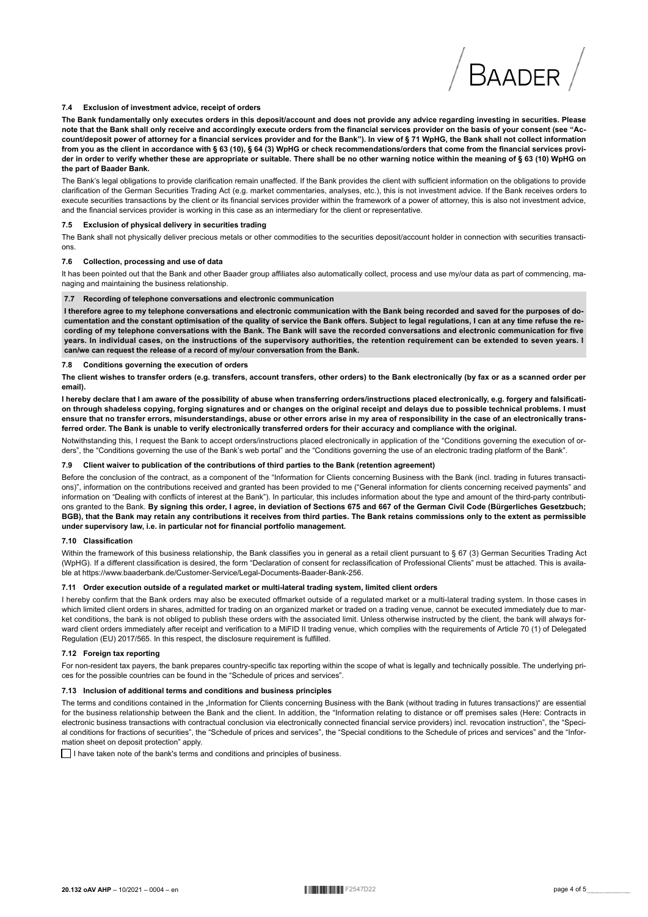### 7.4 Exclusion of investment advice, receipt of orders

**The Bank fundamentally only executes orders in this deposit/account and does not provide any advice regarding investing in securities. Please note that the Bank shall only receive and accordingly execute orders from the financial services provider on the basis of your consent (see "Account/deposit power of attorney for a financial services provider and for the Bank"). In view of § 71 WpHG, the Bank shall not collect information from you as the client in accordance with § 63 (10), § 64 (3) WpHG or check recommendations/orders that come from the financial services provider in order to verify whether these are appropriate or suitable. There shall be no other warning notice within the meaning of § 63 (10) WpHG on the part of Baader Bank.**

The Bank's legal obligations to provide clarification remain unaffected. If the Bank provides the client with sufficient information on the obligations to provide clarification of the German Securities Trading Act (e.g. market commentaries, analyses, etc.), this is not investment advice. If the Bank receives orders to execute securities transactions by the client or its financial services provider within the framework of a power of attorney, this is also not investment advice, and the financial services provider is working in this case as an intermediary for the client or representative.

### 7.5 Exclusion of physical delivery in securities trading

The Bank shall not physically deliver precious metals or other commodities to the securities deposit/account holder in connection with securities transactions.

### 7.6 Collection, processing and use of data

It has been pointed out that the Bank and other Baader group affiliates also automatically collect, process and use my/our data as part of commencing, managing and maintaining the business relationship.

### 7.7 Recording of telephone conversations and electronic communication

**I therefore agree to my telephone conversations and electronic communication with the Bank being recorded and saved for the purposes of documentation and the constant optimisation of the quality of service the Bank offers. Subject to legal regulations, I can at any time refuse the recording of my telephone conversations with the Bank. The Bank will save the recorded conversations and electronic communication for five years. In individual cases, on the instructions of the supervisory authorities, the retention requirement can be extended to seven years. I can/we can request the release of a record of my/our conversation from the Bank.**

### 7.8 Conditions governing the execution of orders

**The client wishes to transfer orders (e.g. transfers, account transfers, other orders) to the Bank electronically (by fax or as a scanned order per email).**

**I hereby declare that I am aware of the possibility of abuse when transferring orders/instructions placed electronically, e.g. forgery and falsification through shadeless copying, forging signatures and or changes on the original receipt and delays due to possible technical problems. I must ensure that no transfer errors, misunderstandings, abuse or other errors arise in my area of responsibility in the case of an electronically transferred order. The Bank is unable to verify electronically transferred orders for their accuracy and compliance with the original.**

Notwithstanding this, I request the Bank to accept orders/instructions placed electronically in application of the "Conditions governing the execution of orders", the "Conditions governing the use of the Bank's web portal" and the "Conditions governing the use of an electronic trading platform of the Bank".

### 7.9 Client waiver to publication of the contributions of third parties to the Bank (retention agreement)

Before the conclusion of the contract, as a component of the "Information for Clients concerning Business with the Bank (incl. trading in futures transactions)", information on the contributions received and granted has been provided to me ("General information for clients concerning received payments" and information on "Dealing with conflicts of interest at the Bank"). In particular, this includes information about the type and amount of the third-party contributions granted to the Bank. **By signing this order, I agree, in deviation of Sections 675 and 667 of the German Civil Code (Bürgerliches Gesetzbuch; BGB), that the Bank may retain any contributions it receives from third parties. The Bank retains commissions only to the extent as permissible under supervisory law, i.e. in particular not for financial portfolio management.**

### 7.10 Classification

Within the framework of this business relationship, the Bank classifies you in general as a retail client pursuant to § 67 (3) German Securities Trading Act (WpHG). If a different classification is desired, the form "Declaration of consent for reclassification of Professional Clients" must be attached. This is available at https://www.baaderbank.de/Customer-Service/Legal-Documents-Baader-Bank-256.

### 7.11 Order execution outside of a regulated market or multi-lateral trading system, limited client orders

I hereby confirm that the Bank orders may also be executed offmarket outside of a regulated market or a multi-lateral trading system. In those cases in which limited client orders in shares, admitted for trading on an organized market or traded on a trading venue, cannot be executed immediately due to market conditions, the bank is not obliged to publish these orders with the associated limit. Unless otherwise instructed by the client, the bank will always forward client orders immediately after receipt and verification to a MiFID II trading venue, which complies with the requirements of Article 70 (1) of Delegated Regulation (EU) 2017/565. In this respect, the disclosure requirement is fulfilled.

### 7.12 Foreign tax reporting

For non-resident tax payers, the bank prepares country-specific tax reporting within the scope of what is legally and technically possible. The underlying prices for the possible countries can be found in the "Schedule of prices and services".

### 7.13 Inclusion of additional terms and conditions and business principles

The terms and conditions contained in the „Information for Clients concerning Business with the Bank (without trading in futures transactions)" are essential for the business relationship between the Bank and the client. In addition, the "Information relating to distance or off premises sales (Here: Contracts in electronic business transactions with contractual conclusion via electronically connected financial service providers) incl. revocation instruction", the "Special conditions for fractions of securities", the "Schedule of prices and services", the "Special conditions to the Schedule of prices and services" and the "Information sheet on deposit protection" apply.

☐ I have taken note of the bank's terms and conditions and principles of business.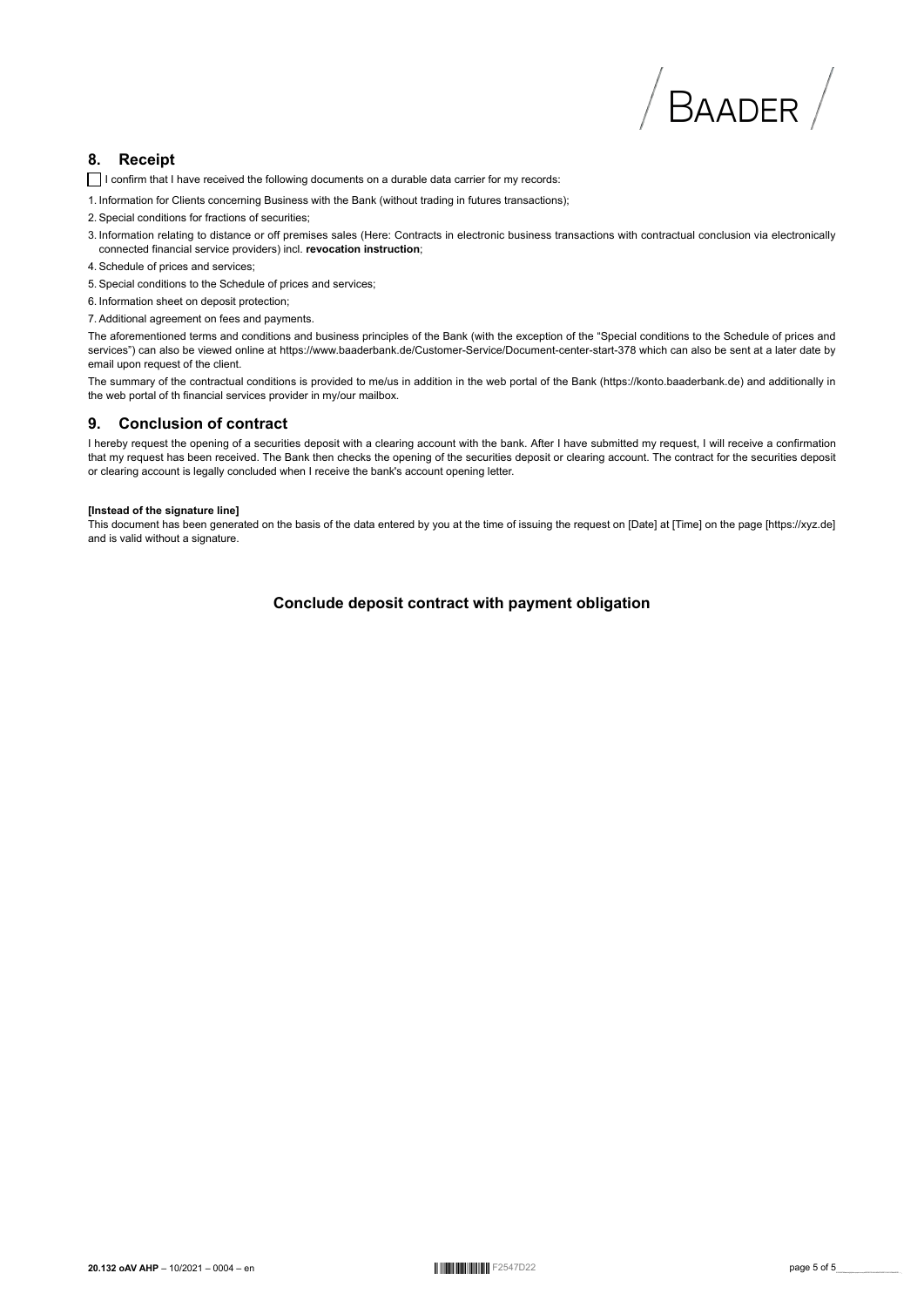## 8. Receipt

☐ I confirm that I have received the following documents on a durable data carrier for my records:

1. Information for Clients concerning Business with the Bank (without trading in futures transactions);
2. Special conditions for fractions of securities;
3. Information relating to distance or off premises sales (Here: Contracts in electronic business transactions with contractual conclusion via electronically connected financial service providers) incl. **revocation instruction**;
4. Schedule of prices and services;
5. Special conditions to the Schedule of prices and services;
6. Information sheet on deposit protection;
7. Additional agreement on fees and payments.

The aforementioned terms and conditions and business principles of the Bank (with the exception of the "Special conditions to the Schedule of prices and services") can also be viewed online at https://www.baaderbank.de/Customer-Service/Document-center-start-378 which can also be sent at a later date by email upon request of the client.

The summary of the contractual conditions is provided to me/us in addition in the web portal of the Bank (https://konto.baaderbank.de) and additionally in the web portal of th financial services provider in my/our mailbox.

## 9. Conclusion of contract

I hereby request the opening of a securities deposit with a clearing account with the bank. After I have submitted my request, I will receive a confirmation that my request has been received. The Bank then checks the opening of the securities deposit or clearing account. The contract for the securities deposit or clearing account is legally concluded when I receive the bank's account opening letter.

**[Instead of the signature line]**
This document has been generated on the basis of the data entered by you at the time of issuing the request on [Date] at [Time] on the page [https://xyz.de] and is valid without a signature.

**Conclude deposit contract with payment obligation**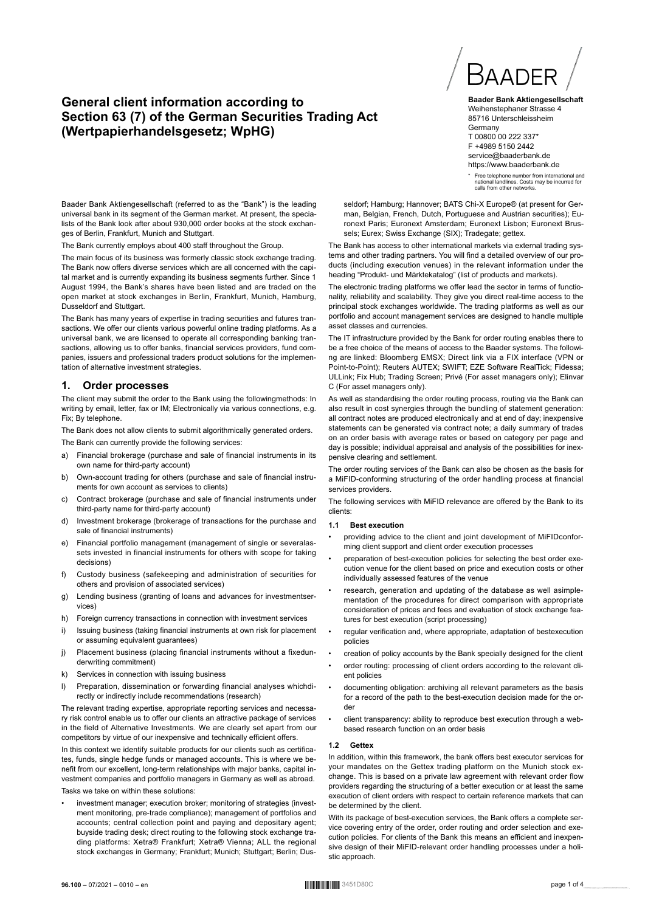# General client information according to Section 63 (7) of the German Securities Trading Act (Wertpapierhandelsgesetz; WpHG)

BAADER

**Baader Bank Aktiengesellschaft**
Weihenstephaner Strasse 4
85716 Unterschleissheim
Germany
T 00800 00 222 337*
F +4989 5150 2442
service@baaderbank.de
https://www.baaderbank.de

\* Free telephone number from international and national landlines. Costs may be incurred for calls from other networks.

Baader Bank Aktiengesellschaft (referred to as the "Bank") is the leading universal bank in its segment of the German market. At present, the specialists of the Bank look after about 930,000 order books at the stock exchanges of Berlin, Frankfurt, Munich and Stuttgart.

The Bank currently employs about 400 staff throughout the Group.

The main focus of its business was formerly classic stock exchange trading. The Bank now offers diverse services which are all concerned with the capital market and is currently expanding its business segments further. Since 1 August 1994, the Bank's shares have been listed and are traded on the open market at stock exchanges in Berlin, Frankfurt, Munich, Hamburg, Dusseldorf and Stuttgart.

The Bank has many years of expertise in trading securities and futures transactions. We offer our clients various powerful online trading platforms. As a universal bank, we are licensed to operate all corresponding banking transactions, allowing us to offer banks, financial services providers, fund companies, issuers and professional traders product solutions for the implementation of alternative investment strategies.

## 1. Order processes

The client may submit the order to the Bank using the followingmethods: In writing by email, letter, fax or IM; Electronically via various connections, e.g. Fix; By telephone.

The Bank does not allow clients to submit algorithmically generated orders.

The Bank can currently provide the following services:

a) Financial brokerage (purchase and sale of financial instruments in its own name for third-party account)
b) Own-account trading for others (purchase and sale of financial instruments for own account as services to clients)
c) Contract brokerage (purchase and sale of financial instruments under third-party name for third-party account)
d) Investment brokerage (brokerage of transactions for the purchase and sale of financial instruments)
e) Financial portfolio management (management of single or severalassets invested in financial instruments for others with scope for taking decisions)
f) Custody business (safekeeping and administration of securities for others and provision of associated services)
g) Lending business (granting of loans and advances for investmentservices)
h) Foreign currency transactions in connection with investment services
i) Issuing business (taking financial instruments at own risk for placement or assuming equivalent guarantees)
j) Placement business (placing financial instruments without a fixedunderwriting commitment)
k) Services in connection with issuing business
l) Preparation, dissemination or forwarding financial analyses whichdirectly or indirectly include recommendations (research)

The relevant trading expertise, appropriate reporting services and necessary risk control enable us to offer our clients an attractive package of services in the field of Alternative Investments. We are clearly set apart from our competitors by virtue of our inexpensive and technically efficient offers.

In this context we identify suitable products for our clients such as certificates, funds, single hedge funds or managed accounts. This is where we benefit from our excellent, long-term relationships with major banks, capital investment companies and portfolio managers in Germany as well as abroad.

Tasks we take on within these solutions:

- investment manager; execution broker; monitoring of strategies (investment monitoring, pre-trade compliance); management of portfolios and accounts; central collection point and paying and depositary agent; buyside trading desk; direct routing to the following stock exchange trading platforms: Xetra® Frankfurt; Xetra® Vienna; ALL the regional stock exchanges in Germany; Frankfurt; Munich; Stuttgart; Berlin; Dusseldorf; Hamburg; Hannover; BATS Chi-X Europe® (at present for German, Belgian, French, Dutch, Portuguese and Austrian securities); Euronext Paris; Euronext Amsterdam; Euronext Lisbon; Euronext Brussels; Eurex; Swiss Exchange (SIX); Tradegate; gettex.

The Bank has access to other international markets via external trading systems and other trading partners. You will find a detailed overview of our products (including execution venues) in the relevant information under the heading "Produkt- und Märktekatalog" (list of products and markets).

The electronic trading platforms we offer lead the sector in terms of functionality, reliability and scalability. They give you direct real-time access to the principal stock exchanges worldwide. The trading platforms as well as our portfolio and account management services are designed to handle multiple asset classes and currencies.

The IT infrastructure provided by the Bank for order routing enables there to be a free choice of the means of access to the Baader systems. The following are linked: Bloomberg EMSX; Direct link via a FIX interface (VPN or Point-to-Point); Reuters AUTEX; SWIFT; EZE Software RealTick; Fidessa; ULLink; Fix Hub; Trading Screen; Privé (For asset managers only); Elinvar C (For asset managers only).

As well as standardising the order routing process, routing via the Bank can also result in cost synergies through the bundling of statement generation: all contract notes are produced electronically and at end of day; inexpensive statements can be generated via contract note; a daily summary of trades on an order basis with average rates or based on category per page and day is possible; individual appraisal and analysis of the possibilities for inexpensive clearing and settlement.

The order routing services of the Bank can also be chosen as the basis for a MiFID-conforming structuring of the order handling process at financial services providers.

The following services with MiFID relevance are offered by the Bank to its clients:

### 1.1 Best execution

- providing advice to the client and joint development of MiFIDconforming client support and client order execution processes
- preparation of best-execution policies for selecting the best order execution venue for the client based on price and execution costs or other individually assessed features of the venue
- research, generation and updating of the database as well asimplementation of the procedures for direct comparison with appropriate consideration of prices and fees and evaluation of stock exchange features for best execution (script processing)
- regular verification and, where appropriate, adaptation of bestexecution policies
- creation of policy accounts by the Bank specially designed for the client
- order routing: processing of client orders according to the relevant client policies
- documenting obligation: archiving all relevant parameters as the basis for a record of the path to the best-execution decision made for the order
- client transparency: ability to reproduce best execution through a web-based research function on an order basis

### 1.2 Gettex

In addition, within this framework, the bank offers best executor services for your mandates on the Gettex trading platform on the Munich stock exchange. This is based on a private law agreement with relevant order flow providers regarding the structuring of a better execution or at least the same execution of client orders with respect to certain reference markets that can be determined by the client.

With its package of best-execution services, the Bank offers a complete service covering entry of the order, order routing and order selection and execution policies. For clients of the Bank this means an efficient and inexpensive design of their MiFID-relevant order handling processes under a holistic approach.

**96.100** – 07/2021 – 0010 – en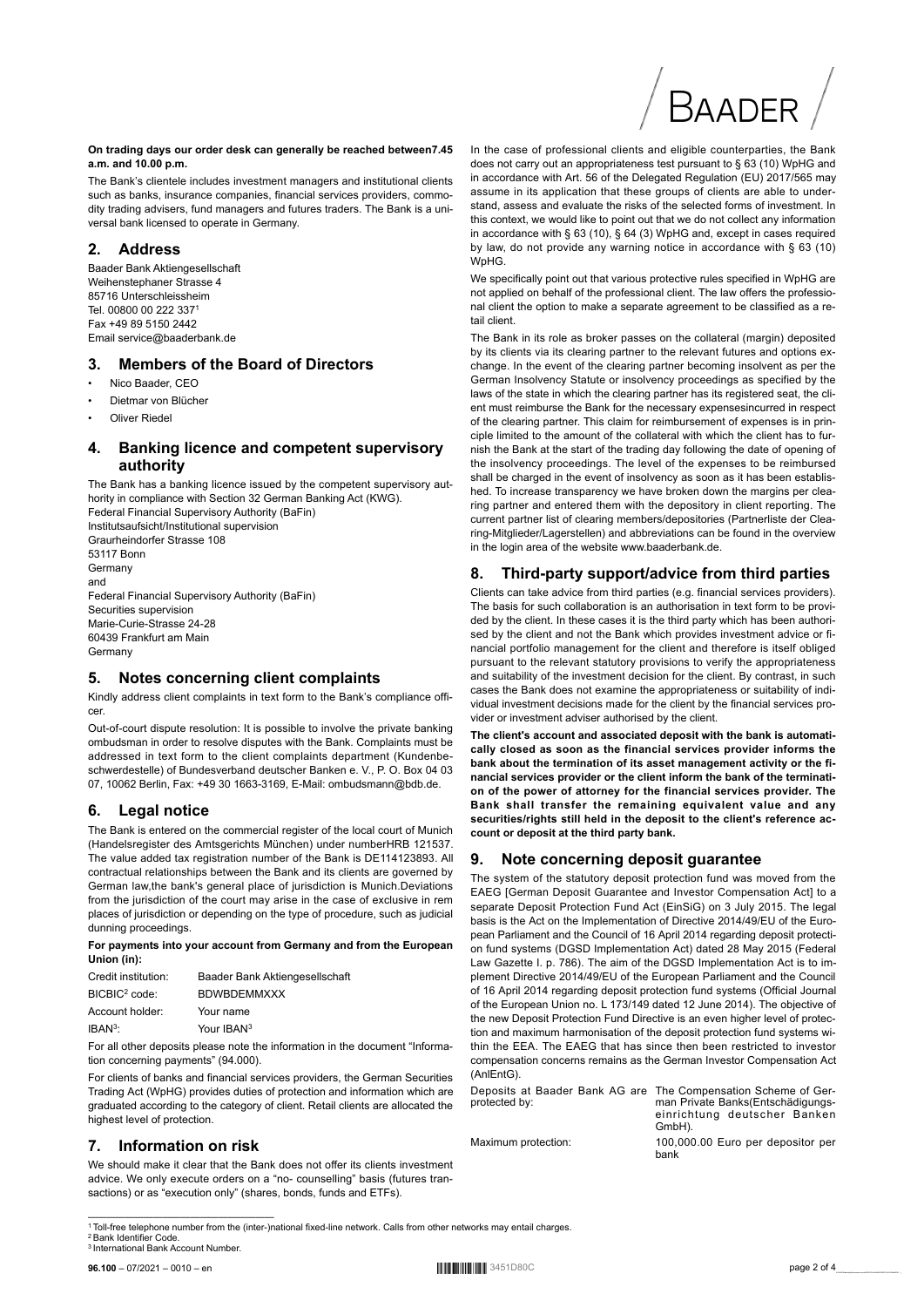**On trading days our order desk can generally be reached between7.45 a.m. and 10.00 p.m.**

The Bank's clientele includes investment managers and institutional clients such as banks, insurance companies, financial services providers, commodity trading advisers, fund managers and futures traders. The Bank is a universal bank licensed to operate in Germany.

## 2. Address

Baader Bank Aktiengesellschaft
Weihenstephaner Strasse 4
85716 Unterschleissheim
Tel. 00800 00 222 337[1]
Fax +49 89 5150 2442
Email service@baaderbank.de

## 3. Members of the Board of Directors

- Nico Baader, CEO
- Dietmar von Blücher
- Oliver Riedel

## 4. Banking licence and competent supervisory authority

The Bank has a banking licence issued by the competent supervisory authority in compliance with Section 32 German Banking Act (KWG).
Federal Financial Supervisory Authority (BaFin)
Institutsaufsicht/Institutional supervision
Graurheindorfer Strasse 108
53117 Bonn
Germany
and
Federal Financial Supervisory Authority (BaFin)
Securities supervision
Marie-Curie-Strasse 24-28
60439 Frankfurt am Main
Germany

## 5. Notes concerning client complaints

Kindly address client complaints in text form to the Bank's compliance officer.

Out-of-court dispute resolution: It is possible to involve the private banking ombudsman in order to resolve disputes with the Bank. Complaints must be addressed in text form to the client complaints department (Kundenbeschwerdestelle) of Bundesverband deutscher Banken e. V., P. O. Box 04 03 07, 10062 Berlin, Fax: +49 30 1663-3169, E-Mail: ombudsmann@bdb.de.

## 6. Legal notice

The Bank is entered on the commercial register of the local court of Munich (Handelsregister des Amtsgerichts München) under numberHRB 121537. The value added tax registration number of the Bank is DE114123893. All contractual relationships between the Bank and its clients are governed by German law,the bank's general place of jurisdiction is Munich.Deviations from the jurisdiction of the court may arise in the case of exclusive in rem places of jurisdiction or depending on the type of procedure, such as judicial dunning proceedings.

**For payments into your account from Germany and from the European Union (in):**

| | |
|---|---|
| Credit institution: | Baader Bank Aktiengesellschaft |
| BICBIC[2] code: | BDWBDEMMXXX |
| Account holder: | Your name |
| IBAN[3]: | Your IBAN[3] |

For all other deposits please note the information in the document "Information concerning payments" (94.000).

For clients of banks and financial services providers, the German Securities Trading Act (WpHG) provides duties of protection and information which are graduated according to the category of client. Retail clients are allocated the highest level of protection.

## 7. Information on risk

We should make it clear that the Bank does not offer its clients investment advice. We only execute orders on a "no- counselling" basis (futures transactions) or as "execution only" (shares, bonds, funds and ETFs).

In the case of professional clients and eligible counterparties, the Bank does not carry out an appropriateness test pursuant to § 63 (10) WpHG and in accordance with Art. 56 of the Delegated Regulation (EU) 2017/565 may assume in its application that these groups of clients are able to understand, assess and evaluate the risks of the selected forms of investment. In this context, we would like to point out that we do not collect any information in accordance with § 63 (10), § 64 (3) WpHG and, except in cases required by law, do not provide any warning notice in accordance with § 63 (10) WpHG.

We specifically point out that various protective rules specified in WpHG are not applied on behalf of the professional client. The law offers the professional client the option to make a separate agreement to be classified as a retail client.

The Bank in its role as broker passes on the collateral (margin) deposited by its clients via its clearing partner to the relevant futures and options exchange. In the event of the clearing partner becoming insolvent as per the German Insolvency Statute or insolvency proceedings as specified by the laws of the state in which the clearing partner has its registered seat, the client must reimburse the Bank for the necessary expensesincurred in respect of the clearing partner. This claim for reimbursement of expenses is in principle limited to the amount of the collateral with which the client has to furnish the Bank at the start of the trading day following the date of opening of the insolvency proceedings. The level of the expenses to be reimbursed shall be charged in the event of insolvency as soon as it has been established. To increase transparency we have broken down the margins per clearing partner and entered them with the depository in client reporting. The current partner list of clearing members/depositories (Partnerliste der Clearing-Mitglieder/Lagerstellen) and abbreviations can be found in the overview in the login area of the website www.baaderbank.de.

## 8. Third-party support/advice from third parties

Clients can take advice from third parties (e.g. financial services providers). The basis for such collaboration is an authorisation in text form to be provided by the client. In these cases it is the third party which has been authorised by the client and not the Bank which provides investment advice or financial portfolio management for the client and therefore is itself obliged pursuant to the relevant statutory provisions to verify the appropriateness and suitability of the investment decision for the client. By contrast, in such cases the Bank does not examine the appropriateness or suitability of individual investment decisions made for the client by the financial services provider or investment adviser authorised by the client.

**The client's account and associated deposit with the bank is automatically closed as soon as the financial services provider informs the bank about the termination of its asset management activity or the financial services provider or the client inform the bank of the termination of the power of attorney for the financial services provider. The Bank shall transfer the remaining equivalent value and any securities/rights still held in the deposit to the client's reference account or deposit at the third party bank.**

## 9. Note concerning deposit guarantee

The system of the statutory deposit protection fund was moved from the EAEG [German Deposit Guarantee and Investor Compensation Act] to a separate Deposit Protection Fund Act (EinSiG) on 3 July 2015. The legal basis is the Act on the Implementation of Directive 2014/49/EU of the European Parliament and the Council of 16 April 2014 regarding deposit protection fund systems (DGSD Implementation Act) dated 28 May 2015 (Federal Law Gazette I. p. 786). The aim of the DGSD Implementation Act is to implement Directive 2014/49/EU of the European Parliament and the Council of 16 April 2014 regarding deposit protection fund systems (Official Journal of the European Union no. L 173/149 dated 12 June 2014). The objective of the new Deposit Protection Fund Directive is an even higher level of protection and maximum harmonisation of the deposit protection fund systems within the EEA. The EAEG that has since then been restricted to investor compensation concerns remains as the German Investor Compensation Act (AnlEntG).

| | |
|---|---|
| Deposits at Baader Bank AG are protected by: | The Compensation Scheme of German Private Banks(Entschädigungseinrichtung deutscher Banken GmbH). |
| Maximum protection: | 100,000.00 Euro per depositor per bank |

[1] Toll-free telephone number from the (inter-)national fixed-line network. Calls from other networks may entail charges.
[2] Bank Identifier Code.
[3] International Bank Account Number.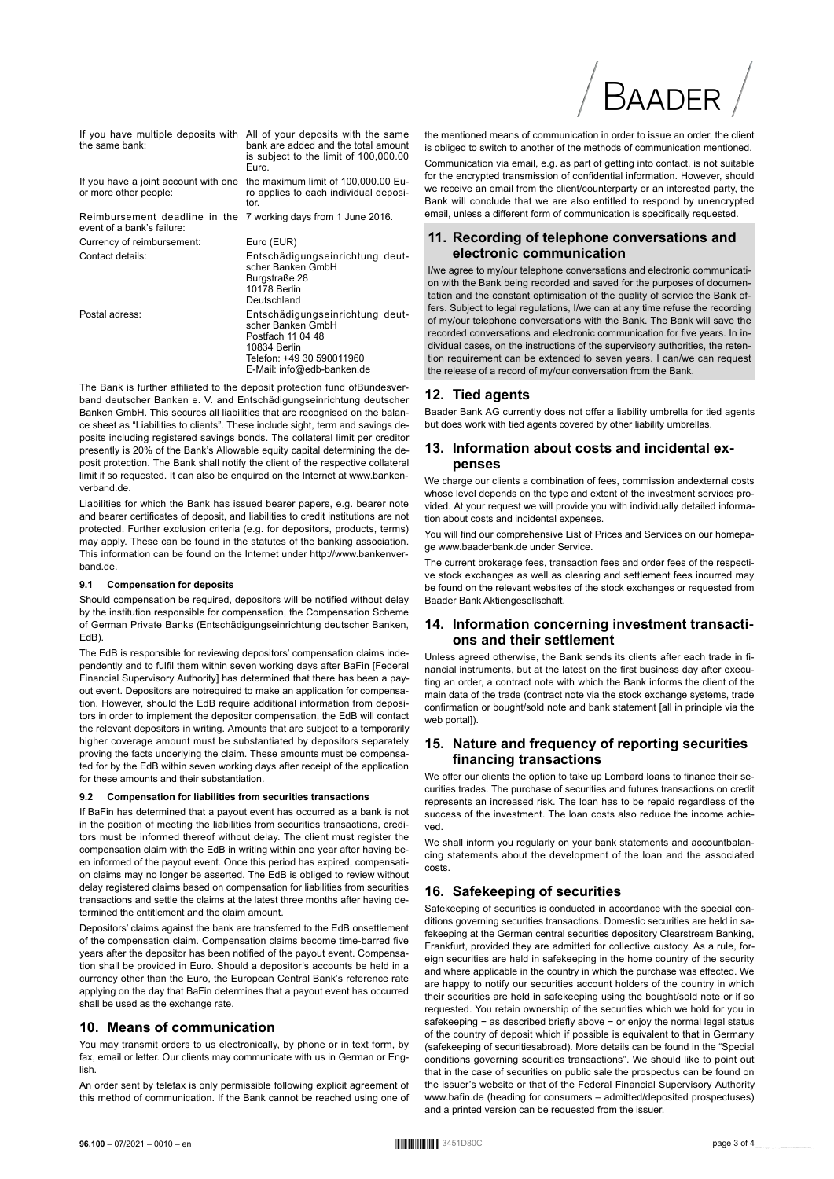| | |
|---|---|
| If you have multiple deposits with the same bank: | All of your deposits with the same bank are added and the total amount is subject to the limit of 100,000.00 Euro. |
| If you have a joint account with one or more other people: | the maximum limit of 100,000.00 Euro applies to each individual depositor. |
| Reimbursement deadline in the event of a bank's failure: | 7 working days from 1 June 2016. |
| Currency of reimbursement: | Euro (EUR) |
| Contact details: | Entschädigungseinrichtung deutscher Banken GmbH<br>Burgstraße 28<br>10178 Berlin<br>Deutschland |
| Postal adress: | Entschädigungseinrichtung deutscher Banken GmbH<br>Postfach 11 04 48<br>10834 Berlin<br>Telefon: +49 30 590011960<br>E-Mail: info@edb-banken.de |

The Bank is further affiliated to the deposit protection fund ofBundesverband deutscher Banken e. V. and Entschädigungseinrichtung deutscher Banken GmbH. This secures all liabilities that are recognised on the balance sheet as "Liabilities to clients". These include sight, term and savings deposits including registered savings bonds. The collateral limit per creditor presently is 20% of the Bank's Allowable equity capital determining the deposit protection. The Bank shall notify the client of the respective collateral limit if so requested. It can also be enquired on the Internet at www.bankenverband.de.

Liabilities for which the Bank has issued bearer papers, e.g. bearer note and bearer certificates of deposit, and liabilities to credit institutions are not protected. Further exclusion criteria (e.g. for depositors, products, terms) may apply. These can be found in the statutes of the banking association. This information can be found on the Internet under http://www.bankenverband.de.

### 9.1 Compensation for deposits

Should compensation be required, depositors will be notified without delay by the institution responsible for compensation, the Compensation Scheme of German Private Banks (Entschädigungseinrichtung deutscher Banken, EdB).

The EdB is responsible for reviewing depositors' compensation claims independently and to fulfil them within seven working days after BaFin [Federal Financial Supervisory Authority] has determined that there has been a payout event. Depositors are notrequired to make an application for compensation. However, should the EdB require additional information from depositors in order to implement the depositor compensation, the EdB will contact the relevant depositors in writing. Amounts that are subject to a temporarily higher coverage amount must be substantiated by depositors separately proving the facts underlying the claim. These amounts must be compensated for by the EdB within seven working days after receipt of the application for these amounts and their substantiation.

### 9.2 Compensation for liabilities from securities transactions

If BaFin has determined that a payout event has occurred as a bank is not in the position of meeting the liabilities from securities transactions, creditors must be informed thereof without delay. The client must register the compensation claim with the EdB in writing within one year after having been informed of the payout event. Once this period has expired, compensation claims may no longer be asserted. The EdB is obliged to review without delay registered claims based on compensation for liabilities from securities transactions and settle the claims at the latest three months after having determined the entitlement and the claim amount.

Depositors' claims against the bank are transferred to the EdB onsettlement of the compensation claim. Compensation claims become time-barred five years after the depositor has been notified of the payout event. Compensation shall be provided in Euro. Should a depositor's accounts be held in a currency other than the Euro, the European Central Bank's reference rate applying on the day that BaFin determines that a payout event has occurred shall be used as the exchange rate.

## 10. Means of communication

You may transmit orders to us electronically, by phone or in text form, by fax, email or letter. Our clients may communicate with us in German or English.

An order sent by telefax is only permissible following explicit agreement of this method of communication. If the Bank cannot be reached using one of the mentioned means of communication in order to issue an order, the client is obliged to switch to another of the methods of communication mentioned.

Communication via email, e.g. as part of getting into contact, is not suitable for the encrypted transmission of confidential information. However, should we receive an email from the client/counterparty or an interested party, the Bank will conclude that we are also entitled to respond by unencrypted email, unless a different form of communication is specifically requested.

## 11. Recording of telephone conversations and electronic communication

I/we agree to my/our telephone conversations and electronic communication with the Bank being recorded and saved for the purposes of documentation and the constant optimisation of the quality of service the Bank offers. Subject to legal regulations, I/we can at any time refuse the recording of my/our telephone conversations with the Bank. The Bank will save the recorded conversations and electronic communication for five years. In individual cases, on the instructions of the supervisory authorities, the retention requirement can be extended to seven years. I can/we can request the release of a record of my/our conversation from the Bank.

## 12. Tied agents

Baader Bank AG currently does not offer a liability umbrella for tied agents but does work with tied agents covered by other liability umbrellas.

## 13. Information about costs and incidental expenses

We charge our clients a combination of fees, commission andexternal costs whose level depends on the type and extent of the investment services provided. At your request we will provide you with individually detailed information about costs and incidental expenses.

You will find our comprehensive List of Prices and Services on our homepage www.baaderbank.de under Service.

The current brokerage fees, transaction fees and order fees of the respective stock exchanges as well as clearing and settlement fees incurred may be found on the relevant websites of the stock exchanges or requested from Baader Bank Aktiengesellschaft.

## 14. Information concerning investment transactions and their settlement

Unless agreed otherwise, the Bank sends its clients after each trade in financial instruments, but at the latest on the first business day after executing an order, a contract note with which the Bank informs the client of the main data of the trade (contract note via the stock exchange systems, trade confirmation or bought/sold note and bank statement [all in principle via the web portal]).

## 15. Nature and frequency of reporting securities financing transactions

We offer our clients the option to take up Lombard loans to finance their securities trades. The purchase of securities and futures transactions on credit represents an increased risk. The loan has to be repaid regardless of the success of the investment. The loan costs also reduce the income achieved.

We shall inform you regularly on your bank statements and accountbalancing statements about the development of the loan and the associated costs.

## 16. Safekeeping of securities

Safekeeping of securities is conducted in accordance with the special conditions governing securities transactions. Domestic securities are held in safekeeping at the German central securities depository Clearstream Banking, Frankfurt, provided they are admitted for collective custody. As a rule, foreign securities are held in safekeeping in the home country of the security and where applicable in the country in which the purchase was effected. We are happy to notify our securities account holders of the country in which their securities are held in safekeeping using the bought/sold note or if so requested. You retain ownership of the securities which we hold for you in safekeeping − as described briefly above − or enjoy the normal legal status of the country of deposit which if possible is equivalent to that in Germany (safekeeping of securitiesabroad). More details can be found in the "Special conditions governing securities transactions". We should like to point out that in the case of securities on public sale the prospectus can be found on the issuer's website or that of the Federal Financial Supervisory Authority www.bafin.de (heading for consumers – admitted/deposited prospectuses) and a printed version can be requested from the issuer.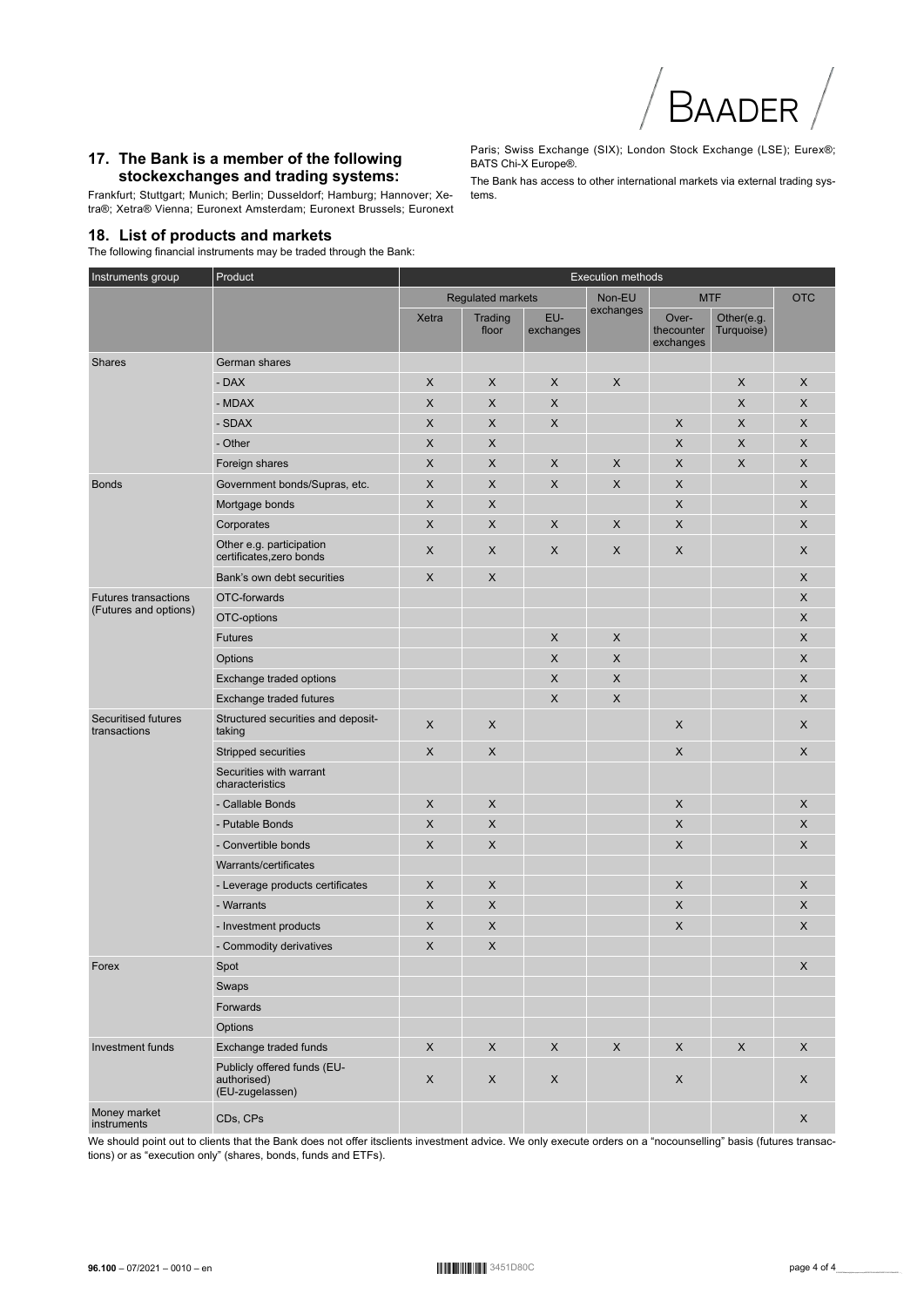## 17. The Bank is a member of the following stockexchanges and trading systems:

Frankfurt; Stuttgart; Munich; Berlin; Dusseldorf; Hamburg; Hannover; Xetra®; Xetra® Vienna; Euronext Amsterdam; Euronext Brussels; Euronext Paris; Swiss Exchange (SIX); London Stock Exchange (LSE); Eurex®; BATS Chi-X Europe®.

The Bank has access to other international markets via external trading systems.

## 18. List of products and markets

The following financial instruments may be traded through the Bank:

| Instruments group | Product | Execution methods | | | | | | |
|---|---|---|---|---|---|---|---|---|
| | | Regulated markets | | | Non-EU exchanges | MTF | | OTC |
| | | Xetra | Trading floor | EU-exchanges | | Over-thecounter exchanges | Other(e.g. Turquoise) | |
| Shares | German shares | | | | | | | |
| | - DAX | X | X | X | X | | X | X |
| | - MDAX | X | X | X | | | X | X |
| | - SDAX | X | X | X | | X | X | X |
| | - Other | X | X | | | X | X | X |
| | Foreign shares | X | X | X | X | X | X | X |
| Bonds | Government bonds/Supras, etc. | X | X | X | X | X | | X |
| | Mortgage bonds | X | X | | | X | | X |
| | Corporates | X | X | X | X | X | | X |
| | Other e.g. participation certificates,zero bonds | X | X | X | X | X | | X |
| | Bank's own debt securities | X | X | | | | | X |
| Futures transactions (Futures and options) | OTC-forwards | | | | | | | X |
| | OTC-options | | | | | | | X |
| | Futures | | | X | X | | | X |
| | Options | | | X | X | | | X |
| | Exchange traded options | | | X | X | | | X |
| | Exchange traded futures | | | X | X | | | X |
| Securitised futures transactions | Structured securities and deposit-taking | X | X | | | X | | X |
| | Stripped securities | X | X | | | X | | X |
| | Securities with warrant characteristics | | | | | | | |
| | - Callable Bonds | X | X | | | X | | X |
| | - Putable Bonds | X | X | | | X | | X |
| | - Convertible bonds | X | X | | | X | | X |
| | Warrants/certificates | | | | | | | |
| | - Leverage products certificates | X | X | | | X | | X |
| | - Warrants | X | X | | | X | | X |
| | - Investment products | X | X | | | X | | X |
| | - Commodity derivatives | X | X | | | | | |
| Forex | Spot | | | | | | | X |
| | Swaps | | | | | | | |
| | Forwards | | | | | | | |
| | Options | | | | | | | |
| Investment funds | Exchange traded funds | X | X | X | X | X | X | X |
| | Publicly offered funds (EU-authorised) (EU-zugelassen) | X | X | X | | X | | X |
| Money market instruments | CDs, CPs | | | | | | | X |

We should point out to clients that the Bank does not offer itsclients investment advice. We only execute orders on a "nocounselling" basis (futures transactions) or as "execution only" (shares, bonds, funds and ETFs).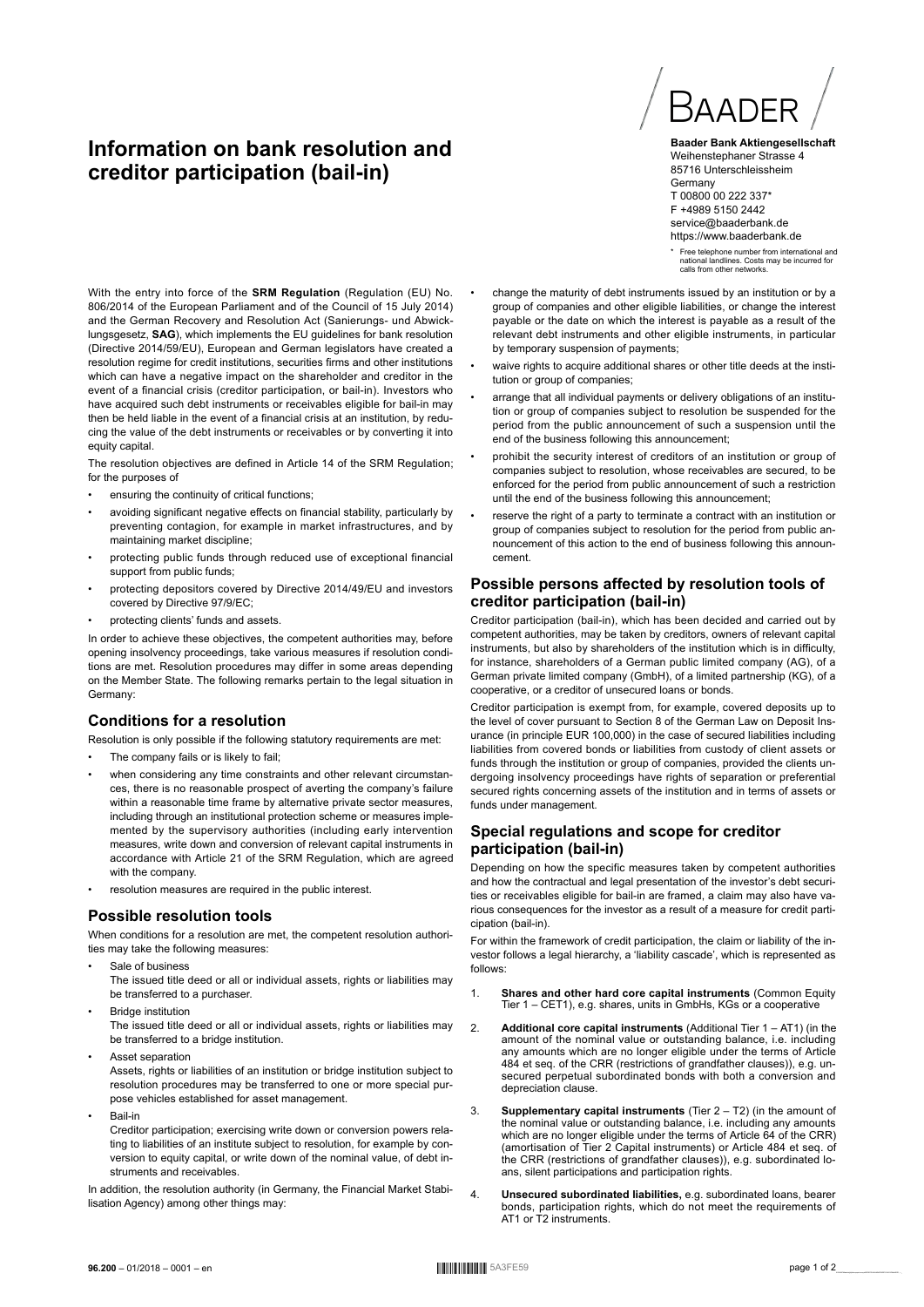# Information on bank resolution and creditor participation (bail-in)

**Baader Bank Aktiengesellschaft**
Weihenstephaner Strasse 4
85716 Unterschleissheim
Germany
T 00800 00 222 337*
F +4989 5150 2442
service@baaderbank.de
https://www.baaderbank.de

\* Free telephone number from international and national landlines. Costs may be incurred for calls from other networks.

With the entry into force of the **SRM Regulation** (Regulation (EU) No. 806/2014 of the European Parliament and of the Council of 15 July 2014) and the German Recovery and Resolution Act (Sanierungs- und Abwicklungsgesetz, **SAG**), which implements the EU guidelines for bank resolution (Directive 2014/59/EU), European and German legislators have created a resolution regime for credit institutions, securities firms and other institutions which can have a negative impact on the shareholder and creditor in the event of a financial crisis (creditor participation, or bail-in). Investors who have acquired such debt instruments or receivables eligible for bail-in may then be held liable in the event of a financial crisis at an institution, by reducing the value of the debt instruments or receivables or by converting it into equity capital.

The resolution objectives are defined in Article 14 of the SRM Regulation; for the purposes of

- ensuring the continuity of critical functions;
- avoiding significant negative effects on financial stability, particularly by preventing contagion, for example in market infrastructures, and by maintaining market discipline;
- protecting public funds through reduced use of exceptional financial support from public funds;
- protecting depositors covered by Directive 2014/49/EU and investors covered by Directive 97/9/EC;
- protecting clients' funds and assets.

In order to achieve these objectives, the competent authorities may, before opening insolvency proceedings, take various measures if resolution conditions are met. Resolution procedures may differ in some areas depending on the Member State. The following remarks pertain to the legal situation in Germany:

## Conditions for a resolution

Resolution is only possible if the following statutory requirements are met:

- The company fails or is likely to fail;
- when considering any time constraints and other relevant circumstances, there is no reasonable prospect of averting the company's failure within a reasonable time frame by alternative private sector measures, including through an institutional protection scheme or measures implemented by the supervisory authorities (including early intervention measures, write down and conversion of relevant capital instruments in accordance with Article 21 of the SRM Regulation, which are agreed with the company.
- resolution measures are required in the public interest.

## Possible resolution tools

When conditions for a resolution are met, the competent resolution authorities may take the following measures:

- Sale of business
  The issued title deed or all or individual assets, rights or liabilities may be transferred to a purchaser.
- Bridge institution
  The issued title deed or all or individual assets, rights or liabilities may be transferred to a bridge institution.
- Asset separation
  Assets, rights or liabilities of an institution or bridge institution subject to resolution procedures may be transferred to one or more special purpose vehicles established for asset management.
- Bail-in
  Creditor participation; exercising write down or conversion powers relating to liabilities of an institute subject to resolution, for example by conversion to equity capital, or write down of the nominal value, of debt instruments and receivables.

In addition, the resolution authority (in Germany, the Financial Market Stabilisation Agency) among other things may:

- change the maturity of debt instruments issued by an institution or by a group of companies and other eligible liabilities, or change the interest payable or the date on which the interest is payable as a result of the relevant debt instruments and other eligible instruments, in particular by temporary suspension of payments;
- waive rights to acquire additional shares or other title deeds at the institution or group of companies;
- arrange that all individual payments or delivery obligations of an institution or group of companies subject to resolution be suspended for the period from the public announcement of such a suspension until the end of the business following this announcement;
- prohibit the security interest of creditors of an institution or group of companies subject to resolution, whose receivables are secured, to be enforced for the period from public announcement of such a restriction until the end of the business following this announcement;
- reserve the right of a party to terminate a contract with an institution or group of companies subject to resolution for the period from public announcement of this action to the end of business following this announcement.

## Possible persons affected by resolution tools of creditor participation (bail-in)

Creditor participation (bail-in), which has been decided and carried out by competent authorities, may be taken by creditors, owners of relevant capital instruments, but also by shareholders of the institution which is in difficulty, for instance, shareholders of a German public limited company (AG), of a German private limited company (GmbH), of a limited partnership (KG), of a cooperative, or a creditor of unsecured loans or bonds.

Creditor participation is exempt from, for example, covered deposits up to the level of cover pursuant to Section 8 of the German Law on Deposit Insurance (in principle EUR 100,000) in the case of secured liabilities including liabilities from covered bonds or liabilities from custody of client assets or funds through the institution or group of companies, provided the clients undergoing insolvency proceedings have rights of separation or preferential secured rights concerning assets of the institution and in terms of assets or funds under management.

## Special regulations and scope for creditor participation (bail-in)

Depending on how the specific measures taken by competent authorities and how the contractual and legal presentation of the investor's debt securities or receivables eligible for bail-in are framed, a claim may also have various consequences for the investor as a result of a measure for credit participation (bail-in).

For within the framework of credit participation, the claim or liability of the investor follows a legal hierarchy, a 'liability cascade', which is represented as follows:

1. **Shares and other hard core capital instruments** (Common Equity Tier 1 – CET1), e.g. shares, units in GmbHs, KGs or a cooperative
2. **Additional core capital instruments** (Additional Tier 1 – AT1) (in the amount of the nominal value or outstanding balance, i.e. including any amounts which are no longer eligible under the terms of Article 484 et seq. of the CRR (restrictions of grandfather clauses)), e.g. unsecured perpetual subordinated bonds with both a conversion and depreciation clause.
3. **Supplementary capital instruments** (Tier 2 – T2) (in the amount of the nominal value or outstanding balance, i.e. including any amounts which are no longer eligible under the terms of Article 64 of the CRR) (amortisation of Tier 2 Capital instruments) or Article 484 et seq. of the CRR (restrictions of grandfather clauses)), e.g. subordinated loans, silent participations and participation rights.
4. **Unsecured subordinated liabilities,** e.g. subordinated loans, bearer bonds, participation rights, which do not meet the requirements of AT1 or T2 instruments.

**96.200** – 01/2018 – 0001 – en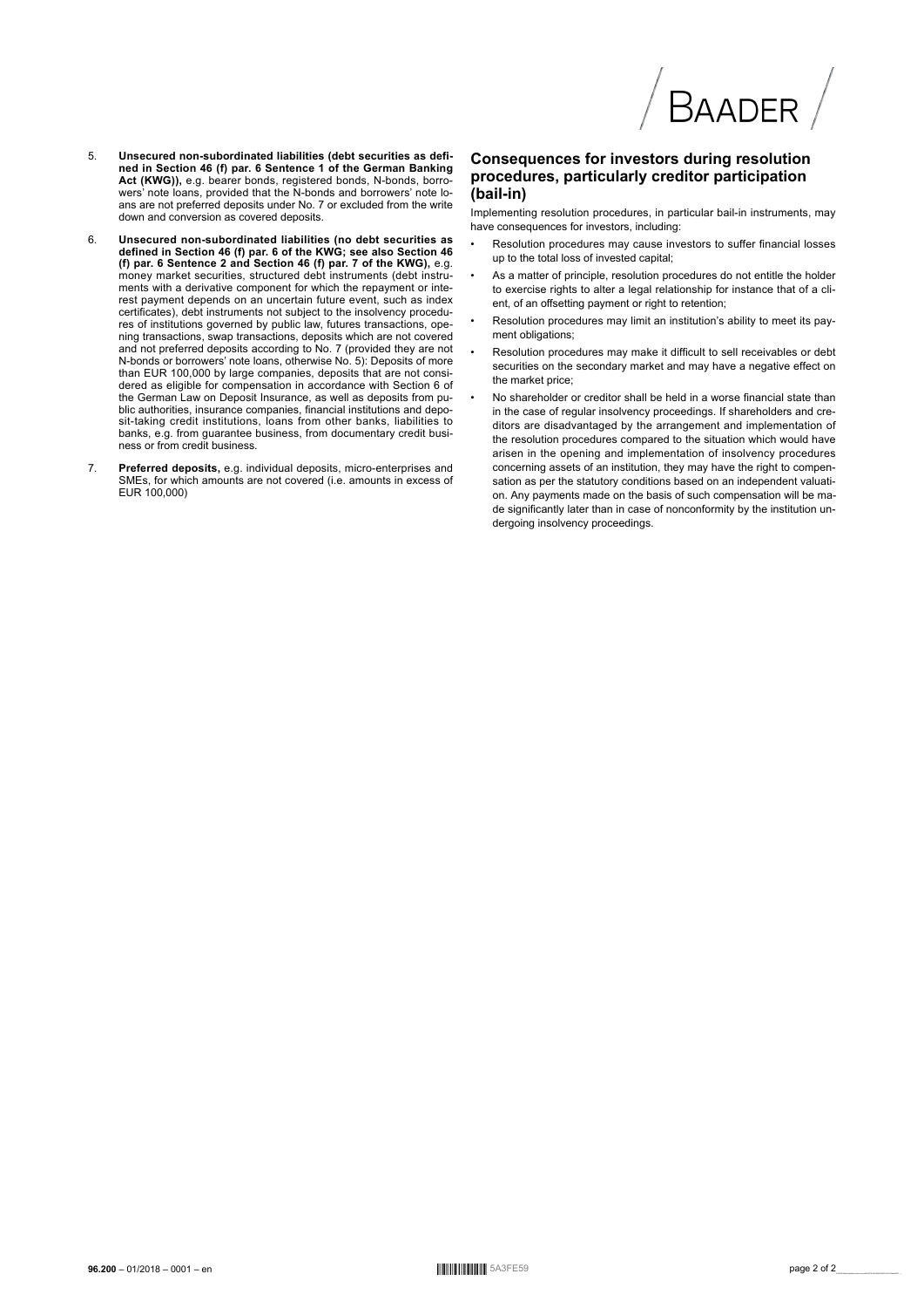5. **Unsecured non-subordinated liabilities (debt securities as defined in Section 46 (f) par. 6 Sentence 1 of the German Banking Act (KWG)),** e.g. bearer bonds, registered bonds, N-bonds, borrowers' note loans, provided that the N-bonds and borrowers' note loans are not preferred deposits under No. 7 or excluded from the write down and conversion as covered deposits.

6. **Unsecured non-subordinated liabilities (no debt securities as defined in Section 46 (f) par. 6 of the KWG; see also Section 46 (f) par. 6 Sentence 2 and Section 46 (f) par. 7 of the KWG),** e.g. money market securities, structured debt instruments (debt instruments with a derivative component for which the repayment or interest payment depends on an uncertain future event, such as index certificates), debt instruments not subject to the insolvency procedures of institutions governed by public law, futures transactions, opening transactions, swap transactions, deposits which are not covered and not preferred deposits according to No. 7 (provided they are not N-bonds or borrowers' note loans, otherwise No. 5): Deposits of more than EUR 100,000 by large companies, deposits that are not considered as eligible for compensation in accordance with Section 6 of the German Law on Deposit Insurance, as well as deposits from public authorities, insurance companies, financial institutions and deposit-taking credit institutions, loans from other banks, liabilities to banks, e.g. from guarantee business, from documentary credit business or from credit business.

7. **Preferred deposits,** e.g. individual deposits, micro-enterprises and SMEs, for which amounts are not covered (i.e. amounts in excess of EUR 100,000)

## Consequences for investors during resolution procedures, particularly creditor participation (bail-in)

Implementing resolution procedures, in particular bail-in instruments, may have consequences for investors, including:

- Resolution procedures may cause investors to suffer financial losses up to the total loss of invested capital;
- As a matter of principle, resolution procedures do not entitle the holder to exercise rights to alter a legal relationship for instance that of a client, of an offsetting payment or right to retention;
- Resolution procedures may limit an institution's ability to meet its payment obligations;
- Resolution procedures may make it difficult to sell receivables or debt securities on the secondary market and may have a negative effect on the market price;
- No shareholder or creditor shall be held in a worse financial state than in the case of regular insolvency proceedings. If shareholders and creditors are disadvantaged by the arrangement and implementation of the resolution procedures compared to the situation which would have arisen in the opening and implementation of insolvency procedures concerning assets of an institution, they may have the right to compensation as per the statutory conditions based on an independent valuation. Any payments made on the basis of such compensation will be made significantly later than in case of nonconformity by the institution undergoing insolvency proceedings.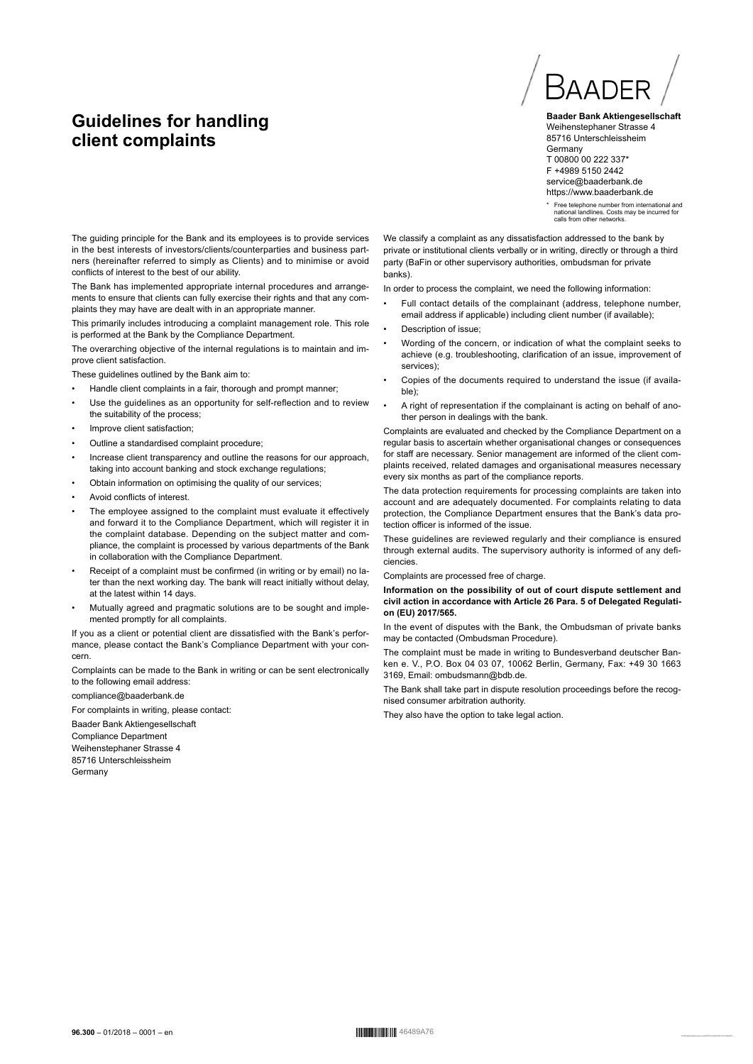# Guidelines for handling client complaints

BAADER

**Baader Bank Aktiengesellschaft**
Weihenstephaner Strasse 4
85716 Unterschleissheim
Germany
T 00800 00 222 337*
F +4989 5150 2442
service@baaderbank.de
https://www.baaderbank.de

\* Free telephone number from international and national landlines. Costs may be incurred for calls from other networks.

The guiding principle for the Bank and its employees is to provide services in the best interests of investors/clients/counterparties and business partners (hereinafter referred to simply as Clients) and to minimise or avoid conflicts of interest to the best of our ability.

The Bank has implemented appropriate internal procedures and arrangements to ensure that clients can fully exercise their rights and that any complaints they may have are dealt with in an appropriate manner.

This primarily includes introducing a complaint management role. This role is performed at the Bank by the Compliance Department.

The overarching objective of the internal regulations is to maintain and improve client satisfaction.

These guidelines outlined by the Bank aim to:

- Handle client complaints in a fair, thorough and prompt manner;
- Use the guidelines as an opportunity for self-reflection and to review the suitability of the process;
- Improve client satisfaction;
- Outline a standardised complaint procedure;
- Increase client transparency and outline the reasons for our approach, taking into account banking and stock exchange regulations;
- Obtain information on optimising the quality of our services;
- Avoid conflicts of interest.
- The employee assigned to the complaint must evaluate it effectively and forward it to the Compliance Department, which will register it in the complaint database. Depending on the subject matter and compliance, the complaint is processed by various departments of the Bank in collaboration with the Compliance Department.
- Receipt of a complaint must be confirmed (in writing or by email) no later than the next working day. The bank will react initially without delay, at the latest within 14 days.
- Mutually agreed and pragmatic solutions are to be sought and implemented promptly for all complaints.

If you as a client or potential client are dissatisfied with the Bank's performance, please contact the Bank's Compliance Department with your concern.

Complaints can be made to the Bank in writing or can be sent electronically to the following email address:

compliance@baaderbank.de

For complaints in writing, please contact:

Baader Bank Aktiengesellschaft
Compliance Department
Weihenstephaner Strasse 4
85716 Unterschleissheim
Germany

We classify a complaint as any dissatisfaction addressed to the bank by private or institutional clients verbally or in writing, directly or through a third party (BaFin or other supervisory authorities, ombudsman for private banks).

In order to process the complaint, we need the following information:

- Full contact details of the complainant (address, telephone number, email address if applicable) including client number (if available);
- Description of issue;
- Wording of the concern, or indication of what the complaint seeks to achieve (e.g. troubleshooting, clarification of an issue, improvement of services);
- Copies of the documents required to understand the issue (if available);
- A right of representation if the complainant is acting on behalf of another person in dealings with the bank.

Complaints are evaluated and checked by the Compliance Department on a regular basis to ascertain whether organisational changes or consequences for staff are necessary. Senior management are informed of the client complaints received, related damages and organisational measures necessary every six months as part of the compliance reports.

The data protection requirements for processing complaints are taken into account and are adequately documented. For complaints relating to data protection, the Compliance Department ensures that the Bank's data protection officer is informed of the issue.

These guidelines are reviewed regularly and their compliance is ensured through external audits. The supervisory authority is informed of any deficiencies.

Complaints are processed free of charge.

**Information on the possibility of out of court dispute settlement and civil action in accordance with Article 26 Para. 5 of Delegated Regulation (EU) 2017/565.**

In the event of disputes with the Bank, the Ombudsman of private banks may be contacted (Ombudsman Procedure).

The complaint must be made in writing to Bundesverband deutscher Banken e. V., P.O. Box 04 03 07, 10062 Berlin, Germany, Fax: +49 30 1663 3169, Email: ombudsmann@bdb.de.

The Bank shall take part in dispute resolution proceedings before the recognised consumer arbitration authority.

They also have the option to take legal action.

**96.300** – 01/2018 – 0001 – en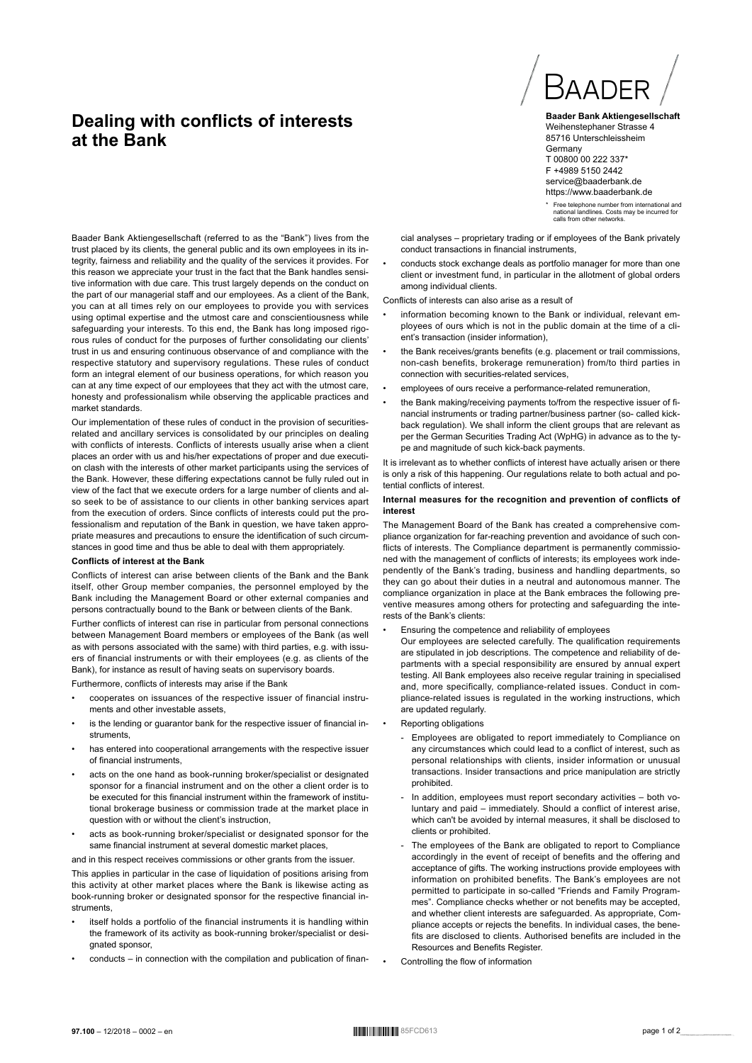# Dealing with conflicts of interests at the Bank

BAADER

**Baader Bank Aktiengesellschaft**
Weihenstephaner Strasse 4
85716 Unterschleissheim
Germany
T 00800 00 222 337*
F +4989 5150 2442
service@baaderbank.de
https://www.baaderbank.de

\* Free telephone number from international and national landlines. Costs may be incurred for calls from other networks.

Baader Bank Aktiengesellschaft (referred to as the "Bank") lives from the trust placed by its clients, the general public and its own employees in its integrity, fairness and reliability and the quality of the services it provides. For this reason we appreciate your trust in the fact that the Bank handles sensitive information with due care. This trust largely depends on the conduct on the part of our managerial staff and our employees. As a client of the Bank, you can at all times rely on our employees to provide you with services using optimal expertise and the utmost care and conscientiousness while safeguarding your interests. To this end, the Bank has long imposed rigorous rules of conduct for the purposes of further consolidating our clients' trust in us and ensuring continuous observance of and compliance with the respective statutory and supervisory regulations. These rules of conduct form an integral element of our business operations, for which reason you can at any time expect of our employees that they act with the utmost care, honesty and professionalism while observing the applicable practices and market standards.

Our implementation of these rules of conduct in the provision of securities-related and ancillary services is consolidated by our principles on dealing with conflicts of interests. Conflicts of interests usually arise when a client places an order with us and his/her expectations of proper and due execution clash with the interests of other market participants using the services of the Bank. However, these differing expectations cannot be fully ruled out in view of the fact that we execute orders for a large number of clients and also seek to be of assistance to our clients in other banking services apart from the execution of orders. Since conflicts of interests could put the professionalism and reputation of the Bank in question, we have taken appropriate measures and precautions to ensure the identification of such circumstances in good time and thus be able to deal with them appropriately.

**Conflicts of interest at the Bank**

Conflicts of interest can arise between clients of the Bank and the Bank itself, other Group member companies, the personnel employed by the Bank including the Management Board or other external companies and persons contractually bound to the Bank or between clients of the Bank.

Further conflicts of interest can rise in particular from personal connections between Management Board members or employees of the Bank (as well as with persons associated with the same) with third parties, e.g. with issuers of financial instruments or with their employees (e.g. as clients of the Bank), for instance as result of having seats on supervisory boards.

Furthermore, conflicts of interests may arise if the Bank

- cooperates on issuances of the respective issuer of financial instruments and other investable assets,
- is the lending or guarantor bank for the respective issuer of financial instruments,
- has entered into cooperational arrangements with the respective issuer of financial instruments,
- acts on the one hand as book-running broker/specialist or designated sponsor for a financial instrument and on the other a client order is to be executed for this financial instrument within the framework of institutional brokerage business or commission trade at the market place in question with or without the client's instruction,
- acts as book-running broker/specialist or designated sponsor for the same financial instrument at several domestic market places,

and in this respect receives commissions or other grants from the issuer.

This applies in particular in the case of liquidation of positions arising from this activity at other market places where the Bank is likewise acting as book-running broker or designated sponsor for the respective financial instruments,

- itself holds a portfolio of the financial instruments it is handling within the framework of its activity as book-running broker/specialist or designated sponsor,
- conducts – in connection with the compilation and publication of financial analyses – proprietary trading or if employees of the Bank privately conduct transactions in financial instruments,
- conducts stock exchange deals as portfolio manager for more than one client or investment fund, in particular in the allotment of global orders among individual clients.

Conflicts of interests can also arise as a result of

- information becoming known to the Bank or individual, relevant employees of ours which is not in the public domain at the time of a client's transaction (insider information),
- the Bank receives/grants benefits (e.g. placement or trail commissions, non-cash benefits, brokerage remuneration) from/to third parties in connection with securities-related services,
- employees of ours receive a performance-related remuneration,
- the Bank making/receiving payments to/from the respective issuer of financial instruments or trading partner/business partner (so- called kick-back regulation). We shall inform the client groups that are relevant as per the German Securities Trading Act (WpHG) in advance as to the type and magnitude of such kick-back payments.

It is irrelevant as to whether conflicts of interest have actually arisen or there is only a risk of this happening. Our regulations relate to both actual and potential conflicts of interest.

**Internal measures for the recognition and prevention of conflicts of interest**

The Management Board of the Bank has created a comprehensive compliance organization for far-reaching prevention and avoidance of such conflicts of interests. The Compliance department is permanently commissioned with the management of conflicts of interests; its employees work independently of the Bank's trading, business and handling departments, so they can go about their duties in a neutral and autonomous manner. The compliance organization in place at the Bank embraces the following preventive measures among others for protecting and safeguarding the interests of the Bank's clients:

- Ensuring the competence and reliability of employees
  Our employees are selected carefully. The qualification requirements are stipulated in job descriptions. The competence and reliability of departments with a special responsibility are ensured by annual expert testing. All Bank employees also receive regular training in specialised and, more specifically, compliance-related issues. Conduct in compliance-related issues is regulated in the working instructions, which are updated regularly.
- Reporting obligations
  - Employees are obligated to report immediately to Compliance on any circumstances which could lead to a conflict of interest, such as personal relationships with clients, insider information or unusual transactions. Insider transactions and price manipulation are strictly prohibited.
  - In addition, employees must report secondary activities – both voluntary and paid – immediately. Should a conflict of interest arise, which can't be avoided by internal measures, it shall be disclosed to clients or prohibited.
  - The employees of the Bank are obligated to report to Compliance accordingly in the event of receipt of benefits and the offering and acceptance of gifts. The working instructions provide employees with information on prohibited benefits. The Bank's employees are not permitted to participate in so-called "Friends and Family Programmes". Compliance checks whether or not benefits may be accepted, and whether client interests are safeguarded. As appropriate, Compliance accepts or rejects the benefits. In individual cases, the benefits are disclosed to clients. Authorised benefits are included in the Resources and Benefits Register.
- Controlling the flow of information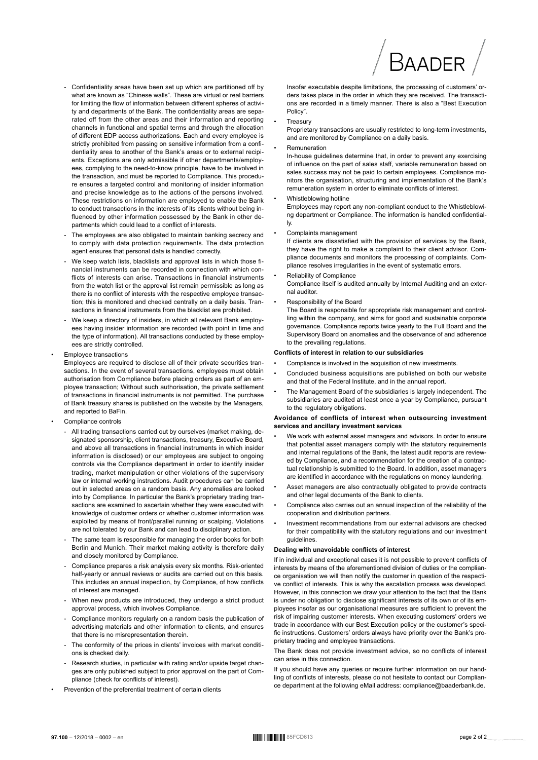- Confidentiality areas have been set up which are partitioned off by what are known as "Chinese walls". These are virtual or real barriers for limiting the flow of information between different spheres of activity and departments of the Bank. The confidentiality areas are separated off from the other areas and their information and reporting channels in functional and spatial terms and through the allocation of different EDP access authorizations. Each and every employee is strictly prohibited from passing on sensitive information from a confidentiality area to another of the Bank's areas or to external recipients. Exceptions are only admissible if other departments/employees, complying to the need-to-know principle, have to be involved in the transaction, and must be reported to Compliance. This procedure ensures a targeted control and monitoring of insider information and precise knowledge as to the actions of the persons involved. These restrictions on information are employed to enable the Bank to conduct transactions in the interests of its clients without being influenced by other information possessed by the Bank in other departments which could lead to a conflict of interests.
- The employees are also obligated to maintain banking secrecy and to comply with data protection requirements. The data protection agent ensures that personal data is handled correctly.
- We keep watch lists, blacklists and approval lists in which those financial instruments can be recorded in connection with which conflicts of interests can arise. Transactions in financial instruments from the watch list or the approval list remain permissible as long as there is no conflict of interests with the respective employee transaction; this is monitored and checked centrally on a daily basis. Transactions in financial instruments from the blacklist are prohibited.
- We keep a directory of insiders, in which all relevant Bank employees having insider information are recorded (with point in time and the type of information). All transactions conducted by these employees are strictly controlled.

- Employee transactions
  Employees are required to disclose all of their private securities transactions. In the event of several transactions, employees must obtain authorisation from Compliance before placing orders as part of an employee transaction; Without such authorisation, the private settlement of transactions in financial instruments is not permitted. The purchase of Bank treasury shares is published on the website by the Managers, and reported to BaFin.
- Compliance controls
  - All trading transactions carried out by ourselves (market making, designated sponsorship, client transactions, treasury, Executive Board, and above all transactions in financial instruments in which insider information is disclosed) or our employees are subject to ongoing controls via the Compliance department in order to identify insider trading, market manipulation or other violations of the supervisory law or internal working instructions. Audit procedures can be carried out in selected areas on a random basis. Any anomalies are looked into by Compliance. In particular the Bank's proprietary trading transactions are examined to ascertain whether they were executed with knowledge of customer orders or whether customer information was exploited by means of front/parallel running or scalping. Violations are not tolerated by our Bank and can lead to disciplinary action.
  - The same team is responsible for managing the order books for both Berlin and Munich. Their market making activity is therefore daily and closely monitored by Compliance.
  - Compliance prepares a risk analysis every six months. Risk-oriented half-yearly or annual reviews or audits are carried out on this basis. This includes an annual inspection, by Compliance, of how conflicts of interest are managed.
  - When new products are introduced, they undergo a strict product approval process, which involves Compliance.
  - Compliance monitors regularly on a random basis the publication of advertising materials and other information to clients, and ensures that there is no misrepresentation therein.
  - The conformity of the prices in clients' invoices with market conditions is checked daily.
  - Research studies, in particular with rating and/or upside target changes are only published subject to prior approval on the part of Compliance (check for conflicts of interest).
- Prevention of the preferential treatment of certain clients
  Insofar executable despite limitations, the processing of customers' orders takes place in the order in which they are received. The transactions are recorded in a timely manner. There is also a "Best Execution Policy".
- Treasury
  Proprietary transactions are usually restricted to long-term investments, and are monitored by Compliance on a daily basis.
- Remuneration
  In-house guidelines determine that, in order to prevent any exercising of influence on the part of sales staff, variable remuneration based on sales success may not be paid to certain employees. Compliance monitors the organisation, structuring and implementation of the Bank's remuneration system in order to eliminate conflicts of interest.
- Whistleblowing hotline
  Employees may report any non-compliant conduct to the Whistleblowing department or Compliance. The information is handled confidentially.
- Complaints management
  If clients are dissatisfied with the provision of services by the Bank, they have the right to make a complaint to their client advisor. Compliance documents and monitors the processing of complaints. Compliance resolves irregularities in the event of systematic errors.
- Reliability of Compliance
  Compliance itself is audited annually by Internal Auditing and an external auditor.
- Responsibility of the Board
  The Board is responsible for appropriate risk management and controlling within the company, and aims for good and sustainable corporate governance. Compliance reports twice yearly to the Full Board and the Supervisory Board on anomalies and the observance of and adherence to the prevailing regulations.

**Conflicts of interest in relation to our subsidiaries**

- Compliance is involved in the acquisition of new investments.
- Concluded business acquisitions are published on both our website and that of the Federal Institute, and in the annual report.
- The Management Board of the subsidiaries is largely independent. The subsidiaries are audited at least once a year by Compliance, pursuant to the regulatory obligations.

**Avoidance of conflicts of interest when outsourcing investment services and ancillary investment services**

- We work with external asset managers and advisors. In order to ensure that potential asset managers comply with the statutory requirements and internal regulations of the Bank, the latest audit reports are reviewed by Compliance, and a recommendation for the creation of a contractual relationship is submitted to the Board. In addition, asset managers are identified in accordance with the regulations on money laundering.
- Asset managers are also contractually obligated to provide contracts and other legal documents of the Bank to clients.
- Compliance also carries out an annual inspection of the reliability of the cooperation and distribution partners.
- Investment recommendations from our external advisors are checked for their compatibility with the statutory regulations and our investment guidelines.

**Dealing with unavoidable conflicts of interest**

If in individual and exceptional cases it is not possible to prevent conflicts of interests by means of the aforementioned division of duties or the compliance organisation we will then notify the customer in question of the respective conflict of interests. This is why the escalation process was developed. However, in this connection we draw your attention to the fact that the Bank is under no obligation to disclose significant interests of its own or of its employees insofar as our organisational measures are sufficient to prevent the risk of impairing customer interests. When executing customers' orders we trade in accordance with our Best Execution policy or the customer's specific instructions. Customers' orders always have priority over the Bank's proprietary trading and employee transactions.

The Bank does not provide investment advice, so no conflicts of interest can arise in this connection.

If you should have any queries or require further information on our handling of conflicts of interests, please do not hesitate to contact our Compliance department at the following eMail address: compliance@baaderbank.de.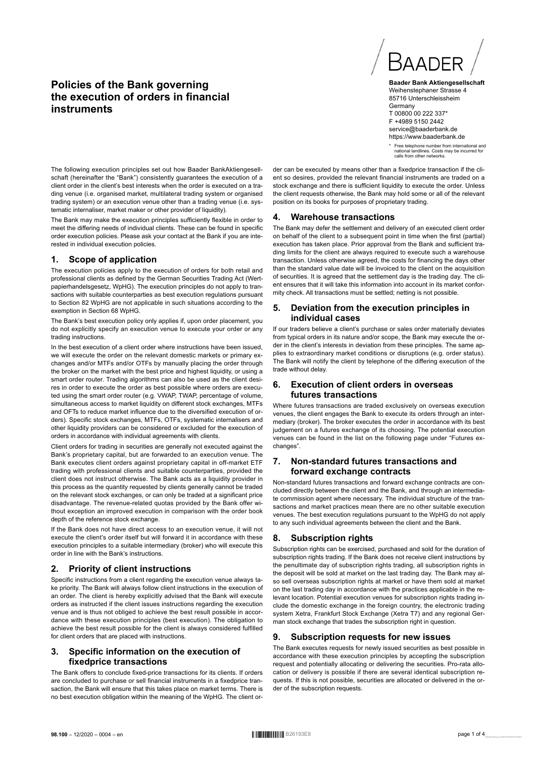# Policies of the Bank governing the execution of orders in financial instruments

BAADER

**Baader Bank Aktiengesellschaft**
Weihenstephaner Strasse 4
85716 Unterschleissheim
Germany
T 00800 00 222 337*
F +4989 5150 2442
service@baaderbank.de
https://www.baaderbank.de

\* Free telephone number from international and national landlines. Costs may be incurred for calls from other networks.

The following execution principles set out how Baader BankAktiengesellschaft (hereinafter the "Bank") consistently guarantees the execution of a client order in the client's best interests when the order is executed on a trading venue (i.e. organised market, multilateral trading system or organised trading system) or an execution venue other than a trading venue (i.e. systematic internaliser, market maker or other provider of liquidity).

The Bank may make the execution principles sufficiently flexible in order to meet the differing needs of individual clients. These can be found in specific order execution policies. Please ask your contact at the Bank if you are interested in individual execution policies.

## 1. Scope of application

The execution policies apply to the execution of orders for both retail and professional clients as defined by the German Securities Trading Act (Wertpapierhandelsgesetz, WpHG). The execution principles do not apply to transactions with suitable counterparties as best execution regulations pursuant to Section 82 WpHG are not applicable in such situations according to the exemption in Section 68 WpHG.

The Bank's best execution policy only applies if, upon order placement, you do not explicitly specify an execution venue to execute your order or any trading instructions.

In the best execution of a client order where instructions have been issued, we will execute the order on the relevant domestic markets or primary exchanges and/or MTFs and/or OTFs by manually placing the order through the broker on the market with the best price and highest liquidity, or using a smart order router. Trading algorithms can also be used as the client desires in order to execute the order as best possible where orders are executed using the smart order router (e.g. VWAP, TWAP, percentage of volume, simultaneous access to market liquidity on different stock exchanges, MTFs and OFTs to reduce market influence due to the diversified execution of orders). Specific stock exchanges, MTFs, OTFs, systematic internalisers and other liquidity providers can be considered or excluded for the execution of orders in accordance with individual agreements with clients.

Client orders for trading in securities are generally not executed against the Bank's proprietary capital, but are forwarded to an execution venue. The Bank executes client orders against proprietary capital in off-market ETF trading with professional clients and suitable counterparties, provided the client does not instruct otherwise. The Bank acts as a liquidity provider in this process as the quantity requested by clients generally cannot be traded on the relevant stock exchanges, or can only be traded at a significant price disadvantage. The revenue-related quotas provided by the Bank offer without exception an improved execution in comparison with the order book depth of the reference stock exchange.

If the Bank does not have direct access to an execution venue, it will not execute the client's order itself but will forward it in accordance with these execution principles to a suitable intermediary (broker) who will execute this order in line with the Bank's instructions.

## 2. Priority of client instructions

Specific instructions from a client regarding the execution venue always take priority. The Bank will always follow client instructions in the execution of an order. The client is hereby explicitly advised that the Bank will execute orders as instructed if the client issues instructions regarding the execution venue and is thus not obliged to achieve the best result possible in accordance with these execution principles (best execution). The obligation to achieve the best result possible for the client is always considered fulfilled for client orders that are placed with instructions.

## 3. Specific information on the execution of fixedprice transactions

The Bank offers to conclude fixed-price transactions for its clients. If orders are concluded to purchase or sell financial instruments in a fixedprice transaction, the Bank will ensure that this takes place on market terms. There is no best execution obligation within the meaning of the WpHG. The client order can be executed by means other than a fixedprice transaction if the client so desires, provided the relevant financial instruments are traded on a stock exchange and there is sufficient liquidity to execute the order. Unless the client requests otherwise, the Bank may hold some or all of the relevant position on its books for purposes of proprietary trading.

## 4. Warehouse transactions

The Bank may defer the settlement and delivery of an executed client order on behalf of the client to a subsequent point in time when the first (partial) execution has taken place. Prior approval from the Bank and sufficient trading limits for the client are always required to execute such a warehouse transaction. Unless otherwise agreed, the costs for financing the days other than the standard value date will be invoiced to the client on the acquisition of securities. It is agreed that the settlement day is the trading day. The client ensures that it will take this information into account in its market conformity check. All transactions must be settled; netting is not possible.

## 5. Deviation from the execution principles in individual cases

If our traders believe a client's purchase or sales order materially deviates from typical orders in its nature and/or scope, the Bank may execute the order in the client's interests in deviation from these principles. The same applies to extraordinary market conditions or disruptions (e.g. order status). The Bank will notify the client by telephone of the differing execution of the trade without delay.

## 6. Execution of client orders in overseas futures transactions

Where futures transactions are traded exclusively on overseas execution venues, the client engages the Bank to execute its orders through an intermediary (broker). The broker executes the order in accordance with its best judgement on a futures exchange of its choosing. The potential execution venues can be found in the list on the following page under "Futures exchanges".

## 7. Non-standard futures transactions and forward exchange contracts

Non-standard futures transactions and forward exchange contracts are concluded directly between the client and the Bank, and through an intermediate commission agent where necessary. The individual structure of the transactions and market practices mean there are no other suitable execution venues. The best execution regulations pursuant to the WpHG do not apply to any such individual agreements between the client and the Bank.

## 8. Subscription rights

Subscription rights can be exercised, purchased and sold for the duration of subscription rights trading. If the Bank does not receive client instructions by the penultimate day of subscription rights trading, all subscription rights in the deposit will be sold at market on the last trading day. The Bank may also sell overseas subscription rights at market or have them sold at market on the last trading day in accordance with the practices applicable in the relevant location. Potential execution venues for subscription rights trading include the domestic exchange in the foreign country, the electronic trading system Xetra, Frankfurt Stock Exchange (Xetra T7) and any regional German stock exchange that trades the subscription right in question.

## 9. Subscription requests for new issues

The Bank executes requests for newly issued securities as best possible in accordance with these execution principles by accepting the subscription request and potentially allocating or delivering the securities. Pro-rata allocation or delivery is possible if there are several identical subscription requests. If this is not possible, securities are allocated or delivered in the order of the subscription requests.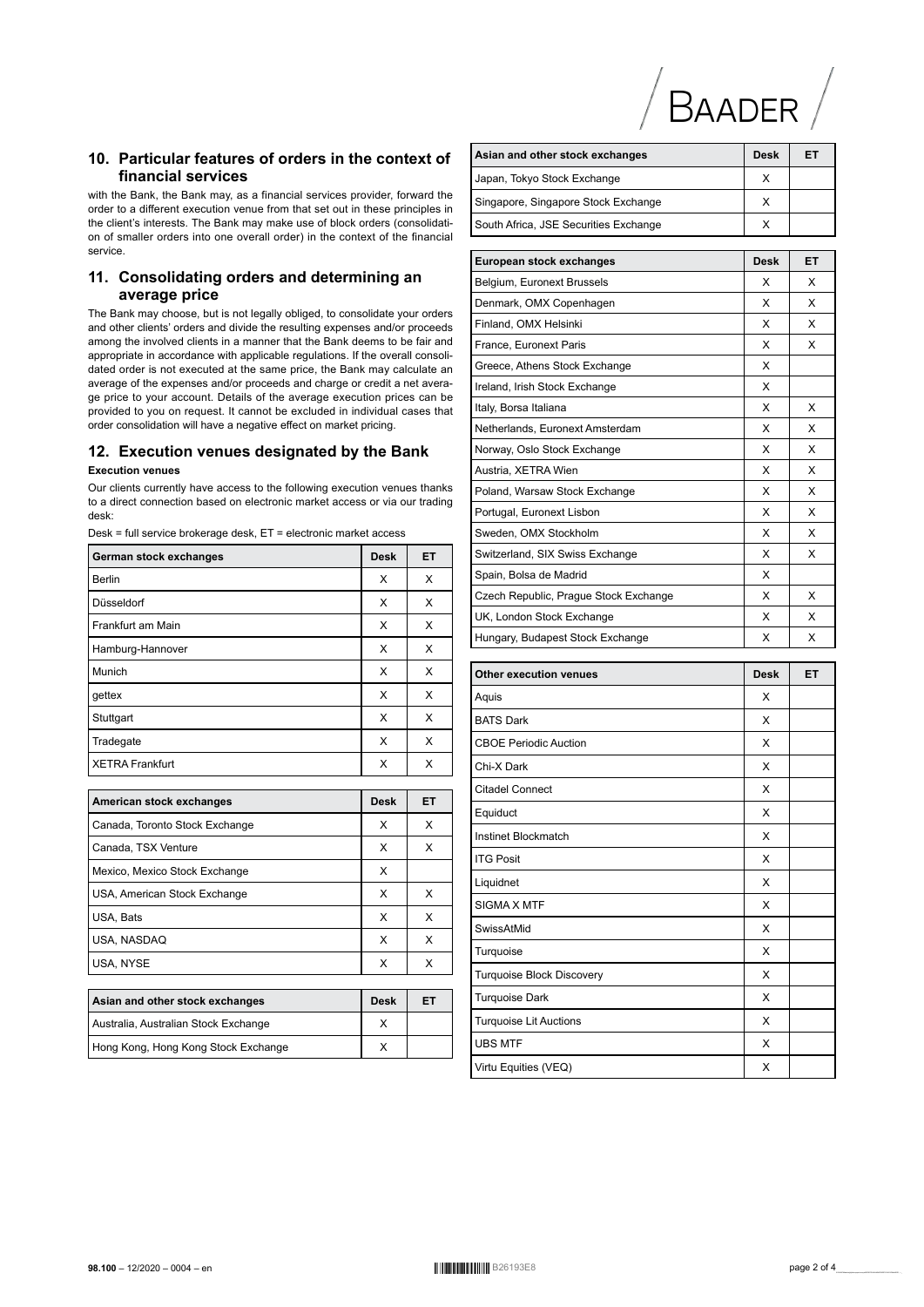## 10. Particular features of orders in the context of financial services

with the Bank, the Bank may, as a financial services provider, forward the order to a different execution venue from that set out in these principles in the client's interests. The Bank may make use of block orders (consolidation of smaller orders into one overall order) in the context of the financial service.

## 11. Consolidating orders and determining an average price

The Bank may choose, but is not legally obliged, to consolidate your orders and other clients' orders and divide the resulting expenses and/or proceeds among the involved clients in a manner that the Bank deems to be fair and appropriate in accordance with applicable regulations. If the overall consolidated order is not executed at the same price, the Bank may calculate an average of the expenses and/or proceeds and charge or credit a net average price to your account. Details of the average execution prices can be provided to you on request. It cannot be excluded in individual cases that order consolidation will have a negative effect on market pricing.

## 12. Execution venues designated by the Bank

**Execution venues**

Our clients currently have access to the following execution venues thanks to a direct connection based on electronic market access or via our trading desk:

Desk = full service brokerage desk, ET = electronic market access

| German stock exchanges | Desk | ET |
|---|---|---|
| Berlin | X | X |
| Düsseldorf | X | X |
| Frankfurt am Main | X | X |
| Hamburg-Hannover | X | X |
| Munich | X | X |
| gettex | X | X |
| Stuttgart | X | X |
| Tradegate | X | X |
| XETRA Frankfurt | X | X |

| American stock exchanges | Desk | ET |
|---|---|---|
| Canada, Toronto Stock Exchange | X | X |
| Canada, TSX Venture | X | X |
| Mexico, Mexico Stock Exchange | X | |
| USA, American Stock Exchange | X | X |
| USA, Bats | X | X |
| USA, NASDAQ | X | X |
| USA, NYSE | X | X |

| Asian and other stock exchanges | Desk | ET |
|---|---|---|
| Australia, Australian Stock Exchange | X | |
| Hong Kong, Hong Kong Stock Exchange | X | |
| Japan, Tokyo Stock Exchange | X | |
| Singapore, Singapore Stock Exchange | X | |
| South Africa, JSE Securities Exchange | X | |

| European stock exchanges | Desk | ET |
|---|---|---|
| Belgium, Euronext Brussels | X | X |
| Denmark, OMX Copenhagen | X | X |
| Finland, OMX Helsinki | X | X |
| France, Euronext Paris | X | X |
| Greece, Athens Stock Exchange | X | |
| Ireland, Irish Stock Exchange | X | |
| Italy, Borsa Italiana | X | X |
| Netherlands, Euronext Amsterdam | X | X |
| Norway, Oslo Stock Exchange | X | X |
| Austria, XETRA Wien | X | X |
| Poland, Warsaw Stock Exchange | X | X |
| Portugal, Euronext Lisbon | X | X |
| Sweden, OMX Stockholm | X | X |
| Switzerland, SIX Swiss Exchange | X | X |
| Spain, Bolsa de Madrid | X | |
| Czech Republic, Prague Stock Exchange | X | X |
| UK, London Stock Exchange | X | X |
| Hungary, Budapest Stock Exchange | X | X |

| Other execution venues | Desk | ET |
|---|---|---|
| Aquis | X | |
| BATS Dark | X | |
| CBOE Periodic Auction | X | |
| Chi-X Dark | X | |
| Citadel Connect | X | |
| Equiduct | X | |
| Instinet Blockmatch | X | |
| ITG Posit | X | |
| Liquidnet | X | |
| SIGMA X MTF | X | |
| SwissAtMid | X | |
| Turquoise | X | |
| Turquoise Block Discovery | X | |
| Turquoise Dark | X | |
| Turquoise Lit Auctions | X | |
| UBS MTF | X | |
| Virtu Equities (VEQ) | X | |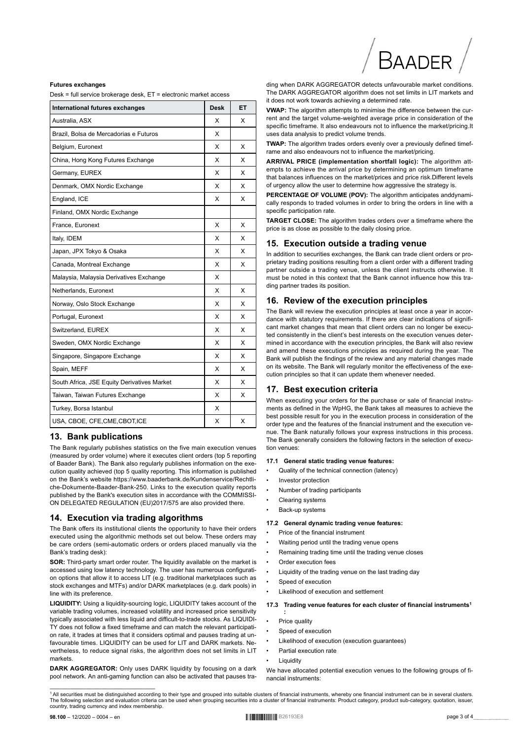**Futures exchanges**

Desk = full service brokerage desk, ET = electronic market access

| International futures exchanges | Desk | ET |
|---|---|---|
| Australia, ASX | X | X |
| Brazil, Bolsa de Mercadorias e Futuros | X | |
| Belgium, Euronext | X | X |
| China, Hong Kong Futures Exchange | X | X |
| Germany, EUREX | X | X |
| Denmark, OMX Nordic Exchange | X | X |
| England, ICE | X | X |
| Finland, OMX Nordic Exchange | | |
| France, Euronext | X | X |
| Italy, IDEM | X | X |
| Japan, JPX Tokyo & Osaka | X | X |
| Canada, Montreal Exchange | X | X |
| Malaysia, Malaysia Derivatives Exchange | X | |
| Netherlands, Euronext | X | X |
| Norway, Oslo Stock Exchange | X | X |
| Portugal, Euronext | X | X |
| Switzerland, EUREX | X | X |
| Sweden, OMX Nordic Exchange | X | X |
| Singapore, Singapore Exchange | X | X |
| Spain, MEFF | X | X |
| South Africa, JSE Equity Derivatives Market | X | X |
| Taiwan, Taiwan Futures Exchange | X | X |
| Turkey, Borsa Istanbul | X | |
| USA, CBOE, CFE,CME,CBOT,ICE | X | X |

## 13. Bank publications

The Bank regularly publishes statistics on the five main execution venues (measured by order volume) where it executes client orders (top 5 reporting of Baader Bank). The Bank also regularly publishes information on the execution quality achieved (top 5 quality reporting). This information is published on the Bank's website https://www.baaderbank.de/Kundenservice/Rechtliche-Dokumente-Baader-Bank-250. Links to the execution quality reports published by the Bank's execution sites in accordance with the COMMISSION DELEGATED REGULATION (EU)2017/575 are also provided there.

## 14. Execution via trading algorithms

The Bank offers its institutional clients the opportunity to have their orders executed using the algorithmic methods set out below. These orders may be care orders (semi-automatic orders or orders placed manually via the Bank's trading desk):

**SOR:** Third-party smart order router. The liquidity available on the market is accessed using low latency technology. The user has numerous configuration options that allow it to access LIT (e.g. traditional marketplaces such as stock exchanges and MTFs) and/or DARK marketplaces (e.g. dark pools) in line with its preference.

**LIQUIDITY:** Using a liquidity-sourcing logic, LIQUIDITY takes account of the variable trading volumes, increased volatility and increased price sensitivity typically associated with less liquid and difficult-to-trade stocks. As LIQUIDITY does not follow a fixed timeframe and can match the relevant participation rate, it trades at times that it considers optimal and pauses trading at unfavourable times. LIQUIDITY can be used for LIT and DARK markets. Nevertheless, to reduce signal risks, the algorithm does not set limits in LIT markets.

**DARK AGGREGATOR:** Only uses DARK liquidity by focusing on a dark pool network. An anti-gaming function can also be activated that pauses trading when DARK AGGREGATOR detects unfavourable market conditions. The DARK AGGREGATOR algorithm does not set limits in LIT markets and it does not work towards achieving a determined rate.

**VWAP:** The algorithm attempts to minimise the difference between the current and the target volume-weighted average price in consideration of the specific timeframe. It also endeavours not to influence the market/pricing.It uses data analysis to predict volume trends.

**TWAP:** The algorithm trades orders evenly over a previously defined timeframe and also endeavours not to influence the market/pricing.

**ARRIVAL PRICE (implementation shortfall logic):** The algorithm attempts to achieve the arrival price by determining an optimum timeframe that balances influences on the market/prices and price risk.Different levels of urgency allow the user to determine how aggressive the strategy is.

**PERCENTAGE OF VOLUME (POV):** The algorithm anticipates anddynamically responds to traded volumes in order to bring the orders in line with a specific participation rate.

**TARGET CLOSE:** The algorithm trades orders over a timeframe where the price is as close as possible to the daily closing price.

## 15. Execution outside a trading venue

In addition to securities exchanges, the Bank can trade client orders or proprietary trading positions resulting from a client order with a different trading partner outside a trading venue, unless the client instructs otherwise. It must be noted in this context that the Bank cannot influence how this trading partner trades its position.

## 16. Review of the execution principles

The Bank will review the execution principles at least once a year in accordance with statutory requirements. If there are clear indications of significant market changes that mean that client orders can no longer be executed consistently in the client's best interests on the execution venues determined in accordance with the execution principles, the Bank will also review and amend these executions principles as required during the year. The Bank will publish the findings of the review and any material changes made on its website. The Bank will regularly monitor the effectiveness of the execution principles so that it can update them whenever needed.

## 17. Best execution criteria

When executing your orders for the purchase or sale of financial instruments as defined in the WpHG, the Bank takes all measures to achieve the best possible result for you in the execution process in consideration of the order type and the features of the financial instrument and the execution venue. The Bank naturally follows your express instructions in this process. The Bank generally considers the following factors in the selection of execution venues:

### 17.1 General static trading venue features:

- Quality of the technical connection (latency)
- Investor protection
- Number of trading participants
- Clearing systems
- Back-up systems

### 17.2 General dynamic trading venue features:

- Price of the financial instrument
- Waiting period until the trading venue opens
- Remaining trading time until the trading venue closes
- Order execution fees
- Liquidity of the trading venue on the last trading day
- Speed of execution
- Likelihood of execution and settlement

### 17.3 Trading venue features for each cluster of financial instruments[1]:

- Price quality
- Speed of execution
- Likelihood of execution (execution guarantees)
- Partial execution rate
- Liquidity

We have allocated potential execution venues to the following groups of financial instruments:

[1] All securities must be distinguished according to their type and grouped into suitable clusters of financial instruments, whereby one financial instrument can be in several clusters. The following selection and evaluation criteria can be used when grouping securities into a cluster of financial instruments: Product category, product sub-category, quotation, issuer, country, trading currency and index membership.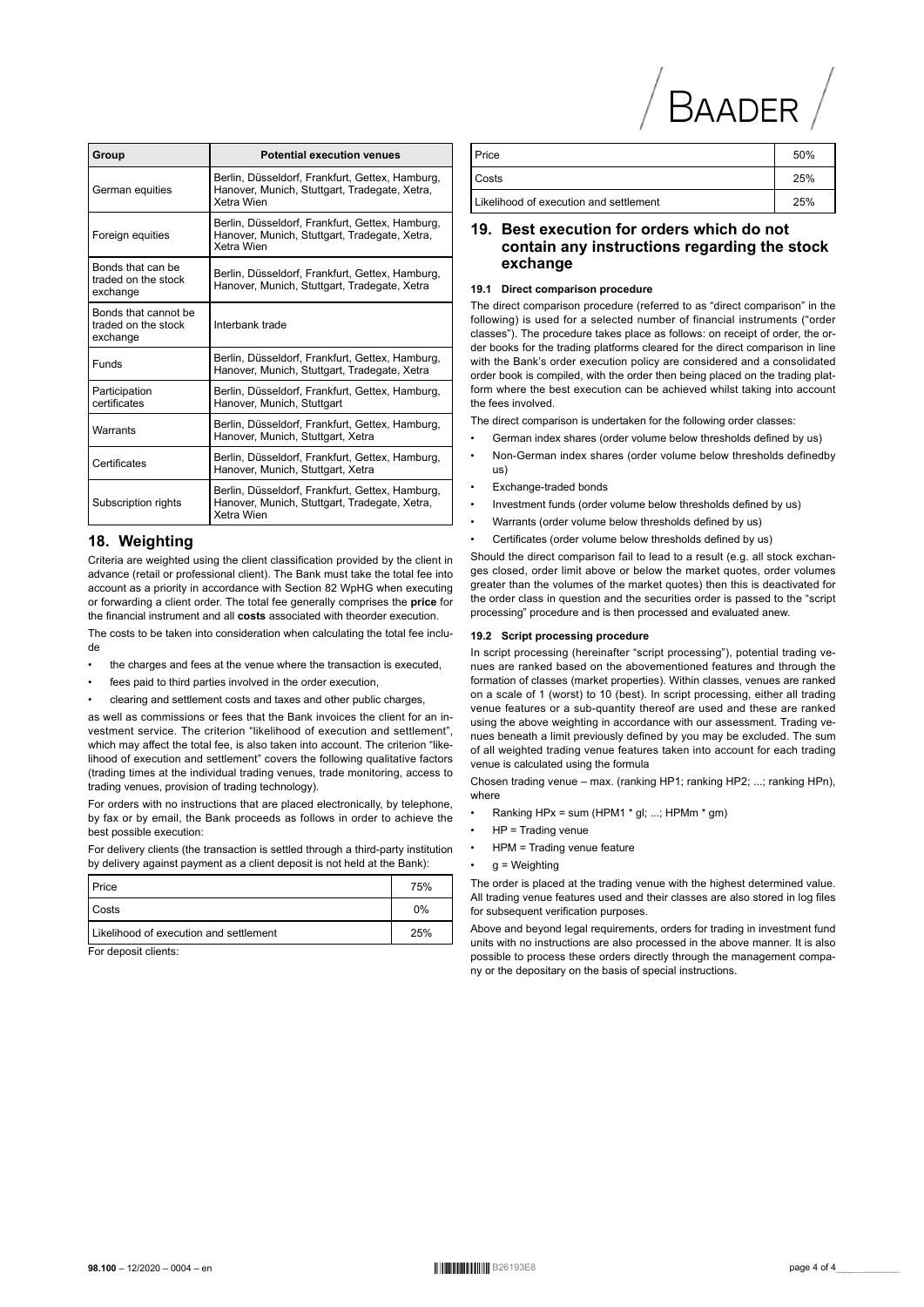| Group | Potential execution venues |
|---|---|
| German equities | Berlin, Düsseldorf, Frankfurt, Gettex, Hamburg, Hanover, Munich, Stuttgart, Tradegate, Xetra, Xetra Wien |
| Foreign equities | Berlin, Düsseldorf, Frankfurt, Gettex, Hamburg, Hanover, Munich, Stuttgart, Tradegate, Xetra, Xetra Wien |
| Bonds that can be traded on the stock exchange | Berlin, Düsseldorf, Frankfurt, Gettex, Hamburg, Hanover, Munich, Stuttgart, Tradegate, Xetra |
| Bonds that cannot be traded on the stock exchange | Interbank trade |
| Funds | Berlin, Düsseldorf, Frankfurt, Gettex, Hamburg, Hanover, Munich, Stuttgart, Tradegate, Xetra |
| Participation certificates | Berlin, Düsseldorf, Frankfurt, Gettex, Hamburg, Hanover, Munich, Stuttgart |
| Warrants | Berlin, Düsseldorf, Frankfurt, Gettex, Hamburg, Hanover, Munich, Stuttgart, Xetra |
| Certificates | Berlin, Düsseldorf, Frankfurt, Gettex, Hamburg, Hanover, Munich, Stuttgart, Xetra |
| Subscription rights | Berlin, Düsseldorf, Frankfurt, Gettex, Hamburg, Hanover, Munich, Stuttgart, Tradegate, Xetra, Xetra Wien |

## 18. Weighting

Criteria are weighted using the client classification provided by the client in advance (retail or professional client). The Bank must take the total fee into account as a priority in accordance with Section 82 WpHG when executing or forwarding a client order. The total fee generally comprises the **price** for the financial instrument and all **costs** associated with theorder execution.

The costs to be taken into consideration when calculating the total fee include

- the charges and fees at the venue where the transaction is executed,
- fees paid to third parties involved in the order execution,
- clearing and settlement costs and taxes and other public charges,

as well as commissions or fees that the Bank invoices the client for an investment service. The criterion "likelihood of execution and settlement", which may affect the total fee, is also taken into account. The criterion "likelihood of execution and settlement" covers the following qualitative factors (trading times at the individual trading venues, trade monitoring, access to trading venues, provision of trading technology).

For orders with no instructions that are placed electronically, by telephone, by fax or by email, the Bank proceeds as follows in order to achieve the best possible execution:

For delivery clients (the transaction is settled through a third-party institution by delivery against payment as a client deposit is not held at the Bank):

| Price | 75% |
|---|---|
| Costs | 0% |
| Likelihood of execution and settlement | 25% |

For deposit clients:

| Price | 50% |
|---|---|
| Costs | 25% |
| Likelihood of execution and settlement | 25% |

## 19. Best execution for orders which do not contain any instructions regarding the stock exchange

### 19.1 Direct comparison procedure

The direct comparison procedure (referred to as "direct comparison" in the following) is used for a selected number of financial instruments ("order classes"). The procedure takes place as follows: on receipt of order, the order books for the trading platforms cleared for the direct comparison in line with the Bank's order execution policy are considered and a consolidated order book is compiled, with the order then being placed on the trading platform where the best execution can be achieved whilst taking into account the fees involved.

The direct comparison is undertaken for the following order classes:

- German index shares (order volume below thresholds defined by us)
- Non-German index shares (order volume below thresholds definedby us)
- Exchange-traded bonds
- Investment funds (order volume below thresholds defined by us)
- Warrants (order volume below thresholds defined by us)
- Certificates (order volume below thresholds defined by us)

Should the direct comparison fail to lead to a result (e.g. all stock exchanges closed, order limit above or below the market quotes, order volumes greater than the volumes of the market quotes) then this is deactivated for the order class in question and the securities order is passed to the "script processing" procedure and is then processed and evaluated anew.

### 19.2 Script processing procedure

In script processing (hereinafter "script processing"), potential trading venues are ranked based on the abovementioned features and through the formation of classes (market properties). Within classes, venues are ranked on a scale of 1 (worst) to 10 (best). In script processing, either all trading venue features or a sub-quantity thereof are used and these are ranked using the above weighting in accordance with our assessment. Trading venues beneath a limit previously defined by you may be excluded. The sum of all weighted trading venue features taken into account for each trading venue is calculated using the formula

Chosen trading venue – max. (ranking HP1; ranking HP2; ...; ranking HPn), where

- Ranking HPx = sum (HPM1 * gl; ...; HPMm * gm)
- HP = Trading venue
- HPM = Trading venue feature
- g = Weighting

The order is placed at the trading venue with the highest determined value. All trading venue features used and their classes are also stored in log files for subsequent verification purposes.

Above and beyond legal requirements, orders for trading in investment fund units with no instructions are also processed in the above manner. It is also possible to process these orders directly through the management company or the depositary on the basis of special instructions.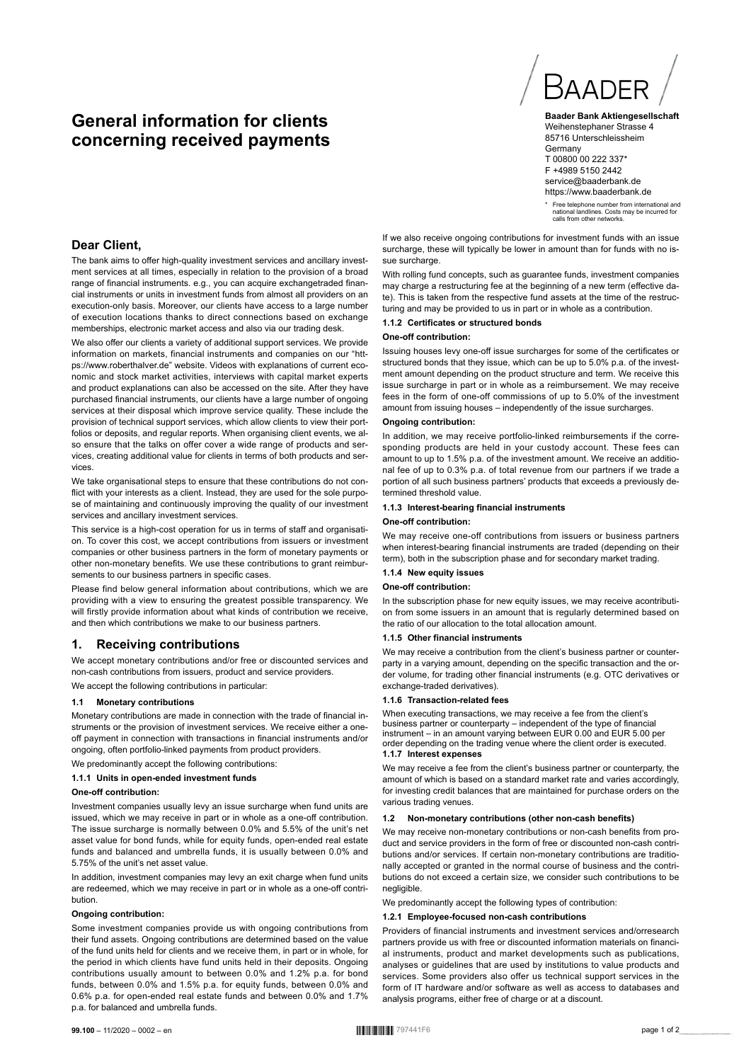# General information for clients concerning received payments

BAADER

**Baader Bank Aktiengesellschaft**
Weihenstephaner Strasse 4
85716 Unterschleissheim
Germany
T 00800 00 222 337*
F +4989 5150 2442
service@baaderbank.de
https://www.baaderbank.de

\* Free telephone number from international and national landlines. Costs may be incurred for calls from other networks.

## Dear Client,

The bank aims to offer high-quality investment services and ancillary investment services at all times, especially in relation to the provision of a broad range of financial instruments. e.g., you can acquire exchangetraded financial instruments or units in investment funds from almost all providers on an execution-only basis. Moreover, our clients have access to a large number of execution locations thanks to direct connections based on exchange memberships, electronic market access and also via our trading desk.

We also offer our clients a variety of additional support services. We provide information on markets, financial instruments and companies on our "https://www.roberthalver.de" website. Videos with explanations of current economic and stock market activities, interviews with capital market experts and product explanations can also be accessed on the site. After they have purchased financial instruments, our clients have a large number of ongoing services at their disposal which improve service quality. These include the provision of technical support services, which allow clients to view their portfolios or deposits, and regular reports. When organising client events, we also ensure that the talks on offer cover a wide range of products and services, creating additional value for clients in terms of both products and services.

We take organisational steps to ensure that these contributions do not conflict with your interests as a client. Instead, they are used for the sole purpose of maintaining and continuously improving the quality of our investment services and ancillary investment services.

This service is a high-cost operation for us in terms of staff and organisation. To cover this cost, we accept contributions from issuers or investment companies or other business partners in the form of monetary payments or other non-monetary benefits. We use these contributions to grant reimbursements to our business partners in specific cases.

Please find below general information about contributions, which we are providing with a view to ensuring the greatest possible transparency. We will firstly provide information about what kinds of contribution we receive, and then which contributions we make to our business partners.

## 1. Receiving contributions

We accept monetary contributions and/or free or discounted services and non-cash contributions from issuers, product and service providers.

We accept the following contributions in particular:

### 1.1 Monetary contributions

Monetary contributions are made in connection with the trade of financial instruments or the provision of investment services. We receive either a one-off payment in connection with transactions in financial instruments and/or ongoing, often portfolio-linked payments from product providers.

We predominantly accept the following contributions:

#### 1.1.1 Units in open-ended investment funds

**One-off contribution:**

Investment companies usually levy an issue surcharge when fund units are issued, which we may receive in part or in whole as a one-off contribution. The issue surcharge is normally between 0.0% and 5.5% of the unit's net asset value for bond funds, while for equity funds, open-ended real estate funds and balanced and umbrella funds, it is usually between 0.0% and 5.75% of the unit's net asset value.

In addition, investment companies may levy an exit charge when fund units are redeemed, which we may receive in part or in whole as a one-off contribution.

**Ongoing contribution:**

Some investment companies provide us with ongoing contributions from their fund assets. Ongoing contributions are determined based on the value of the fund units held for clients and we receive them, in part or in whole, for the period in which clients have fund units held in their deposits. Ongoing contributions usually amount to between 0.0% and 1.2% p.a. for bond funds, between 0.0% and 1.5% p.a. for equity funds, between 0.0% and 0.6% p.a. for open-ended real estate funds and between 0.0% and 1.7% p.a. for balanced and umbrella funds.

If we also receive ongoing contributions for investment funds with an issue surcharge, these will typically be lower in amount than for funds with no issue surcharge.

With rolling fund concepts, such as guarantee funds, investment companies may charge a restructuring fee at the beginning of a new term (effective date). This is taken from the respective fund assets at the time of the restructuring and may be provided to us in part or in whole as a contribution.

#### 1.1.2 Certificates or structured bonds

**One-off contribution:**

Issuing houses levy one-off issue surcharges for some of the certificates or structured bonds that they issue, which can be up to 5.0% p.a. of the investment amount depending on the product structure and term. We receive this issue surcharge in part or in whole as a reimbursement. We may receive fees in the form of one-off commissions of up to 5.0% of the investment amount from issuing houses – independently of the issue surcharges.

**Ongoing contribution:**

In addition, we may receive portfolio-linked reimbursements if the corresponding products are held in your custody account. These fees can amount to up to 1.5% p.a. of the investment amount. We receive an additional fee of up to 0.3% p.a. of total revenue from our partners if we trade a portion of all such business partners' products that exceeds a previously determined threshold value.

#### 1.1.3 Interest-bearing financial instruments

**One-off contribution:**

We may receive one-off contributions from issuers or business partners when interest-bearing financial instruments are traded (depending on their term), both in the subscription phase and for secondary market trading.

#### 1.1.4 New equity issues

**One-off contribution:**

In the subscription phase for new equity issues, we may receive acontribution from some issuers in an amount that is regularly determined based on the ratio of our allocation to the total allocation amount.

#### 1.1.5 Other financial instruments

We may receive a contribution from the client's business partner or counterparty in a varying amount, depending on the specific transaction and the order volume, for trading other financial instruments (e.g. OTC derivatives or exchange-traded derivatives).

#### 1.1.6 Transaction-related fees

When executing transactions, we may receive a fee from the client's business partner or counterparty – independent of the type of financial instrument – in an amount varying between EUR 0.00 and EUR 5.00 per order depending on the trading venue where the client order is executed.

#### 1.1.7 Interest expenses

We may receive a fee from the client's business partner or counterparty, the amount of which is based on a standard market rate and varies accordingly, for investing credit balances that are maintained for purchase orders on the various trading venues.

### 1.2 Non-monetary contributions (other non-cash benefits)

We may receive non-monetary contributions or non-cash benefits from product and service providers in the form of free or discounted non-cash contributions and/or services. If certain non-monetary contributions are traditionally accepted or granted in the normal course of business and the contributions do not exceed a certain size, we consider such contributions to be negligible.

We predominantly accept the following types of contribution:

#### 1.2.1 Employee-focused non-cash contributions

Providers of financial instruments and investment services and/orresearch partners provide us with free or discounted information materials on financial instruments, product and market developments such as publications, analyses or guidelines that are used by institutions to value products and services. Some providers also offer us technical support services in the form of IT hardware and/or software as well as access to databases and analysis programs, either free of charge or at a discount.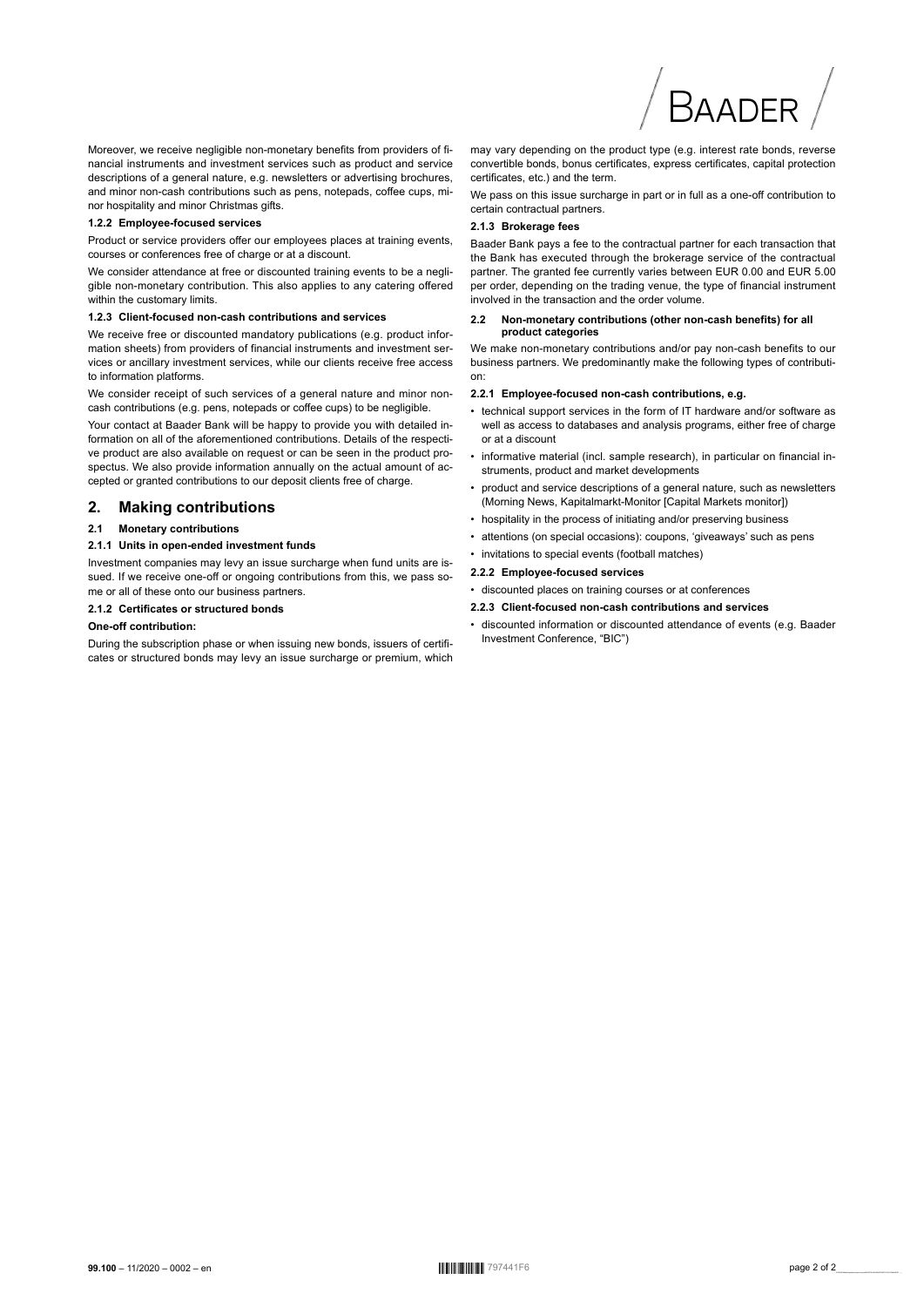Moreover, we receive negligible non-monetary benefits from providers of financial instruments and investment services such as product and service descriptions of a general nature, e.g. newsletters or advertising brochures, and minor non-cash contributions such as pens, notepads, coffee cups, minor hospitality and minor Christmas gifts.

#### 1.2.2 Employee-focused services

Product or service providers offer our employees places at training events, courses or conferences free of charge or at a discount.

We consider attendance at free or discounted training events to be a negligible non-monetary contribution. This also applies to any catering offered within the customary limits.

#### 1.2.3 Client-focused non-cash contributions and services

We receive free or discounted mandatory publications (e.g. product information sheets) from providers of financial instruments and investment services or ancillary investment services, while our clients receive free access to information platforms.

We consider receipt of such services of a general nature and minor non-cash contributions (e.g. pens, notepads or coffee cups) to be negligible.

Your contact at Baader Bank will be happy to provide you with detailed information on all of the aforementioned contributions. Details of the respective product are also available on request or can be seen in the product prospectus. We also provide information annually on the actual amount of accepted or granted contributions to our deposit clients free of charge.

## 2. Making contributions

### 2.1 Monetary contributions

#### 2.1.1 Units in open-ended investment funds

Investment companies may levy an issue surcharge when fund units are issued. If we receive one-off or ongoing contributions from this, we pass some or all of these onto our business partners.

#### 2.1.2 Certificates or structured bonds

**One-off contribution:**

During the subscription phase or when issuing new bonds, issuers of certificates or structured bonds may levy an issue surcharge or premium, which may vary depending on the product type (e.g. interest rate bonds, reverse convertible bonds, bonus certificates, express certificates, capital protection certificates, etc.) and the term.

We pass on this issue surcharge in part or in full as a one-off contribution to certain contractual partners.

#### 2.1.3 Brokerage fees

Baader Bank pays a fee to the contractual partner for each transaction that the Bank has executed through the brokerage service of the contractual partner. The granted fee currently varies between EUR 0.00 and EUR 5.00 per order, depending on the trading venue, the type of financial instrument involved in the transaction and the order volume.

### 2.2 Non-monetary contributions (other non-cash benefits) for all product categories

We make non-monetary contributions and/or pay non-cash benefits to our business partners. We predominantly make the following types of contribution:

#### 2.2.1 Employee-focused non-cash contributions, e.g.

- technical support services in the form of IT hardware and/or software as well as access to databases and analysis programs, either free of charge or at a discount
- informative material (incl. sample research), in particular on financial instruments, product and market developments
- product and service descriptions of a general nature, such as newsletters (Morning News, Kapitalmarkt-Monitor [Capital Markets monitor])
- hospitality in the process of initiating and/or preserving business
- attentions (on special occasions): coupons, 'giveaways' such as pens
- invitations to special events (football matches)

#### 2.2.2 Employee-focused services

- discounted places on training courses or at conferences

#### 2.2.3 Client-focused non-cash contributions and services

- discounted information or discounted attendance of events (e.g. Baader Investment Conference, "BIC")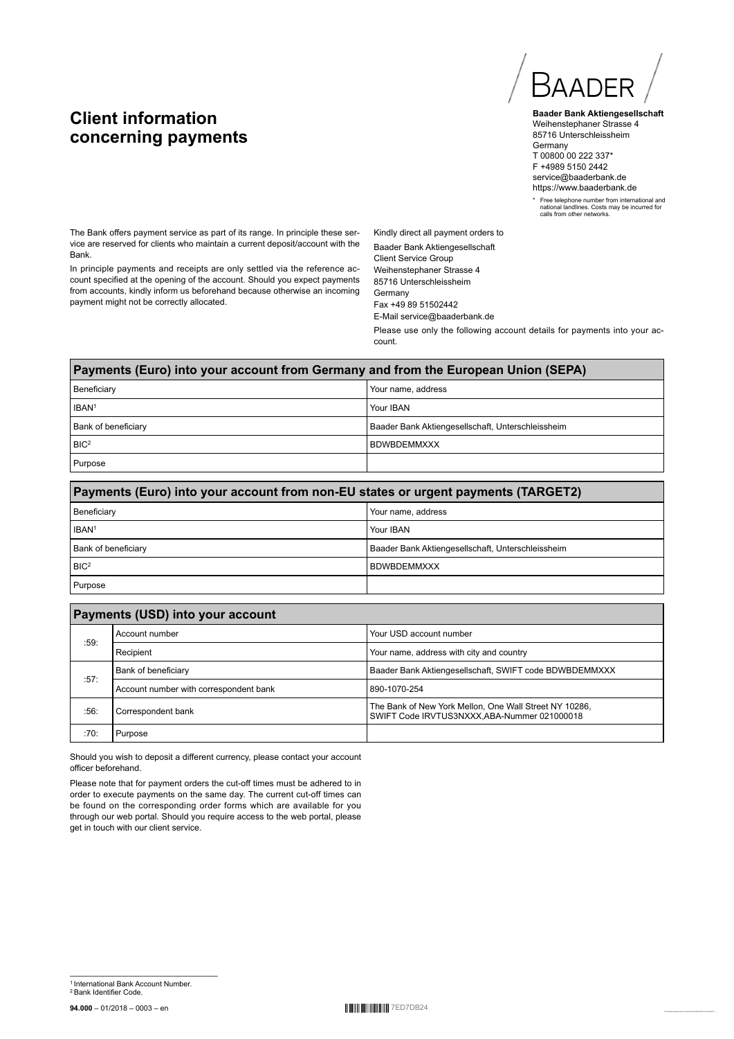# Client information concerning payments

**Baader Bank Aktiengesellschaft**
Weihenstephaner Strasse 4
85716 Unterschleissheim
Germany
T 00800 00 222 337*
F +4989 5150 2442
service@baaderbank.de
https://www.baaderbank.de

\* Free telephone number from international and national landlines. Costs may be incurred for calls from other networks.

The Bank offers payment service as part of its range. In principle these service are reserved for clients who maintain a current deposit/account with the Bank.

In principle payments and receipts are only settled via the reference account specified at the opening of the account. Should you expect payments from accounts, kindly inform us beforehand because otherwise an incoming payment might not be correctly allocated.

Kindly direct all payment orders to

Baader Bank Aktiengesellschaft
Client Service Group
Weihenstephaner Strasse 4
85716 Unterschleissheim
Germany
Fax +49 89 51502442
E-Mail service@baaderbank.de

Please use only the following account details for payments into your account.

| Payments (Euro) into your account from Germany and from the European Union (SEPA) | |
|---|---|
| Beneficiary | Your name, address |
| IBAN[1] | Your IBAN |
| Bank of beneficiary | Baader Bank Aktiengesellschaft, Unterschleissheim |
| BIC[2] | BDWBDEMMXXX |
| Purpose | |

| Payments (Euro) into your account from non-EU states or urgent payments (TARGET2) | |
|---|---|
| Beneficiary | Your name, address |
| IBAN[1] | Your IBAN |
| Bank of beneficiary | Baader Bank Aktiengesellschaft, Unterschleissheim |
| BIC[2] | BDWBDEMMXXX |
| Purpose | |

| Payments (USD) into your account | | |
|---|---|---|
| :59: | Account number | Your USD account number |
| | Recipient | Your name, address with city and country |
| :57: | Bank of beneficiary | Baader Bank Aktiengesellschaft, SWIFT code BDWBDEMMXXX |
| | Account number with correspondent bank | 890-1070-254 |
| :56: | Correspondent bank | The Bank of New York Mellon, One Wall Street NY 10286, SWIFT Code IRVTUS3NXXX,ABA-Nummer 021000018 |
| :70: | Purpose | |

Should you wish to deposit a different currency, please contact your account officer beforehand.

Please note that for payment orders the cut-off times must be adhered to in order to execute payments on the same day. The current cut-off times can be found on the corresponding order forms which are available for you through our web portal. Should you require access to the web portal, please get in touch with our client service.

---

[1] International Bank Account Number.
[2] Bank Identifier Code.

**94.000** – 01/2018 – 0003 – en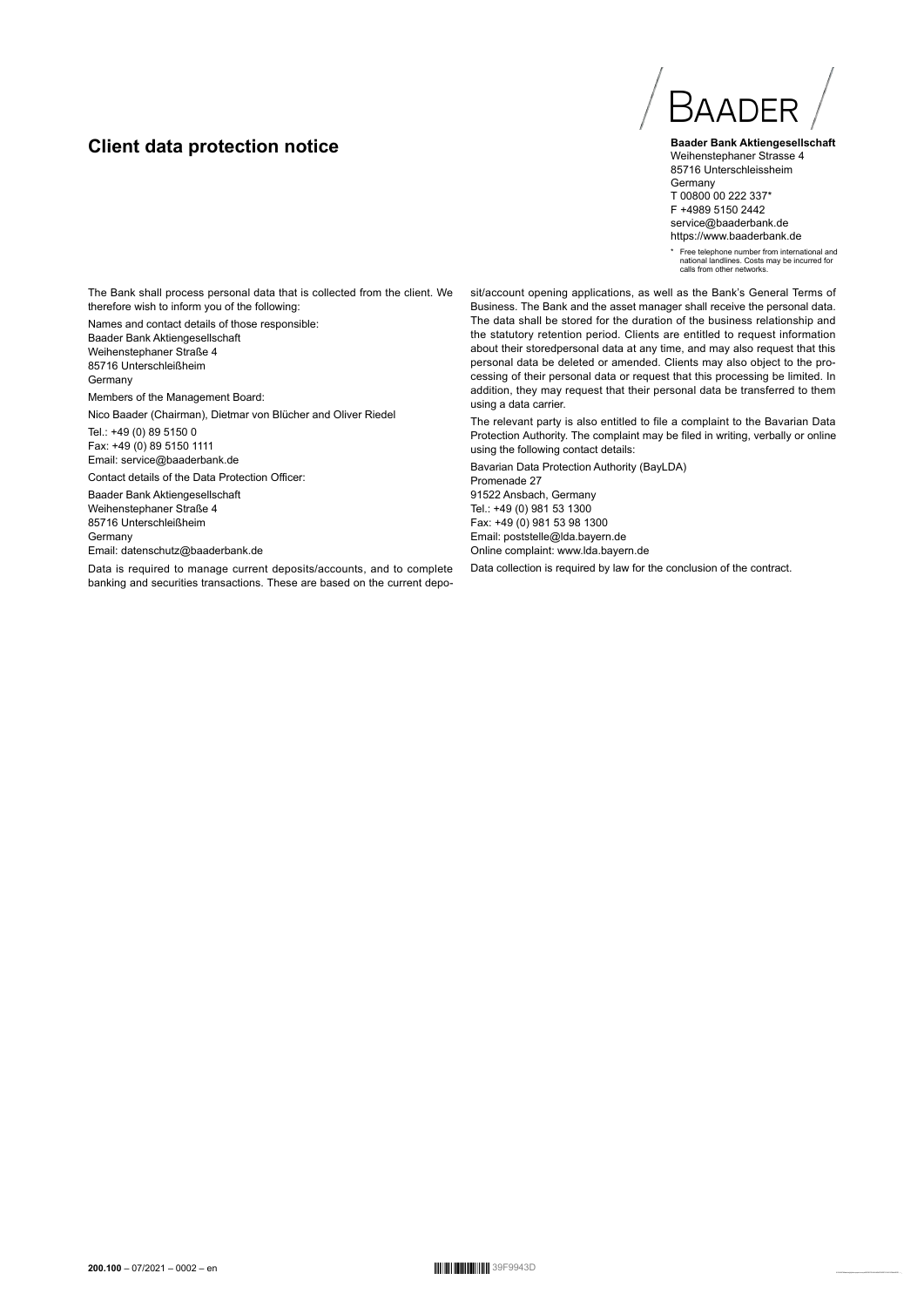# Client data protection notice

**Baader Bank Aktiengesellschaft**
Weihenstephaner Strasse 4
85716 Unterschleissheim
Germany
T 00800 00 222 337*
F +4989 5150 2442
service@baaderbank.de
https://www.baaderbank.de

* Free telephone number from international and national landlines. Costs may be incurred for calls from other networks.

The Bank shall process personal data that is collected from the client. We therefore wish to inform you of the following:

Names and contact details of those responsible:

Baader Bank Aktiengesellschaft
Weihenstephaner Straße 4
85716 Unterschleißheim
Germany

Members of the Management Board:

Nico Baader (Chairman), Dietmar von Blücher and Oliver Riedel

Tel.: +49 (0) 89 5150 0
Fax: +49 (0) 89 5150 1111
Email: service@baaderbank.de

Contact details of the Data Protection Officer:

Baader Bank Aktiengesellschaft
Weihenstephaner Straße 4
85716 Unterschleißheim
Germany
Email: datenschutz@baaderbank.de

Data is required to manage current deposits/accounts, and to complete banking and securities transactions. These are based on the current deposit/account opening applications, as well as the Bank's General Terms of Business. The Bank and the asset manager shall receive the personal data. The data shall be stored for the duration of the business relationship and the statutory retention period. Clients are entitled to request information about their storedpersonal data at any time, and may also request that this personal data be deleted or amended. Clients may also object to the processing of their personal data or request that this processing be limited. In addition, they may request that their personal data be transferred to them using a data carrier.

The relevant party is also entitled to file a complaint to the Bavarian Data Protection Authority. The complaint may be filed in writing, verbally or online using the following contact details:

Bavarian Data Protection Authority (BayLDA)
Promenade 27
91522 Ansbach, Germany
Tel.: +49 (0) 981 53 1300
Fax: +49 (0) 981 53 98 1300
Email: poststelle@lda.bayern.de
Online complaint: www.lda.bayern.de

Data collection is required by law for the conclusion of the contract.

**200.100** – 07/2021 – 0002 – en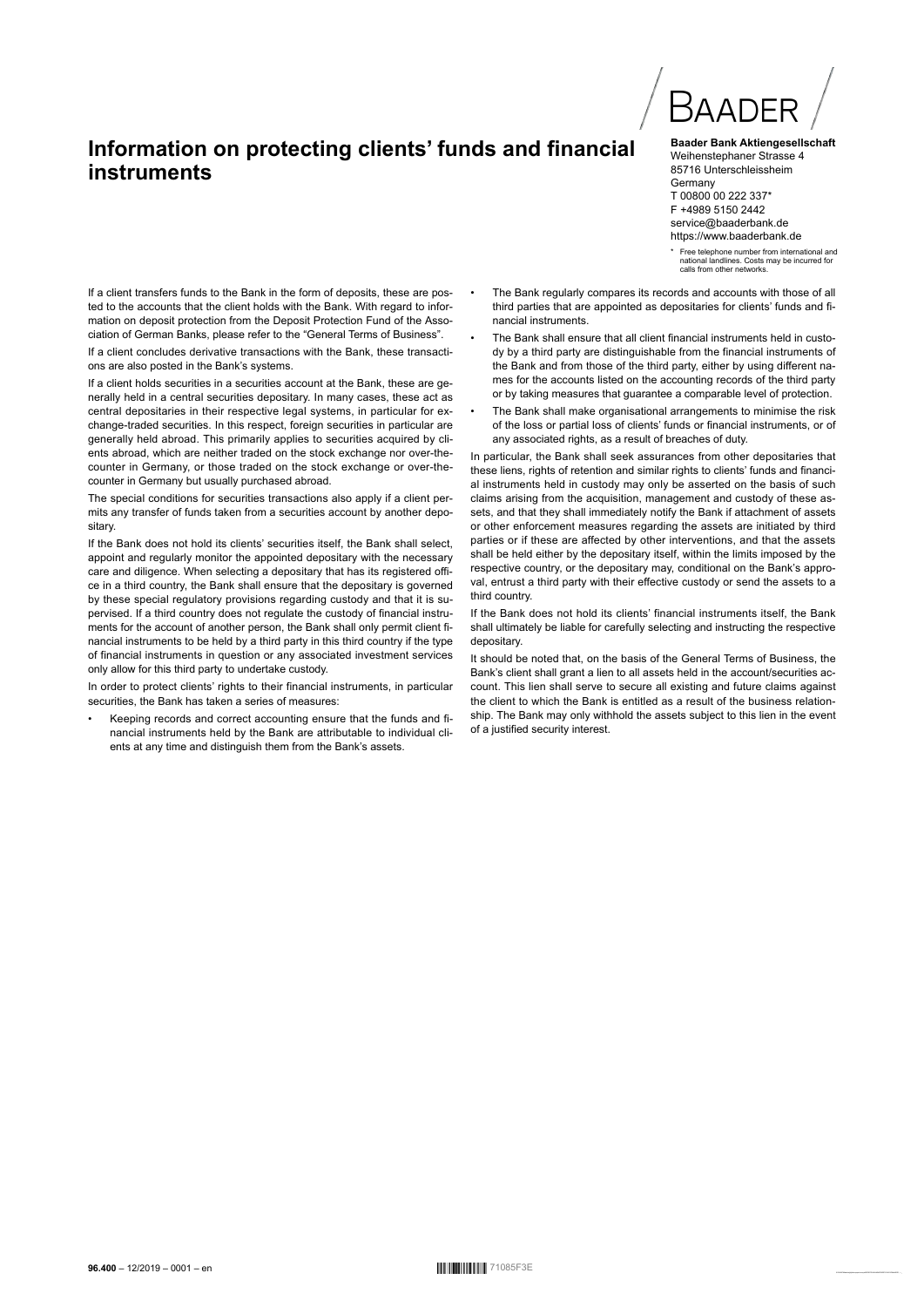# Information on protecting clients' funds and financial instruments

**Baader Bank Aktiengesellschaft**
Weihenstephaner Strasse 4
85716 Unterschleissheim
Germany
T 00800 00 222 337*
F +4989 5150 2442
service@baaderbank.de
https://www.baaderbank.de

\* Free telephone number from international and national landlines. Costs may be incurred for calls from other networks.

If a client transfers funds to the Bank in the form of deposits, these are posted to the accounts that the client holds with the Bank. With regard to information on deposit protection from the Deposit Protection Fund of the Association of German Banks, please refer to the "General Terms of Business".

If a client concludes derivative transactions with the Bank, these transactions are also posted in the Bank's systems.

If a client holds securities in a securities account at the Bank, these are generally held in a central securities depositary. In many cases, these act as central depositaries in their respective legal systems, in particular for exchange-traded securities. In this respect, foreign securities in particular are generally held abroad. This primarily applies to securities acquired by clients abroad, which are neither traded on the stock exchange nor over-the-counter in Germany, or those traded on the stock exchange or over-the-counter in Germany but usually purchased abroad.

The special conditions for securities transactions also apply if a client permits any transfer of funds taken from a securities account by another depositary.

If the Bank does not hold its clients' securities itself, the Bank shall select, appoint and regularly monitor the appointed depositary with the necessary care and diligence. When selecting a depositary that has its registered office in a third country, the Bank shall ensure that the depositary is governed by these special regulatory provisions regarding custody and that it is supervised. If a third country does not regulate the custody of financial instruments for the account of another person, the Bank shall only permit client financial instruments to be held by a third party in this third country if the type of financial instruments in question or any associated investment services only allow for this third party to undertake custody.

In order to protect clients' rights to their financial instruments, in particular securities, the Bank has taken a series of measures:

- Keeping records and correct accounting ensure that the funds and financial instruments held by the Bank are attributable to individual clients at any time and distinguish them from the Bank's assets.
- The Bank regularly compares its records and accounts with those of all third parties that are appointed as depositaries for clients' funds and financial instruments.
- The Bank shall ensure that all client financial instruments held in custody by a third party are distinguishable from the financial instruments of the Bank and from those of the third party, either by using different names for the accounts listed on the accounting records of the third party or by taking measures that guarantee a comparable level of protection.
- The Bank shall make organisational arrangements to minimise the risk of the loss or partial loss of clients' funds or financial instruments, or of any associated rights, as a result of breaches of duty.

In particular, the Bank shall seek assurances from other depositaries that these liens, rights of retention and similar rights to clients' funds and financial instruments held in custody may only be asserted on the basis of such claims arising from the acquisition, management and custody of these assets, and that they shall immediately notify the Bank if attachment of assets or other enforcement measures regarding the assets are initiated by third parties or if these are affected by other interventions, and that the assets shall be held either by the depositary itself, within the limits imposed by the respective country, or the depositary may, conditional on the Bank's approval, entrust a third party with their effective custody or send the assets to a third country.

If the Bank does not hold its clients' financial instruments itself, the Bank shall ultimately be liable for carefully selecting and instructing the respective depositary.

It should be noted that, on the basis of the General Terms of Business, the Bank's client shall grant a lien to all assets held in the account/securities account. This lien shall serve to secure all existing and future claims against the client to which the Bank is entitled as a result of the business relationship. The Bank may only withhold the assets subject to this lien in the event of a justified security interest.

**96.400** – 12/2019 – 0001 – en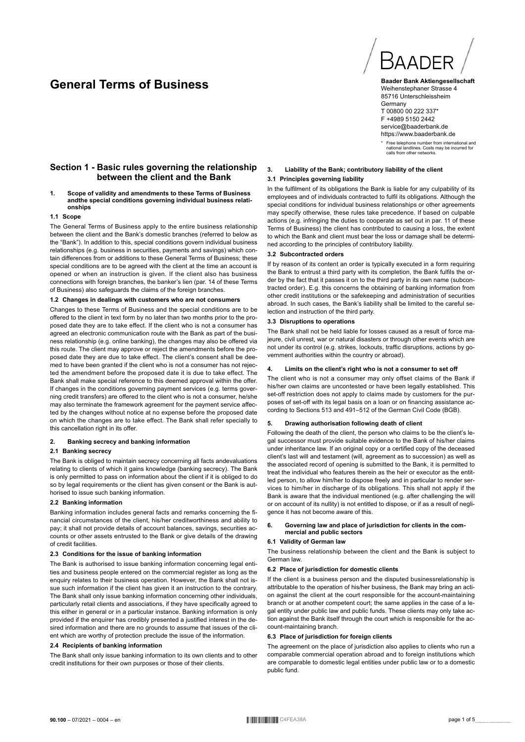# General Terms of Business

**Baader Bank Aktiengesellschaft**
Weihenstephaner Strasse 4
85716 Unterschleissheim
Germany
T 00800 00 222 337*
F +4989 5150 2442
service@baaderbank.de
https://www.baaderbank.de

\* Free telephone number from international and national landlines. Costs may be incurred for calls from other networks.

## Section 1 - Basic rules governing the relationship between the client and the Bank

### 1. Scope of validity and amendments to these Terms of Business andthe special conditions governing individual business relationships

#### 1.1 Scope

The General Terms of Business apply to the entire business relationship between the client and the Bank's domestic branches (referred to below as the "Bank"). In addition to this, special conditions govern individual business relationships (e.g. business in securities, payments and savings) which contain differences from or additions to these General Terms of Business; these special conditions are to be agreed with the client at the time an account is opened or when an instruction is given. If the client also has business connections with foreign branches, the banker's lien (par. 14 of these Terms of Business) also safeguards the claims of the foreign branches.

#### 1.2 Changes in dealings with customers who are not consumers

Changes to these Terms of Business and the special conditions are to be offered to the client in text form by no later than two months prior to the proposed date they are to take effect. If the client who is not a consumer has agreed an electronic communication route with the Bank as part of the business relationship (e.g. online banking), the changes may also be offered via this route. The client may approve or reject the amendments before the proposed date they are due to take effect. The client's consent shall be deemed to have been granted if the client who is not a consumer has not rejected the amendment before the proposed date it is due to take effect. The Bank shall make special reference to this deemed approval within the offer. If changes in the conditions governing payment services (e.g. terms governing credit transfers) are offered to the client who is not a consumer, he/she may also terminate the framework agreement for the payment service affected by the changes without notice at no expense before the proposed date on which the changes are to take effect. The Bank shall refer specially to this cancellation right in its offer.

### 2. Banking secrecy and banking information

#### 2.1 Banking secrecy

The Bank is obliged to maintain secrecy concerning all facts andevaluations relating to clients of which it gains knowledge (banking secrecy). The Bank is only permitted to pass on information about the client if it is obliged to do so by legal requirements or the client has given consent or the Bank is authorised to issue such banking information.

#### 2.2 Banking information

Banking information includes general facts and remarks concerning the financial circumstances of the client, his/her creditworthiness and ability to pay; it shall not provide details of account balances, savings, securities accounts or other assets entrusted to the Bank or give details of the drawing of credit facilities.

#### 2.3 Conditions for the issue of banking information

The Bank is authorised to issue banking information concerning legal entities and business people entered on the commercial register as long as the enquiry relates to their business operation. However, the Bank shall not issue such information if the client has given it an instruction to the contrary. The Bank shall only issue banking information concerning other individuals, particularly retail clients and associations, if they have specifically agreed to this either in general or in a particular instance. Banking information is only provided if the enquirer has credibly presented a justified interest in the desired information and there are no grounds to assume that issues of the client which are worthy of protection preclude the issue of the information.

#### 2.4 Recipients of banking information

The Bank shall only issue banking information to its own clients and to other credit institutions for their own purposes or those of their clients.

### 3. Liability of the Bank; contributory liability of the client

#### 3.1 Principles governing liability

In the fulfilment of its obligations the Bank is liable for any culpability of its employees and of individuals contracted to fulfil its obligations. Although the special conditions for individual business relationships or other agreements may specify otherwise, these rules take precedence. If based on culpable actions (e.g. infringing the duties to cooperate as set out in par. 11 of these Terms of Business) the client has contributed to causing a loss, the extent to which the Bank and client must bear the loss or damage shall be determined according to the principles of contributory liability.

#### 3.2 Subcontracted orders

If by reason of its content an order is typically executed in a form requiring the Bank to entrust a third party with its completion, the Bank fulfils the order by the fact that it passes it on to the third party in its own name (subcontracted order). E.g. this concerns the obtaining of banking information from other credit institutions or the safekeeping and administration of securities abroad. In such cases, the Bank's liability shall be limited to the careful selection and instruction of the third party.

#### 3.3 Disruptions to operations

The Bank shall not be held liable for losses caused as a result of force majeure, civil unrest, war or natural disasters or through other events which are not under its control (e.g. strikes, lockouts, traffic disruptions, actions by government authorities within the country or abroad).

### 4. Limits on the client's right who is not a consumer to set off

The client who is not a consumer may only offset claims of the Bank if his/her own claims are uncontested or have been legally established. This set-off restriction does not apply to claims made by customers for the purposes of set-off with its legal basis on a loan or on financing assistance according to Sections 513 and 491–512 of the German Civil Code (BGB).

### 5. Drawing authorisation following death of client

Following the death of the client, the person who claims to be the client's legal successor must provide suitable evidence to the Bank of his/her claims under inheritance law. If an original copy or a certified copy of the deceased client's last will and testament (will, agreement as to succession) as well as the associated record of opening is submitted to the Bank, it is permitted to treat the individual who features therein as the heir or executor as the entitled person, to allow him/her to dispose freely and in particular to render services to him/her in discharge of its obligations. This shall not apply if the Bank is aware that the individual mentioned (e.g. after challenging the will or on account of its nullity) is not entitled to dispose, or if as a result of negligence it has not become aware of this.

### 6. Governing law and place of jurisdiction for clients in the commercial and public sectors

#### 6.1 Validity of German law

The business relationship between the client and the Bank is subject to German law.

#### 6.2 Place of jurisdiction for domestic clients

If the client is a business person and the disputed businessrelationship is attributable to the operation of his/her business, the Bank may bring an action against the client at the court responsible for the account-maintaining branch or at another competent court; the same applies in the case of a legal entity under public law and public funds. These clients may only take action against the Bank itself through the court which is responsible for the account-maintaining branch.

#### 6.3 Place of jurisdiction for foreign clients

The agreement on the place of jurisdiction also applies to clients who run a comparable commercial operation abroad and to foreign institutions which are comparable to domestic legal entities under public law or to a domestic public fund.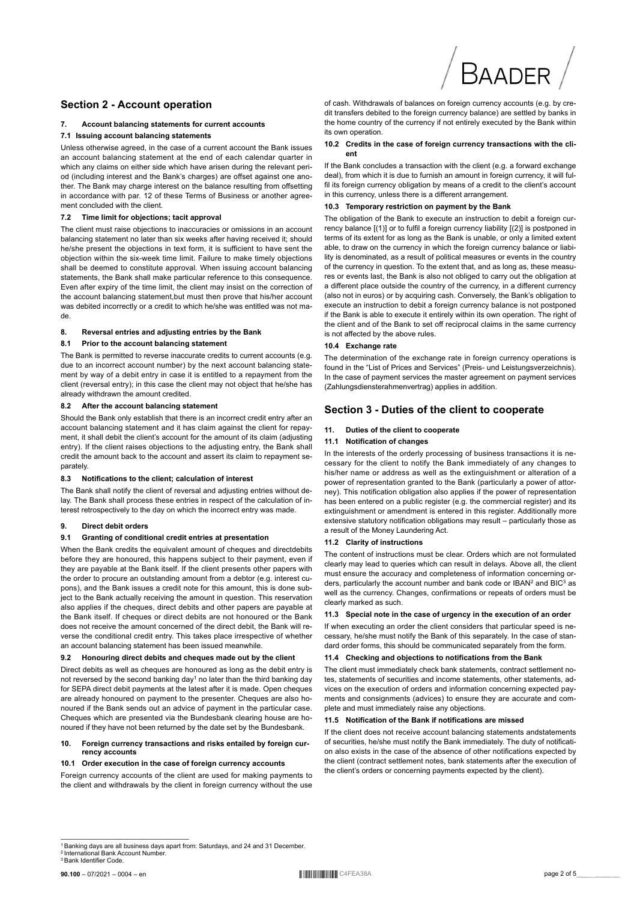## Section 2 - Account operation

### 7. Account balancing statements for current accounts

#### 7.1 Issuing account balancing statements

Unless otherwise agreed, in the case of a current account the Bank issues an account balancing statement at the end of each calendar quarter in which any claims on either side which have arisen during the relevant period (including interest and the Bank's charges) are offset against one another. The Bank may charge interest on the balance resulting from offsetting in accordance with par. 12 of these Terms of Business or another agreement concluded with the client.

#### 7.2 Time limit for objections; tacit approval

The client must raise objections to inaccuracies or omissions in an account balancing statement no later than six weeks after having received it; should he/she present the objections in text form, it is sufficient to have sent the objection within the six-week time limit. Failure to make timely objections shall be deemed to constitute approval. When issuing account balancing statements, the Bank shall make particular reference to this consequence. Even after expiry of the time limit, the client may insist on the correction of the account balancing statement,but must then prove that his/her account was debited incorrectly or a credit to which he/she was entitled was not made.

### 8. Reversal entries and adjusting entries by the Bank

#### 8.1 Prior to the account balancing statement

The Bank is permitted to reverse inaccurate credits to current accounts (e.g. due to an incorrect account number) by the next account balancing statement by way of a debit entry in case it is entitled to a repayment from the client (reversal entry); in this case the client may not object that he/she has already withdrawn the amount credited.

#### 8.2 After the account balancing statement

Should the Bank only establish that there is an incorrect credit entry after an account balancing statement and it has claim against the client for repayment, it shall debit the client's account for the amount of its claim (adjusting entry). If the client raises objections to the adjusting entry, the Bank shall credit the amount back to the account and assert its claim to repayment separately.

#### 8.3 Notifications to the client; calculation of interest

The Bank shall notify the client of reversal and adjusting entries without delay. The Bank shall process these entries in respect of the calculation of interest retrospectively to the day on which the incorrect entry was made.

### 9. Direct debit orders

#### 9.1 Granting of conditional credit entries at presentation

When the Bank credits the equivalent amount of cheques and directdebits before they are honoured, this happens subject to their payment, even if they are payable at the Bank itself. If the client presents other papers with the order to procure an outstanding amount from a debtor (e.g. interest coupons), and the Bank issues a credit note for this amount, this is done subject to the Bank actually receiving the amount in question. This reservation also applies if the cheques, direct debits and other papers are payable at the Bank itself. If cheques or direct debits are not honoured or the Bank does not receive the amount concerned of the direct debit, the Bank will reverse the conditional credit entry. This takes place irrespective of whether an account balancing statement has been issued meanwhile.

#### 9.2 Honouring direct debits and cheques made out by the client

Direct debits as well as cheques are honoured as long as the debit entry is not reversed by the second banking day[1] no later than the third banking day for SEPA direct debit payments at the latest after it is made. Open cheques are already honoured on payment to the presenter. Cheques are also honoured if the Bank sends out an advice of payment in the particular case. Cheques which are presented via the Bundesbank clearing house are honoured if they have not been returned by the date set by the Bundesbank.

### 10. Foreign currency transactions and risks entailed by foreign currency accounts

#### 10.1 Order execution in the case of foreign currency accounts

Foreign currency accounts of the client are used for making payments to the client and withdrawals by the client in foreign currency without the use of cash. Withdrawals of balances on foreign currency accounts (e.g. by credit transfers debited to the foreign currency balance) are settled by banks in the home country of the currency if not entirely executed by the Bank within its own operation.

#### 10.2 Credits in the case of foreign currency transactions with the client

If the Bank concludes a transaction with the client (e.g. a forward exchange deal), from which it is due to furnish an amount in foreign currency, it will fulfil its foreign currency obligation by means of a credit to the client's account in this currency, unless there is a different arrangement.

#### 10.3 Temporary restriction on payment by the Bank

The obligation of the Bank to execute an instruction to debit a foreign currency balance [(1)] or to fulfil a foreign currency liability [(2)] is postponed in terms of its extent for as long as the Bank is unable, or only a limited extent able, to draw on the currency in which the foreign currency balance or liability is denominated, as a result of political measures or events in the country of the currency in question. To the extent that, and as long as, these measures or events last, the Bank is also not obliged to carry out the obligation at a different place outside the country of the currency, in a different currency (also not in euros) or by acquiring cash. Conversely, the Bank's obligation to execute an instruction to debit a foreign currency balance is not postponed if the Bank is able to execute it entirely within its own operation. The right of the client and of the Bank to set off reciprocal claims in the same currency is not affected by the above rules.

#### 10.4 Exchange rate

The determination of the exchange rate in foreign currency operations is found in the "List of Prices and Services" (Preis- und Leistungsverzeichnis). In the case of payment services the master agreement on payment services (Zahlungsdiensterahmenvertrag) applies in addition.

## Section 3 - Duties of the client to cooperate

### 11. Duties of the client to cooperate

#### 11.1 Notification of changes

In the interests of the orderly processing of business transactions it is necessary for the client to notify the Bank immediately of any changes to his/her name or address as well as the extinguishment or alteration of a power of representation granted to the Bank (particularly a power of attorney). This notification obligation also applies if the power of representation has been entered on a public register (e.g. the commercial register) and its extinguishment or amendment is entered in this register. Additionally more extensive statutory notification obligations may result – particularly those as a result of the Money Laundering Act.

#### 11.2 Clarity of instructions

The content of instructions must be clear. Orders which are not formulated clearly may lead to queries which can result in delays. Above all, the client must ensure the accuracy and completeness of information concerning orders, particularly the account number and bank code or IBAN[2] and BIC[3] as well as the currency. Changes, confirmations or repeats of orders must be clearly marked as such.

#### 11.3 Special note in the case of urgency in the execution of an order

If when executing an order the client considers that particular speed is necessary, he/she must notify the Bank of this separately. In the case of standard order forms, this should be communicated separately from the form.

#### 11.4 Checking and objections to notifications from the Bank

The client must immediately check bank statements, contract settlement notes, statements of securities and income statements, other statements, advices on the execution of orders and information concerning expected payments and consignments (advices) to ensure they are accurate and complete and must immediately raise any objections.

#### 11.5 Notification of the Bank if notifications are missed

If the client does not receive account balancing statements andstatements of securities, he/she must notify the Bank immediately. The duty of notification also exists in the case of the absence of other notifications expected by the client (contract settlement notes, bank statements after the execution of the client's orders or concerning payments expected by the client).

---

[1] Banking days are all business days apart from: Saturdays, and 24 and 31 December.
[2] International Bank Account Number.
[3] Bank Identifier Code.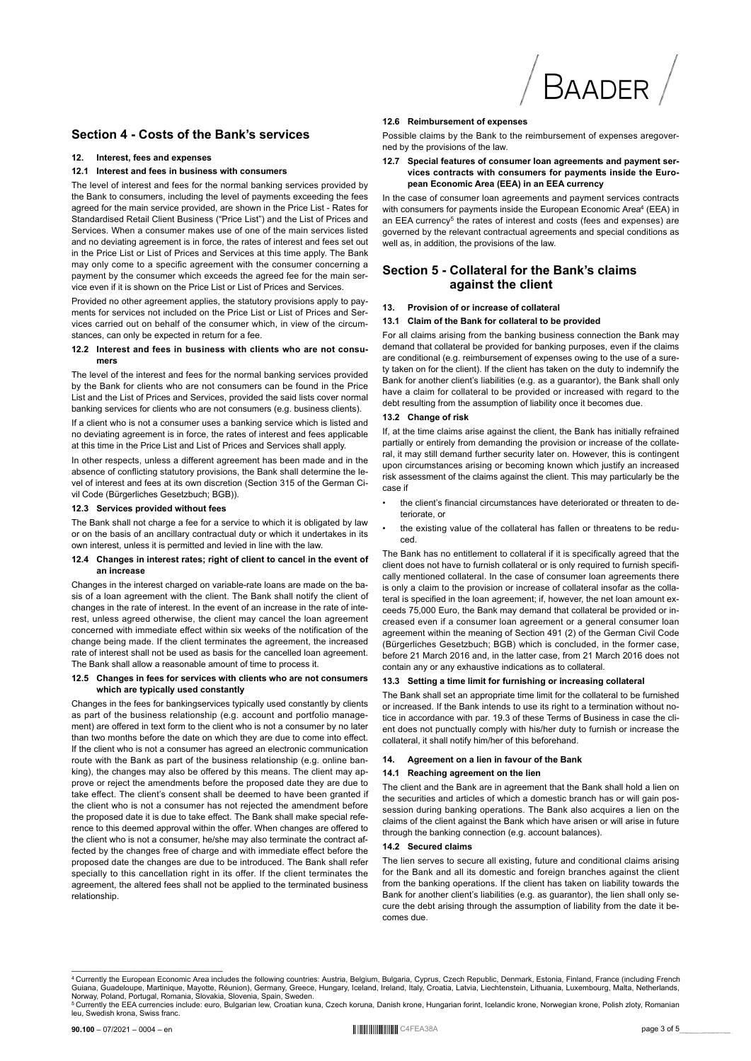## Section 4 - Costs of the Bank's services

### 12. Interest, fees and expenses

#### 12.1 Interest and fees in business with consumers

The level of interest and fees for the normal banking services provided by the Bank to consumers, including the level of payments exceeding the fees agreed for the main service provided, are shown in the Price List - Rates for Standardised Retail Client Business ("Price List") and the List of Prices and Services. When a consumer makes use of one of the main services listed and no deviating agreement is in force, the rates of interest and fees set out in the Price List or List of Prices and Services at this time apply. The Bank may only come to a specific agreement with the consumer concerning a payment by the consumer which exceeds the agreed fee for the main service even if it is shown on the Price List or List of Prices and Services.

Provided no other agreement applies, the statutory provisions apply to payments for services not included on the Price List or List of Prices and Services carried out on behalf of the consumer which, in view of the circumstances, can only be expected in return for a fee.

#### 12.2 Interest and fees in business with clients who are not consumers

The level of the interest and fees for the normal banking services provided by the Bank for clients who are not consumers can be found in the Price List and the List of Prices and Services, provided the said lists cover normal banking services for clients who are not consumers (e.g. business clients).

If a client who is not a consumer uses a banking service which is listed and no deviating agreement is in force, the rates of interest and fees applicable at this time in the Price List and List of Prices and Services shall apply.

In other respects, unless a different agreement has been made and in the absence of conflicting statutory provisions, the Bank shall determine the level of interest and fees at its own discretion (Section 315 of the German Civil Code (Bürgerliches Gesetzbuch; BGB)).

#### 12.3 Services provided without fees

The Bank shall not charge a fee for a service to which it is obligated by law or on the basis of an ancillary contractual duty or which it undertakes in its own interest, unless it is permitted and levied in line with the law.

#### 12.4 Changes in interest rates; right of client to cancel in the event of an increase

Changes in the interest charged on variable-rate loans are made on the basis of a loan agreement with the client. The Bank shall notify the client of changes in the rate of interest. In the event of an increase in the rate of interest, unless agreed otherwise, the client may cancel the loan agreement concerned with immediate effect within six weeks of the notification of the change being made. If the client terminates the agreement, the increased rate of interest shall not be used as basis for the cancelled loan agreement. The Bank shall allow a reasonable amount of time to process it.

#### 12.5 Changes in fees for services with clients who are not consumers which are typically used constantly

Changes in the fees for bankingservices typically used constantly by clients as part of the business relationship (e.g. account and portfolio management) are offered in text form to the client who is not a consumer by no later than two months before the date on which they are due to come into effect. If the client who is not a consumer has agreed an electronic communication route with the Bank as part of the business relationship (e.g. online banking), the changes may also be offered by this means. The client may approve or reject the amendments before the proposed date they are due to take effect. The client's consent shall be deemed to have been granted if the client who is not a consumer has not rejected the amendment before the proposed date it is due to take effect. The Bank shall make special reference to this deemed approval within the offer. When changes are offered to the client who is not a consumer, he/she may also terminate the contract affected by the changes free of charge and with immediate effect before the proposed date the changes are due to be introduced. The Bank shall refer specially to this cancellation right in its offer. If the client terminates the agreement, the altered fees shall not be applied to the terminated business relationship.

#### 12.6 Reimbursement of expenses

Possible claims by the Bank to the reimbursement of expenses aregoverned by the provisions of the law.

#### 12.7 Special features of consumer loan agreements and payment services contracts with consumers for payments inside the European Economic Area (EEA) in an EEA currency

In the case of consumer loan agreements and payment services contracts with consumers for payments inside the European Economic Area[4] (EEA) in an EEA currency[5] the rates of interest and costs (fees and expenses) are governed by the relevant contractual agreements and special conditions as well as, in addition, the provisions of the law.

## Section 5 - Collateral for the Bank's claims against the client

### 13. Provision of or increase of collateral

#### 13.1 Claim of the Bank for collateral to be provided

For all claims arising from the banking business connection the Bank may demand that collateral be provided for banking purposes, even if the claims are conditional (e.g. reimbursement of expenses owing to the use of a surety taken on for the client). If the client has taken on the duty to indemnify the Bank for another client's liabilities (e.g. as a guarantor), the Bank shall only have a claim for collateral to be provided or increased with regard to the debt resulting from the assumption of liability once it becomes due.

#### 13.2 Change of risk

If, at the time claims arise against the client, the Bank has initially refrained partially or entirely from demanding the provision or increase of the collateral, it may still demand further security later on. However, this is contingent upon circumstances arising or becoming known which justify an increased risk assessment of the claims against the client. This may particularly be the case if

- the client's financial circumstances have deteriorated or threaten to deteriorate, or
- the existing value of the collateral has fallen or threatens to be reduced.

The Bank has no entitlement to collateral if it is specifically agreed that the client does not have to furnish collateral or is only required to furnish specifically mentioned collateral. In the case of consumer loan agreements there is only a claim to the provision or increase of collateral insofar as the collateral is specified in the loan agreement; if, however, the net loan amount exceeds 75,000 Euro, the Bank may demand that collateral be provided or increased even if a consumer loan agreement or a general consumer loan agreement within the meaning of Section 491 (2) of the German Civil Code (Bürgerliches Gesetzbuch; BGB) which is concluded, in the former case, before 21 March 2016 and, in the latter case, from 21 March 2016 does not contain any or any exhaustive indications as to collateral.

#### 13.3 Setting a time limit for furnishing or increasing collateral

The Bank shall set an appropriate time limit for the collateral to be furnished or increased. If the Bank intends to use its right to a termination without notice in accordance with par. 19.3 of these Terms of Business in case the client does not punctually comply with his/her duty to furnish or increase the collateral, it shall notify him/her of this beforehand.

### 14. Agreement on a lien in favour of the Bank

#### 14.1 Reaching agreement on the lien

The client and the Bank are in agreement that the Bank shall hold a lien on the securities and articles of which a domestic branch has or will gain possession during banking operations. The Bank also acquires a lien on the claims of the client against the Bank which have arisen or will arise in future through the banking connection (e.g. account balances).

#### 14.2 Secured claims

The lien serves to secure all existing, future and conditional claims arising for the Bank and all its domestic and foreign branches against the client from the banking operations. If the client has taken on liability towards the Bank for another client's liabilities (e.g. as guarantor), the lien shall only secure the debt arising through the assumption of liability from the date it becomes due.

---

[4] Currently the European Economic Area includes the following countries: Austria, Belgium, Bulgaria, Cyprus, Czech Republic, Denmark, Estonia, Finland, France (including French Guiana, Guadeloupe, Martinique, Mayotte, Réunion), Germany, Greece, Hungary, Iceland, Ireland, Italy, Croatia, Latvia, Liechtenstein, Lithuania, Luxembourg, Malta, Netherlands, Norway, Poland, Portugal, Romania, Slovakia, Slovenia, Spain, Sweden.

[5] Currently the EEA currencies include: euro, Bulgarian lew, Croatian kuna, Czech koruna, Danish krone, Hungarian forint, Icelandic krone, Norwegian krone, Polish zloty, Romanian leu, Swedish krona, Swiss franc.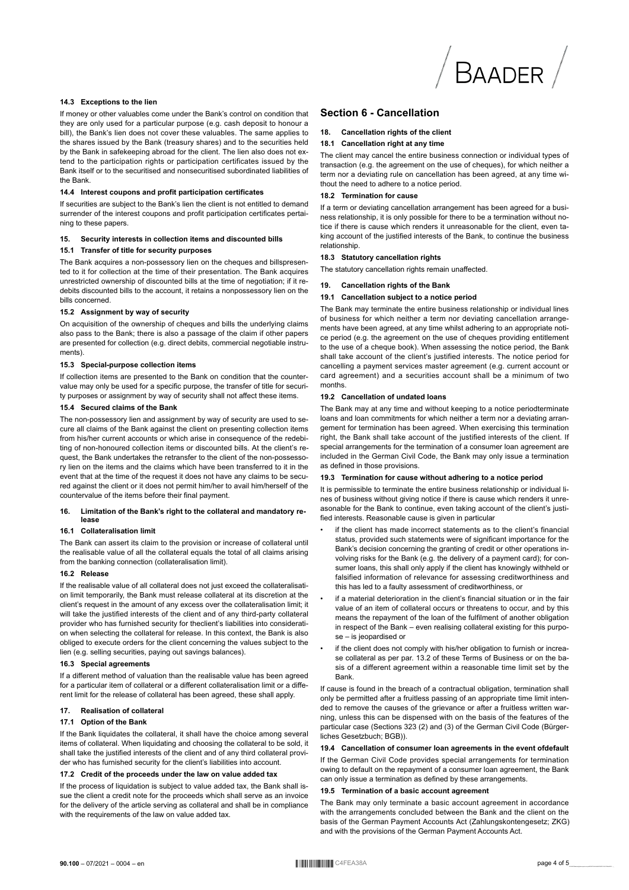#### 14.3 Exceptions to the lien

If money or other valuables come under the Bank's control on condition that they are only used for a particular purpose (e.g. cash deposit to honour a bill), the Bank's lien does not cover these valuables. The same applies to the shares issued by the Bank (treasury shares) and to the securities held by the Bank in safekeeping abroad for the client. The lien also does not extend to the participation rights or participation certificates issued by the Bank itself or to the securitised and nonsecuritised subordinated liabilities of the Bank.

#### 14.4 Interest coupons and profit participation certificates

If securities are subject to the Bank's lien the client is not entitled to demand surrender of the interest coupons and profit participation certificates pertaining to these papers.

### 15. Security interests in collection items and discounted bills

#### 15.1 Transfer of title for security purposes

The Bank acquires a non-possessory lien on the cheques and billspresented to it for collection at the time of their presentation. The Bank acquires unrestricted ownership of discounted bills at the time of negotiation; if it redebits discounted bills to the account, it retains a nonpossessory lien on the bills concerned.

#### 15.2 Assignment by way of security

On acquisition of the ownership of cheques and bills the underlying claims also pass to the Bank; there is also a passage of the claim if other papers are presented for collection (e.g. direct debits, commercial negotiable instruments).

#### 15.3 Special-purpose collection items

If collection items are presented to the Bank on condition that the countervalue may only be used for a specific purpose, the transfer of title for security purposes or assignment by way of security shall not affect these items.

#### 15.4 Secured claims of the Bank

The non-possessory lien and assignment by way of security are used to secure all claims of the Bank against the client on presenting collection items from his/her current accounts or which arise in consequence of the redebiting of non-honoured collection items or discounted bills. At the client's request, the Bank undertakes the retransfer to the client of the non-possessory lien on the items and the claims which have been transferred to it in the event that at the time of the request it does not have any claims to be secured against the client or it does not permit him/her to avail him/herself of the countervalue of the items before their final payment.

### 16. Limitation of the Bank's right to the collateral and mandatory release

#### 16.1 Collateralisation limit

The Bank can assert its claim to the provision or increase of collateral until the realisable value of all the collateral equals the total of all claims arising from the banking connection (collateralisation limit).

#### 16.2 Release

If the realisable value of all collateral does not just exceed the collateralisation limit temporarily, the Bank must release collateral at its discretion at the client's request in the amount of any excess over the collateralisation limit; it will take the justified interests of the client and of any third-party collateral provider who has furnished security for theclient's liabilities into consideration when selecting the collateral for release. In this context, the Bank is also obliged to execute orders for the client concerning the values subject to the lien (e.g. selling securities, paying out savings balances).

#### 16.3 Special agreements

If a different method of valuation than the realisable value has been agreed for a particular item of collateral or a different collateralisation limit or a different limit for the release of collateral has been agreed, these shall apply.

### 17. Realisation of collateral

#### 17.1 Option of the Bank

If the Bank liquidates the collateral, it shall have the choice among several items of collateral. When liquidating and choosing the collateral to be sold, it shall take the justified interests of the client and of any third collateral provider who has furnished security for the client's liabilities into account.

#### 17.2 Credit of the proceeds under the law on value added tax

If the process of liquidation is subject to value added tax, the Bank shall issue the client a credit note for the proceeds which shall serve as an invoice for the delivery of the article serving as collateral and shall be in compliance with the requirements of the law on value added tax.

## Section 6 - Cancellation

### 18. Cancellation rights of the client

#### 18.1 Cancellation right at any time

The client may cancel the entire business connection or individual types of transaction (e.g. the agreement on the use of cheques), for which neither a term nor a deviating rule on cancellation has been agreed, at any time without the need to adhere to a notice period.

#### 18.2 Termination for cause

If a term or deviating cancellation arrangement has been agreed for a business relationship, it is only possible for there to be a termination without notice if there is cause which renders it unreasonable for the client, even taking account of the justified interests of the Bank, to continue the business relationship.

#### 18.3 Statutory cancellation rights

The statutory cancellation rights remain unaffected.

### 19. Cancellation rights of the Bank

#### 19.1 Cancellation subject to a notice period

The Bank may terminate the entire business relationship or individual lines of business for which neither a term nor deviating cancellation arrangements have been agreed, at any time whilst adhering to an appropriate notice period (e.g. the agreement on the use of cheques providing entitlement to the use of a cheque book). When assessing the notice period, the Bank shall take account of the client's justified interests. The notice period for cancelling a payment services master agreement (e.g. current account or card agreement) and a securities account shall be a minimum of two months.

#### 19.2 Cancellation of undated loans

The Bank may at any time and without keeping to a notice periodterminate loans and loan commitments for which neither a term nor a deviating arrangement for termination has been agreed. When exercising this termination right, the Bank shall take account of the justified interests of the client. If special arrangements for the termination of a consumer loan agreement are included in the German Civil Code, the Bank may only issue a termination as defined in those provisions.

#### 19.3 Termination for cause without adhering to a notice period

It is permissible to terminate the entire business relationship or individual lines of business without giving notice if there is cause which renders it unreasonable for the Bank to continue, even taking account of the client's justified interests. Reasonable cause is given in particular

- if the client has made incorrect statements as to the client's financial status, provided such statements were of significant importance for the Bank's decision concerning the granting of credit or other operations involving risks for the Bank (e.g. the delivery of a payment card); for consumer loans, this shall only apply if the client has knowingly withheld or falsified information of relevance for assessing creditworthiness and this has led to a faulty assessment of creditworthiness, or
- if a material deterioration in the client's financial situation or in the fair value of an item of collateral occurs or threatens to occur, and by this means the repayment of the loan of the fulfilment of another obligation in respect of the Bank – even realising collateral existing for this purpose – is jeopardised or
- if the client does not comply with his/her obligation to furnish or increase collateral as per par. 13.2 of these Terms of Business or on the basis of a different agreement within a reasonable time limit set by the Bank.

If cause is found in the breach of a contractual obligation, termination shall only be permitted after a fruitless passing of an appropriate time limit intended to remove the causes of the grievance or after a fruitless written warning, unless this can be dispensed with on the basis of the features of the particular case (Sections 323 (2) and (3) of the German Civil Code (Bürgerliches Gesetzbuch; BGB)).

#### 19.4 Cancellation of consumer loan agreements in the event ofdefault

If the German Civil Code provides special arrangements for termination owing to default on the repayment of a consumer loan agreement, the Bank can only issue a termination as defined by these arrangements.

#### 19.5 Termination of a basic account agreement

The Bank may only terminate a basic account agreement in accordance with the arrangements concluded between the Bank and the client on the basis of the German Payment Accounts Act (Zahlungskontengesetz; ZKG) and with the provisions of the German Payment Accounts Act.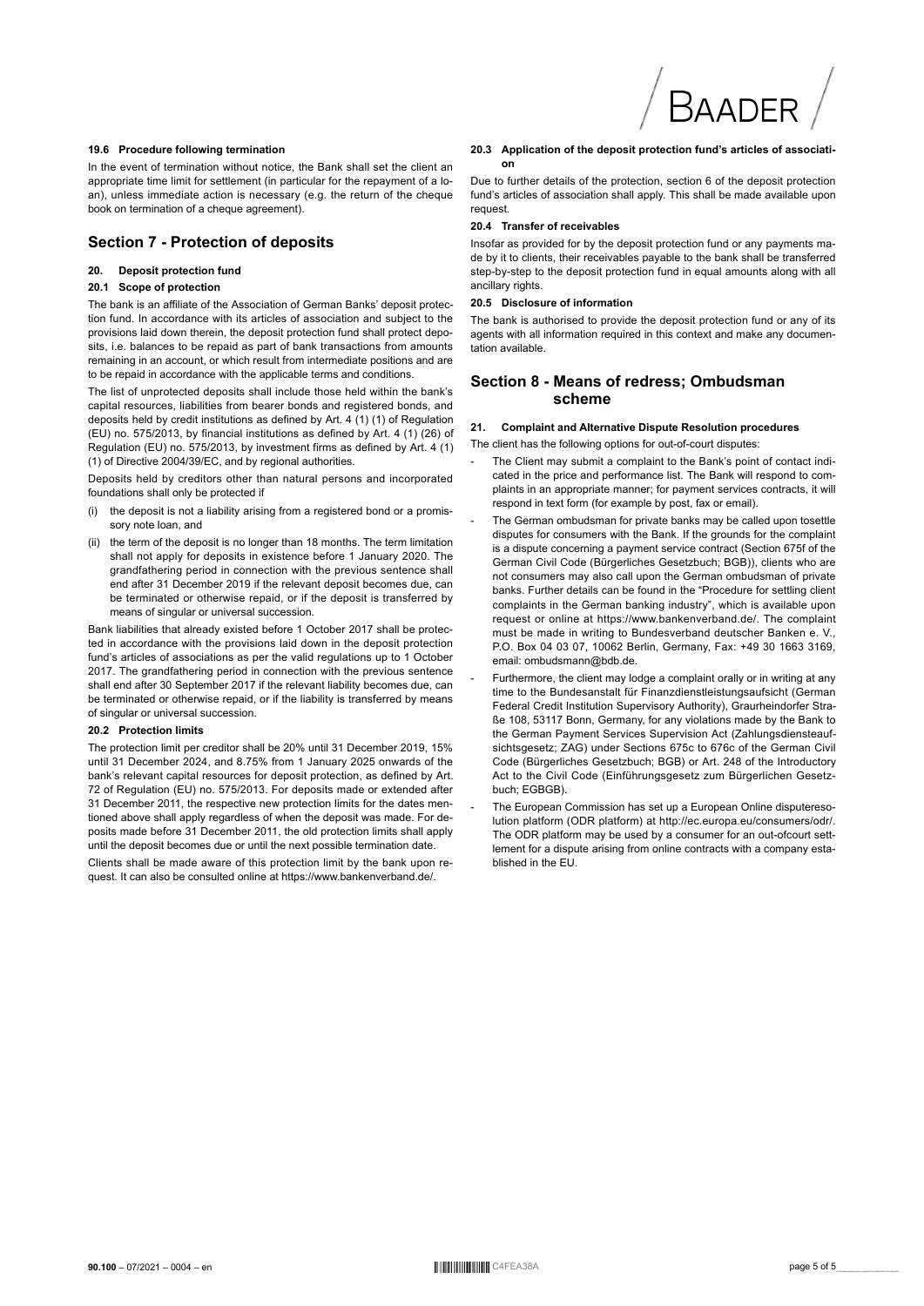#### 19.6 Procedure following termination

In the event of termination without notice, the Bank shall set the client an appropriate time limit for settlement (in particular for the repayment of a loan), unless immediate action is necessary (e.g. the return of the cheque book on termination of a cheque agreement).

## Section 7 - Protection of deposits

### 20. Deposit protection fund

#### 20.1 Scope of protection

The bank is an affiliate of the Association of German Banks' deposit protection fund. In accordance with its articles of association and subject to the provisions laid down therein, the deposit protection fund shall protect deposits, i.e. balances to be repaid as part of bank transactions from amounts remaining in an account, or which result from intermediate positions and are to be repaid in accordance with the applicable terms and conditions.

The list of unprotected deposits shall include those held within the bank's capital resources, liabilities from bearer bonds and registered bonds, and deposits held by credit institutions as defined by Art. 4 (1) (1) of Regulation (EU) no. 575/2013, by financial institutions as defined by Art. 4 (1) (26) of Regulation (EU) no. 575/2013, by investment firms as defined by Art. 4 (1) (1) of Directive 2004/39/EC, and by regional authorities.

Deposits held by creditors other than natural persons and incorporated foundations shall only be protected if

(i) the deposit is not a liability arising from a registered bond or a promissory note loan, and

(ii) the term of the deposit is no longer than 18 months. The term limitation shall not apply for deposits in existence before 1 January 2020. The grandfathering period in connection with the previous sentence shall end after 31 December 2019 if the relevant deposit becomes due, can be terminated or otherwise repaid, or if the deposit is transferred by means of singular or universal succession.

Bank liabilities that already existed before 1 October 2017 shall be protected in accordance with the provisions laid down in the deposit protection fund's articles of associations as per the valid regulations up to 1 October 2017. The grandfathering period in connection with the previous sentence shall end after 30 September 2017 if the relevant liability becomes due, can be terminated or otherwise repaid, or if the liability is transferred by means of singular or universal succession.

#### 20.2 Protection limits

The protection limit per creditor shall be 20% until 31 December 2019, 15% until 31 December 2024, and 8.75% from 1 January 2025 onwards of the bank's relevant capital resources for deposit protection, as defined by Art. 72 of Regulation (EU) no. 575/2013. For deposits made or extended after 31 December 2011, the respective new protection limits for the dates mentioned above shall apply regardless of when the deposit was made. For deposits made before 31 December 2011, the old protection limits shall apply until the deposit becomes due or until the next possible termination date.

Clients shall be made aware of this protection limit by the bank upon request. It can also be consulted online at https://www.bankenverband.de/.

#### 20.3 Application of the deposit protection fund's articles of association

Due to further details of the protection, section 6 of the deposit protection fund's articles of association shall apply. This shall be made available upon request.

#### 20.4 Transfer of receivables

Insofar as provided for by the deposit protection fund or any payments made by it to clients, their receivables payable to the bank shall be transferred step-by-step to the deposit protection fund in equal amounts along with all ancillary rights.

#### 20.5 Disclosure of information

The bank is authorised to provide the deposit protection fund or any of its agents with all information required in this context and make any documentation available.

## Section 8 - Means of redress; Ombudsman scheme

### 21. Complaint and Alternative Dispute Resolution procedures

The client has the following options for out-of-court disputes:

- The Client may submit a complaint to the Bank's point of contact indicated in the price and performance list. The Bank will respond to complaints in an appropriate manner; for payment services contracts, it will respond in text form (for example by post, fax or email).
- The German ombudsman for private banks may be called upon tosettle disputes for consumers with the Bank. If the grounds for the complaint is a dispute concerning a payment service contract (Section 675f of the German Civil Code (Bürgerliches Gesetzbuch; BGB)), clients who are not consumers may also call upon the German ombudsman of private banks. Further details can be found in the "Procedure for settling client complaints in the German banking industry", which is available upon request or online at https://www.bankenverband.de/. The complaint must be made in writing to Bundesverband deutscher Banken e. V., P.O. Box 04 03 07, 10062 Berlin, Germany, Fax: +49 30 1663 3169, email: ombudsmann@bdb.de.
- Furthermore, the client may lodge a complaint orally or in writing at any time to the Bundesanstalt für Finanzdienstleistungsaufsicht (German Federal Credit Institution Supervisory Authority), Graurheindorfer Straße 108, 53117 Bonn, Germany, for any violations made by the Bank to the German Payment Services Supervision Act (Zahlungsdiensteaufsichtsgesetz; ZAG) under Sections 675c to 676c of the German Civil Code (Bürgerliches Gesetzbuch; BGB) or Art. 248 of the Introductory Act to the Civil Code (Einführungsgesetz zum Bürgerlichen Gesetzbuch; EGBGB).
- The European Commission has set up a European Online disputeresolution platform (ODR platform) at http://ec.europa.eu/consumers/odr/. The ODR platform may be used by a consumer for an out-ofcourt settlement for a dispute arising from online contracts with a company established in the EU.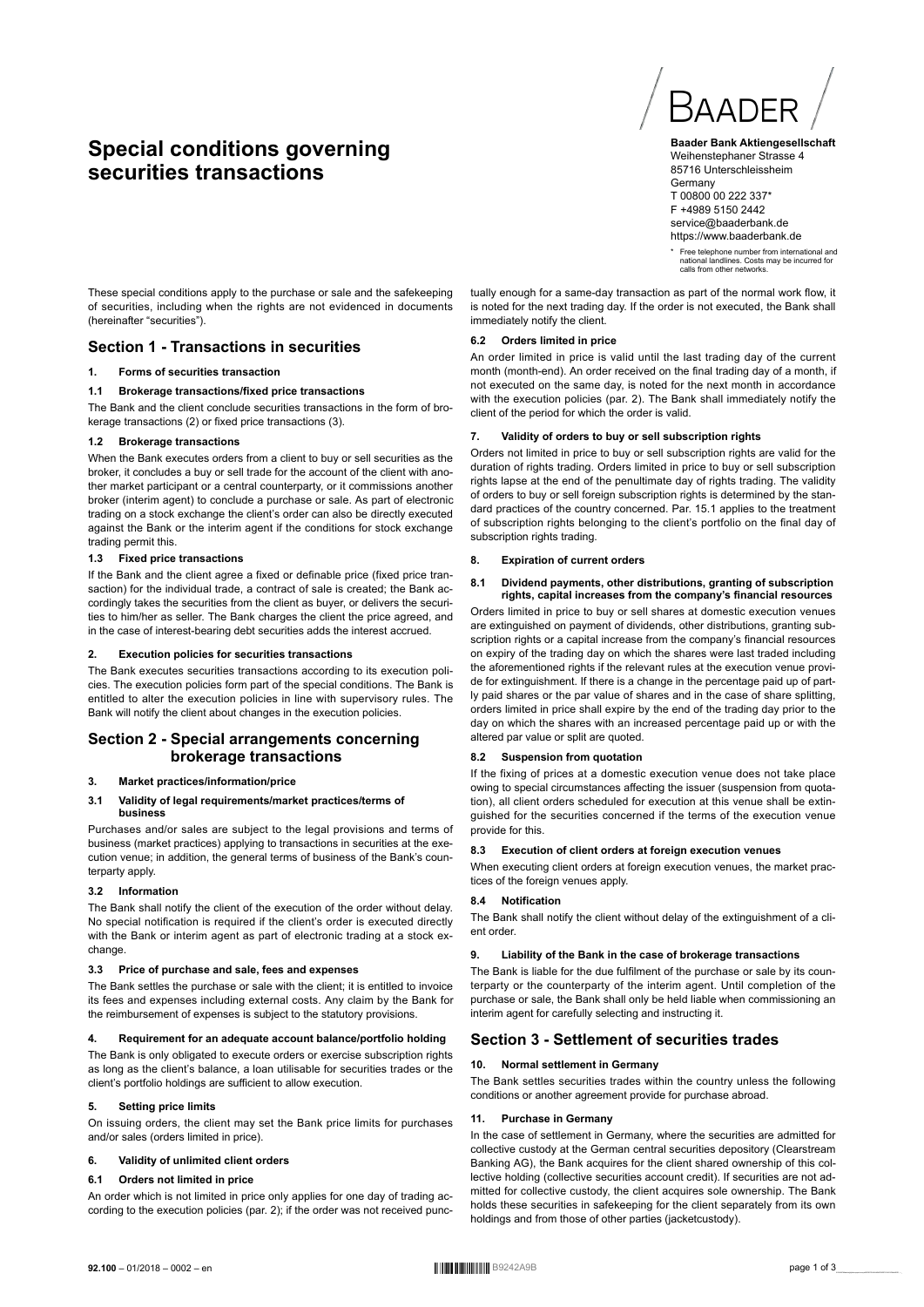# Special conditions governing securities transactions

**Baader Bank Aktiengesellschaft**
Weihenstephaner Strasse 4
85716 Unterschleissheim
Germany
T 00800 00 222 337*
F +4989 5150 2442
service@baaderbank.de
https://www.baaderbank.de

\* Free telephone number from international and national landlines. Costs may be incurred for calls from other networks.

These special conditions apply to the purchase or sale and the safekeeping of securities, including when the rights are not evidenced in documents (hereinafter "securities").

## Section 1 - Transactions in securities

### 1. Forms of securities transaction

#### 1.1 Brokerage transactions/fixed price transactions

The Bank and the client conclude securities transactions in the form of brokerage transactions (2) or fixed price transactions (3).

#### 1.2 Brokerage transactions

When the Bank executes orders from a client to buy or sell securities as the broker, it concludes a buy or sell trade for the account of the client with another market participant or a central counterparty, or it commissions another broker (interim agent) to conclude a purchase or sale. As part of electronic trading on a stock exchange the client's order can also be directly executed against the Bank or the interim agent if the conditions for stock exchange trading permit this.

#### 1.3 Fixed price transactions

If the Bank and the client agree a fixed or definable price (fixed price transaction) for the individual trade, a contract of sale is created; the Bank accordingly takes the securities from the client as buyer, or delivers the securities to him/her as seller. The Bank charges the client the price agreed, and in the case of interest-bearing debt securities adds the interest accrued.

### 2. Execution policies for securities transactions

The Bank executes securities transactions according to its execution policies. The execution policies form part of the special conditions. The Bank is entitled to alter the execution policies in line with supervisory rules. The Bank will notify the client about changes in the execution policies.

## Section 2 - Special arrangements concerning brokerage transactions

### 3. Market practices/information/price

#### 3.1 Validity of legal requirements/market practices/terms of business

Purchases and/or sales are subject to the legal provisions and terms of business (market practices) applying to transactions in securities at the execution venue; in addition, the general terms of business of the Bank's counterparty apply.

#### 3.2 Information

The Bank shall notify the client of the execution of the order without delay. No special notification is required if the client's order is executed directly with the Bank or interim agent as part of electronic trading at a stock exchange.

#### 3.3 Price of purchase and sale, fees and expenses

The Bank settles the purchase or sale with the client; it is entitled to invoice its fees and expenses including external costs. Any claim by the Bank for the reimbursement of expenses is subject to the statutory provisions.

### 4. Requirement for an adequate account balance/portfolio holding

The Bank is only obligated to execute orders or exercise subscription rights as long as the client's balance, a loan utilisable for securities trades or the client's portfolio holdings are sufficient to allow execution.

### 5. Setting price limits

On issuing orders, the client may set the Bank price limits for purchases and/or sales (orders limited in price).

### 6. Validity of unlimited client orders

#### 6.1 Orders not limited in price

An order which is not limited in price only applies for one day of trading according to the execution policies (par. 2); if the order was not received punctually enough for a same-day transaction as part of the normal work flow, it is noted for the next trading day. If the order is not executed, the Bank shall immediately notify the client.

#### 6.2 Orders limited in price

An order limited in price is valid until the last trading day of the current month (month-end). An order received on the final trading day of a month, if not executed on the same day, is noted for the next month in accordance with the execution policies (par. 2). The Bank shall immediately notify the client of the period for which the order is valid.

### 7. Validity of orders to buy or sell subscription rights

Orders not limited in price to buy or sell subscription rights are valid for the duration of rights trading. Orders limited in price to buy or sell subscription rights lapse at the end of the penultimate day of rights trading. The validity of orders to buy or sell foreign subscription rights is determined by the standard practices of the country concerned. Par. 15.1 applies to the treatment of subscription rights belonging to the client's portfolio on the final day of subscription rights trading.

### 8. Expiration of current orders

#### 8.1 Dividend payments, other distributions, granting of subscription rights, capital increases from the company's financial resources

Orders limited in price to buy or sell shares at domestic execution venues are extinguished on payment of dividends, other distributions, granting subscription rights or a capital increase from the company's financial resources on expiry of the trading day on which the shares were last traded including the aforementioned rights if the relevant rules at the execution venue provide for extinguishment. If there is a change in the percentage paid up of partly paid shares or the par value of shares and in the case of share splitting, orders limited in price shall expire by the end of the trading day prior to the day on which the shares with an increased percentage paid up or with the altered par value or split are quoted.

#### 8.2 Suspension from quotation

If the fixing of prices at a domestic execution venue does not take place owing to special circumstances affecting the issuer (suspension from quotation), all client orders scheduled for execution at this venue shall be extinguished for the securities concerned if the terms of the execution venue provide for this.

#### 8.3 Execution of client orders at foreign execution venues

When executing client orders at foreign execution venues, the market practices of the foreign venues apply.

#### 8.4 Notification

The Bank shall notify the client without delay of the extinguishment of a client order.

### 9. Liability of the Bank in the case of brokerage transactions

The Bank is liable for the due fulfilment of the purchase or sale by its counterparty or the counterparty of the interim agent. Until completion of the purchase or sale, the Bank shall only be held liable when commissioning an interim agent for carefully selecting and instructing it.

## Section 3 - Settlement of securities trades

### 10. Normal settlement in Germany

The Bank settles securities trades within the country unless the following conditions or another agreement provide for purchase abroad.

### 11. Purchase in Germany

In the case of settlement in Germany, where the securities are admitted for collective custody at the German central securities depository (Clearstream Banking AG), the Bank acquires for the client shared ownership of this collective holding (collective securities account credit). If securities are not admitted for collective custody, the client acquires sole ownership. The Bank holds these securities in safekeeping for the client separately from its own holdings and from those of other parties (jacketcustody).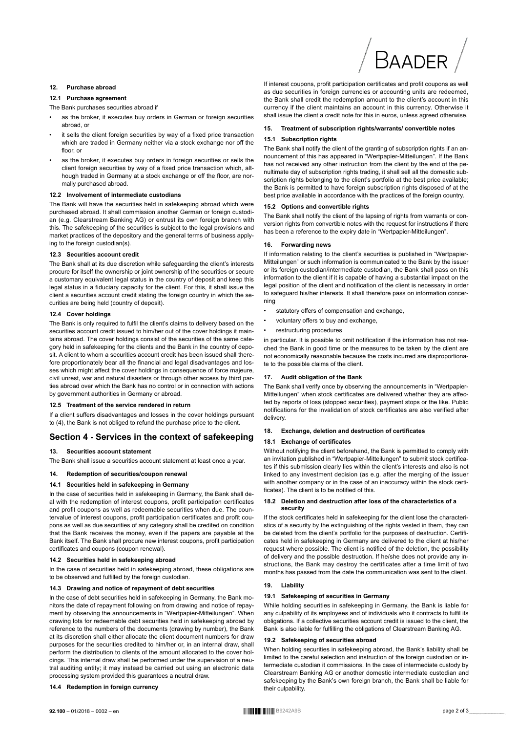### 12. Purchase abroad

#### 12.1 Purchase agreement

The Bank purchases securities abroad if

- as the broker, it executes buy orders in German or foreign securities abroad, or
- it sells the client foreign securities by way of a fixed price transaction which are traded in Germany neither via a stock exchange nor off the floor, or
- as the broker, it executes buy orders in foreign securities or sells the client foreign securities by way of a fixed price transaction which, although traded in Germany at a stock exchange or off the floor, are normally purchased abroad.

#### 12.2 Involvement of intermediate custodians

The Bank will have the securities held in safekeeping abroad which were purchased abroad. It shall commission another German or foreign custodian (e.g. Clearstream Banking AG) or entrust its own foreign branch with this. The safekeeping of the securities is subject to the legal provisions and market practices of the depository and the general terms of business applying to the foreign custodian(s).

#### 12.3 Securities account credit

The Bank shall at its due discretion while safeguarding the client's interests procure for itself the ownership or joint ownership of the securities or secure a customary equivalent legal status in the country of deposit and keep this legal status in a fiduciary capacity for the client. For this, it shall issue the client a securities account credit stating the foreign country in which the securities are being held (country of deposit).

#### 12.4 Cover holdings

The Bank is only required to fulfil the client's claims to delivery based on the securities account credit issued to him/her out of the cover holdings it maintains abroad. The cover holdings consist of the securities of the same category held in safekeeping for the clients and the Bank in the country of deposit. A client to whom a securities account credit has been issued shall therefore proportionately bear all the financial and legal disadvantages and losses which might affect the cover holdings in consequence of force majeure, civil unrest, war and natural disasters or through other access by third parties abroad over which the Bank has no control or in connection with actions by government authorities in Germany or abroad.

#### 12.5 Treatment of the service rendered in return

If a client suffers disadvantages and losses in the cover holdings pursuant to (4), the Bank is not obliged to refund the purchase price to the client.

## Section 4 - Services in the context of safekeeping

### 13. Securities account statement

The Bank shall issue a securities account statement at least once a year.

### 14. Redemption of securities/coupon renewal

#### 14.1 Securities held in safekeeping in Germany

In the case of securities held in safekeeping in Germany, the Bank shall deal with the redemption of interest coupons, profit participation certificates and profit coupons as well as redeemable securities when due. The countervalue of interest coupons, profit participation certificates and profit coupons as well as due securities of any category shall be credited on condition that the Bank receives the money, even if the papers are payable at the Bank itself. The Bank shall procure new interest coupons, profit participation certificates and coupons (coupon renewal).

#### 14.2 Securities held in safekeeping abroad

In the case of securities held in safekeeping abroad, these obligations are to be observed and fulfilled by the foreign custodian.

#### 14.3 Drawing and notice of repayment of debt securities

In the case of debt securities held in safekeeping in Germany, the Bank monitors the date of repayment following on from drawing and notice of repayment by observing the announcements in "Wertpapier-Mitteilungen". When drawing lots for redeemable debt securities held in safekeeping abroad by reference to the numbers of the documents (drawing by number), the Bank at its discretion shall either allocate the client document numbers for draw purposes for the securities credited to him/her or, in an internal draw, shall perform the distribution to clients of the amount allocated to the cover holdings. This internal draw shall be performed under the supervision of a neutral auditing entity; it may instead be carried out using an electronic data processing system provided this guarantees a neutral draw.

#### 14.4 Redemption in foreign currency

If interest coupons, profit participation certificates and profit coupons as well as due securities in foreign currencies or accounting units are redeemed, the Bank shall credit the redemption amount to the client's account in this currency if the client maintains an account in this currency. Otherwise it shall issue the client a credit note for this in euros, unless agreed otherwise.

### 15. Treatment of subscription rights/warrants/ convertible notes

#### 15.1 Subscription rights

The Bank shall notify the client of the granting of subscription rights if an announcement of this has appeared in "Wertpapier-Mitteilungen". If the Bank has not received any other instruction from the client by the end of the penultimate day of subscription rights trading, it shall sell all the domestic subscription rights belonging to the client's portfolio at the best price available; the Bank is permitted to have foreign subscription rights disposed of at the best price available in accordance with the practices of the foreign country.

#### 15.2 Options and convertible rights

The Bank shall notify the client of the lapsing of rights from warrants or conversion rights from convertible notes with the request for instructions if there has been a reference to the expiry date in "Wertpapier-Mitteilungen".

### 16. Forwarding news

If information relating to the client's securities is published in "Wertpapier-Mitteilungen" or such information is communicated to the Bank by the issuer or its foreign custodian/intermediate custodian, the Bank shall pass on this information to the client if it is capable of having a substantial impact on the legal position of the client and notification of the client is necessary in order to safeguard his/her interests. It shall therefore pass on information concerning

- statutory offers of compensation and exchange,
- voluntary offers to buy and exchange,
- restructuring procedures

in particular. It is possible to omit notification if the information has not reached the Bank in good time or the measures to be taken by the client are not economically reasonable because the costs incurred are disproportionate to the possible claims of the client.

### 17. Audit obligation of the Bank

The Bank shall verify once by observing the announcements in "Wertpapier-Mitteilungen" when stock certificates are delivered whether they are affected by reports of loss (stopped securities), payment stops or the like. Public notifications for the invalidation of stock certificates are also verified after delivery.

### 18. Exchange, deletion and destruction of certificates

#### 18.1 Exchange of certificates

Without notifying the client beforehand, the Bank is permitted to comply with an invitation published in "Wertpapier-Mitteilungen" to submit stock certificates if this submission clearly lies within the client's interests and also is not linked to any investment decision (as e.g. after the merging of the issuer with another company or in the case of an inaccuracy within the stock certificates). The client is to be notified of this.

#### 18.2 Deletion and destruction after loss of the characteristics of a security

If the stock certificates held in safekeeping for the client lose the characteristics of a security by the extinguishing of the rights vested in them, they can be deleted from the client's portfolio for the purposes of destruction. Certificates held in safekeeping in Germany are delivered to the client at his/her request where possible. The client is notified of the deletion, the possibility of delivery and the possible destruction. If he/she does not provide any instructions, the Bank may destroy the certificates after a time limit of two months has passed from the date the communication was sent to the client.

### 19. Liability

#### 19.1 Safekeeping of securities in Germany

While holding securities in safekeeping in Germany, the Bank is liable for any culpability of its employees and of individuals who it contracts to fulfil its obligations. If a collective securities account credit is issued to the client, the Bank is also liable for fulfilling the obligations of Clearstream Banking AG.

#### 19.2 Safekeeping of securities abroad

When holding securities in safekeeping abroad, the Bank's liability shall be limited to the careful selection and instruction of the foreign custodian or intermediate custodian it commissions. In the case of intermediate custody by Clearstream Banking AG or another domestic intermediate custodian and safekeeping by the Bank's own foreign branch, the Bank shall be liable for their culpability.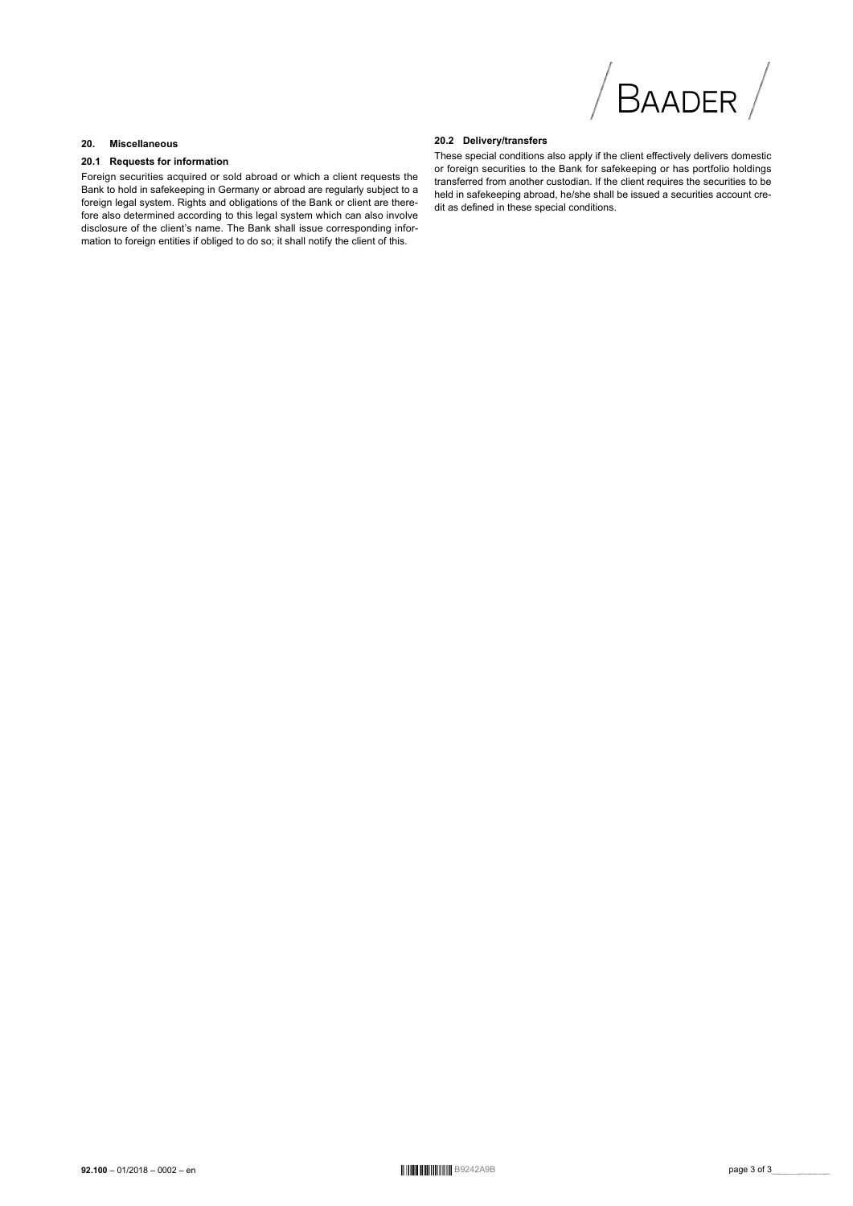## 20. Miscellaneous

### 20.1 Requests for information

Foreign securities acquired or sold abroad or which a client requests the Bank to hold in safekeeping in Germany or abroad are regularly subject to a foreign legal system. Rights and obligations of the Bank or client are therefore also determined according to this legal system which can also involve disclosure of the client's name. The Bank shall issue corresponding information to foreign entities if obliged to do so; it shall notify the client of this.

### 20.2 Delivery/transfers

These special conditions also apply if the client effectively delivers domestic or foreign securities to the Bank for safekeeping or has portfolio holdings transferred from another custodian. If the client requires the securities to be held in safekeeping abroad, he/she shall be issued a securities account credit as defined in these special conditions.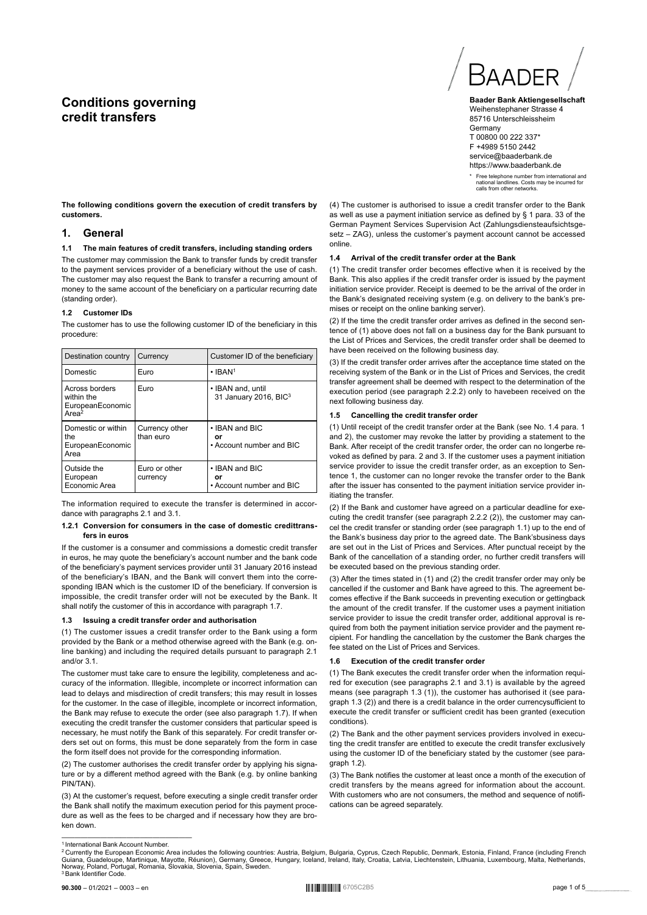# Conditions governing credit transfers

**Baader Bank Aktiengesellschaft**
Weihenstephaner Strasse 4
85716 Unterschleissheim
Germany
T 00800 00 222 337*
F +4989 5150 2442
service@baaderbank.de
https://www.baaderbank.de

\* Free telephone number from international and national landlines. Costs may be incurred for calls from other networks.

**The following conditions govern the execution of credit transfers by customers.**

## 1. General

### 1.1 The main features of credit transfers, including standing orders

The customer may commission the Bank to transfer funds by credit transfer to the payment services provider of a beneficiary without the use of cash. The customer may also request the Bank to transfer a recurring amount of money to the same account of the beneficiary on a particular recurring date (standing order).

### 1.2 Customer IDs

The customer has to use the following customer ID of the beneficiary in this procedure:

| Destination country | Currency | Customer ID of the beneficiary |
|---|---|---|
| Domestic | Euro | • IBAN[1] |
| Across borders within the EuropeanEconomic Area[2] | Euro | • IBAN and, until 31 January 2016, BIC[3] |
| Domestic or within the EuropeanEconomic Area | Currency other than euro | • IBAN and BIC **or** • Account number and BIC |
| Outside the European Economic Area | Euro or other currency | • IBAN and BIC **or** • Account number and BIC |

The information required to execute the transfer is determined in accordance with paragraphs 2.1 and 3.1.

#### 1.2.1 Conversion for consumers in the case of domestic credittransfers in euros

If the customer is a consumer and commissions a domestic credit transfer in euros, he may quote the beneficiary's account number and the bank code of the beneficiary's payment services provider until 31 January 2016 instead of the beneficiary's IBAN, and the Bank will convert them into the corresponding IBAN which is the customer ID of the beneficiary. If conversion is impossible, the credit transfer order will not be executed by the Bank. It shall notify the customer of this in accordance with paragraph 1.7.

### 1.3 Issuing a credit transfer order and authorisation

(1) The customer issues a credit transfer order to the Bank using a form provided by the Bank or a method otherwise agreed with the Bank (e.g. online banking) and including the required details pursuant to paragraph 2.1 and/or 3.1.

The customer must take care to ensure the legibility, completeness and accuracy of the information. Illegible, incomplete or incorrect information can lead to delays and misdirection of credit transfers; this may result in losses for the customer. In the case of illegible, incomplete or incorrect information, the Bank may refuse to execute the order (see also paragraph 1.7). If when executing the credit transfer the customer considers that particular speed is necessary, he must notify the Bank of this separately. For credit transfer orders set out on forms, this must be done separately from the form in case the form itself does not provide for the corresponding information.

(2) The customer authorises the credit transfer order by applying his signature or by a different method agreed with the Bank (e.g. by online banking PIN/TAN).

(3) At the customer's request, before executing a single credit transfer order the Bank shall notify the maximum execution period for this payment procedure as well as the fees to be charged and if necessary how they are broken down.

(4) The customer is authorised to issue a credit transfer order to the Bank as well as use a payment initiation service as defined by § 1 para. 33 of the German Payment Services Supervision Act (Zahlungsdiensteaufsichtsgesetz – ZAG), unless the customer's payment account cannot be accessed online.

### 1.4 Arrival of the credit transfer order at the Bank

(1) The credit transfer order becomes effective when it is received by the Bank. This also applies if the credit transfer order is issued by the payment initiation service provider. Receipt is deemed to be the arrival of the order in the Bank's designated receiving system (e.g. on delivery to the bank's premises or receipt on the online banking server).

(2) If the time the credit transfer order arrives as defined in the second sentence of (1) above does not fall on a business day for the Bank pursuant to the List of Prices and Services, the credit transfer order shall be deemed to have been received on the following business day.

(3) If the credit transfer order arrives after the acceptance time stated on the receiving system of the Bank or in the List of Prices and Services, the credit transfer agreement shall be deemed with respect to the determination of the execution period (see paragraph 2.2.2) only to havebeen received on the next following business day.

### 1.5 Cancelling the credit transfer order

(1) Until receipt of the credit transfer order at the Bank (see No. 1.4 para. 1 and 2), the customer may revoke the latter by providing a statement to the Bank. After receipt of the credit transfer order, the order can no longerbe revoked as defined by para. 2 and 3. If the customer uses a payment initiation service provider to issue the credit transfer order, as an exception to Sentence 1, the customer can no longer revoke the transfer order to the Bank after the issuer has consented to the payment initiation service provider initiating the transfer.

(2) If the Bank and customer have agreed on a particular deadline for executing the credit transfer (see paragraph 2.2.2 (2)), the customer may cancel the credit transfer or standing order (see paragraph 1.1) up to the end of the Bank's business day prior to the agreed date. The Bank'sbusiness days are set out in the List of Prices and Services. After punctual receipt by the Bank of the cancellation of a standing order, no further credit transfers will be executed based on the previous standing order.

(3) After the times stated in (1) and (2) the credit transfer order may only be cancelled if the customer and Bank have agreed to this. The agreement becomes effective if the Bank succeeds in preventing execution or gettingback the amount of the credit transfer. If the customer uses a payment initiation service provider to issue the credit transfer order, additional approval is required from both the payment initiation service provider and the payment recipient. For handling the cancellation by the customer the Bank charges the fee stated on the List of Prices and Services.

### 1.6 Execution of the credit transfer order

(1) The Bank executes the credit transfer order when the information required for execution (see paragraphs 2.1 and 3.1) is available by the agreed means (see paragraph 1.3 (1)), the customer has authorised it (see paragraph 1.3 (2)) and there is a credit balance in the order currencysufficient to execute the credit transfer or sufficient credit has been granted (execution conditions).

(2) The Bank and the other payment services providers involved in executing the credit transfer are entitled to execute the credit transfer exclusively using the customer ID of the beneficiary stated by the customer (see paragraph 1.2).

(3) The Bank notifies the customer at least once a month of the execution of credit transfers by the means agreed for information about the account. With customers who are not consumers, the method and sequence of notifications can be agreed separately.

---

[1] International Bank Account Number.

[2] Currently the European Economic Area includes the following countries: Austria, Belgium, Bulgaria, Cyprus, Czech Republic, Denmark, Estonia, Finland, France (including French Guiana, Guadeloupe, Martinique, Mayotte, Réunion), Germany, Greece, Hungary, Iceland, Ireland, Italy, Croatia, Latvia, Liechtenstein, Lithuania, Luxembourg, Malta, Netherlands, Norway, Poland, Portugal, Romania, Slovakia, Slovenia, Spain, Sweden.

[3] Bank Identifier Code.

**90.300** – 01/2021 – 0003 – en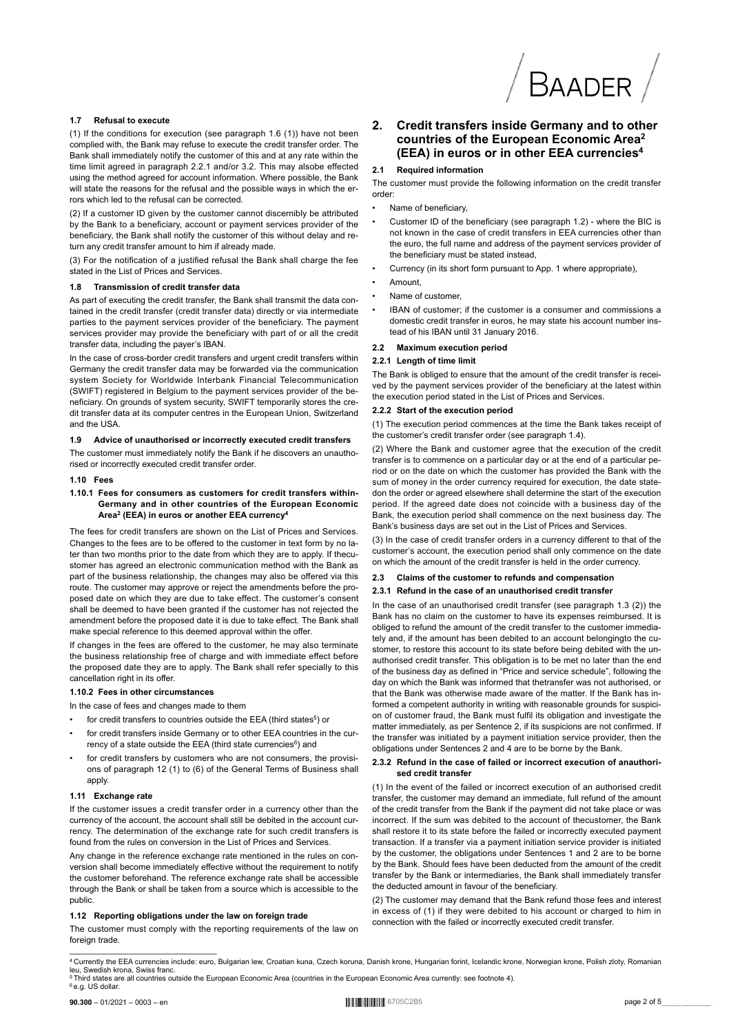### 1.7 Refusal to execute

(1) If the conditions for execution (see paragraph 1.6 (1)) have not been complied with, the Bank may refuse to execute the credit transfer order. The Bank shall immediately notify the customer of this and at any rate within the time limit agreed in paragraph 2.2.1 and/or 3.2. This may alsobe effected using the method agreed for account information. Where possible, the Bank will state the reasons for the refusal and the possible ways in which the errors which led to the refusal can be corrected.

(2) If a customer ID given by the customer cannot discernibly be attributed by the Bank to a beneficiary, account or payment services provider of the beneficiary, the Bank shall notify the customer of this without delay and return any credit transfer amount to him if already made.

(3) For the notification of a justified refusal the Bank shall charge the fee stated in the List of Prices and Services.

### 1.8 Transmission of credit transfer data

As part of executing the credit transfer, the Bank shall transmit the data contained in the credit transfer (credit transfer data) directly or via intermediate parties to the payment services provider of the beneficiary. The payment services provider may provide the beneficiary with part of or all the credit transfer data, including the payer's IBAN.

In the case of cross-border credit transfers and urgent credit transfers within Germany the credit transfer data may be forwarded via the communication system Society for Worldwide Interbank Financial Telecommunication (SWIFT) registered in Belgium to the payment services provider of the beneficiary. On grounds of system security, SWIFT temporarily stores the credit transfer data at its computer centres in the European Union, Switzerland and the USA.

### 1.9 Advice of unauthorised or incorrectly executed credit transfers

The customer must immediately notify the Bank if he discovers an unauthorised or incorrectly executed credit transfer order.

### 1.10 Fees

#### 1.10.1 Fees for consumers as customers for credit transfers within Germany and in other countries of the European Economic Area[2] (EEA) in euros or another EEA currency[4]

The fees for credit transfers are shown on the List of Prices and Services. Changes to the fees are to be offered to the customer in text form by no later than two months prior to the date from which they are to apply. If thecustomer has agreed an electronic communication method with the Bank as part of the business relationship, the changes may also be offered via this route. The customer may approve or reject the amendments before the proposed date on which they are due to take effect. The customer's consent shall be deemed to have been granted if the customer has not rejected the amendment before the proposed date it is due to take effect. The Bank shall make special reference to this deemed approval within the offer.

If changes in the fees are offered to the customer, he may also terminate the business relationship free of charge and with immediate effect before the proposed date they are to apply. The Bank shall refer specially to this cancellation right in its offer.

#### 1.10.2 Fees in other circumstances

In the case of fees and changes made to them

- for credit transfers to countries outside the EEA (third states[5]) or
- for credit transfers inside Germany or to other EEA countries in the currency of a state outside the EEA (third state currencies[6]) and
- for credit transfers by customers who are not consumers, the provisions of paragraph 12 (1) to (6) of the General Terms of Business shall apply.

### 1.11 Exchange rate

If the customer issues a credit transfer order in a currency other than the currency of the account, the account shall still be debited in the account currency. The determination of the exchange rate for such credit transfers is found from the rules on conversion in the List of Prices and Services.

Any change in the reference exchange rate mentioned in the rules on conversion shall become immediately effective without the requirement to notify the customer beforehand. The reference exchange rate shall be accessible through the Bank or shall be taken from a source which is accessible to the public.

### 1.12 Reporting obligations under the law on foreign trade

The customer must comply with the reporting requirements of the law on foreign trade.

## 2. Credit transfers inside Germany and to other countries of the European Economic Area[2] (EEA) in euros or in other EEA currencies[4]

### 2.1 Required information

The customer must provide the following information on the credit transfer order:

- Name of beneficiary,
- Customer ID of the beneficiary (see paragraph 1.2) - where the BIC is not known in the case of credit transfers in EEA currencies other than the euro, the full name and address of the payment services provider of the beneficiary must be stated instead,
- Currency (in its short form pursuant to App. 1 where appropriate),
- Amount,
- Name of customer,
- IBAN of customer; if the customer is a consumer and commissions a domestic credit transfer in euros, he may state his account number instead of his IBAN until 31 January 2016.

### 2.2 Maximum execution period

#### 2.2.1 Length of time limit

The Bank is obliged to ensure that the amount of the credit transfer is received by the payment services provider of the beneficiary at the latest within the execution period stated in the List of Prices and Services.

#### 2.2.2 Start of the execution period

(1) The execution period commences at the time the Bank takes receipt of the customer's credit transfer order (see paragraph 1.4).

(2) Where the Bank and customer agree that the execution of the credit transfer is to commence on a particular day or at the end of a particular period or on the date on which the customer has provided the Bank with the sum of money in the order currency required for execution, the date statedon the order or agreed elsewhere shall determine the start of the execution period. If the agreed date does not coincide with a business day of the Bank, the execution period shall commence on the next business day. The Bank's business days are set out in the List of Prices and Services.

(3) In the case of credit transfer orders in a currency different to that of the customer's account, the execution period shall only commence on the date on which the amount of the credit transfer is held in the order currency.

### 2.3 Claims of the customer to refunds and compensation

#### 2.3.1 Refund in the case of an unauthorised credit transfer

In the case of an unauthorised credit transfer (see paragraph 1.3 (2)) the Bank has no claim on the customer to have its expenses reimbursed. It is obliged to refund the amount of the credit transfer to the customer immediately and, if the amount has been debited to an account belongingto the customer, to restore this account to its state before being debited with the unauthorised credit transfer. This obligation is to be met no later than the end of the business day as defined in "Price and service schedule", following the day on which the Bank was informed that thetransfer was not authorised, or that the Bank was otherwise made aware of the matter. If the Bank has informed a competent authority in writing with reasonable grounds for suspicion of customer fraud, the Bank must fulfil its obligation and investigate the matter immediately, as per Sentence 2, if its suspicions are not confirmed. If the transfer was initiated by a payment initiation service provider, then the obligations under Sentences 2 and 4 are to be borne by the Bank.

#### 2.3.2 Refund in the case of failed or incorrect execution of anauthorised credit transfer

(1) In the event of the failed or incorrect execution of an authorised credit transfer, the customer may demand an immediate, full refund of the amount of the credit transfer from the Bank if the payment did not take place or was incorrect. If the sum was debited to the account of thecustomer, the Bank shall restore it to its state before the failed or incorrectly executed payment transaction. If a transfer via a payment initiation service provider is initiated by the customer, the obligations under Sentences 1 and 2 are to be borne by the Bank. Should fees have been deducted from the amount of the credit transfer by the Bank or intermediaries, the Bank shall immediately transfer the deducted amount in favour of the beneficiary.

(2) The customer may demand that the Bank refund those fees and interest in excess of (1) if they were debited to his account or charged to him in connection with the failed or incorrectly executed credit transfer.

---

[4] Currently the EEA currencies include: euro, Bulgarian lew, Croatian kuna, Czech koruna, Danish krone, Hungarian forint, Icelandic krone, Norwegian krone, Polish zloty, Romanian leu, Swedish krona, Swiss franc.

[5] Third states are all countries outside the European Economic Area (countries in the European Economic Area currently: see footnote 4).

[6] e.g. US dollar.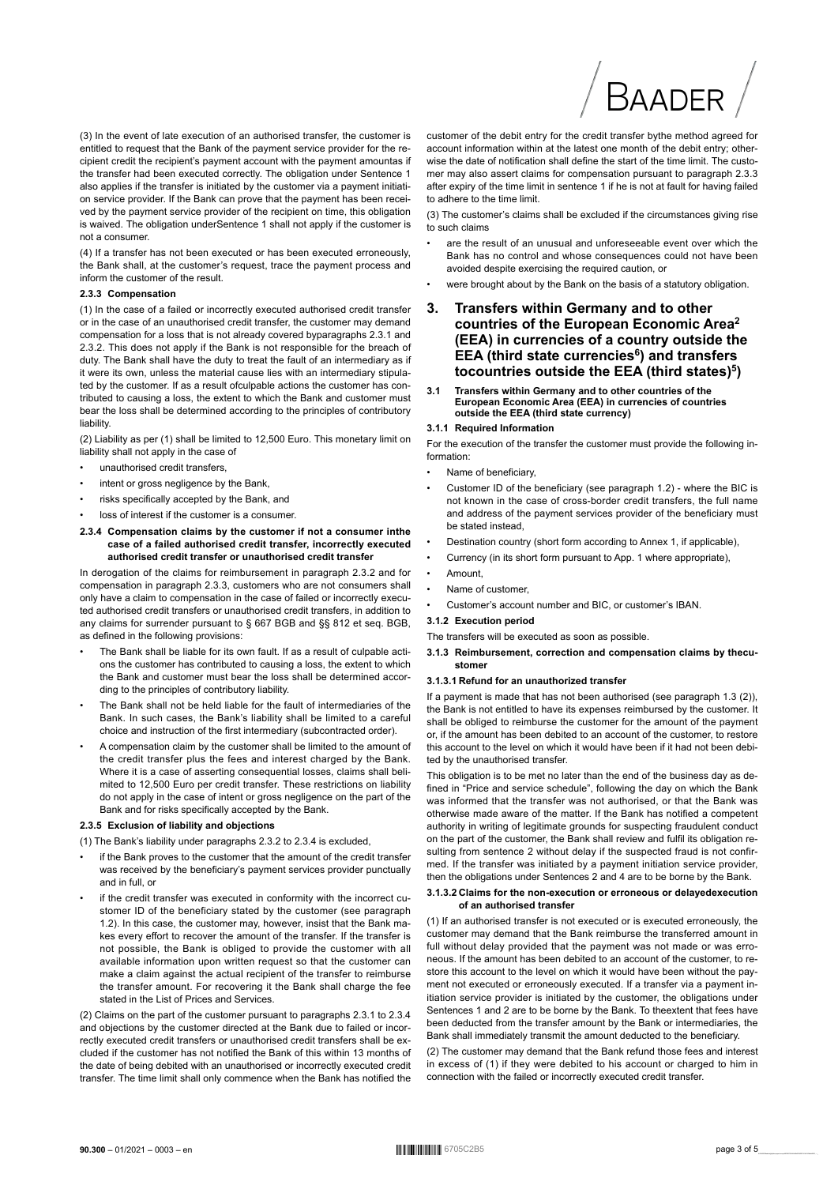(3) In the event of late execution of an authorised transfer, the customer is entitled to request that the Bank of the payment service provider for the recipient credit the recipient's payment account with the payment amountas if the transfer had been executed correctly. The obligation under Sentence 1 also applies if the transfer is initiated by the customer via a payment initiation service provider. If the Bank can prove that the payment has been received by the payment service provider of the recipient on time, this obligation is waived. The obligation underSentence 1 shall not apply if the customer is not a consumer.

(4) If a transfer has not been executed or has been executed erroneously, the Bank shall, at the customer's request, trace the payment process and inform the customer of the result.

#### 2.3.3 Compensation

(1) In the case of a failed or incorrectly executed authorised credit transfer or in the case of an unauthorised credit transfer, the customer may demand compensation for a loss that is not already covered byparagraphs 2.3.1 and 2.3.2. This does not apply if the Bank is not responsible for the breach of duty. The Bank shall have the duty to treat the fault of an intermediary as if it were its own, unless the material cause lies with an intermediary stipulated by the customer. If as a result ofculpable actions the customer has contributed to causing a loss, the extent to which the Bank and customer must bear the loss shall be determined according to the principles of contributory liability.

(2) Liability as per (1) shall be limited to 12,500 Euro. This monetary limit on liability shall not apply in the case of

- unauthorised credit transfers,
- intent or gross negligence by the Bank,
- risks specifically accepted by the Bank, and
- loss of interest if the customer is a consumer.

#### 2.3.4 Compensation claims by the customer if not a consumer inthe case of a failed authorised credit transfer, incorrectly executed authorised credit transfer or unauthorised credit transfer

In derogation of the claims for reimbursement in paragraph 2.3.2 and for compensation in paragraph 2.3.3, customers who are not consumers shall only have a claim to compensation in the case of failed or incorrectly executed authorised credit transfers or unauthorised credit transfers, in addition to any claims for surrender pursuant to § 667 BGB and §§ 812 et seq. BGB, as defined in the following provisions:

- The Bank shall be liable for its own fault. If as a result of culpable actions the customer has contributed to causing a loss, the extent to which the Bank and customer must bear the loss shall be determined according to the principles of contributory liability.
- The Bank shall not be held liable for the fault of intermediaries of the Bank. In such cases, the Bank's liability shall be limited to a careful choice and instruction of the first intermediary (subcontracted order).
- A compensation claim by the customer shall be limited to the amount of the credit transfer plus the fees and interest charged by the Bank. Where it is a case of asserting consequential losses, claims shall belimited to 12,500 Euro per credit transfer. These restrictions on liability do not apply in the case of intent or gross negligence on the part of the Bank and for risks specifically accepted by the Bank.

#### 2.3.5 Exclusion of liability and objections

(1) The Bank's liability under paragraphs 2.3.2 to 2.3.4 is excluded,

- if the Bank proves to the customer that the amount of the credit transfer was received by the beneficiary's payment services provider punctually and in full, or
- if the credit transfer was executed in conformity with the incorrect customer ID of the beneficiary stated by the customer (see paragraph 1.2). In this case, the customer may, however, insist that the Bank makes every effort to recover the amount of the transfer. If the transfer is not possible, the Bank is obliged to provide the customer with all available information upon written request so that the customer can make a claim against the actual recipient of the transfer to reimburse the transfer amount. For recovering it the Bank shall charge the fee stated in the List of Prices and Services.

(2) Claims on the part of the customer pursuant to paragraphs 2.3.1 to 2.3.4 and objections by the customer directed at the Bank due to failed or incorrectly executed credit transfers or unauthorised credit transfers shall be excluded if the customer has not notified the Bank of this within 13 months of the date of being debited with an unauthorised or incorrectly executed credit transfer. The time limit shall only commence when the Bank has notified the customer of the debit entry for the credit transfer bythe method agreed for account information within at the latest one month of the debit entry; otherwise the date of notification shall define the start of the time limit. The customer may also assert claims for compensation pursuant to paragraph 2.3.3 after expiry of the time limit in sentence 1 if he is not at fault for having failed to adhere to the time limit.

(3) The customer's claims shall be excluded if the circumstances giving rise to such claims

- are the result of an unusual and unforeseeable event over which the Bank has no control and whose consequences could not have been avoided despite exercising the required caution, or
- were brought about by the Bank on the basis of a statutory obligation.

## 3. Transfers within Germany and to other countries of the European Economic Area[2] (EEA) in currencies of a country outside the EEA (third state currencies[6]) and transfers tocountries outside the EEA (third states)[5])

### 3.1 Transfers within Germany and to other countries of the European Economic Area (EEA) in currencies of countries outside the EEA (third state currency)

#### 3.1.1 Required Information

For the execution of the transfer the customer must provide the following information:

- Name of beneficiary,
- Customer ID of the beneficiary (see paragraph 1.2) - where the BIC is not known in the case of cross-border credit transfers, the full name and address of the payment services provider of the beneficiary must be stated instead,
- Destination country (short form according to Annex 1, if applicable),
- Currency (in its short form pursuant to App. 1 where appropriate),
- Amount,
- Name of customer,
- Customer's account number and BIC, or customer's IBAN.

#### 3.1.2 Execution period

The transfers will be executed as soon as possible.

#### 3.1.3 Reimbursement, correction and compensation claims by thecustomer

##### 3.1.3.1 Refund for an unauthorized transfer

If a payment is made that has not been authorised (see paragraph 1.3 (2)), the Bank is not entitled to have its expenses reimbursed by the customer. It shall be obliged to reimburse the customer for the amount of the payment or, if the amount has been debited to an account of the customer, to restore this account to the level on which it would have been if it had not been debited by the unauthorised transfer.

This obligation is to be met no later than the end of the business day as defined in "Price and service schedule", following the day on which the Bank was informed that the transfer was not authorised, or that the Bank was otherwise made aware of the matter. If the Bank has notified a competent authority in writing of legitimate grounds for suspecting fraudulent conduct on the part of the customer, the Bank shall review and fulfil its obligation resulting from sentence 2 without delay if the suspected fraud is not confirmed. If the transfer was initiated by a payment initiation service provider, then the obligations under Sentences 2 and 4 are to be borne by the Bank.

##### 3.1.3.2 Claims for the non-execution or erroneous or delayedexecution of an authorised transfer

(1) If an authorised transfer is not executed or is executed erroneously, the customer may demand that the Bank reimburse the transferred amount in full without delay provided that the payment was not made or was erroneous. If the amount has been debited to an account of the customer, to restore this account to the level on which it would have been without the payment not executed or erroneously executed. If a transfer via a payment initiation service provider is initiated by the customer, the obligations under Sentences 1 and 2 are to be borne by the Bank. To theextent that fees have been deducted from the transfer amount by the Bank or intermediaries, the Bank shall immediately transmit the amount deducted to the beneficiary.

(2) The customer may demand that the Bank refund those fees and interest in excess of (1) if they were debited to his account or charged to him in connection with the failed or incorrectly executed credit transfer.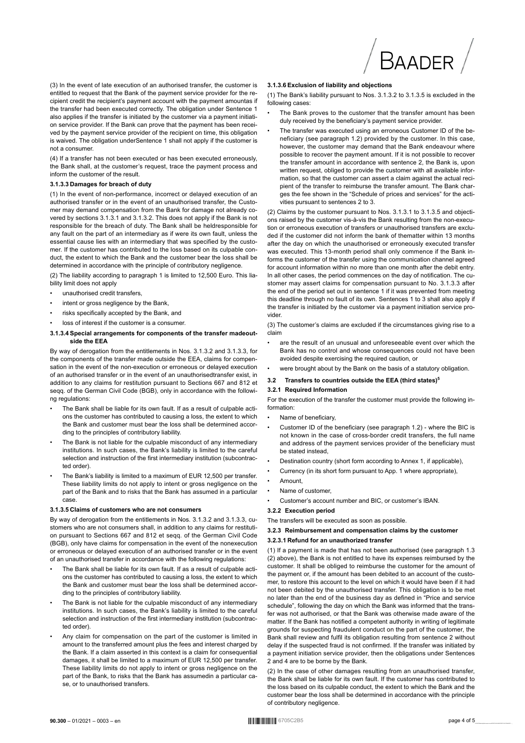(3) In the event of late execution of an authorised transfer, the customer is entitled to request that the Bank of the payment service provider for the recipient credit the recipient's payment account with the payment amountas if the transfer had been executed correctly. The obligation under Sentence 1 also applies if the transfer is initiated by the customer via a payment initiation service provider. If the Bank can prove that the payment has been received by the payment service provider of the recipient on time, this obligation is waived. The obligation underSentence 1 shall not apply if the customer is not a consumer.

(4) If a transfer has not been executed or has been executed erroneously, the Bank shall, at the customer's request, trace the payment process and inform the customer of the result.

#### 3.1.3.3 Damages for breach of duty

(1) In the event of non-performance, incorrect or delayed execution of an authorised transfer or in the event of an unauthorised transfer, the Customer may demand compensation from the Bank for damage not already covered by sections 3.1.3.1 and 3.1.3.2. This does not apply if the Bank is not responsible for the breach of duty. The Bank shall be heldresponsible for any fault on the part of an intermediary as if were its own fault, unless the essential cause lies with an intermediary that was specified by the customer. If the customer has contributed to the loss based on its culpable conduct, the extent to which the Bank and the customer bear the loss shall be determined in accordance with the principle of contributory negligence.

(2) The liability according to paragraph 1 is limited to 12,500 Euro. This liability limit does not apply

- unauthorised credit transfers,
- intent or gross negligence by the Bank,
- risks specifically accepted by the Bank, and
- loss of interest if the customer is a consumer.

#### 3.1.3.4 Special arrangements for components of the transfer madeoutside the EEA

By way of derogation from the entitlements in Nos. 3.1.3.2 and 3.1.3.3, for the components of the transfer made outside the EEA, claims for compensation in the event of the non-execution or erroneous or delayed execution of an authorised transfer or in the event of an unauthorisedtransfer exist, in addition to any claims for restitution pursuant to Sections 667 and 812 et seqq. of the German Civil Code (BGB), only in accordance with the following regulations:

- The Bank shall be liable for its own fault. If as a result of culpable actions the customer has contributed to causing a loss, the extent to which the Bank and customer must bear the loss shall be determined according to the principles of contributory liability.
- The Bank is not liable for the culpable misconduct of any intermediary institutions. In such cases, the Bank's liability is limited to the careful selection and instruction of the first intermediary institution (subcontracted order).
- The Bank's liability is limited to a maximum of EUR 12,500 per transfer. These liability limits do not apply to intent or gross negligence on the part of the Bank and to risks that the Bank has assumed in a particular case.

#### 3.1.3.5 Claims of customers who are not consumers

By way of derogation from the entitlements in Nos. 3.1.3.2 and 3.1.3.3, customers who are not consumers shall, in addition to any claims for restitution pursuant to Sections 667 and 812 et seqq. of the German Civil Code (BGB), only have claims for compensation in the event of the nonexecution or erroneous or delayed execution of an authorised transfer or in the event of an unauthorised transfer in accordance with the following regulations:

- The Bank shall be liable for its own fault. If as a result of culpable actions the customer has contributed to causing a loss, the extent to which the Bank and customer must bear the loss shall be determined according to the principles of contributory liability.
- The Bank is not liable for the culpable misconduct of any intermediary institutions. In such cases, the Bank's liability is limited to the careful selection and instruction of the first intermediary institution (subcontracted order).
- Any claim for compensation on the part of the customer is limited in amount to the transferred amount plus the fees and interest charged by the Bank. If a claim asserted in this context is a claim for consequential damages, it shall be limited to a maximum of EUR 12,500 per transfer. These liability limits do not apply to intent or gross negligence on the part of the Bank, to risks that the Bank has assumedin a particular case, or to unauthorised transfers.

#### 3.1.3.6 Exclusion of liability and objections

(1) The Bank's liability pursuant to Nos. 3.1.3.2 to 3.1.3.5 is excluded in the following cases:

- The Bank proves to the customer that the transfer amount has been duly received by the beneficiary's payment service provider.
- The transfer was executed using an erroneous Customer ID of the beneficiary (see paragraph 1.2) provided by the customer. In this case, however, the customer may demand that the Bank endeavour where possible to recover the payment amount. If it is not possible to recover the transfer amount in accordance with sentence 2, the Bank is, upon written request, obliged to provide the customer with all available information, so that the customer can assert a claim against the actual recipient of the transfer to reimburse the transfer amount. The Bank charges the fee shown in the "Schedule of prices and services" for the activities pursuant to sentences 2 to 3.

(2) Claims by the customer pursuant to Nos. 3.1.3.1 to 3.1.3.5 and objections raised by the customer vis-à-vis the Bank resulting from the non-execution or erroneous execution of transfers or unauthorised transfers are excluded if the customer did not inform the bank of thematter within 13 months after the day on which the unauthorised or erroneously executed transfer was executed. This 13-month period shall only commence if the Bank informs the customer of the transfer using the communication channel agreed for account information within no more than one month after the debit entry. In all other cases, the period commences on the day of notification. The customer may assert claims for compensation pursuant to No. 3.1.3.3 after the end of the period set out in sentence 1 if it was prevented from meeting this deadline through no fault of its own. Sentences 1 to 3 shall also apply if the transfer is initiated by the customer via a payment initiation service provider.

(3) The customer's claims are excluded if the circumstances giving rise to a claim

- are the result of an unusual and unforeseeable event over which the Bank has no control and whose consequences could not have been avoided despite exercising the required caution, or
- were brought about by the Bank on the basis of a statutory obligation.

### 3.2 Transfers to countries outside the EEA (third states)[5]

#### 3.2.1 Required Information

For the execution of the transfer the customer must provide the following information:

- Name of beneficiary,
- Customer ID of the beneficiary (see paragraph 1.2) - where the BIC is not known in the case of cross-border credit transfers, the full name and address of the payment services provider of the beneficiary must be stated instead,
- Destination country (short form according to Annex 1, if applicable),
- Currency (in its short form pursuant to App. 1 where appropriate),
- Amount,
- Name of customer,
- Customer's account number and BIC, or customer's IBAN.

#### 3.2.2 Execution period

The transfers will be executed as soon as possible.

#### 3.2.3 Reimbursement and compensation claims by the customer

#### 3.2.3.1 Refund for an unauthorized transfer

(1) If a payment is made that has not been authorised (see paragraph 1.3 (2) above), the Bank is not entitled to have its expenses reimbursed by the customer. It shall be obliged to reimburse the customer for the amount of the payment or, if the amount has been debited to an account of the customer, to restore this account to the level on which it would have been if it had not been debited by the unauthorised transfer. This obligation is to be met no later than the end of the business day as defined in "Price and service schedule", following the day on which the Bank was informed that the transfer was not authorised, or that the Bank was otherwise made aware of the matter. If the Bank has notified a competent authority in writing of legitimate grounds for suspecting fraudulent conduct on the part of the customer, the Bank shall review and fulfil its obligation resulting from sentence 2 without delay if the suspected fraud is not confirmed. If the transfer was initiated by a payment initiation service provider, then the obligations under Sentences 2 and 4 are to be borne by the Bank.

(2) In the case of other damages resulting from an unauthorised transfer, the Bank shall be liable for its own fault. If the customer has contributed to the loss based on its culpable conduct, the extent to which the Bank and the customer bear the loss shall be determined in accordance with the principle of contributory negligence.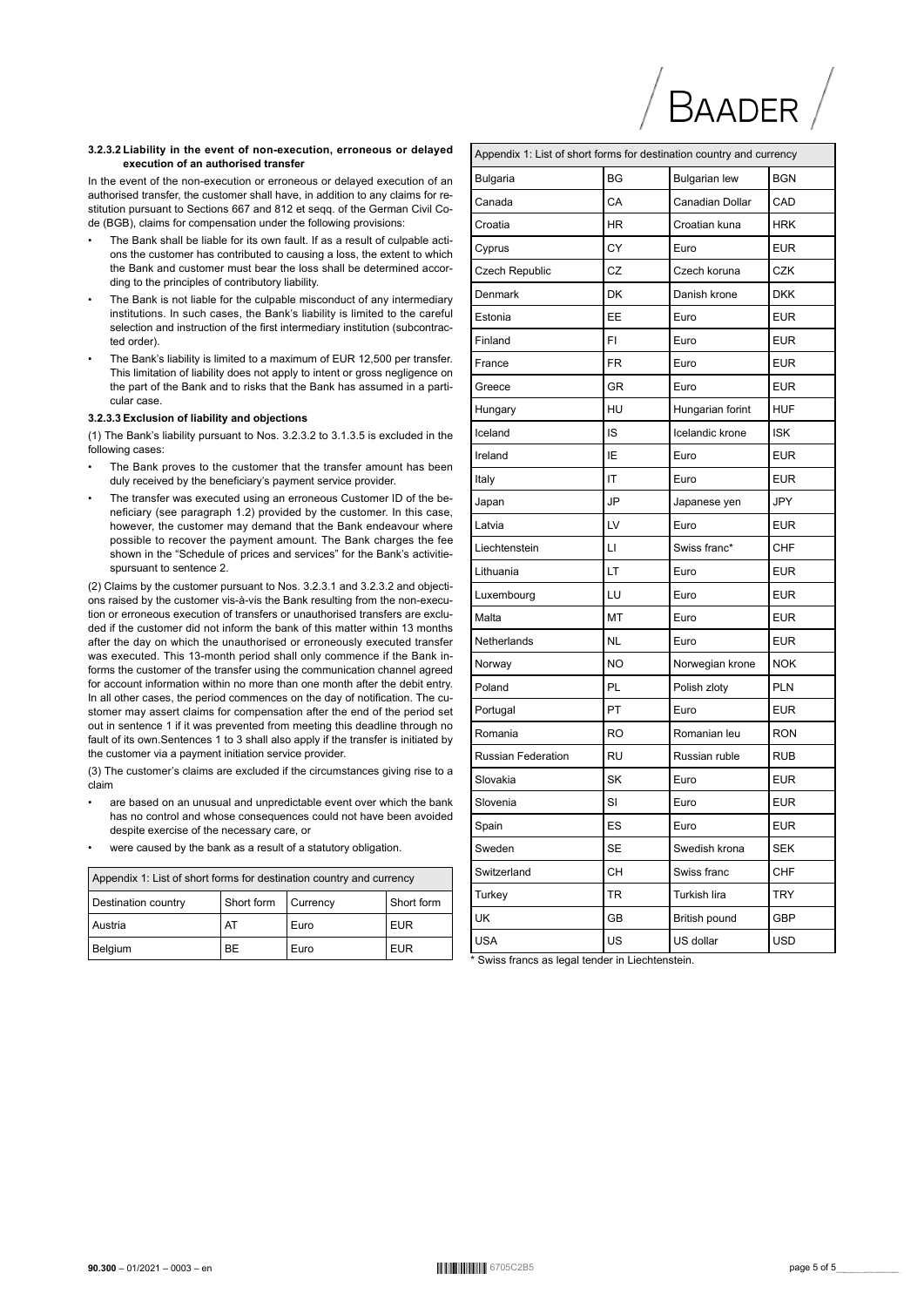#### 3.2.3.2 Liability in the event of non-execution, erroneous or delayed execution of an authorised transfer

In the event of the non-execution or erroneous or delayed execution of an authorised transfer, the customer shall have, in addition to any claims for restitution pursuant to Sections 667 and 812 et seqq. of the German Civil Code (BGB), claims for compensation under the following provisions:

- The Bank shall be liable for its own fault. If as a result of culpable actions the customer has contributed to causing a loss, the extent to which the Bank and customer must bear the loss shall be determined according to the principles of contributory liability.
- The Bank is not liable for the culpable misconduct of any intermediary institutions. In such cases, the Bank's liability is limited to the careful selection and instruction of the first intermediary institution (subcontracted order).
- The Bank's liability is limited to a maximum of EUR 12,500 per transfer. This limitation of liability does not apply to intent or gross negligence on the part of the Bank and to risks that the Bank has assumed in a particular case.

#### 3.2.3.3 Exclusion of liability and objections

(1) The Bank's liability pursuant to Nos. 3.2.3.2 to 3.1.3.5 is excluded in the following cases:

- The Bank proves to the customer that the transfer amount has been duly received by the beneficiary's payment service provider.
- The transfer was executed using an erroneous Customer ID of the beneficiary (see paragraph 1.2) provided by the customer. In this case, however, the customer may demand that the Bank endeavour where possible to recover the payment amount. The Bank charges the fee shown in the "Schedule of prices and services" for the Bank's activitiespursuant to sentence 2.

(2) Claims by the customer pursuant to Nos. 3.2.3.1 and 3.2.3.2 and objections raised by the customer vis-à-vis the Bank resulting from the non-execution or erroneous execution of transfers or unauthorised transfers are excluded if the customer did not inform the bank of this matter within 13 months after the day on which the unauthorised or erroneously executed transfer was executed. This 13-month period shall only commence if the Bank informs the customer of the transfer using the communication channel agreed for account information within no more than one month after the debit entry. In all other cases, the period commences on the day of notification. The customer may assert claims for compensation after the end of the period set out in sentence 1 if it was prevented from meeting this deadline through no fault of its own.Sentences 1 to 3 shall also apply if the transfer is initiated by the customer via a payment initiation service provider.

(3) The customer's claims are excluded if the circumstances giving rise to a claim

- are based on an unusual and unpredictable event over which the bank has no control and whose consequences could not have been avoided despite exercise of the necessary care, or
- were caused by the bank as a result of a statutory obligation.

| Appendix 1: List of short forms for destination country and currency | | | |
|---|---|---|---|
| Destination country | Short form | Currency | Short form |
| Austria | AT | Euro | EUR |
| Belgium | BE | Euro | EUR |
| Bulgaria | BG | Bulgarian lew | BGN |
| Canada | CA | Canadian Dollar | CAD |
| Croatia | HR | Croatian kuna | HRK |
| Cyprus | CY | Euro | EUR |
| Czech Republic | CZ | Czech koruna | CZK |
| Denmark | DK | Danish krone | DKK |
| Estonia | EE | Euro | EUR |
| Finland | FI | Euro | EUR |
| France | FR | Euro | EUR |
| Greece | GR | Euro | EUR |
| Hungary | HU | Hungarian forint | HUF |
| Iceland | IS | Icelandic krone | ISK |
| Ireland | IE | Euro | EUR |
| Italy | IT | Euro | EUR |
| Japan | JP | Japanese yen | JPY |
| Latvia | LV | Euro | EUR |
| Liechtenstein | LI | Swiss franc* | CHF |
| Lithuania | LT | Euro | EUR |
| Luxembourg | LU | Euro | EUR |
| Malta | MT | Euro | EUR |
| Netherlands | NL | Euro | EUR |
| Norway | NO | Norwegian krone | NOK |
| Poland | PL | Polish zloty | PLN |
| Portugal | PT | Euro | EUR |
| Romania | RO | Romanian leu | RON |
| Russian Federation | RU | Russian ruble | RUB |
| Slovakia | SK | Euro | EUR |
| Slovenia | SI | Euro | EUR |
| Spain | ES | Euro | EUR |
| Sweden | SE | Swedish krona | SEK |
| Switzerland | CH | Swiss franc | CHF |
| Turkey | TR | Turkish lira | TRY |
| UK | GB | British pound | GBP |
| USA | US | US dollar | USD |

* Swiss francs as legal tender in Liechtenstein.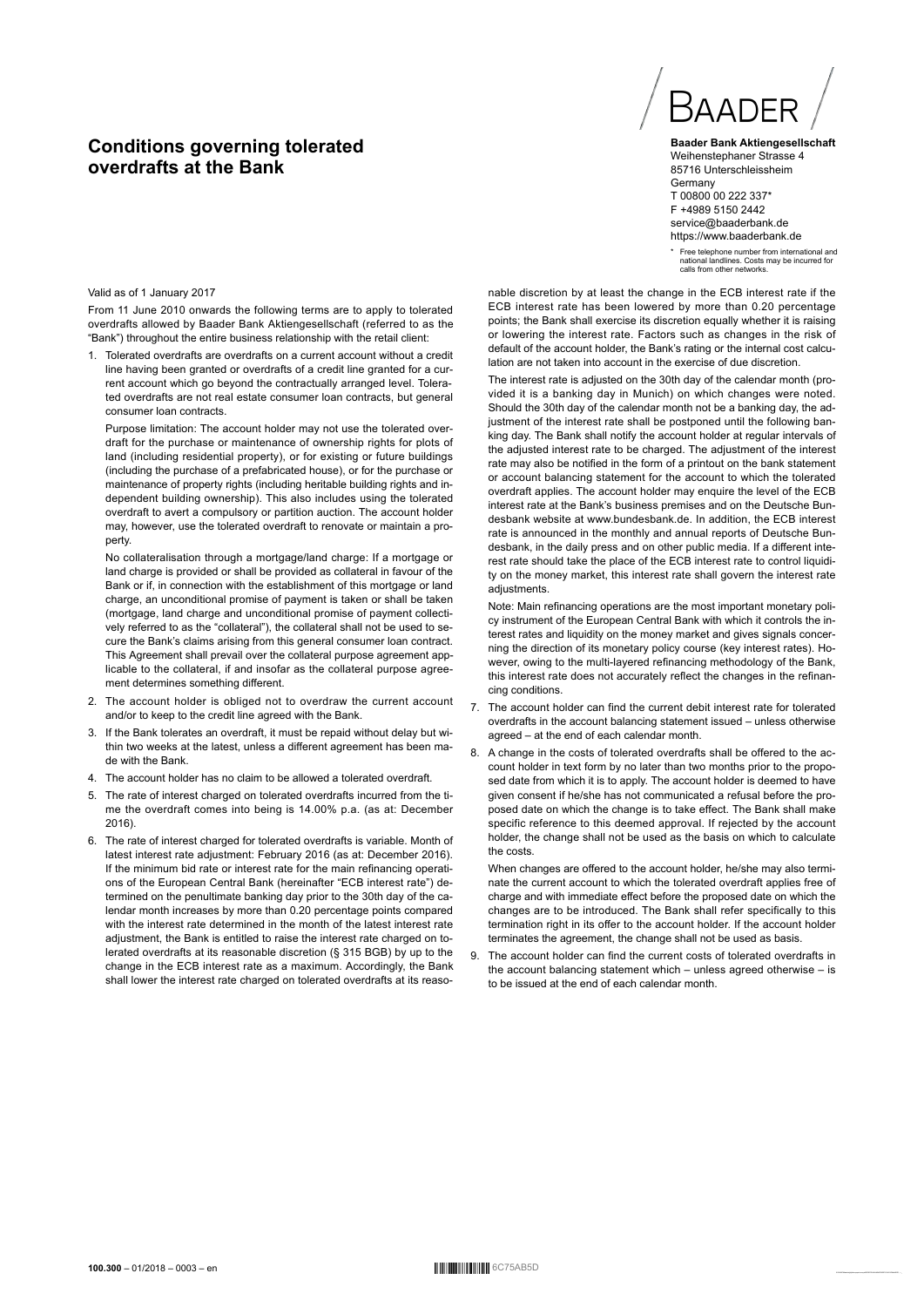# Conditions governing tolerated overdrafts at the Bank

**Baader Bank Aktiengesellschaft**
Weihenstephaner Strasse 4
85716 Unterschleissheim
Germany
T 00800 00 222 337*
F +4989 5150 2442
service@baaderbank.de
https://www.baaderbank.de

\* Free telephone number from international and national landlines. Costs may be incurred for calls from other networks.

Valid as of 1 January 2017

From 11 June 2010 onwards the following terms are to apply to tolerated overdrafts allowed by Baader Bank Aktiengesellschaft (referred to as the "Bank") throughout the entire business relationship with the retail client:

1. Tolerated overdrafts are overdrafts on a current account without a credit line having been granted or overdrafts of a credit line granted for a current account which go beyond the contractually arranged level. Tolerated overdrafts are not real estate consumer loan contracts, but general consumer loan contracts.

   Purpose limitation: The account holder may not use the tolerated overdraft for the purchase or maintenance of ownership rights for plots of land (including residential property), or for existing or future buildings (including the purchase of a prefabricated house), or for the purchase or maintenance of property rights (including heritable building rights and independent building ownership). This also includes using the tolerated overdraft to avert a compulsory or partition auction. The account holder may, however, use the tolerated overdraft to renovate or maintain a property.

   No collateralisation through a mortgage/land charge: If a mortgage or land charge is provided or shall be provided as collateral in favour of the Bank or if, in connection with the establishment of this mortgage or land charge, an unconditional promise of payment is taken or shall be taken (mortgage, land charge and unconditional promise of payment collectively referred to as the "collateral"), the collateral shall not be used to secure the Bank's claims arising from this general consumer loan contract. This Agreement shall prevail over the collateral purpose agreement applicable to the collateral, if and insofar as the collateral purpose agreement determines something different.

2. The account holder is obliged not to overdraw the current account and/or to keep to the credit line agreed with the Bank.

3. If the Bank tolerates an overdraft, it must be repaid without delay but within two weeks at the latest, unless a different agreement has been made with the Bank.

4. The account holder has no claim to be allowed a tolerated overdraft.

5. The rate of interest charged on tolerated overdrafts incurred from the time the overdraft comes into being is 14.00% p.a. (as at: December 2016).

6. The rate of interest charged for tolerated overdrafts is variable. Month of latest interest rate adjustment: February 2016 (as at: December 2016). If the minimum bid rate or interest rate for the main refinancing operations of the European Central Bank (hereinafter "ECB interest rate") determined on the penultimate banking day prior to the 30th day of the calendar month increases by more than 0.20 percentage points compared with the interest rate determined in the month of the latest interest rate adjustment, the Bank is entitled to raise the interest rate charged on tolerated overdrafts at its reasonable discretion (§ 315 BGB) by up to the change in the ECB interest rate as a maximum. Accordingly, the Bank shall lower the interest rate charged on tolerated overdrafts at its reasonable discretion by at least the change in the ECB interest rate if the ECB interest rate has been lowered by more than 0.20 percentage points; the Bank shall exercise its discretion equally whether it is raising or lowering the interest rate. Factors such as changes in the risk of default of the account holder, the Bank's rating or the internal cost calculation are not taken into account in the exercise of due discretion.

   The interest rate is adjusted on the 30th day of the calendar month (provided it is a banking day in Munich) on which changes were noted. Should the 30th day of the calendar month not be a banking day, the adjustment of the interest rate shall be postponed until the following banking day. The Bank shall notify the account holder at regular intervals of the adjusted interest rate to be charged. The adjustment of the interest rate may also be notified in the form of a printout on the bank statement or account balancing statement for the account to which the tolerated overdraft applies. The account holder may enquire the level of the ECB interest rate at the Bank's business premises and on the Deutsche Bundesbank website at www.bundesbank.de. In addition, the ECB interest rate is announced in the monthly and annual reports of Deutsche Bundesbank, in the daily press and on other public media. If a different interest rate should take the place of the ECB interest rate to control liquidity on the money market, this interest rate shall govern the interest rate adjustments.

   Note: Main refinancing operations are the most important monetary policy instrument of the European Central Bank with which it controls the interest rates and liquidity on the money market and gives signals concerning the direction of its monetary policy course (key interest rates). However, owing to the multi-layered refinancing methodology of the Bank, this interest rate does not accurately reflect the changes in the refinancing conditions.

7. The account holder can find the current debit interest rate for tolerated overdrafts in the account balancing statement issued – unless otherwise agreed – at the end of each calendar month.

8. A change in the costs of tolerated overdrafts shall be offered to the account holder in text form by no later than two months prior to the proposed date from which it is to apply. The account holder is deemed to have given consent if he/she has not communicated a refusal before the proposed date on which the change is to take effect. The Bank shall make specific reference to this deemed approval. If rejected by the account holder, the change shall not be used as the basis on which to calculate the costs.

   When changes are offered to the account holder, he/she may also terminate the current account to which the tolerated overdraft applies free of charge and with immediate effect before the proposed date on which the changes are to be introduced. The Bank shall refer specifically to this termination right in its offer to the account holder. If the account holder terminates the agreement, the change shall not be used as basis.

9. The account holder can find the current costs of tolerated overdrafts in the account balancing statement which – unless agreed otherwise – is to be issued at the end of each calendar month.

**100.300** – 01/2018 – 0003 – en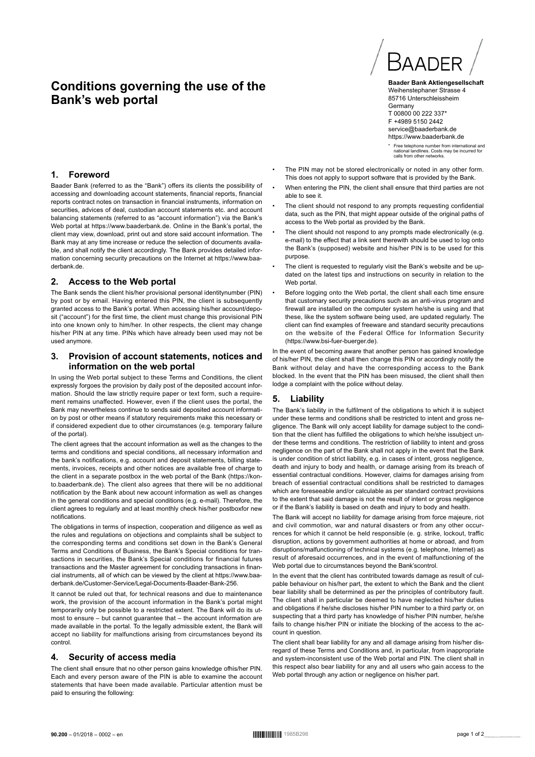# Conditions governing the use of the Bank's web portal

**Baader Bank Aktiengesellschaft**
Weihenstephaner Strasse 4
85716 Unterschleissheim
Germany
T 00800 00 222 337*
F +4989 5150 2442
service@baaderbank.de
https://www.baaderbank.de

\* Free telephone number from international and national landlines. Costs may be incurred for calls from other networks.

## 1. Foreword

Baader Bank (referred to as the "Bank") offers its clients the possibility of accessing and downloading account statements, financial reports, financial reports contract notes on transaction in financial instruments, information on securities, advices of deal, custodian account statements etc. and account balancing statements (referred to as "account information") via the Bank's Web portal at https://www.baaderbank.de. Online in the Bank's portal, the client may view, download, print out and store said account information. The Bank may at any time increase or reduce the selection of documents available, and shall notify the client accordingly. The Bank provides detailed information concerning security precautions on the Internet at https://www.baaderbank.de.

## 2. Access to the Web portal

The Bank sends the client his/her provisional personal identitynumber (PIN) by post or by email. Having entered this PIN, the client is subsequently granted access to the Bank's portal. When accessing his/her account/deposit ("account") for the first time, the client must change this provisional PIN into one known only to him/her. In other respects, the client may change his/her PIN at any time. PINs which have already been used may not be used anymore.

## 3. Provision of account statements, notices and information on the web portal

In using the Web portal subject to these Terms and Conditions, the client expressly forgoes the provision by daily post of the deposited account information. Should the law strictly require paper or text form, such a requirement remains unaffected. However, even if the client uses the portal, the Bank may nevertheless continue to sends said deposited account information by post or other means if statutory requirements make this necessary or if considered expedient due to other circumstances (e.g. temporary failure of the portal).

The client agrees that the account information as well as the changes to the terms and conditions and special conditions, all necessary information and the bank's notifications, e.g. account and deposit statements, billing statements, invoices, receipts and other notices are available free of charge to the client in a separate postbox in the web portal of the Bank (https://konto.baaderbank.de). The client also agrees that there will be no additional notification by the Bank about new account information as well as changes in the general conditions and special conditions (e.g. e-mail). Therefore, the client agrees to regularly and at least monthly check his/her postboxfor new notifications.

The obligations in terms of inspection, cooperation and diligence as well as the rules and regulations on objections and complaints shall be subject to the corresponding terms and conditions set down in the Bank's General Terms and Conditions of Business, the Bank's Special conditions for transactions in securities, the Bank's Special conditions for financial futures transactions and the Master agreement for concluding transactions in financial instruments, all of which can be viewed by the client at https://www.baaderbank.de/Customer-Service/Legal-Documents-Baader-Bank-256.

It cannot be ruled out that, for technical reasons and due to maintenance work, the provision of the account information in the Bank's portal might temporarily only be possible to a restricted extent. The Bank will do its utmost to ensure – but cannot guarantee that – the account information are made available in the portal. To the legally admissible extent, the Bank will accept no liability for malfunctions arising from circumstances beyond its control.

## 4. Security of access media

The client shall ensure that no other person gains knowledge ofhis/her PIN. Each and every person aware of the PIN is able to examine the account statements that have been made available. Particular attention must be paid to ensuring the following:

- The PIN may not be stored electronically or noted in any other form. This does not apply to support software that is provided by the Bank.
- When entering the PIN, the client shall ensure that third parties are not able to see it.
- The client should not respond to any prompts requesting confidential data, such as the PIN, that might appear outside of the original paths of access to the Web portal as provided by the Bank.
- The client should not respond to any prompts made electronically (e.g. e-mail) to the effect that a link sent therewith should be used to log onto the Bank's (supposed) website and his/her PIN is to be used for this purpose.
- The client is requested to regularly visit the Bank's website and be updated on the latest tips and instructions on security in relation to the Web portal.
- Before logging onto the Web portal, the client shall each time ensure that customary security precautions such as an anti-virus program and firewall are installed on the computer system he/she is using and that these, like the system software being used, are updated regularly. The client can find examples of freeware and standard security precautions on the website of the Federal Office for Information Security (https://www.bsi-fuer-buerger.de).

In the event of becoming aware that another person has gained knowledge of his/her PIN, the client shall then change this PIN or accordingly notify the Bank without delay and have the corresponding access to the Bank blocked. In the event that the PIN has been misused, the client shall then lodge a complaint with the police without delay.

## 5. Liability

The Bank's liability in the fulfilment of the obligations to which it is subject under these terms and conditions shall be restricted to intent and gross negligence. The Bank will only accept liability for damage subject to the condition that the client has fulfilled the obligations to which he/she issubject under these terms and conditions. The restriction of liability to intent and gross negligence on the part of the Bank shall not apply in the event that the Bank is under condition of strict liability, e.g. in cases of intent, gross negligence, death and injury to body and health, or damage arising from its breach of essential contractual conditions. However, claims for damages arising from breach of essential contractual conditions shall be restricted to damages which are foreseeable and/or calculable as per standard contract provisions to the extent that said damage is not the result of intent or gross negligence or if the Bank's liability is based on death and injury to body and health.

The Bank will accept no liability for damage arising from force majeure, riot and civil commotion, war and natural disasters or from any other occurrences for which it cannot be held responsible (e. g. strike, lockout, traffic disruption, actions by government authorities at home or abroad, and from disruptions/malfunctioning of technical systems (e.g. telephone, Internet) as result of aforesaid occurrences, and in the event of malfunctioning of the Web portal due to circumstances beyond the Bank'scontrol.

In the event that the client has contributed towards damage as result of culpable behaviour on his/her part, the extent to which the Bank and the client bear liability shall be determined as per the principles of contributory fault. The client shall in particular be deemed to have neglected his/her duties and obligations if he/she discloses his/her PIN number to a third party or, on suspecting that a third party has knowledge of his/her PIN number, he/she fails to change his/her PIN or initiate the blocking of the access to the account in question.

The client shall bear liability for any and all damage arising from his/her disregard of these Terms and Conditions and, in particular, from inappropriate and system-inconsistent use of the Web portal and PIN. The client shall in this respect also bear liability for any and all users who gain access to the Web portal through any action or negligence on his/her part.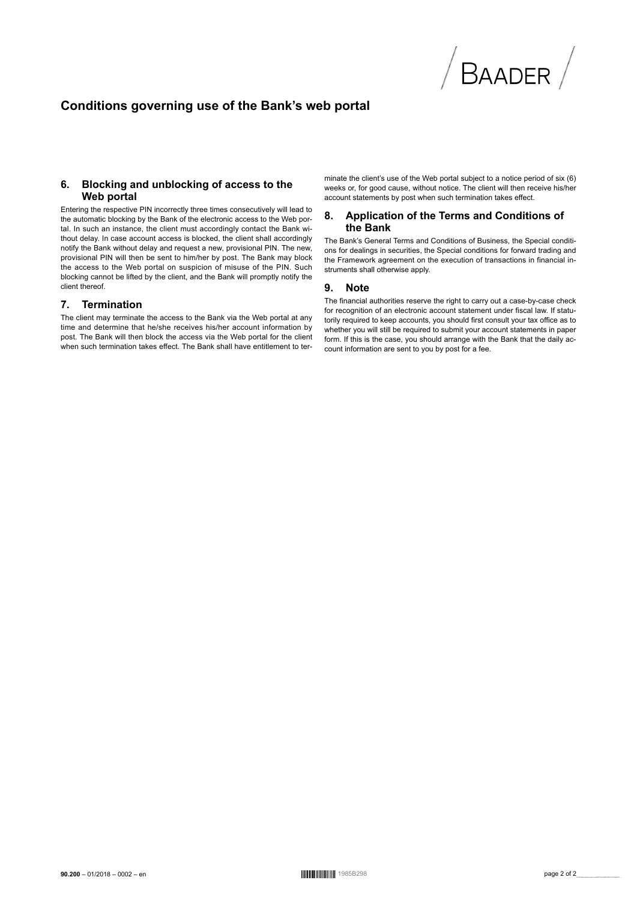# Conditions governing use of the Bank's web portal

## 6. Blocking and unblocking of access to the Web portal

Entering the respective PIN incorrectly three times consecutively will lead to the automatic blocking by the Bank of the electronic access to the Web portal. In such an instance, the client must accordingly contact the Bank without delay. In case account access is blocked, the client shall accordingly notify the Bank without delay and request a new, provisional PIN. The new, provisional PIN will then be sent to him/her by post. The Bank may block the access to the Web portal on suspicion of misuse of the PIN. Such blocking cannot be lifted by the client, and the Bank will promptly notify the client thereof.

## 7. Termination

The client may terminate the access to the Bank via the Web portal at any time and determine that he/she receives his/her account information by post. The Bank will then block the access via the Web portal for the client when such termination takes effect. The Bank shall have entitlement to terminate the client's use of the Web portal subject to a notice period of six (6) weeks or, for good cause, without notice. The client will then receive his/her account statements by post when such termination takes effect.

## 8. Application of the Terms and Conditions of the Bank

The Bank's General Terms and Conditions of Business, the Special conditions for dealings in securities, the Special conditions for forward trading and the Framework agreement on the execution of transactions in financial instruments shall otherwise apply.

## 9. Note

The financial authorities reserve the right to carry out a case-by-case check for recognition of an electronic account statement under fiscal law. If statutorily required to keep accounts, you should first consult your tax office as to whether you will still be required to submit your account statements in paper form. If this is the case, you should arrange with the Bank that the daily account information are sent to you by post for a fee.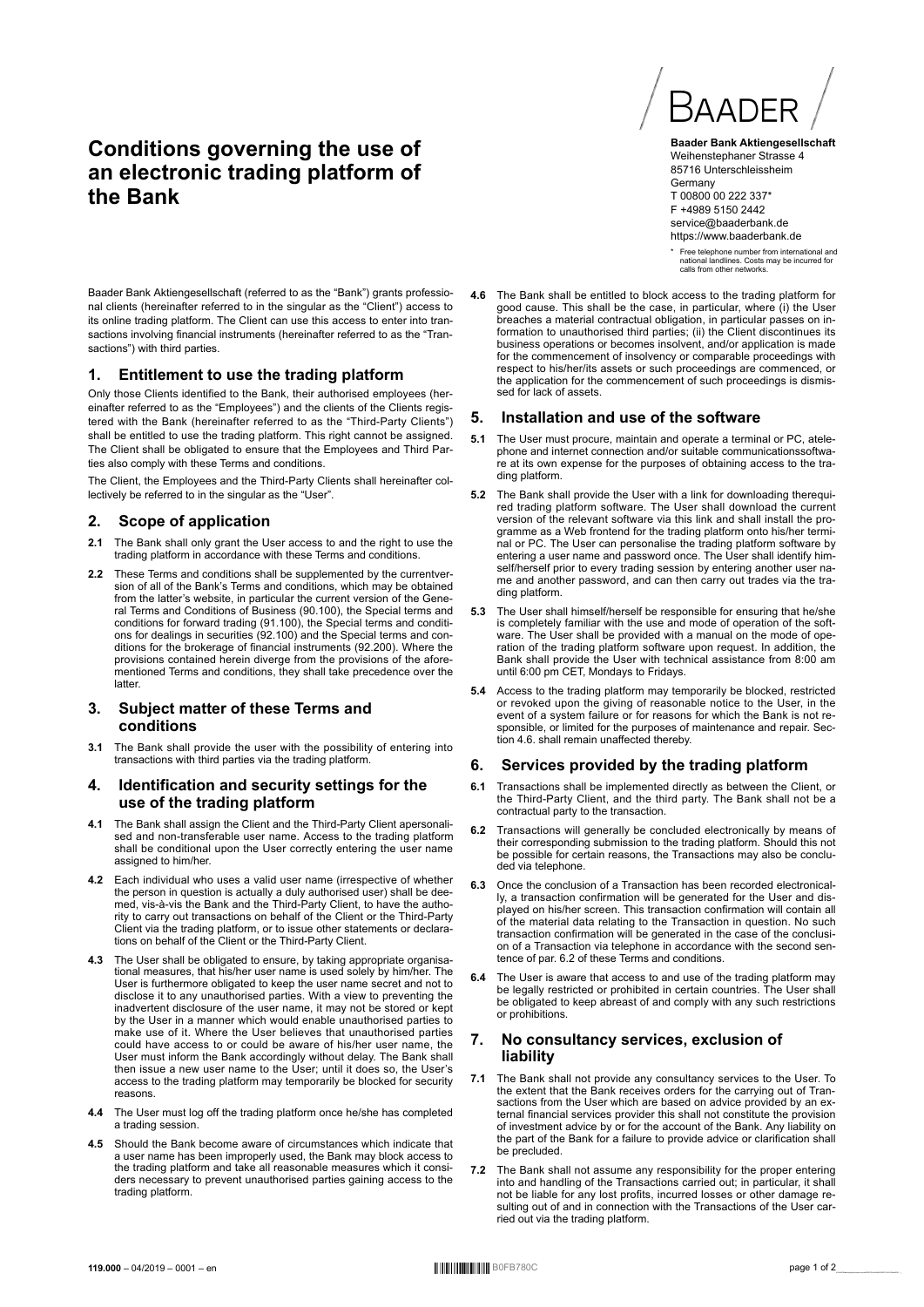# Conditions governing the use of an electronic trading platform of the Bank

**Baader Bank Aktiengesellschaft**
Weihenstephaner Strasse 4
85716 Unterschleissheim
Germany
T 00800 00 222 337*
F +4989 5150 2442
service@baaderbank.de
https://www.baaderbank.de

\* Free telephone number from international and national landlines. Costs may be incurred for calls from other networks.

Baader Bank Aktiengesellschaft (referred to as the "Bank") grants professional clients (hereinafter referred to in the singular as the "Client") access to its online trading platform. The Client can use this access to enter into transactions involving financial instruments (hereinafter referred to as the "Transactions") with third parties.

## 1. Entitlement to use the trading platform

Only those Clients identified to the Bank, their authorised employees (hereinafter referred to as the "Employees") and the clients of the Clients registered with the Bank (hereinafter referred to as the "Third-Party Clients") shall be entitled to use the trading platform. This right cannot be assigned. The Client shall be obligated to ensure that the Employees and Third Parties also comply with these Terms and conditions.

The Client, the Employees and the Third-Party Clients shall hereinafter collectively be referred to in the singular as the "User".

## 2. Scope of application

**2.1** The Bank shall only grant the User access to and the right to use the trading platform in accordance with these Terms and conditions.

**2.2** These Terms and conditions shall be supplemented by the currentversion of all of the Bank's Terms and conditions, which may be obtained from the latter's website, in particular the current version of the General Terms and Conditions of Business (90.100), the Special terms and conditions for forward trading (91.100), the Special terms and conditions for dealings in securities (92.100) and the Special terms and conditions for the brokerage of financial instruments (92.200). Where the provisions contained herein diverge from the provisions of the aforementioned Terms and conditions, they shall take precedence over the latter.

## 3. Subject matter of these Terms and conditions

**3.1** The Bank shall provide the user with the possibility of entering into transactions with third parties via the trading platform.

## 4. Identification and security settings for the use of the trading platform

**4.1** The Bank shall assign the Client and the Third-Party Client apersonalised and non-transferable user name. Access to the trading platform shall be conditional upon the User correctly entering the user name assigned to him/her.

**4.2** Each individual who uses a valid user name (irrespective of whether the person in question is actually a duly authorised user) shall be deemed, vis-à-vis the Bank and the Third-Party Client, to have the authority to carry out transactions on behalf of the Client or the Third-Party Client via the trading platform, or to issue other statements or declarations on behalf of the Client or the Third-Party Client.

**4.3** The User shall be obligated to ensure, by taking appropriate organisational measures, that his/her user name is used solely by him/her. The User is furthermore obligated to keep the user name secret and not to disclose it to any unauthorised parties. With a view to preventing the inadvertent disclosure of the user name, it may not be stored or kept by the User in a manner which would enable unauthorised parties to make use of it. Where the User believes that unauthorised parties could have access to or could be aware of his/her user name, the User must inform the Bank accordingly without delay. The Bank shall then issue a new user name to the User; until it does so, the User's access to the trading platform may temporarily be blocked for security reasons.

**4.4** The User must log off the trading platform once he/she has completed a trading session.

**4.5** Should the Bank become aware of circumstances which indicate that a user name has been improperly used, the Bank may block access to the trading platform and take all reasonable measures which it considers necessary to prevent unauthorised parties gaining access to the trading platform.

**4.6** The Bank shall be entitled to block access to the trading platform for good cause. This shall be the case, in particular, where (i) the User breaches a material contractual obligation, in particular passes on information to unauthorised third parties; (ii) the Client discontinues its business operations or becomes insolvent, and/or application is made for the commencement of insolvency or comparable proceedings with respect to his/her/its assets or such proceedings are commenced, or the application for the commencement of such proceedings is dismissed for lack of assets.

## 5. Installation and use of the software

**5.1** The User must procure, maintain and operate a terminal or PC, atelephone and internet connection and/or suitable communicationssoftware at its own expense for the purposes of obtaining access to the trading platform.

**5.2** The Bank shall provide the User with a link for downloading therequired trading platform software. The User shall download the current version of the relevant software via this link and shall install the programme as a Web frontend for the trading platform onto his/her terminal or PC. The User can personalise the trading platform software by entering a user name and password once. The User shall identify himself/herself prior to every trading session by entering another user name and another password, and can then carry out trades via the trading platform.

**5.3** The User shall himself/herself be responsible for ensuring that he/she is completely familiar with the use and mode of operation of the software. The User shall be provided with a manual on the mode of operation of the trading platform software upon request. In addition, the Bank shall provide the User with technical assistance from 8:00 am until 6:00 pm CET, Mondays to Fridays.

**5.4** Access to the trading platform may temporarily be blocked, restricted or revoked upon the giving of reasonable notice to the User, in the event of a system failure or for reasons for which the Bank is not responsible, or limited for the purposes of maintenance and repair. Section 4.6. shall remain unaffected thereby.

## 6. Services provided by the trading platform

**6.1** Transactions shall be implemented directly as between the Client, or the Third-Party Client, and the third party. The Bank shall not be a contractual party to the transaction.

**6.2** Transactions will generally be concluded electronically by means of their corresponding submission to the trading platform. Should this not be possible for certain reasons, the Transactions may also be concluded via telephone.

**6.3** Once the conclusion of a Transaction has been recorded electronically, a transaction confirmation will be generated for the User and displayed on his/her screen. This transaction confirmation will contain all of the material data relating to the Transaction in question. No such transaction confirmation will be generated in the case of the conclusion of a Transaction via telephone in accordance with the second sentence of par. 6.2 of these Terms and conditions.

**6.4** The User is aware that access to and use of the trading platform may be legally restricted or prohibited in certain countries. The User shall be obligated to keep abreast of and comply with any such restrictions or prohibitions.

## 7. No consultancy services, exclusion of liability

**7.1** The Bank shall not provide any consultancy services to the User. To the extent that the Bank receives orders for the carrying out of Transactions from the User which are based on advice provided by an external financial services provider this shall not constitute the provision of investment advice by or for the account of the Bank. Any liability on the part of the Bank for a failure to provide advice or clarification shall be precluded.

**7.2** The Bank shall not assume any responsibility for the proper entering into and handling of the Transactions carried out; in particular, it shall not be liable for any lost profits, incurred losses or other damage resulting out of and in connection with the Transactions of the User carried out via the trading platform.

**119.000** – 04/2019 – 0001 – en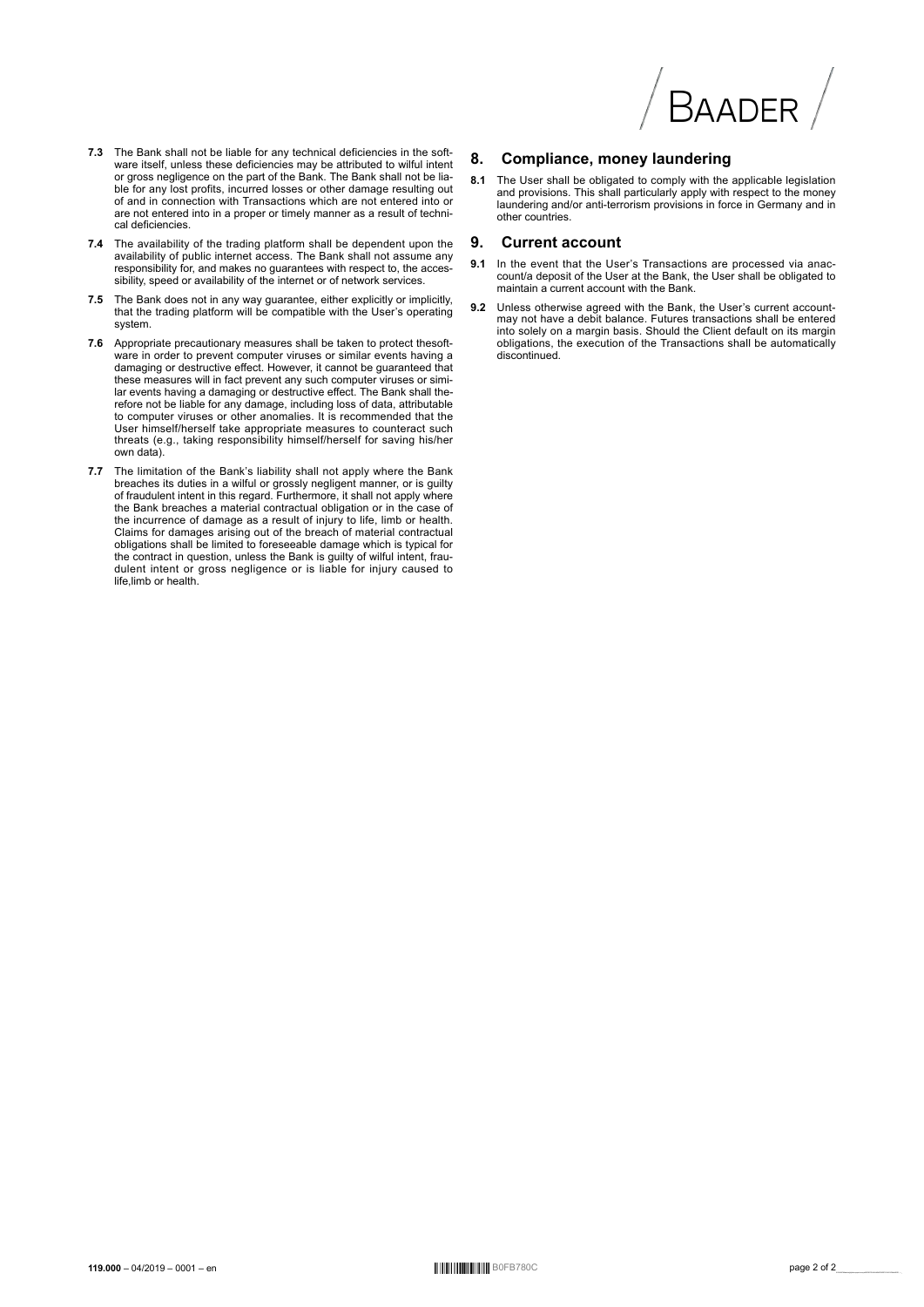**7.3** The Bank shall not be liable for any technical deficiencies in the software itself, unless these deficiencies may be attributed to wilful intent or gross negligence on the part of the Bank. The Bank shall not be liable for any lost profits, incurred losses or other damage resulting out of and in connection with Transactions which are not entered into or are not entered into in a proper or timely manner as a result of technical deficiencies.

**7.4** The availability of the trading platform shall be dependent upon the availability of public internet access. The Bank shall not assume any responsibility for, and makes no guarantees with respect to, the accessibility, speed or availability of the internet or of network services.

**7.5** The Bank does not in any way guarantee, either explicitly or implicitly, that the trading platform will be compatible with the User's operating system.

**7.6** Appropriate precautionary measures shall be taken to protect thesoftware in order to prevent computer viruses or similar events having a damaging or destructive effect. However, it cannot be guaranteed that these measures will in fact prevent any such computer viruses or similar events having a damaging or destructive effect. The Bank shall therefore not be liable for any damage, including loss of data, attributable to computer viruses or other anomalies. It is recommended that the User himself/herself take appropriate measures to counteract such threats (e.g., taking responsibility himself/herself for saving his/her own data).

**7.7** The limitation of the Bank's liability shall not apply where the Bank breaches its duties in a wilful or grossly negligent manner, or is guilty of fraudulent intent in this regard. Furthermore, it shall not apply where the Bank breaches a material contractual obligation or in the case of the incurrence of damage as a result of injury to life, limb or health. Claims for damages arising out of the breach of material contractual obligations shall be limited to foreseeable damage which is typical for the contract in question, unless the Bank is guilty of wilful intent, fraudulent intent or gross negligence or is liable for injury caused to life,limb or health.

## 8. Compliance, money laundering

**8.1** The User shall be obligated to comply with the applicable legislation and provisions. This shall particularly apply with respect to the money laundering and/or anti-terrorism provisions in force in Germany and in other countries.

## 9. Current account

**9.1** In the event that the User's Transactions are processed via anaccount/a deposit of the User at the Bank, the User shall be obligated to maintain a current account with the Bank.

**9.2** Unless otherwise agreed with the Bank, the User's current accountmay not have a debit balance. Futures transactions shall be entered into solely on a margin basis. Should the Client default on its margin obligations, the execution of the Transactions shall be automatically discontinued.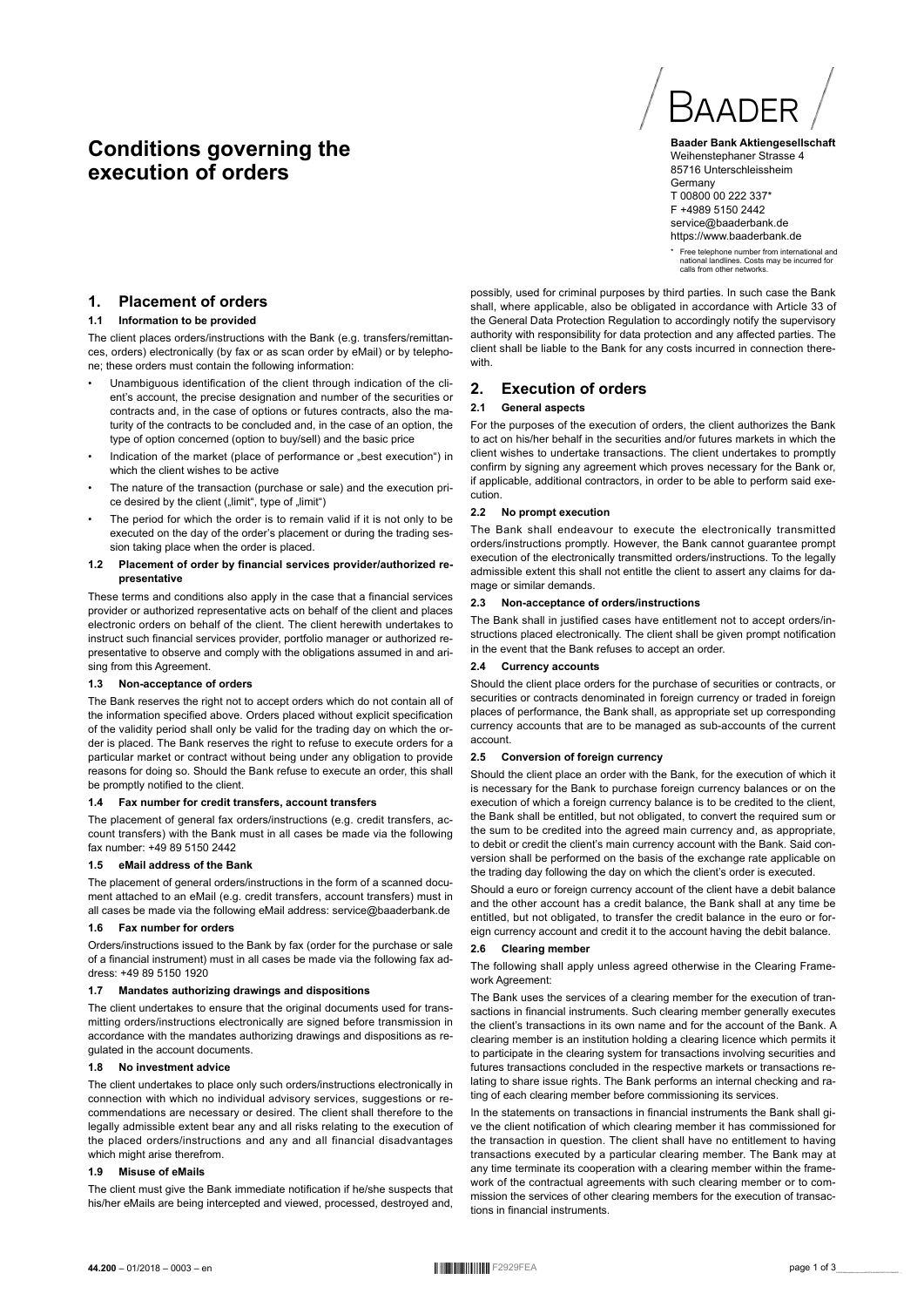# Conditions governing the execution of orders

BAADER

**Baader Bank Aktiengesellschaft**
Weihenstephaner Strasse 4
85716 Unterschleissheim
Germany
T 00800 00 222 337*
F +4989 5150 2442
service@baaderbank.de
https://www.baaderbank.de

\* Free telephone number from international and national landlines. Costs may be incurred for calls from other networks.

## 1. Placement of orders

### 1.1 Information to be provided

The client places orders/instructions with the Bank (e.g. transfers/remittances, orders) electronically (by fax or as scan order by eMail) or by telephone; these orders must contain the following information:

- Unambiguous identification of the client through indication of the client's account, the precise designation and number of the securities or contracts and, in the case of options or futures contracts, also the maturity of the contracts to be concluded and, in the case of an option, the type of option concerned (option to buy/sell) and the basic price
- Indication of the market (place of performance or „best execution") in which the client wishes to be active
- The nature of the transaction (purchase or sale) and the execution price desired by the client („limit", type of „limit")
- The period for which the order is to remain valid if it is not only to be executed on the day of the order's placement or during the trading session taking place when the order is placed.

### 1.2 Placement of order by financial services provider/authorized representative

These terms and conditions also apply in the case that a financial services provider or authorized representative acts on behalf of the client and places electronic orders on behalf of the client. The client herewith undertakes to instruct such financial services provider, portfolio manager or authorized representative to observe and comply with the obligations assumed in and arising from this Agreement.

### 1.3 Non-acceptance of orders

The Bank reserves the right not to accept orders which do not contain all of the information specified above. Orders placed without explicit specification of the validity period shall only be valid for the trading day on which the order is placed. The Bank reserves the right to refuse to execute orders for a particular market or contract without being under any obligation to provide reasons for doing so. Should the Bank refuse to execute an order, this shall be promptly notified to the client.

### 1.4 Fax number for credit transfers, account transfers

The placement of general fax orders/instructions (e.g. credit transfers, account transfers) with the Bank must in all cases be made via the following fax number: +49 89 5150 2442

### 1.5 eMail address of the Bank

The placement of general orders/instructions in the form of a scanned document attached to an eMail (e.g. credit transfers, account transfers) must in all cases be made via the following eMail address: service@baaderbank.de

### 1.6 Fax number for orders

Orders/instructions issued to the Bank by fax (order for the purchase or sale of a financial instrument) must in all cases be made via the following fax address: +49 89 5150 1920

### 1.7 Mandates authorizing drawings and dispositions

The client undertakes to ensure that the original documents used for transmitting orders/instructions electronically are signed before transmission in accordance with the mandates authorizing drawings and dispositions as regulated in the account documents.

### 1.8 No investment advice

The client undertakes to place only such orders/instructions electronically in connection with which no individual advisory services, suggestions or recommendations are necessary or desired. The client shall therefore to the legally admissible extent bear any and all risks relating to the execution of the placed orders/instructions and any and all financial disadvantages which might arise therefrom.

### 1.9 Misuse of eMails

The client must give the Bank immediate notification if he/she suspects that his/her eMails are being intercepted and viewed, processed, destroyed and, possibly, used for criminal purposes by third parties. In such case the Bank shall, where applicable, also be obligated in accordance with Article 33 of the General Data Protection Regulation to accordingly notify the supervisory authority with responsibility for data protection and any affected parties. The client shall be liable to the Bank for any costs incurred in connection therewith.

## 2. Execution of orders

### 2.1 General aspects

For the purposes of the execution of orders, the client authorizes the Bank to act on his/her behalf in the securities and/or futures markets in which the client wishes to undertake transactions. The client undertakes to promptly confirm by signing any agreement which proves necessary for the Bank or, if applicable, additional contractors, in order to be able to perform said execution.

### 2.2 No prompt execution

The Bank shall endeavour to execute the electronically transmitted orders/instructions promptly. However, the Bank cannot guarantee prompt execution of the electronically transmitted orders/instructions. To the legally admissible extent this shall not entitle the client to assert any claims for damage or similar demands.

### 2.3 Non-acceptance of orders/instructions

The Bank shall in justified cases have entitlement not to accept orders/instructions placed electronically. The client shall be given prompt notification in the event that the Bank refuses to accept an order.

### 2.4 Currency accounts

Should the client place orders for the purchase of securities or contracts, or securities or contracts denominated in foreign currency or traded in foreign places of performance, the Bank shall, as appropriate set up corresponding currency accounts that are to be managed as sub-accounts of the current account.

### 2.5 Conversion of foreign currency

Should the client place an order with the Bank, for the execution of which it is necessary for the Bank to purchase foreign currency balances or on the execution of which a foreign currency balance is to be credited to the client, the Bank shall be entitled, but not obligated, to convert the required sum or the sum to be credited into the agreed main currency and, as appropriate, to debit or credit the client's main currency account with the Bank. Said conversion shall be performed on the basis of the exchange rate applicable on the trading day following the day on which the client's order is executed.

Should a euro or foreign currency account of the client have a debit balance and the other account has a credit balance, the Bank shall at any time be entitled, but not obligated, to transfer the credit balance in the euro or foreign currency account and credit it to the account having the debit balance.

### 2.6 Clearing member

The following shall apply unless agreed otherwise in the Clearing Framework Agreement:

The Bank uses the services of a clearing member for the execution of transactions in financial instruments. Such clearing member generally executes the client's transactions in its own name and for the account of the Bank. A clearing member is an institution holding a clearing licence which permits it to participate in the clearing system for transactions involving securities and futures transactions concluded in the respective markets or transactions relating to share issue rights. The Bank performs an internal checking and rating of each clearing member before commissioning its services.

In the statements on transactions in financial instruments the Bank shall give the client notification of which clearing member it has commissioned for the transaction in question. The client shall have no entitlement to having transactions executed by a particular clearing member. The Bank may at any time terminate its cooperation with a clearing member within the framework of the contractual agreements with such clearing member or to commission the services of other clearing members for the execution of transactions in financial instruments.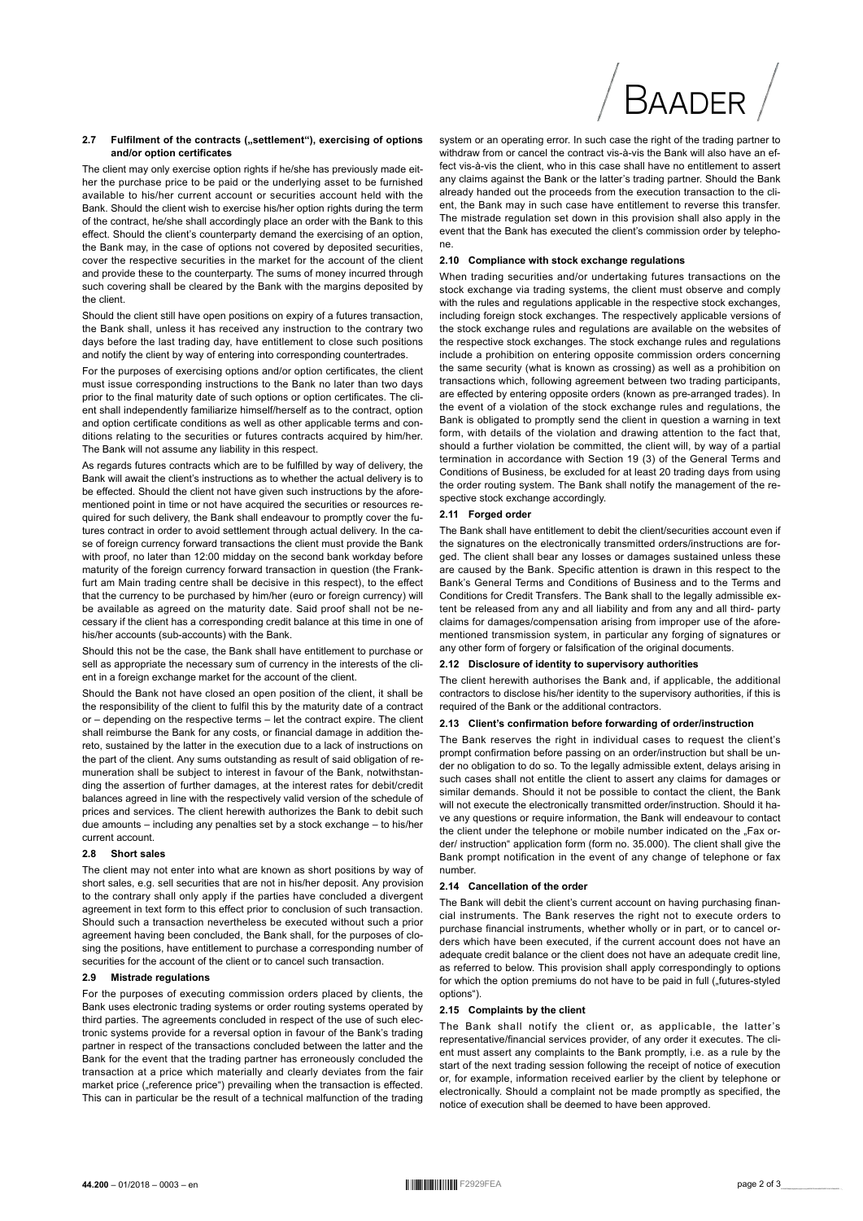### 2.7 Fulfilment of the contracts („settlement"), exercising of options and/or option certificates

The client may only exercise option rights if he/she has previously made either the purchase price to be paid or the underlying asset to be furnished available to his/her current account or securities account held with the Bank. Should the client wish to exercise his/her option rights during the term of the contract, he/she shall accordingly place an order with the Bank to this effect. Should the client's counterparty demand the exercising of an option, the Bank may, in the case of options not covered by deposited securities, cover the respective securities in the market for the account of the client and provide these to the counterparty. The sums of money incurred through such covering shall be cleared by the Bank with the margins deposited by the client.

Should the client still have open positions on expiry of a futures transaction, the Bank shall, unless it has received any instruction to the contrary two days before the last trading day, have entitlement to close such positions and notify the client by way of entering into corresponding countertrades.

For the purposes of exercising options and/or option certificates, the client must issue corresponding instructions to the Bank no later than two days prior to the final maturity date of such options or option certificates. The client shall independently familiarize himself/herself as to the contract, option and option certificate conditions as well as other applicable terms and conditions relating to the securities or futures contracts acquired by him/her. The Bank will not assume any liability in this respect.

As regards futures contracts which are to be fulfilled by way of delivery, the Bank will await the client's instructions as to whether the actual delivery is to be effected. Should the client not have given such instructions by the aforementioned point in time or not have acquired the securities or resources required for such delivery, the Bank shall endeavour to promptly cover the futures contract in order to avoid settlement through actual delivery. In the case of foreign currency forward transactions the client must provide the Bank with proof, no later than 12:00 midday on the second bank workday before maturity of the foreign currency forward transaction in question (the Frankfurt am Main trading centre shall be decisive in this respect), to the effect that the currency to be purchased by him/her (euro or foreign currency) will be available as agreed on the maturity date. Said proof shall not be necessary if the client has a corresponding credit balance at this time in one of his/her accounts (sub-accounts) with the Bank.

Should this not be the case, the Bank shall have entitlement to purchase or sell as appropriate the necessary sum of currency in the interests of the client in a foreign exchange market for the account of the client.

Should the Bank not have closed an open position of the client, it shall be the responsibility of the client to fulfil this by the maturity date of a contract or – depending on the respective terms – let the contract expire. The client shall reimburse the Bank for any costs, or financial damage in addition thereto, sustained by the latter in the execution due to a lack of instructions on the part of the client. Any sums outstanding as result of said obligation of remuneration shall be subject to interest in favour of the Bank, notwithstanding the assertion of further damages, at the interest rates for debit/credit balances agreed in line with the respectively valid version of the schedule of prices and services. The client herewith authorizes the Bank to debit such due amounts – including any penalties set by a stock exchange – to his/her current account.

### 2.8 Short sales

The client may not enter into what are known as short positions by way of short sales, e.g. sell securities that are not in his/her deposit. Any provision to the contrary shall only apply if the parties have concluded a divergent agreement in text form to this effect prior to conclusion of such transaction. Should such a transaction nevertheless be executed without such a prior agreement having been concluded, the Bank shall, for the purposes of closing the positions, have entitlement to purchase a corresponding number of securities for the account of the client or to cancel such transaction.

### 2.9 Mistrade regulations

For the purposes of executing commission orders placed by clients, the Bank uses electronic trading systems or order routing systems operated by third parties. The agreements concluded in respect of the use of such electronic systems provide for a reversal option in favour of the Bank's trading partner in respect of the transactions concluded between the latter and the Bank for the event that the trading partner has erroneously concluded the transaction at a price which materially and clearly deviates from the fair market price („reference price") prevailing when the transaction is effected. This can in particular be the result of a technical malfunction of the trading system or an operating error. In such case the right of the trading partner to withdraw from or cancel the contract vis-à-vis the Bank will also have an effect vis-à-vis the client, who in this case shall have no entitlement to assert any claims against the Bank or the latter's trading partner. Should the Bank already handed out the proceeds from the execution transaction to the client, the Bank may in such case have entitlement to reverse this transfer. The mistrade regulation set down in this provision shall also apply in the event that the Bank has executed the client's commission order by telephone.

### 2.10 Compliance with stock exchange regulations

When trading securities and/or undertaking futures transactions on the stock exchange via trading systems, the client must observe and comply with the rules and regulations applicable in the respective stock exchanges, including foreign stock exchanges. The respectively applicable versions of the stock exchange rules and regulations are available on the websites of the respective stock exchanges. The stock exchange rules and regulations include a prohibition on entering opposite commission orders concerning the same security (what is known as crossing) as well as a prohibition on transactions which, following agreement between two trading participants, are effected by entering opposite orders (known as pre-arranged trades). In the event of a violation of the stock exchange rules and regulations, the Bank is obligated to promptly send the client in question a warning in text form, with details of the violation and drawing attention to the fact that, should a further violation be committed, the client will, by way of a partial termination in accordance with Section 19 (3) of the General Terms and Conditions of Business, be excluded for at least 20 trading days from using the order routing system. The Bank shall notify the management of the respective stock exchange accordingly.

### 2.11 Forged order

The Bank shall have entitlement to debit the client/securities account even if the signatures on the electronically transmitted orders/instructions are forged. The client shall bear any losses or damages sustained unless these are caused by the Bank. Specific attention is drawn in this respect to the Bank's General Terms and Conditions of Business and to the Terms and Conditions for Credit Transfers. The Bank shall to the legally admissible extent be released from any and all liability and from any and all third- party claims for damages/compensation arising from improper use of the aforementioned transmission system, in particular any forging of signatures or any other form of forgery or falsification of the original documents.

### 2.12 Disclosure of identity to supervisory authorities

The client herewith authorises the Bank and, if applicable, the additional contractors to disclose his/her identity to the supervisory authorities, if this is required of the Bank or the additional contractors.

### 2.13 Client's confirmation before forwarding of order/instruction

The Bank reserves the right in individual cases to request the client's prompt confirmation before passing on an order/instruction but shall be under no obligation to do so. To the legally admissible extent, delays arising in such cases shall not entitle the client to assert any claims for damages or similar demands. Should it not be possible to contact the client, the Bank will not execute the electronically transmitted order/instruction. Should it have any questions or require information, the Bank will endeavour to contact the client under the telephone or mobile number indicated on the „Fax order/ instruction" application form (form no. 35.000). The client shall give the Bank prompt notification in the event of any change of telephone or fax number.

### 2.14 Cancellation of the order

The Bank will debit the client's current account on having purchasing financial instruments. The Bank reserves the right not to execute orders to purchase financial instruments, whether wholly or in part, or to cancel orders which have been executed, if the current account does not have an adequate credit balance or the client does not have an adequate credit line, as referred to below. This provision shall apply correspondingly to options for which the option premiums do not have to be paid in full („futures-styled options").

### 2.15 Complaints by the client

The Bank shall notify the client or, as applicable, the latter's representative/financial services provider, of any order it executes. The client must assert any complaints to the Bank promptly, i.e. as a rule by the start of the next trading session following the receipt of notice of execution or, for example, information received earlier by the client by telephone or electronically. Should a complaint not be made promptly as specified, the notice of execution shall be deemed to have been approved.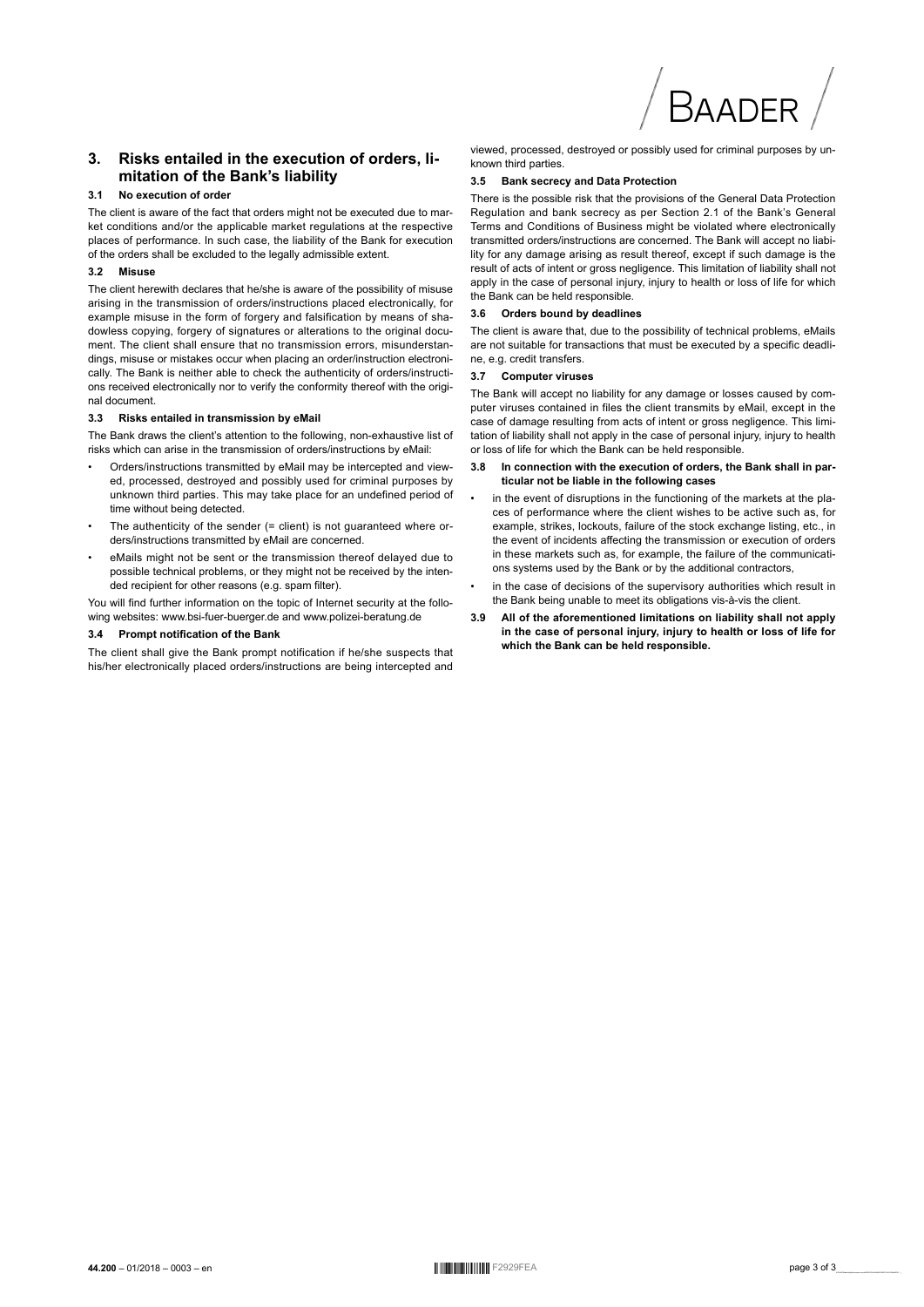## 3. Risks entailed in the execution of orders, limitation of the Bank's liability

### 3.1 No execution of order

The client is aware of the fact that orders might not be executed due to market conditions and/or the applicable market regulations at the respective places of performance. In such case, the liability of the Bank for execution of the orders shall be excluded to the legally admissible extent.

### 3.2 Misuse

The client herewith declares that he/she is aware of the possibility of misuse arising in the transmission of orders/instructions placed electronically, for example misuse in the form of forgery and falsification by means of shadowless copying, forgery of signatures or alterations to the original document. The client shall ensure that no transmission errors, misunderstandings, misuse or mistakes occur when placing an order/instruction electronically. The Bank is neither able to check the authenticity of orders/instructions received electronically nor to verify the conformity thereof with the original document.

### 3.3 Risks entailed in transmission by eMail

The Bank draws the client's attention to the following, non-exhaustive list of risks which can arise in the transmission of orders/instructions by eMail:

- Orders/instructions transmitted by eMail may be intercepted and viewed, processed, destroyed and possibly used for criminal purposes by unknown third parties. This may take place for an undefined period of time without being detected.
- The authenticity of the sender (= client) is not guaranteed where orders/instructions transmitted by eMail are concerned.
- eMails might not be sent or the transmission thereof delayed due to possible technical problems, or they might not be received by the intended recipient for other reasons (e.g. spam filter).

You will find further information on the topic of Internet security at the following websites: www.bsi-fuer-buerger.de and www.polizei-beratung.de

### 3.4 Prompt notification of the Bank

The client shall give the Bank prompt notification if he/she suspects that his/her electronically placed orders/instructions are being intercepted and viewed, processed, destroyed or possibly used for criminal purposes by unknown third parties.

### 3.5 Bank secrecy and Data Protection

There is the possible risk that the provisions of the General Data Protection Regulation and bank secrecy as per Section 2.1 of the Bank's General Terms and Conditions of Business might be violated where electronically transmitted orders/instructions are concerned. The Bank will accept no liability for any damage arising as result thereof, except if such damage is the result of acts of intent or gross negligence. This limitation of liability shall not apply in the case of personal injury, injury to health or loss of life for which the Bank can be held responsible.

### 3.6 Orders bound by deadlines

The client is aware that, due to the possibility of technical problems, eMails are not suitable for transactions that must be executed by a specific deadline, e.g. credit transfers.

### 3.7 Computer viruses

The Bank will accept no liability for any damage or losses caused by computer viruses contained in files the client transmits by eMail, except in the case of damage resulting from acts of intent or gross negligence. This limitation of liability shall not apply in the case of personal injury, injury to health or loss of life for which the Bank can be held responsible.

### 3.8 In connection with the execution of orders, the Bank shall in particular not be liable in the following cases

- in the event of disruptions in the functioning of the markets at the places of performance where the client wishes to be active such as, for example, strikes, lockouts, failure of the stock exchange listing, etc., in the event of incidents affecting the transmission or execution of orders in these markets such as, for example, the failure of the communications systems used by the Bank or by the additional contractors,
- in the case of decisions of the supervisory authorities which result in the Bank being unable to meet its obligations vis-à-vis the client.

**3.9 All of the aforementioned limitations on liability shall not apply in the case of personal injury, injury to health or loss of life for which the Bank can be held responsible.**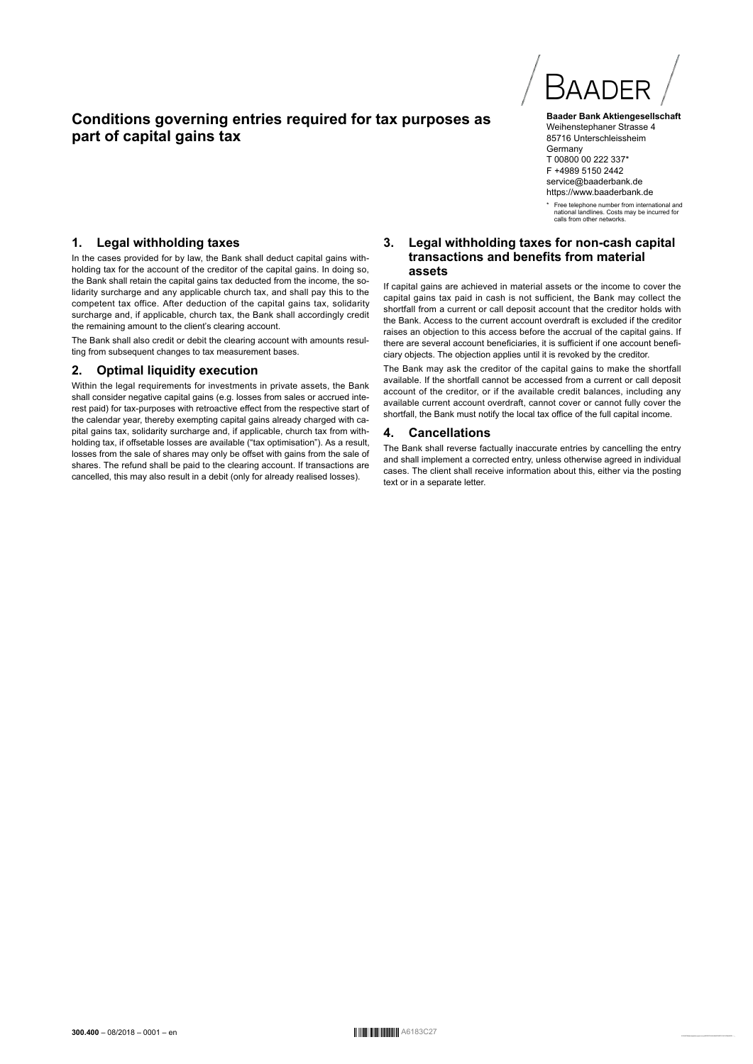# Conditions governing entries required for tax purposes as part of capital gains tax

**Baader Bank Aktiengesellschaft**
Weihenstephaner Strasse 4
85716 Unterschleissheim
Germany
T 00800 00 222 337*
F +4989 5150 2442
service@baaderbank.de
https://www.baaderbank.de

\* Free telephone number from international and national landlines. Costs may be incurred for calls from other networks.

## 1. Legal withholding taxes

In the cases provided for by law, the Bank shall deduct capital gains withholding tax for the account of the creditor of the capital gains. In doing so, the Bank shall retain the capital gains tax deducted from the income, the solidarity surcharge and any applicable church tax, and shall pay this to the competent tax office. After deduction of the capital gains tax, solidarity surcharge and, if applicable, church tax, the Bank shall accordingly credit the remaining amount to the client's clearing account.

The Bank shall also credit or debit the clearing account with amounts resulting from subsequent changes to tax measurement bases.

## 2. Optimal liquidity execution

Within the legal requirements for investments in private assets, the Bank shall consider negative capital gains (e.g. losses from sales or accrued interest paid) for tax-purposes with retroactive effect from the respective start of the calendar year, thereby exempting capital gains already charged with capital gains tax, solidarity surcharge and, if applicable, church tax from withholding tax, if offsetable losses are available ("tax optimisation"). As a result, losses from the sale of shares may only be offset with gains from the sale of shares. The refund shall be paid to the clearing account. If transactions are cancelled, this may also result in a debit (only for already realised losses).

## 3. Legal withholding taxes for non-cash capital transactions and benefits from material assets

If capital gains are achieved in material assets or the income to cover the capital gains tax paid in cash is not sufficient, the Bank may collect the shortfall from a current or call deposit account that the creditor holds with the Bank. Access to the current account overdraft is excluded if the creditor raises an objection to this access before the accrual of the capital gains. If there are several account beneficiaries, it is sufficient if one account beneficiary objects. The objection applies until it is revoked by the creditor.

The Bank may ask the creditor of the capital gains to make the shortfall available. If the shortfall cannot be accessed from a current or call deposit account of the creditor, or if the available credit balances, including any available current account overdraft, cannot cover or cannot fully cover the shortfall, the Bank must notify the local tax office of the full capital income.

## 4. Cancellations

The Bank shall reverse factually inaccurate entries by cancelling the entry and shall implement a corrected entry, unless otherwise agreed in individual cases. The client shall receive information about this, either via the posting text or in a separate letter.

**300.400** – 08/2018 – 0001 – en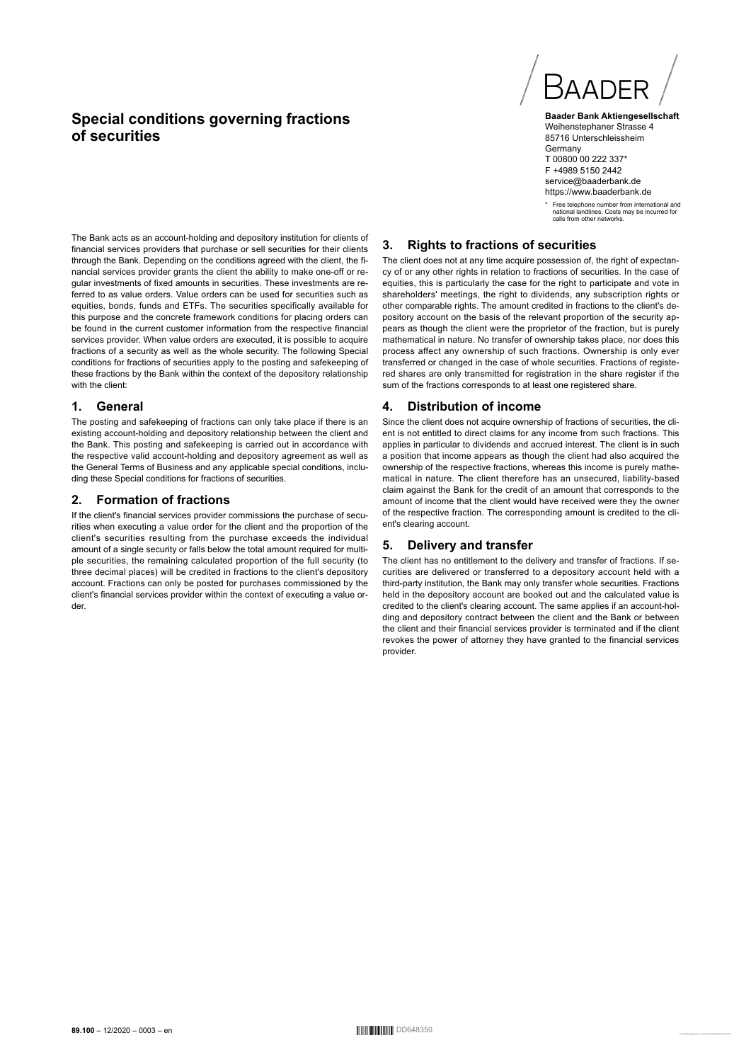# Special conditions governing fractions of securities

BAADER

**Baader Bank Aktiengesellschaft**
Weihenstephaner Strasse 4
85716 Unterschleissheim
Germany
T 00800 00 222 337*
F +4989 5150 2442
service@baaderbank.de
https://www.baaderbank.de

\* Free telephone number from international and national landlines. Costs may be incurred for calls from other networks.

The Bank acts as an account-holding and depository institution for clients of financial services providers that purchase or sell securities for their clients through the Bank. Depending on the conditions agreed with the client, the financial services provider grants the client the ability to make one-off or regular investments of fixed amounts in securities. These investments are referred to as value orders. Value orders can be used for securities such as equities, bonds, funds and ETFs. The securities specifically available for this purpose and the concrete framework conditions for placing orders can be found in the current customer information from the respective financial services provider. When value orders are executed, it is possible to acquire fractions of a security as well as the whole security. The following Special conditions for fractions of securities apply to the posting and safekeeping of these fractions by the Bank within the context of the depository relationship with the client:

## 1. General

The posting and safekeeping of fractions can only take place if there is an existing account-holding and depository relationship between the client and the Bank. This posting and safekeeping is carried out in accordance with the respective valid account-holding and depository agreement as well as the General Terms of Business and any applicable special conditions, including these Special conditions for fractions of securities.

## 2. Formation of fractions

If the client's financial services provider commissions the purchase of securities when executing a value order for the client and the proportion of the client's securities resulting from the purchase exceeds the individual amount of a single security or falls below the total amount required for multiple securities, the remaining calculated proportion of the full security (to three decimal places) will be credited in fractions to the client's depository account. Fractions can only be posted for purchases commissioned by the client's financial services provider within the context of executing a value order.

## 3. Rights to fractions of securities

The client does not at any time acquire possession of, the right of expectancy of or any other rights in relation to fractions of securities. In the case of equities, this is particularly the case for the right to participate and vote in shareholders' meetings, the right to dividends, any subscription rights or other comparable rights. The amount credited in fractions to the client's depository account on the basis of the relevant proportion of the security appears as though the client were the proprietor of the fraction, but is purely mathematical in nature. No transfer of ownership takes place, nor does this process affect any ownership of such fractions. Ownership is only ever transferred or changed in the case of whole securities. Fractions of registered shares are only transmitted for registration in the share register if the sum of the fractions corresponds to at least one registered share.

## 4. Distribution of income

Since the client does not acquire ownership of fractions of securities, the client is not entitled to direct claims for any income from such fractions. This applies in particular to dividends and accrued interest. The client is in such a position that income appears as though the client had also acquired the ownership of the respective fractions, whereas this income is purely mathematical in nature. The client therefore has an unsecured, liability-based claim against the Bank for the credit of an amount that corresponds to the amount of income that the client would have received were they the owner of the respective fraction. The corresponding amount is credited to the client's clearing account.

## 5. Delivery and transfer

The client has no entitlement to the delivery and transfer of fractions. If securities are delivered or transferred to a depository account held with a third-party institution, the Bank may only transfer whole securities. Fractions held in the depository account are booked out and the calculated value is credited to the client's clearing account. The same applies if an account-holding and depository contract between the client and the Bank or between the client and their financial services provider is terminated and if the client revokes the power of attorney they have granted to the financial services provider.

**89.100** – 12/2020 – 0003 – en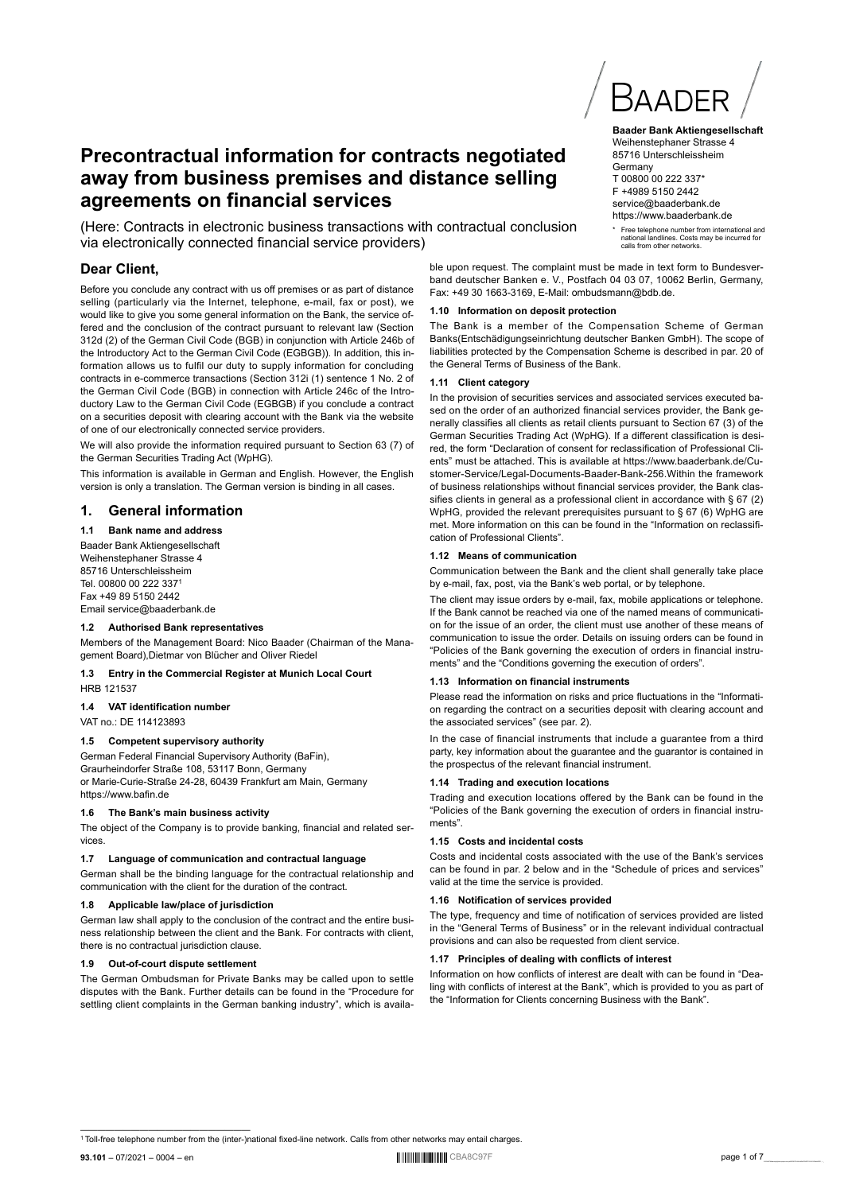**Baader Bank Aktiengesellschaft**
Weihenstephaner Strasse 4
85716 Unterschleissheim
Germany
T 00800 00 222 337*
F +4989 5150 2442
service@baaderbank.de
https://www.baaderbank.de

\* Free telephone number from international and national landlines. Costs may be incurred for calls from other networks.

# Precontractual information for contracts negotiated away from business premises and distance selling agreements on financial services

(Here: Contracts in electronic business transactions with contractual conclusion via electronically connected financial service providers)

## Dear Client,

Before you conclude any contract with us off premises or as part of distance selling (particularly via the Internet, telephone, e-mail, fax or post), we would like to give you some general information on the Bank, the service offered and the conclusion of the contract pursuant to relevant law (Section 312d (2) of the German Civil Code (BGB) in conjunction with Article 246b of the Introductory Act to the German Civil Code (EGBGB)). In addition, this information allows us to fulfil our duty to supply information for concluding contracts in e-commerce transactions (Section 312i (1) sentence 1 No. 2 of the German Civil Code (BGB) in connection with Article 246c of the Introductory Law to the German Civil Code (EGBGB) if you conclude a contract on a securities deposit with clearing account with the Bank via the website of one of our electronically connected service providers.

We will also provide the information required pursuant to Section 63 (7) of the German Securities Trading Act (WpHG).

This information is available in German and English. However, the English version is only a translation. The German version is binding in all cases.

## 1. General information

### 1.1 Bank name and address

Baader Bank Aktiengesellschaft
Weihenstephaner Strasse 4
85716 Unterschleissheim
Tel. 00800 00 222 337[1]
Fax +49 89 5150 2442
Email service@baaderbank.de

### 1.2 Authorised Bank representatives

Members of the Management Board: Nico Baader (Chairman of the Management Board),Dietmar von Blücher and Oliver Riedel

### 1.3 Entry in the Commercial Register at Munich Local Court

HRB 121537

### 1.4 VAT identification number

VAT no.: DE 114123893

### 1.5 Competent supervisory authority

German Federal Financial Supervisory Authority (BaFin),
Graurheindorfer Straße 108, 53117 Bonn, Germany
or Marie-Curie-Straße 24-28, 60439 Frankfurt am Main, Germany
https://www.bafin.de

### 1.6 The Bank's main business activity

The object of the Company is to provide banking, financial and related services.

### 1.7 Language of communication and contractual language

German shall be the binding language for the contractual relationship and communication with the client for the duration of the contract.

### 1.8 Applicable law/place of jurisdiction

German law shall apply to the conclusion of the contract and the entire business relationship between the client and the Bank. For contracts with client, there is no contractual jurisdiction clause.

### 1.9 Out-of-court dispute settlement

The German Ombudsman for Private Banks may be called upon to settle disputes with the Bank. Further details can be found in the "Procedure for settling client complaints in the German banking industry", which is available upon request. The complaint must be made in text form to Bundesverband deutscher Banken e. V., Postfach 04 03 07, 10062 Berlin, Germany, Fax: +49 30 1663-3169, E-Mail: ombudsmann@bdb.de.

### 1.10 Information on deposit protection

The Bank is a member of the Compensation Scheme of German Banks(Entschädigungseinrichtung deutscher Banken GmbH). The scope of liabilities protected by the Compensation Scheme is described in par. 20 of the General Terms of Business of the Bank.

### 1.11 Client category

In the provision of securities services and associated services executed based on the order of an authorized financial services provider, the Bank generally classifies all clients as retail clients pursuant to Section 67 (3) of the German Securities Trading Act (WpHG). If a different classification is desired, the form "Declaration of consent for reclassification of Professional Clients" must be attached. This is available at https://www.baaderbank.de/Customer-Service/Legal-Documents-Baader-Bank-256.Within the framework of business relationships without financial services provider, the Bank classifies clients in general as a professional client in accordance with § 67 (2) WpHG, provided the relevant prerequisites pursuant to § 67 (6) WpHG are met. More information on this can be found in the "Information on reclassification of Professional Clients".

### 1.12 Means of communication

Communication between the Bank and the client shall generally take place by e-mail, fax, post, via the Bank's web portal, or by telephone.

The client may issue orders by e-mail, fax, mobile applications or telephone. If the Bank cannot be reached via one of the named means of communication for the issue of an order, the client must use another of these means of communication to issue the order. Details on issuing orders can be found in "Policies of the Bank governing the execution of orders in financial instruments" and the "Conditions governing the execution of orders".

### 1.13 Information on financial instruments

Please read the information on risks and price fluctuations in the "Information regarding the contract on a securities deposit with clearing account and the associated services" (see par. 2).

In the case of financial instruments that include a guarantee from a third party, key information about the guarantee and the guarantor is contained in the prospectus of the relevant financial instrument.

### 1.14 Trading and execution locations

Trading and execution locations offered by the Bank can be found in the "Policies of the Bank governing the execution of orders in financial instruments".

### 1.15 Costs and incidental costs

Costs and incidental costs associated with the use of the Bank's services can be found in par. 2 below and in the "Schedule of prices and services" valid at the time the service is provided.

### 1.16 Notification of services provided

The type, frequency and time of notification of services provided are listed in the "General Terms of Business" or in the relevant individual contractual provisions and can also be requested from client service.

### 1.17 Principles of dealing with conflicts of interest

Information on how conflicts of interest are dealt with can be found in "Dealing with conflicts of interest at the Bank", which is provided to you as part of the "Information for Clients concerning Business with the Bank".

[1] Toll-free telephone number from the (inter-)national fixed-line network. Calls from other networks may entail charges.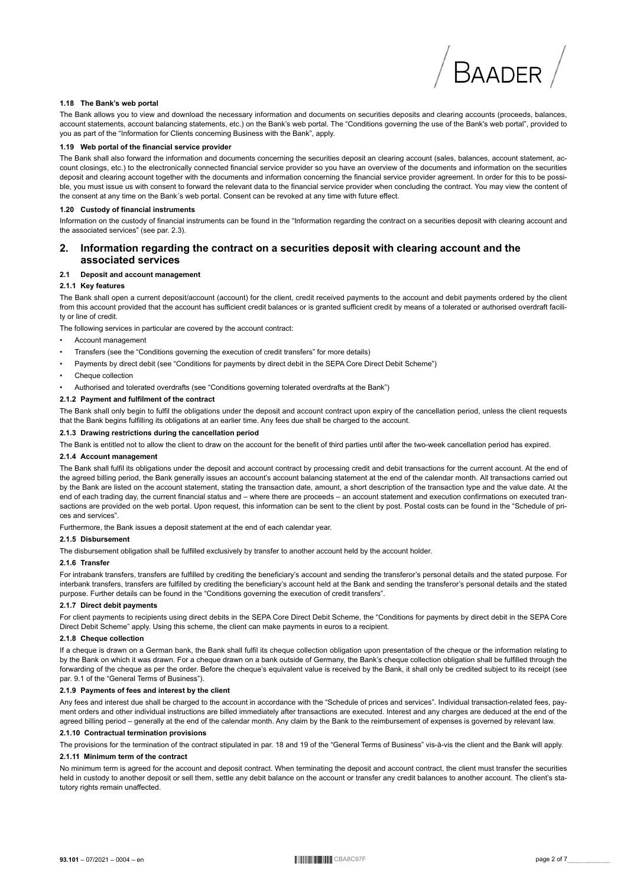#### 1.18 The Bank's web portal

The Bank allows you to view and download the necessary information and documents on securities deposits and clearing accounts (proceeds, balances, account statements, account balancing statements, etc.) on the Bank's web portal. The "Conditions governing the use of the Bank's web portal", provided to you as part of the "Information for Clients concerning Business with the Bank", apply.

#### 1.19 Web portal of the financial service provider

The Bank shall also forward the information and documents concerning the securities deposit an clearing account (sales, balances, account statement, account closings, etc.) to the electronically connected financial service provider so you have an overview of the documents and information on the securities deposit and clearing account together with the documents and information concerning the financial service provider agreement. In order for this to be possible, you must issue us with consent to forward the relevant data to the financial service provider when concluding the contract. You may view the content of the consent at any time on the Bank´s web portal. Consent can be revoked at any time with future effect.

#### 1.20 Custody of financial instruments

Information on the custody of financial instruments can be found in the "Information regarding the contract on a securities deposit with clearing account and the associated services" (see par. 2.3).

## 2. Information regarding the contract on a securities deposit with clearing account and the associated services

#### 2.1 Deposit and account management

#### 2.1.1 Key features

The Bank shall open a current deposit/account (account) for the client, credit received payments to the account and debit payments ordered by the client from this account provided that the account has sufficient credit balances or is granted sufficient credit by means of a tolerated or authorised overdraft facility or line of credit.

The following services in particular are covered by the account contract:

- Account management
- Transfers (see the "Conditions governing the execution of credit transfers" for more details)
- Payments by direct debit (see "Conditions for payments by direct debit in the SEPA Core Direct Debit Scheme")
- Cheque collection
- Authorised and tolerated overdrafts (see "Conditions governing tolerated overdrafts at the Bank")

#### 2.1.2 Payment and fulfilment of the contract

The Bank shall only begin to fulfil the obligations under the deposit and account contract upon expiry of the cancellation period, unless the client requests that the Bank begins fulfilling its obligations at an earlier time. Any fees due shall be charged to the account.

#### 2.1.3 Drawing restrictions during the cancellation period

The Bank is entitled not to allow the client to draw on the account for the benefit of third parties until after the two-week cancellation period has expired.

#### 2.1.4 Account management

The Bank shall fulfil its obligations under the deposit and account contract by processing credit and debit transactions for the current account. At the end of the agreed billing period, the Bank generally issues an account's account balancing statement at the end of the calendar month. All transactions carried out by the Bank are listed on the account statement, stating the transaction date, amount, a short description of the transaction type and the value date. At the end of each trading day, the current financial status and – where there are proceeds – an account statement and execution confirmations on executed transactions are provided on the web portal. Upon request, this information can be sent to the client by post. Postal costs can be found in the "Schedule of prices and services".

Furthermore, the Bank issues a deposit statement at the end of each calendar year.

#### 2.1.5 Disbursement

The disbursement obligation shall be fulfilled exclusively by transfer to another account held by the account holder.

#### 2.1.6 Transfer

For intrabank transfers, transfers are fulfilled by crediting the beneficiary's account and sending the transferor's personal details and the stated purpose. For interbank transfers, transfers are fulfilled by crediting the beneficiary's account held at the Bank and sending the transferor's personal details and the stated purpose. Further details can be found in the "Conditions governing the execution of credit transfers".

#### 2.1.7 Direct debit payments

For client payments to recipients using direct debits in the SEPA Core Direct Debit Scheme, the "Conditions for payments by direct debit in the SEPA Core Direct Debit Scheme" apply. Using this scheme, the client can make payments in euros to a recipient.

#### 2.1.8 Cheque collection

If a cheque is drawn on a German bank, the Bank shall fulfil its cheque collection obligation upon presentation of the cheque or the information relating to by the Bank on which it was drawn. For a cheque drawn on a bank outside of Germany, the Bank's cheque collection obligation shall be fulfilled through the forwarding of the cheque as per the order. Before the cheque's equivalent value is received by the Bank, it shall only be credited subject to its receipt (see par. 9.1 of the "General Terms of Business").

#### 2.1.9 Payments of fees and interest by the client

Any fees and interest due shall be charged to the account in accordance with the "Schedule of prices and services". Individual transaction-related fees, payment orders and other individual instructions are billed immediately after transactions are executed. Interest and any charges are deduced at the end of the agreed billing period – generally at the end of the calendar month. Any claim by the Bank to the reimbursement of expenses is governed by relevant law.

#### 2.1.10 Contractual termination provisions

The provisions for the termination of the contract stipulated in par. 18 and 19 of the "General Terms of Business" vis-à-vis the client and the Bank will apply.

#### 2.1.11 Minimum term of the contract

No minimum term is agreed for the account and deposit contract. When terminating the deposit and account contract, the client must transfer the securities held in custody to another deposit or sell them, settle any debit balance on the account or transfer any credit balances to another account. The client's statutory rights remain unaffected.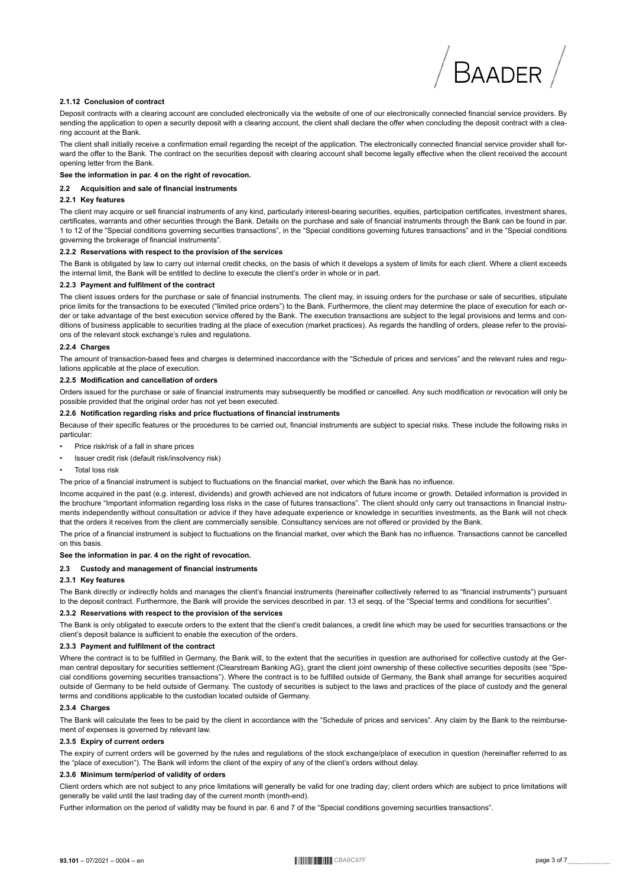#### 2.1.12 Conclusion of contract

Deposit contracts with a clearing account are concluded electronically via the website of one of our electronically connected financial service providers. By sending the application to open a security deposit with a clearing account, the client shall declare the offer when concluding the deposit contract with a clearing account at the Bank.

The client shall initially receive a confirmation email regarding the receipt of the application. The electronically connected financial service provider shall forward the offer to the Bank. The contract on the securities deposit with clearing account shall become legally effective when the client received the account opening letter from the Bank.

**See the information in par. 4 on the right of revocation.**

### 2.2 Acquisition and sale of financial instruments

#### 2.2.1 Key features

The client may acquire or sell financial instruments of any kind, particularly interest-bearing securities, equities, participation certificates, investment shares, certificates, warrants and other securities through the Bank. Details on the purchase and sale of financial instruments through the Bank can be found in par. 1 to 12 of the "Special conditions governing securities transactions", in the "Special conditions governing futures transactions" and in the "Special conditions governing the brokerage of financial instruments".

#### 2.2.2 Reservations with respect to the provision of the services

The Bank is obligated by law to carry out internal credit checks, on the basis of which it develops a system of limits for each client. Where a client exceeds the internal limit, the Bank will be entitled to decline to execute the client's order in whole or in part.

#### 2.2.3 Payment and fulfilment of the contract

The client issues orders for the purchase or sale of financial instruments. The client may, in issuing orders for the purchase or sale of securities, stipulate price limits for the transactions to be executed ("limited price orders") to the Bank. Furthermore, the client may determine the place of execution for each order or take advantage of the best execution service offered by the Bank. The execution transactions are subject to the legal provisions and terms and conditions of business applicable to securities trading at the place of execution (market practices). As regards the handling of orders, please refer to the provisions of the relevant stock exchange's rules and regulations.

#### 2.2.4 Charges

The amount of transaction-based fees and charges is determined inaccordance with the "Schedule of prices and services" and the relevant rules and regulations applicable at the place of execution.

#### 2.2.5 Modification and cancellation of orders

Orders issued for the purchase or sale of financial instruments may subsequently be modified or cancelled. Any such modification or revocation will only be possible provided that the original order has not yet been executed.

#### 2.2.6 Notification regarding risks and price fluctuations of financial instruments

Because of their specific features or the procedures to be carried out, financial instruments are subject to special risks. These include the following risks in particular:

- Price risk/risk of a fall in share prices
- Issuer credit risk (default risk/insolvency risk)
- Total loss risk

The price of a financial instrument is subject to fluctuations on the financial market, over which the Bank has no influence.

Income acquired in the past (e.g. interest, dividends) and growth achieved are not indicators of future income or growth. Detailed information is provided in the brochure "Important information regarding loss risks in the case of futures transactions". The client should only carry out transactions in financial instruments independently without consultation or advice if they have adequate experience or knowledge in securities investments, as the Bank will not check that the orders it receives from the client are commercially sensible. Consultancy services are not offered or provided by the Bank.

The price of a financial instrument is subject to fluctuations on the financial market, over which the Bank has no influence. Transactions cannot be cancelled on this basis.

**See the information in par. 4 on the right of revocation.**

### 2.3 Custody and management of financial instruments

#### 2.3.1 Key features

The Bank directly or indirectly holds and manages the client's financial instruments (hereinafter collectively referred to as "financial instruments") pursuant to the deposit contract. Furthermore, the Bank will provide the services described in par. 13 et seqq. of the "Special terms and conditions for securities".

#### 2.3.2 Reservations with respect to the provision of the services

The Bank is only obligated to execute orders to the extent that the client's credit balances, a credit line which may be used for securities transactions or the client's deposit balance is sufficient to enable the execution of the orders.

#### 2.3.3 Payment and fulfilment of the contract

Where the contract is to be fulfilled in Germany, the Bank will, to the extent that the securities in question are authorised for collective custody at the German central depositary for securities settlement (Clearstream Banking AG), grant the client joint ownership of these collective securities deposits (see "Special conditions governing securities transactions"). Where the contract is to be fulfilled outside of Germany, the Bank shall arrange for securities acquired outside of Germany to be held outside of Germany. The custody of securities is subject to the laws and practices of the place of custody and the general terms and conditions applicable to the custodian located outside of Germany.

#### 2.3.4 Charges

The Bank will calculate the fees to be paid by the client in accordance with the "Schedule of prices and services". Any claim by the Bank to the reimbursement of expenses is governed by relevant law.

#### 2.3.5 Expiry of current orders

The expiry of current orders will be governed by the rules and regulations of the stock exchange/place of execution in question (hereinafter referred to as the "place of execution"). The Bank will inform the client of the expiry of any of the client's orders without delay.

#### 2.3.6 Minimum term/period of validity of orders

Client orders which are not subject to any price limitations will generally be valid for one trading day; client orders which are subject to price limitations will generally be valid until the last trading day of the current month (month-end).

Further information on the period of validity may be found in par. 6 and 7 of the "Special conditions governing securities transactions".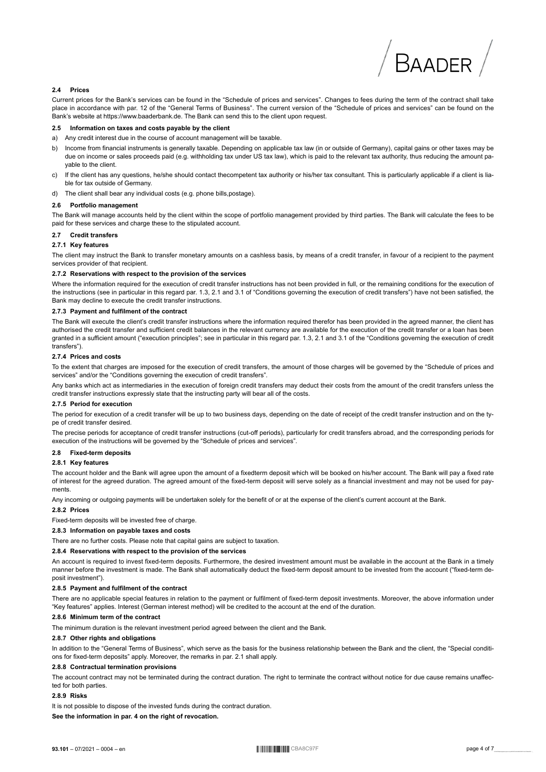### 2.4 Prices

Current prices for the Bank's services can be found in the "Schedule of prices and services". Changes to fees during the term of the contract shall take place in accordance with par. 12 of the "General Terms of Business". The current version of the "Schedule of prices and services" can be found on the Bank's website at https://www.baaderbank.de. The Bank can send this to the client upon request.

### 2.5 Information on taxes and costs payable by the client

a) Any credit interest due in the course of account management will be taxable.

b) Income from financial instruments is generally taxable. Depending on applicable tax law (in or outside of Germany), capital gains or other taxes may be due on income or sales proceeds paid (e.g. withholding tax under US tax law), which is paid to the relevant tax authority, thus reducing the amount payable to the client.

c) If the client has any questions, he/she should contact thecompetent tax authority or his/her tax consultant. This is particularly applicable if a client is liable for tax outside of Germany.

d) The client shall bear any individual costs (e.g. phone bills,postage).

### 2.6 Portfolio management

The Bank will manage accounts held by the client within the scope of portfolio management provided by third parties. The Bank will calculate the fees to be paid for these services and charge these to the stipulated account.

### 2.7 Credit transfers

#### 2.7.1 Key features

The client may instruct the Bank to transfer monetary amounts on a cashless basis, by means of a credit transfer, in favour of a recipient to the payment services provider of that recipient.

#### 2.7.2 Reservations with respect to the provision of the services

Where the information required for the execution of credit transfer instructions has not been provided in full, or the remaining conditions for the execution of the instructions (see in particular in this regard par. 1.3, 2.1 and 3.1 of "Conditions governing the execution of credit transfers") have not been satisfied, the Bank may decline to execute the credit transfer instructions.

#### 2.7.3 Payment and fulfilment of the contract

The Bank will execute the client's credit transfer instructions where the information required therefor has been provided in the agreed manner, the client has authorised the credit transfer and sufficient credit balances in the relevant currency are available for the execution of the credit transfer or a loan has been granted in a sufficient amount ("execution principles"; see in particular in this regard par. 1.3, 2.1 and 3.1 of the "Conditions governing the execution of credit transfers").

#### 2.7.4 Prices and costs

To the extent that charges are imposed for the execution of credit transfers, the amount of those charges will be governed by the "Schedule of prices and services" and/or the "Conditions governing the execution of credit transfers".

Any banks which act as intermediaries in the execution of foreign credit transfers may deduct their costs from the amount of the credit transfers unless the credit transfer instructions expressly state that the instructing party will bear all of the costs.

#### 2.7.5 Period for execution

The period for execution of a credit transfer will be up to two business days, depending on the date of receipt of the credit transfer instruction and on the type of credit transfer desired.

The precise periods for acceptance of credit transfer instructions (cut-off periods), particularly for credit transfers abroad, and the corresponding periods for execution of the instructions will be governed by the "Schedule of prices and services".

### 2.8 Fixed-term deposits

#### 2.8.1 Key features

The account holder and the Bank will agree upon the amount of a fixedterm deposit which will be booked on his/her account. The Bank will pay a fixed rate of interest for the agreed duration. The agreed amount of the fixed-term deposit will serve solely as a financial investment and may not be used for payments.

Any incoming or outgoing payments will be undertaken solely for the benefit of or at the expense of the client's current account at the Bank.

#### 2.8.2 Prices

Fixed-term deposits will be invested free of charge.

#### 2.8.3 Information on payable taxes and costs

There are no further costs. Please note that capital gains are subject to taxation.

#### 2.8.4 Reservations with respect to the provision of the services

An account is required to invest fixed-term deposits. Furthermore, the desired investment amount must be available in the account at the Bank in a timely manner before the investment is made. The Bank shall automatically deduct the fixed-term deposit amount to be invested from the account ("fixed-term deposit investment").

#### 2.8.5 Payment and fulfilment of the contract

There are no applicable special features in relation to the payment or fulfilment of fixed-term deposit investments. Moreover, the above information under "Key features" applies. Interest (German interest method) will be credited to the account at the end of the duration.

#### 2.8.6 Minimum term of the contract

The minimum duration is the relevant investment period agreed between the client and the Bank.

#### 2.8.7 Other rights and obligations

In addition to the "General Terms of Business", which serve as the basis for the business relationship between the Bank and the client, the "Special conditions for fixed-term deposits" apply. Moreover, the remarks in par. 2.1 shall apply.

#### 2.8.8 Contractual termination provisions

The account contract may not be terminated during the contract duration. The right to terminate the contract without notice for due cause remains unaffected for both parties.

#### 2.8.9 Risks

It is not possible to dispose of the invested funds during the contract duration.

**See the information in par. 4 on the right of revocation.**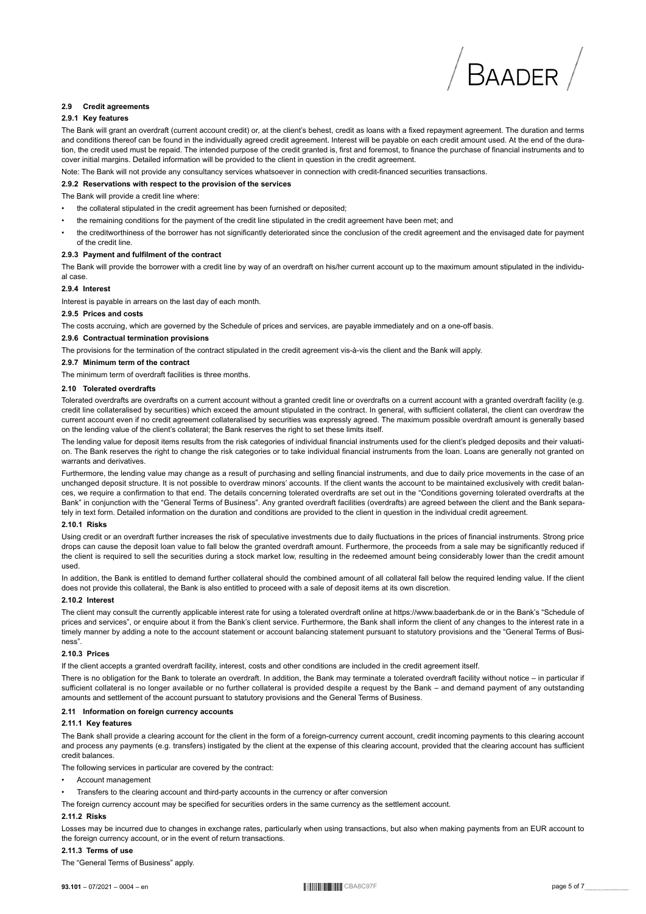#### 2.9 Credit agreements

##### 2.9.1 Key features

The Bank will grant an overdraft (current account credit) or, at the client's behest, credit as loans with a fixed repayment agreement. The duration and terms and conditions thereof can be found in the individually agreed credit agreement. Interest will be payable on each credit amount used. At the end of the duration, the credit used must be repaid. The intended purpose of the credit granted is, first and foremost, to finance the purchase of financial instruments and to cover initial margins. Detailed information will be provided to the client in question in the credit agreement.

Note: The Bank will not provide any consultancy services whatsoever in connection with credit-financed securities transactions.

##### 2.9.2 Reservations with respect to the provision of the services

The Bank will provide a credit line where:

- the collateral stipulated in the credit agreement has been furnished or deposited;
- the remaining conditions for the payment of the credit line stipulated in the credit agreement have been met; and
- the creditworthiness of the borrower has not significantly deteriorated since the conclusion of the credit agreement and the envisaged date for payment of the credit line.

##### 2.9.3 Payment and fulfilment of the contract

The Bank will provide the borrower with a credit line by way of an overdraft on his/her current account up to the maximum amount stipulated in the individual case.

##### 2.9.4 Interest

Interest is payable in arrears on the last day of each month.

##### 2.9.5 Prices and costs

The costs accruing, which are governed by the Schedule of prices and services, are payable immediately and on a one-off basis.

##### 2.9.6 Contractual termination provisions

The provisions for the termination of the contract stipulated in the credit agreement vis-à-vis the client and the Bank will apply.

##### 2.9.7 Minimum term of the contract

The minimum term of overdraft facilities is three months.

#### 2.10 Tolerated overdrafts

Tolerated overdrafts are overdrafts on a current account without a granted credit line or overdrafts on a current account with a granted overdraft facility (e.g. credit line collateralised by securities) which exceed the amount stipulated in the contract. In general, with sufficient collateral, the client can overdraw the current account even if no credit agreement collateralised by securities was expressly agreed. The maximum possible overdraft amount is generally based on the lending value of the client's collateral; the Bank reserves the right to set these limits itself.

The lending value for deposit items results from the risk categories of individual financial instruments used for the client's pledged deposits and their valuation. The Bank reserves the right to change the risk categories or to take individual financial instruments from the loan. Loans are generally not granted on warrants and derivatives.

Furthermore, the lending value may change as a result of purchasing and selling financial instruments, and due to daily price movements in the case of an unchanged deposit structure. It is not possible to overdraw minors' accounts. If the client wants the account to be maintained exclusively with credit balances, we require a confirmation to that end. The details concerning tolerated overdrafts are set out in the "Conditions governing tolerated overdrafts at the Bank" in conjunction with the "General Terms of Business". Any granted overdraft facilities (overdrafts) are agreed between the client and the Bank separately in text form. Detailed information on the duration and conditions are provided to the client in question in the individual credit agreement.

##### 2.10.1 Risks

Using credit or an overdraft further increases the risk of speculative investments due to daily fluctuations in the prices of financial instruments. Strong price drops can cause the deposit loan value to fall below the granted overdraft amount. Furthermore, the proceeds from a sale may be significantly reduced if the client is required to sell the securities during a stock market low, resulting in the redeemed amount being considerably lower than the credit amount used.

In addition, the Bank is entitled to demand further collateral should the combined amount of all collateral fall below the required lending value. If the client does not provide this collateral, the Bank is also entitled to proceed with a sale of deposit items at its own discretion.

##### 2.10.2 Interest

The client may consult the currently applicable interest rate for using a tolerated overdraft online at https://www.baaderbank.de or in the Bank's "Schedule of prices and services", or enquire about it from the Bank's client service. Furthermore, the Bank shall inform the client of any changes to the interest rate in a timely manner by adding a note to the account statement or account balancing statement pursuant to statutory provisions and the "General Terms of Business".

##### 2.10.3 Prices

If the client accepts a granted overdraft facility, interest, costs and other conditions are included in the credit agreement itself.

There is no obligation for the Bank to tolerate an overdraft. In addition, the Bank may terminate a tolerated overdraft facility without notice – in particular if sufficient collateral is no longer available or no further collateral is provided despite a request by the Bank – and demand payment of any outstanding amounts and settlement of the account pursuant to statutory provisions and the General Terms of Business.

#### 2.11 Information on foreign currency accounts

##### 2.11.1 Key features

The Bank shall provide a clearing account for the client in the form of a foreign-currency current account, credit incoming payments to this clearing account and process any payments (e.g. transfers) instigated by the client at the expense of this clearing account, provided that the clearing account has sufficient credit balances.

The following services in particular are covered by the contract:

- Account management
- Transfers to the clearing account and third-party accounts in the currency or after conversion

The foreign currency account may be specified for securities orders in the same currency as the settlement account.

##### 2.11.2 Risks

Losses may be incurred due to changes in exchange rates, particularly when using transactions, but also when making payments from an EUR account to the foreign currency account, or in the event of return transactions.

##### 2.11.3 Terms of use

The "General Terms of Business" apply.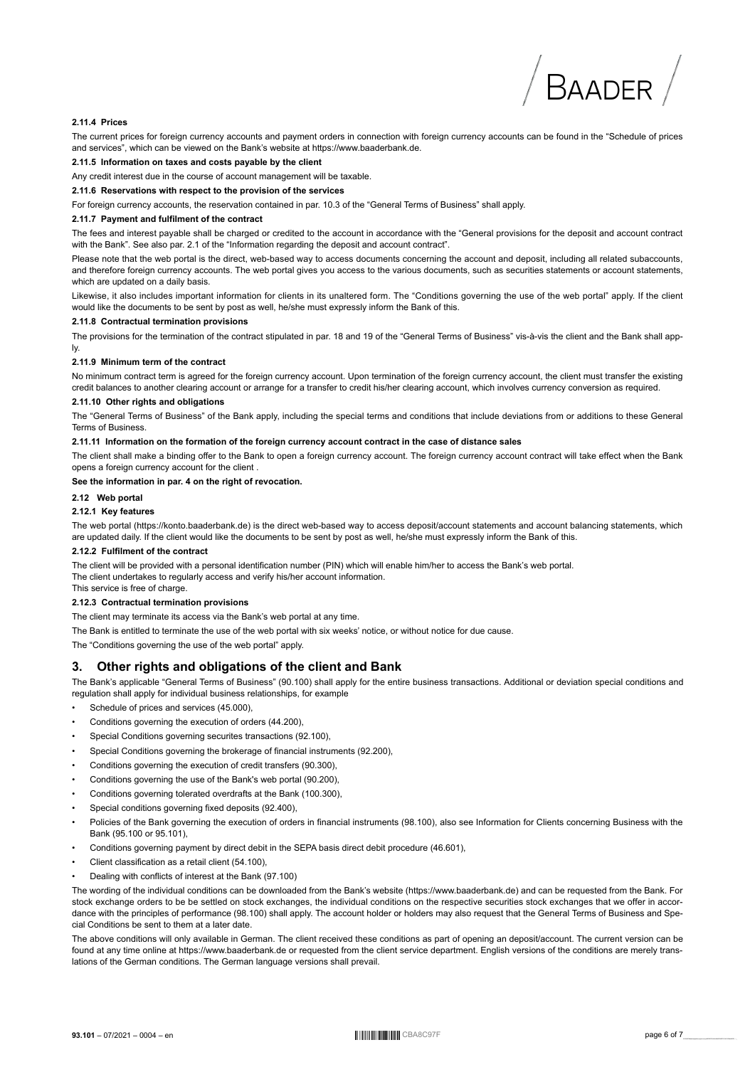#### 2.11.4 Prices

The current prices for foreign currency accounts and payment orders in connection with foreign currency accounts can be found in the "Schedule of prices and services", which can be viewed on the Bank's website at https://www.baaderbank.de.

#### 2.11.5 Information on taxes and costs payable by the client

Any credit interest due in the course of account management will be taxable.

#### 2.11.6 Reservations with respect to the provision of the services

For foreign currency accounts, the reservation contained in par. 10.3 of the "General Terms of Business" shall apply.

#### 2.11.7 Payment and fulfilment of the contract

The fees and interest payable shall be charged or credited to the account in accordance with the "General provisions for the deposit and account contract with the Bank". See also par. 2.1 of the "Information regarding the deposit and account contract".

Please note that the web portal is the direct, web-based way to access documents concerning the account and deposit, including all related subaccounts, and therefore foreign currency accounts. The web portal gives you access to the various documents, such as securities statements or account statements, which are updated on a daily basis.

Likewise, it also includes important information for clients in its unaltered form. The "Conditions governing the use of the web portal" apply. If the client would like the documents to be sent by post as well, he/she must expressly inform the Bank of this.

#### 2.11.8 Contractual termination provisions

The provisions for the termination of the contract stipulated in par. 18 and 19 of the "General Terms of Business" vis-à-vis the client and the Bank shall apply.

#### 2.11.9 Minimum term of the contract

No minimum contract term is agreed for the foreign currency account. Upon termination of the foreign currency account, the client must transfer the existing credit balances to another clearing account or arrange for a transfer to credit his/her clearing account, which involves currency conversion as required.

#### 2.11.10 Other rights and obligations

The "General Terms of Business" of the Bank apply, including the special terms and conditions that include deviations from or additions to these General Terms of Business.

#### 2.11.11 Information on the formation of the foreign currency account contract in the case of distance sales

The client shall make a binding offer to the Bank to open a foreign currency account. The foreign currency account contract will take effect when the Bank opens a foreign currency account for the client .

**See the information in par. 4 on the right of revocation.**

### 2.12 Web portal

#### 2.12.1 Key features

The web portal (https://konto.baaderbank.de) is the direct web-based way to access deposit/account statements and account balancing statements, which are updated daily. If the client would like the documents to be sent by post as well, he/she must expressly inform the Bank of this.

#### 2.12.2 Fulfilment of the contract

The client will be provided with a personal identification number (PIN) which will enable him/her to access the Bank's web portal.
The client undertakes to regularly access and verify his/her account information.
This service is free of charge.

#### 2.12.3 Contractual termination provisions

The client may terminate its access via the Bank's web portal at any time.

The Bank is entitled to terminate the use of the web portal with six weeks' notice, or without notice for due cause.

The "Conditions governing the use of the web portal" apply.

## 3. Other rights and obligations of the client and Bank

The Bank's applicable "General Terms of Business" (90.100) shall apply for the entire business transactions. Additional or deviation special conditions and regulation shall apply for individual business relationships, for example

- Schedule of prices and services (45.000),
- Conditions governing the execution of orders (44.200),
- Special Conditions governing securites transactions (92.100),
- Special Conditions governing the brokerage of financial instruments (92.200),
- Conditions governing the execution of credit transfers (90.300),
- Conditions governing the use of the Bank's web portal (90.200),
- Conditions governing tolerated overdrafts at the Bank (100.300),
- Special conditions governing fixed deposits (92.400),
- Policies of the Bank governing the execution of orders in financial instruments (98.100), also see Information for Clients concerning Business with the Bank (95.100 or 95.101),
- Conditions governing payment by direct debit in the SEPA basis direct debit procedure (46.601),
- Client classification as a retail client (54.100),
- Dealing with conflicts of interest at the Bank (97.100)

The wording of the individual conditions can be downloaded from the Bank's website (https://www.baaderbank.de) and can be requested from the Bank. For stock exchange orders to be be settled on stock exchanges, the individual conditions on the respective securities stock exchanges that we offer in accordance with the principles of performance (98.100) shall apply. The account holder or holders may also request that the General Terms of Business and Special Conditions be sent to them at a later date.

The above conditions will only available in German. The client received these conditions as part of opening an deposit/account. The current version can be found at any time online at https://www.baaderbank.de or requested from the client service department. English versions of the conditions are merely translations of the German conditions. The German language versions shall prevail.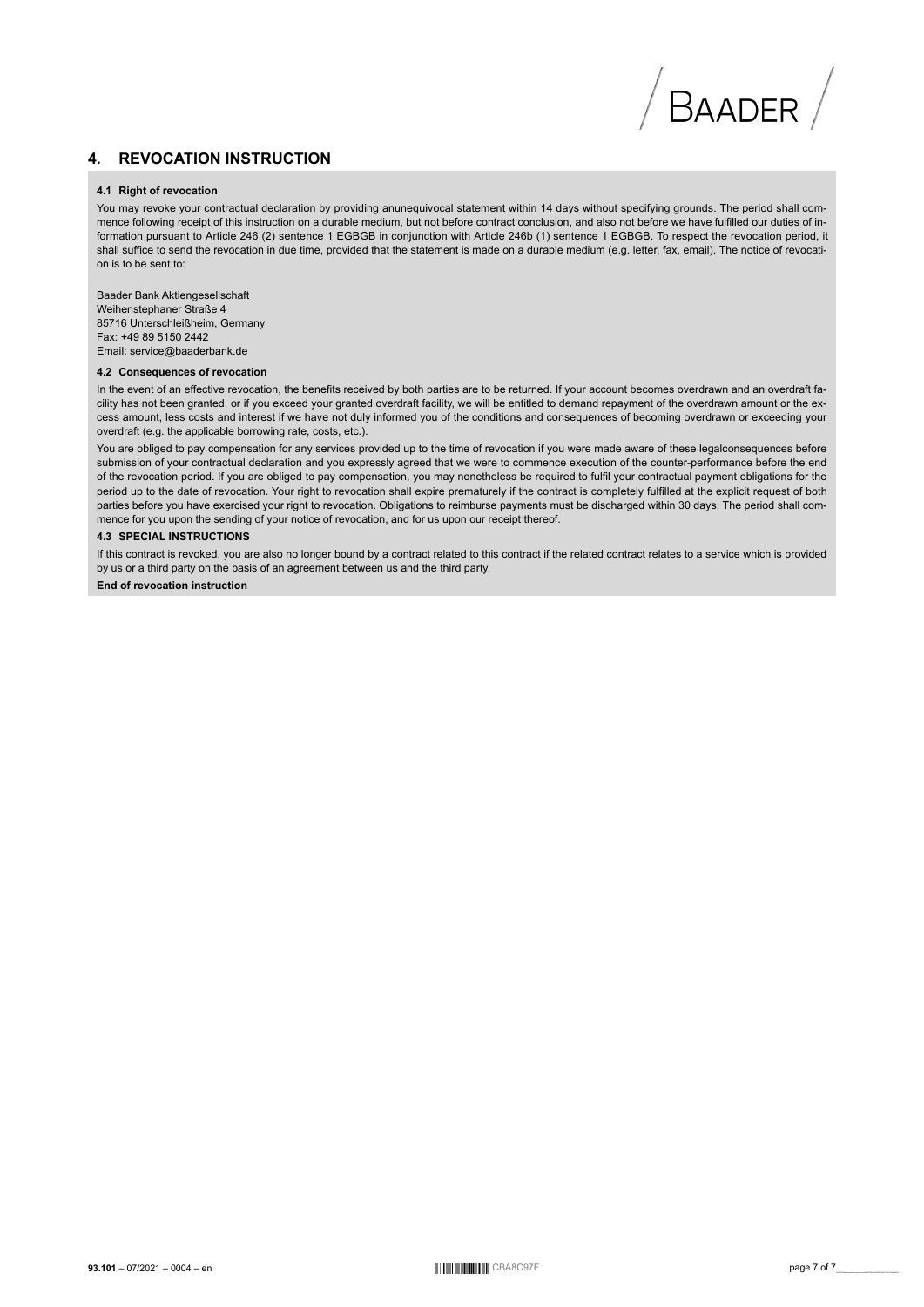## 4. REVOCATION INSTRUCTION

### 4.1 Right of revocation

You may revoke your contractual declaration by providing anunequivocal statement within 14 days without specifying grounds. The period shall commence following receipt of this instruction on a durable medium, but not before contract conclusion, and also not before we have fulfilled our duties of information pursuant to Article 246 (2) sentence 1 EGBGB in conjunction with Article 246b (1) sentence 1 EGBGB. To respect the revocation period, it shall suffice to send the revocation in due time, provided that the statement is made on a durable medium (e.g. letter, fax, email). The notice of revocation is to be sent to:

Baader Bank Aktiengesellschaft
Weihenstephaner Straße 4
85716 Unterschleißheim, Germany
Fax: +49 89 5150 2442
Email: service@baaderbank.de

### 4.2 Consequences of revocation

In the event of an effective revocation, the benefits received by both parties are to be returned. If your account becomes overdrawn and an overdraft facility has not been granted, or if you exceed your granted overdraft facility, we will be entitled to demand repayment of the overdrawn amount or the excess amount, less costs and interest if we have not duly informed you of the conditions and consequences of becoming overdrawn or exceeding your overdraft (e.g. the applicable borrowing rate, costs, etc.).

You are obliged to pay compensation for any services provided up to the time of revocation if you were made aware of these legalconsequences before submission of your contractual declaration and you expressly agreed that we were to commence execution of the counter-performance before the end of the revocation period. If you are obliged to pay compensation, you may nonetheless be required to fulfil your contractual payment obligations for the period up to the date of revocation. Your right to revocation shall expire prematurely if the contract is completely fulfilled at the explicit request of both parties before you have exercised your right to revocation. Obligations to reimburse payments must be discharged within 30 days. The period shall commence for you upon the sending of your notice of revocation, and for us upon our receipt thereof.

### 4.3 SPECIAL INSTRUCTIONS

If this contract is revoked, you are also no longer bound by a contract related to this contract if the related contract relates to a service which is provided by us or a third party on the basis of an agreement between us and the third party.

**End of revocation instruction**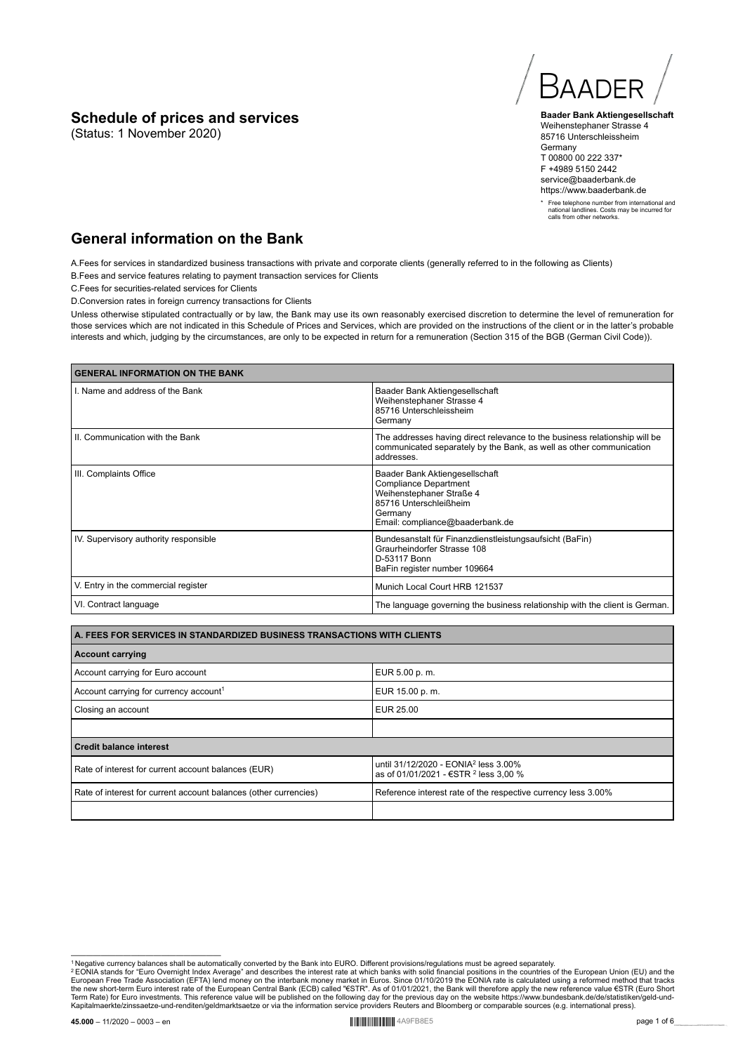# Schedule of prices and services

(Status: 1 November 2020)

BAADER

**Baader Bank Aktiengesellschaft**
Weihenstephaner Strasse 4
85716 Unterschleissheim
Germany
T 00800 00 222 337*
F +4989 5150 2442
service@baaderbank.de
https://www.baaderbank.de

\* Free telephone number from international and national landlines. Costs may be incurred for calls from other networks.

## General information on the Bank

A.Fees for services in standardized business transactions with private and corporate clients (generally referred to in the following as Clients)

B.Fees and service features relating to payment transaction services for Clients

C.Fees for securities-related services for Clients

D.Conversion rates in foreign currency transactions for Clients

Unless otherwise stipulated contractually or by law, the Bank may use its own reasonably exercised discretion to determine the level of remuneration for those services which are not indicated in this Schedule of Prices and Services, which are provided on the instructions of the client or in the latter's probable interests and which, judging by the circumstances, are only to be expected in return for a remuneration (Section 315 of the BGB (German Civil Code)).

| GENERAL INFORMATION ON THE BANK | |
|---|---|
| I. Name and address of the Bank | Baader Bank Aktiengesellschaft<br>Weihenstephaner Strasse 4<br>85716 Unterschleissheim<br>Germany |
| II. Communication with the Bank | The addresses having direct relevance to the business relationship will be communicated separately by the Bank, as well as other communication addresses. |
| III. Complaints Office | Baader Bank Aktiengesellschaft<br>Compliance Department<br>Weihenstephaner Straße 4<br>85716 Unterschleißheim<br>Germany<br>Email: compliance@baaderbank.de |
| IV. Supervisory authority responsible | Bundesanstalt für Finanzdienstleistungsaufsicht (BaFin)<br>Graurheindorfer Strasse 108<br>D-53117 Bonn<br>BaFin register number 109664 |
| V. Entry in the commercial register | Munich Local Court HRB 121537 |
| VI. Contract language | The language governing the business relationship with the client is German. |

| A. FEES FOR SERVICES IN STANDARDIZED BUSINESS TRANSACTIONS WITH CLIENTS | |
|---|---|
| **Account carrying** | |
| Account carrying for Euro account | EUR 5.00 p. m. |
| Account carrying for currency account[1] | EUR 15.00 p. m. |
| Closing an account | EUR 25.00 |
| | |
| **Credit balance interest** | |
| Rate of interest for current account balances (EUR) | until 31/12/2020 - EONIA[2] less 3.00%<br>as of 01/01/2021 - €STR [2] less 3,00 % |
| Rate of interest for current account balances (other currencies) | Reference interest rate of the respective currency less 3.00% |
| | |

[1] Negative currency balances shall be automatically converted by the Bank into EURO. Different provisions/regulations must be agreed separately.

[2] EONIA stands for "Euro Overnight Index Average" and describes the interest rate at which banks with solid financial positions in the countries of the European Union (EU) and the European Free Trade Association (EFTA) lend money on the interbank money market in Euros. Since 01/10/2019 the EONIA rate is calculated using a reformed method that tracks the new short-term Euro interest rate of the European Central Bank (ECB) called "€STR". As of 01/01/2021, the Bank will therefore apply the new reference value €STR (Euro Short Term Rate) for Euro investments. This reference value will be published on the following day for the previous day on the website https://www.bundesbank.de/de/statistiken/geld-und-Kapitalmaerkte/zinssaetze-und-renditen/geldmarktsaetze or via the information service providers Reuters and Bloomberg or comparable sources (e.g. international press).

**45.000** – 11/2020 – 0003 – en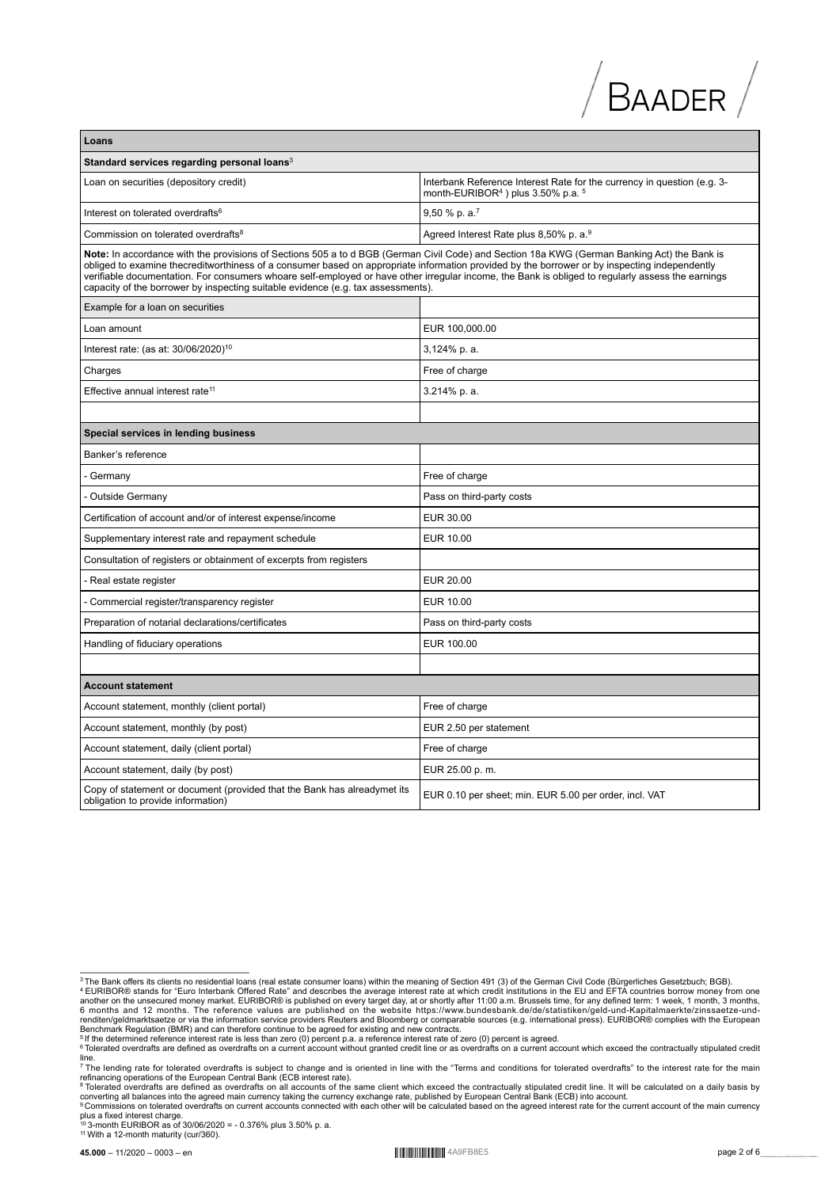| Loans | |
|---|---|
| **Standard services regarding personal loans**[3] | |
| Loan on securities (depository credit) | Interbank Reference Interest Rate for the currency in question (e.g. 3-month-EURIBOR[4] ) plus 3.50% p.a. [5] |
| Interest on tolerated overdrafts[6] | 9,50 % p. a.[7] |
| Commission on tolerated overdrafts[8] | Agreed Interest Rate plus 8,50% p. a.[9] |
| **Note:** In accordance with the provisions of Sections 505 a to d BGB (German Civil Code) and Section 18a KWG (German Banking Act) the Bank is obliged to examine thecreditworthiness of a consumer based on appropriate information provided by the borrower or by inspecting independently verifiable documentation. For consumers whoare self-employed or have other irregular income, the Bank is obliged to regularly assess the earnings capacity of the borrower by inspecting suitable evidence (e.g. tax assessments). | |
| Example for a loan on securities | |
| Loan amount | EUR 100,000.00 |
| Interest rate: (as at: 30/06/2020)[10] | 3,124% p. a. |
| Charges | Free of charge |
| Effective annual interest rate[11] | 3.214% p. a. |
| | |
| **Special services in lending business** | |
| Banker's reference | |
| - Germany | Free of charge |
| - Outside Germany | Pass on third-party costs |
| Certification of account and/or of interest expense/income | EUR 30.00 |
| Supplementary interest rate and repayment schedule | EUR 10.00 |
| Consultation of registers or obtainment of excerpts from registers | |
| - Real estate register | EUR 20.00 |
| - Commercial register/transparency register | EUR 10.00 |
| Preparation of notarial declarations/certificates | Pass on third-party costs |
| Handling of fiduciary operations | EUR 100.00 |
| | |
| **Account statement** | |
| Account statement, monthly (client portal) | Free of charge |
| Account statement, monthly (by post) | EUR 2.50 per statement |
| Account statement, daily (client portal) | Free of charge |
| Account statement, daily (by post) | EUR 25.00 p. m. |
| Copy of statement or document (provided that the Bank has alreadymet its obligation to provide information) | EUR 0.10 per sheet; min. EUR 5.00 per order, incl. VAT |

[3] The Bank offers its clients no residential loans (real estate consumer loans) within the meaning of Section 491 (3) of the German Civil Code (Bürgerliches Gesetzbuch; BGB).

[4] EURIBOR® stands for "Euro Interbank Offered Rate" and describes the average interest rate at which credit institutions in the EU and EFTA countries borrow money from one another on the unsecured money market. EURIBOR® is published on every target day, at or shortly after 11:00 a.m. Brussels time, for any defined term: 1 week, 1 month, 3 months, 6 months and 12 months. The reference values are published on the website https://www.bundesbank.de/de/statistiken/geld-und-Kapitalmaerkte/zinssaetze-und-renditen/geldmarktsaetze or via the information service providers Reuters and Bloomberg or comparable sources (e.g. international press). EURIBOR® complies with the European Benchmark Regulation (BMR) and can therefore continue to be agreed for existing and new contracts.

[5] If the determined reference interest rate is less than zero (0) percent p.a. a reference interest rate of zero (0) percent is agreed.

[6] Tolerated overdrafts are defined as overdrafts on a current account without granted credit line or as overdrafts on a current account which exceed the contractually stipulated credit line.

[7] The lending rate for tolerated overdrafts is subject to change and is oriented in line with the "Terms and conditions for tolerated overdrafts" to the interest rate for the main refinancing operations of the European Central Bank (ECB interest rate).

[8] Tolerated overdrafts are defined as overdrafts on all accounts of the same client which exceed the contractually stipulated credit line. It will be calculated on a daily basis by converting all balances into the agreed main currency taking the currency exchange rate, published by European Central Bank (ECB) into account.

[9] Commissions on tolerated overdrafts on current accounts connected with each other will be calculated based on the agreed interest rate for the current account of the main currency plus a fixed interest charge.

[10] 3-month EURIBOR as of 30/06/2020 = - 0.376% plus 3.50% p. a.

[11] With a 12-month maturity (cur/360).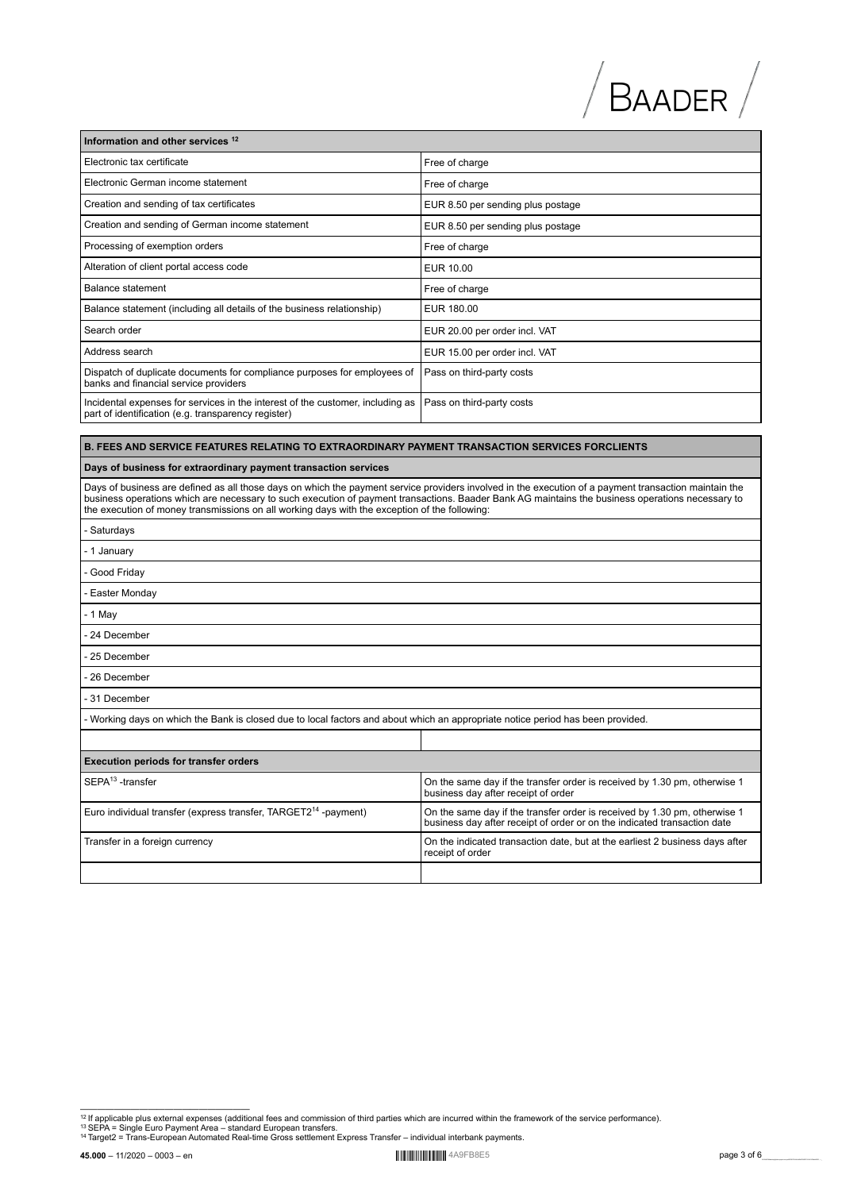| Information and other services [12] | |
|---|---|
| Electronic tax certificate | Free of charge |
| Electronic German income statement | Free of charge |
| Creation and sending of tax certificates | EUR 8.50 per sending plus postage |
| Creation and sending of German income statement | EUR 8.50 per sending plus postage |
| Processing of exemption orders | Free of charge |
| Alteration of client portal access code | EUR 10.00 |
| Balance statement | Free of charge |
| Balance statement (including all details of the business relationship) | EUR 180.00 |
| Search order | EUR 20.00 per order incl. VAT |
| Address search | EUR 15.00 per order incl. VAT |
| Dispatch of duplicate documents for compliance purposes for employees of banks and financial service providers | Pass on third-party costs |
| Incidental expenses for services in the interest of the customer, including as part of identification (e.g. transparency register) | Pass on third-party costs |

## B. FEES AND SERVICE FEATURES RELATING TO EXTRAORDINARY PAYMENT TRANSACTION SERVICES FORCLIENTS

**Days of business for extraordinary payment transaction services**

Days of business are defined as all those days on which the payment service providers involved in the execution of a payment transaction maintain the business operations which are necessary to such execution of payment transactions. Baader Bank AG maintains the business operations necessary to the execution of money transmissions on all working days with the exception of the following:

- Saturdays
- 1 January
- Good Friday
- Easter Monday
- 1 May
- 24 December
- 25 December
- 26 December
- 31 December
- Working days on which the Bank is closed due to local factors and about which an appropriate notice period has been provided.

| Execution periods for transfer orders | |
|---|---|
| SEPA[13] -transfer | On the same day if the transfer order is received by 1.30 pm, otherwise 1 business day after receipt of order |
| Euro individual transfer (express transfer, TARGET2[14] -payment) | On the same day if the transfer order is received by 1.30 pm, otherwise 1 business day after receipt of order or on the indicated transaction date |
| Transfer in a foreign currency | On the indicated transaction date, but at the earliest 2 business days after receipt of order |
| | |

[12] If applicable plus external expenses (additional fees and commission of third parties which are incurred within the framework of the service performance).
[13] SEPA = Single Euro Payment Area – standard European transfers.
[14] Target2 = Trans-European Automated Real-time Gross settlement Express Transfer – individual interbank payments.

45.000 – 11/2020 – 0003 – en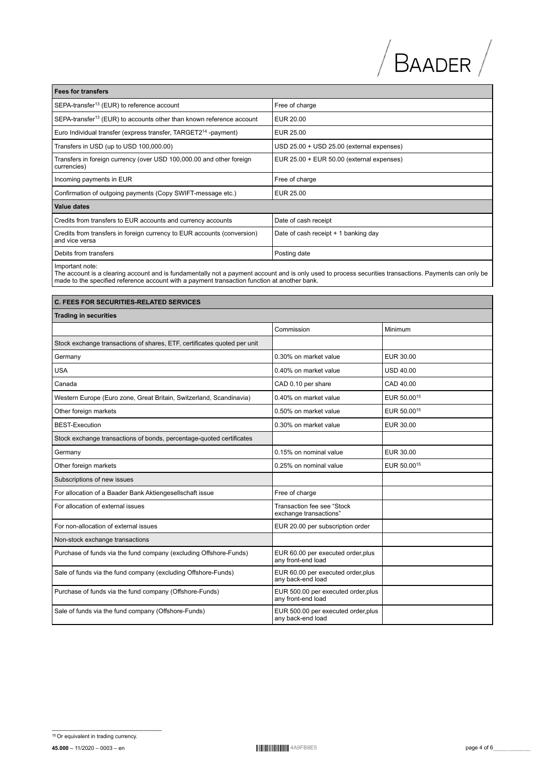| Fees for transfers | |
|---|---|
| SEPA-transfer[13] (EUR) to reference account | Free of charge |
| SEPA-transfer[13] (EUR) to accounts other than known reference account | EUR 20.00 |
| Euro Individual transfer (express transfer, TARGET2[14] -payment) | EUR 25.00 |
| Transfers in USD (up to USD 100,000.00) | USD 25.00 + USD 25.00 (external expenses) |
| Transfers in foreign currency (over USD 100,000.00 and other foreign currencies) | EUR 25.00 + EUR 50.00 (external expenses) |
| Incoming payments in EUR | Free of charge |
| Confirmation of outgoing payments (Copy SWIFT-message etc.) | EUR 25.00 |
| **Value dates** | |
| Credits from transfers to EUR accounts and currency accounts | Date of cash receipt |
| Credits from transfers in foreign currency to EUR accounts (conversion) and vice versa | Date of cash receipt + 1 banking day |
| Debits from transfers | Posting date |

Important note:
The account is a clearing account and is fundamentally not a payment account and is only used to process securities transactions. Payments can only be made to the specified reference account with a payment transaction function at another bank.

## C. FEES FOR SECURITIES-RELATED SERVICES

| Trading in securities | | |
|---|---|---|
| | Commission | Minimum |
| Stock exchange transactions of shares, ETF, certificates quoted per unit | | |
| Germany | 0.30% on market value | EUR 30.00 |
| USA | 0.40% on market value | USD 40.00 |
| Canada | CAD 0.10 per share | CAD 40.00 |
| Western Europe (Euro zone, Great Britain, Switzerland, Scandinavia) | 0.40% on market value | EUR 50.00[15] |
| Other foreign markets | 0.50% on market value | EUR 50.00[15] |
| BEST-Execution | 0.30% on market value | EUR 30.00 |
| Stock exchange transactions of bonds, percentage-quoted certificates | | |
| Germany | 0.15% on nominal value | EUR 30.00 |
| Other foreign markets | 0.25% on nominal value | EUR 50.00[15] |
| Subscriptions of new issues | | |
| For allocation of a Baader Bank Aktiengesellschaft issue | Free of charge | |
| For allocation of external issues | Transaction fee see "Stock exchange transactions" | |
| For non-allocation of external issues | EUR 20.00 per subscription order | |
| Non-stock exchange transactions | | |
| Purchase of funds via the fund company (excluding Offshore-Funds) | EUR 60.00 per executed order,plus any front-end load | |
| Sale of funds via the fund company (excluding Offshore-Funds) | EUR 60.00 per executed order,plus any back-end load | |
| Purchase of funds via the fund company (Offshore-Funds) | EUR 500.00 per executed order,plus any front-end load | |
| Sale of funds via the fund company (Offshore-Funds) | EUR 500.00 per executed order,plus any back-end load | |

[15] Or equivalent in trading currency.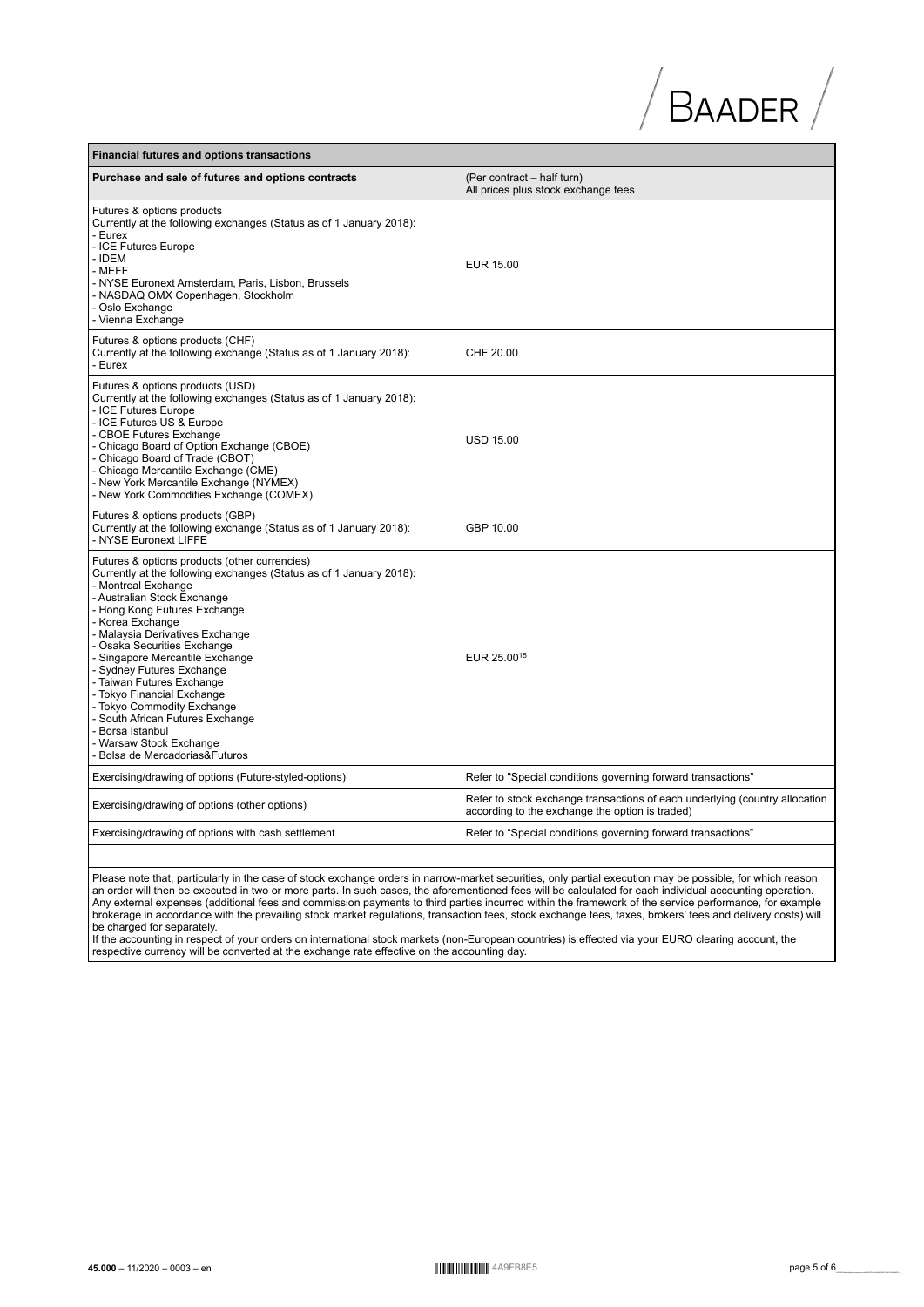| Financial futures and options transactions | |
|---|---|
| **Purchase and sale of futures and options contracts** | (Per contract – half turn)<br>All prices plus stock exchange fees |
| Futures & options products<br>Currently at the following exchanges (Status as of 1 January 2018):<br>- Eurex<br>- ICE Futures Europe<br>- IDEM<br>- MEFF<br>- NYSE Euronext Amsterdam, Paris, Lisbon, Brussels<br>- NASDAQ OMX Copenhagen, Stockholm<br>- Oslo Exchange<br>- Vienna Exchange | EUR 15.00 |
| Futures & options products (CHF)<br>Currently at the following exchange (Status as of 1 January 2018):<br>- Eurex | CHF 20.00 |
| Futures & options products (USD)<br>Currently at the following exchanges (Status as of 1 January 2018):<br>- ICE Futures Europe<br>- ICE Futures US & Europe<br>- CBOE Futures Exchange<br>- Chicago Board of Option Exchange (CBOE)<br>- Chicago Board of Trade (CBOT)<br>- Chicago Mercantile Exchange (CME)<br>- New York Mercantile Exchange (NYMEX)<br>- New York Commodities Exchange (COMEX) | USD 15.00 |
| Futures & options products (GBP)<br>Currently at the following exchange (Status as of 1 January 2018):<br>- NYSE Euronext LIFFE | GBP 10.00 |
| Futures & options products (other currencies)<br>Currently at the following exchanges (Status as of 1 January 2018):<br>- Montreal Exchange<br>- Australian Stock Exchange<br>- Hong Kong Futures Exchange<br>- Korea Exchange<br>- Malaysia Derivatives Exchange<br>- Osaka Securities Exchange<br>- Singapore Mercantile Exchange<br>- Sydney Futures Exchange<br>- Taiwan Futures Exchange<br>- Tokyo Financial Exchange<br>- Tokyo Commodity Exchange<br>- South African Futures Exchange<br>- Borsa Istanbul<br>- Warsaw Stock Exchange<br>- Bolsa de Mercadorias&Futuros | EUR 25.00[15] |
| Exercising/drawing of options (Future-styled-options) | Refer to "Special conditions governing forward transactions" |
| Exercising/drawing of options (other options) | Refer to stock exchange transactions of each underlying (country allocation according to the exchange the option is traded) |
| Exercising/drawing of options with cash settlement | Refer to "Special conditions governing forward transactions" |
| | |

Please note that, particularly in the case of stock exchange orders in narrow-market securities, only partial execution may be possible, for which reason an order will then be executed in two or more parts. In such cases, the aforementioned fees will be calculated for each individual accounting operation. Any external expenses (additional fees and commission payments to third parties incurred within the framework of the service performance, for example brokerage in accordance with the prevailing stock market regulations, transaction fees, stock exchange fees, taxes, brokers' fees and delivery costs) will be charged for separately.
If the accounting in respect of your orders on international stock markets (non-European countries) is effected via your EURO clearing account, the respective currency will be converted at the exchange rate effective on the accounting day.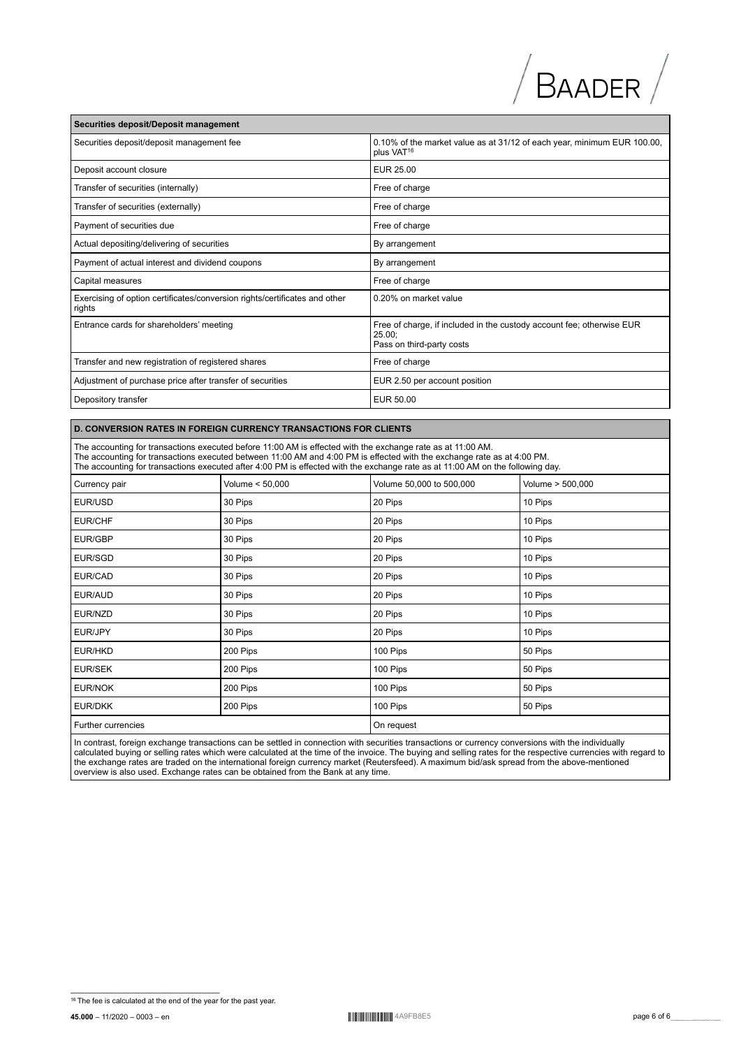| Securities deposit/Deposit management | |
|---|---|
| Securities deposit/deposit management fee | 0.10% of the market value as at 31/12 of each year, minimum EUR 100.00, plus VAT[16] |
| Deposit account closure | EUR 25.00 |
| Transfer of securities (internally) | Free of charge |
| Transfer of securities (externally) | Free of charge |
| Payment of securities due | Free of charge |
| Actual depositing/delivering of securities | By arrangement |
| Payment of actual interest and dividend coupons | By arrangement |
| Capital measures | Free of charge |
| Exercising of option certificates/conversion rights/certificates and other rights | 0.20% on market value |
| Entrance cards for shareholders' meeting | Free of charge, if included in the custody account fee; otherwise EUR 25.00; Pass on third-party costs |
| Transfer and new registration of registered shares | Free of charge |
| Adjustment of purchase price after transfer of securities | EUR 2.50 per account position |
| Depository transfer | EUR 50.00 |

## D. CONVERSION RATES IN FOREIGN CURRENCY TRANSACTIONS FOR CLIENTS

The accounting for transactions executed before 11:00 AM is effected with the exchange rate as at 11:00 AM.
The accounting for transactions executed between 11:00 AM and 4:00 PM is effected with the exchange rate as at 4:00 PM.
The accounting for transactions executed after 4:00 PM is effected with the exchange rate as at 11:00 AM on the following day.

| Currency pair | Volume < 50,000 | Volume 50,000 to 500,000 | Volume > 500,000 |
|---|---|---|---|
| EUR/USD | 30 Pips | 20 Pips | 10 Pips |
| EUR/CHF | 30 Pips | 20 Pips | 10 Pips |
| EUR/GBP | 30 Pips | 20 Pips | 10 Pips |
| EUR/SGD | 30 Pips | 20 Pips | 10 Pips |
| EUR/CAD | 30 Pips | 20 Pips | 10 Pips |
| EUR/AUD | 30 Pips | 20 Pips | 10 Pips |
| EUR/NZD | 30 Pips | 20 Pips | 10 Pips |
| EUR/JPY | 30 Pips | 20 Pips | 10 Pips |
| EUR/HKD | 200 Pips | 100 Pips | 50 Pips |
| EUR/SEK | 200 Pips | 100 Pips | 50 Pips |
| EUR/NOK | 200 Pips | 100 Pips | 50 Pips |
| EUR/DKK | 200 Pips | 100 Pips | 50 Pips |
| Further currencies | | On request | |

In contrast, foreign exchange transactions can be settled in connection with securities transactions or currency conversions with the individually calculated buying or selling rates which were calculated at the time of the invoice. The buying and selling rates for the respective currencies with regard to the exchange rates are traded on the international foreign currency market (Reutersfeed). A maximum bid/ask spread from the above-mentioned overview is also used. Exchange rates can be obtained from the Bank at any time.

[16] The fee is calculated at the end of the year for the past year.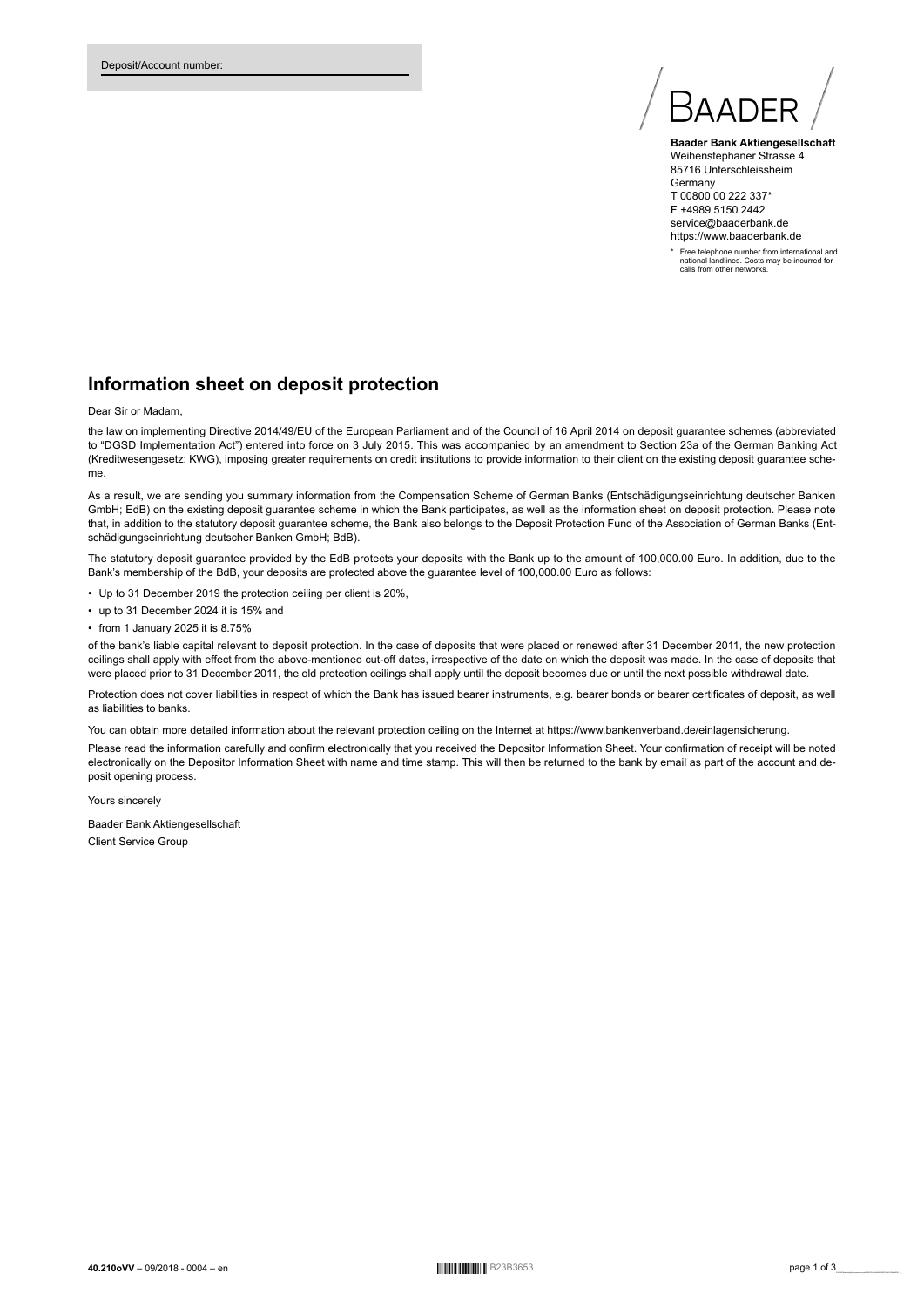Deposit/Account number:

BAADER

**Baader Bank Aktiengesellschaft**
Weihenstephaner Strasse 4
85716 Unterschleissheim
Germany
T 00800 00 222 337*
F +4989 5150 2442
service@baaderbank.de
https://www.baaderbank.de

\* Free telephone number from international and national landlines. Costs may be incurred for calls from other networks.

# Information sheet on deposit protection

Dear Sir or Madam,

the law on implementing Directive 2014/49/EU of the European Parliament and of the Council of 16 April 2014 on deposit guarantee schemes (abbreviated to "DGSD Implementation Act") entered into force on 3 July 2015. This was accompanied by an amendment to Section 23a of the German Banking Act (Kreditwesengesetz; KWG), imposing greater requirements on credit institutions to provide information to their client on the existing deposit guarantee scheme.

As a result, we are sending you summary information from the Compensation Scheme of German Banks (Entschädigungseinrichtung deutscher Banken GmbH; EdB) on the existing deposit guarantee scheme in which the Bank participates, as well as the information sheet on deposit protection. Please note that, in addition to the statutory deposit guarantee scheme, the Bank also belongs to the Deposit Protection Fund of the Association of German Banks (Entschädigungseinrichtung deutscher Banken GmbH; BdB).

The statutory deposit guarantee provided by the EdB protects your deposits with the Bank up to the amount of 100,000.00 Euro. In addition, due to the Bank's membership of the BdB, your deposits are protected above the guarantee level of 100,000.00 Euro as follows:

- Up to 31 December 2019 the protection ceiling per client is 20%,
- up to 31 December 2024 it is 15% and
- from 1 January 2025 it is 8.75%

of the bank's liable capital relevant to deposit protection. In the case of deposits that were placed or renewed after 31 December 2011, the new protection ceilings shall apply with effect from the above-mentioned cut-off dates, irrespective of the date on which the deposit was made. In the case of deposits that were placed prior to 31 December 2011, the old protection ceilings shall apply until the deposit becomes due or until the next possible withdrawal date.

Protection does not cover liabilities in respect of which the Bank has issued bearer instruments, e.g. bearer bonds or bearer certificates of deposit, as well as liabilities to banks.

You can obtain more detailed information about the relevant protection ceiling on the Internet at https://www.bankenverband.de/einlagensicherung.

Please read the information carefully and confirm electronically that you received the Depositor Information Sheet. Your confirmation of receipt will be noted electronically on the Depositor Information Sheet with name and time stamp. This will then be returned to the bank by email as part of the account and deposit opening process.

Yours sincerely

Baader Bank Aktiengesellschaft
Client Service Group

**40.210oVV** – 09/2018 - 0004 – en B23B3653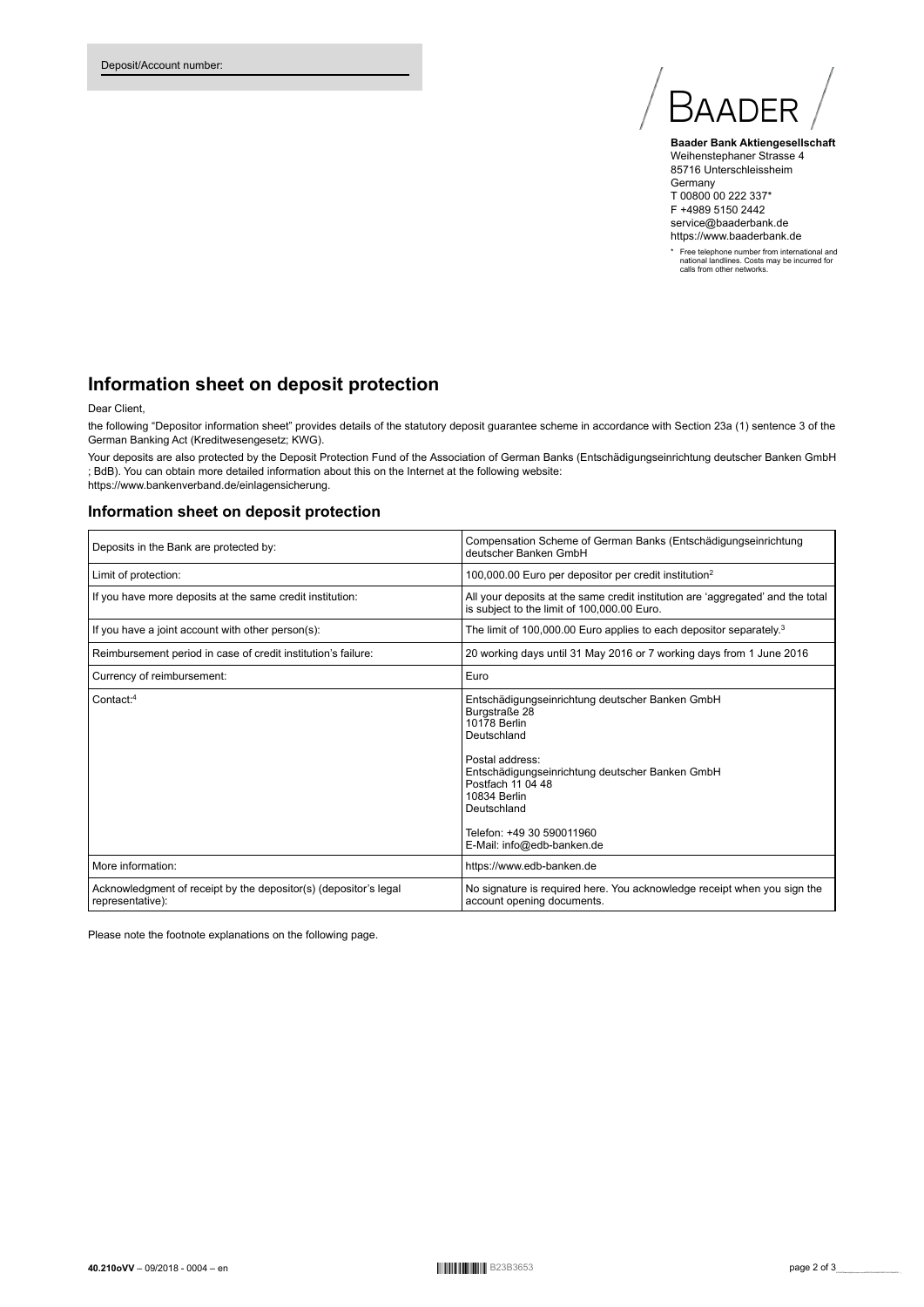Deposit/Account number:

BAADER

**Baader Bank Aktiengesellschaft**
Weihenstephaner Strasse 4
85716 Unterschleissheim
Germany
T 00800 00 222 337*
F +4989 5150 2442
service@baaderbank.de
https://www.baaderbank.de

\* Free telephone number from international and national landlines. Costs may be incurred for calls from other networks.

## Information sheet on deposit protection

Dear Client,

the following "Depositor information sheet" provides details of the statutory deposit guarantee scheme in accordance with Section 23a (1) sentence 3 of the German Banking Act (Kreditwesengesetz; KWG).

Your deposits are also protected by the Deposit Protection Fund of the Association of German Banks (Entschädigungseinrichtung deutscher Banken GmbH ; BdB). You can obtain more detailed information about this on the Internet at the following website: https://www.bankenverband.de/einlagensicherung.

### Information sheet on deposit protection

| | |
|---|---|
| Deposits in the Bank are protected by: | Compensation Scheme of German Banks (Entschädigungseinrichtung deutscher Banken GmbH |
| Limit of protection: | 100,000.00 Euro per depositor per credit institution[2] |
| If you have more deposits at the same credit institution: | All your deposits at the same credit institution are 'aggregated' and the total is subject to the limit of 100,000.00 Euro. |
| If you have a joint account with other person(s): | The limit of 100,000.00 Euro applies to each depositor separately.[3] |
| Reimbursement period in case of credit institution's failure: | 20 working days until 31 May 2016 or 7 working days from 1 June 2016 |
| Currency of reimbursement: | Euro |
| Contact:[4] | Entschädigungseinrichtung deutscher Banken GmbH<br>Burgstraße 28<br>10178 Berlin<br>Deutschland<br><br>Postal address:<br>Entschädigungseinrichtung deutscher Banken GmbH<br>Postfach 11 04 48<br>10834 Berlin<br>Deutschland<br><br>Telefon: +49 30 590011960<br>E-Mail: info@edb-banken.de |
| More information: | https://www.edb-banken.de |
| Acknowledgment of receipt by the depositor(s) (depositor's legal representative): | No signature is required here. You acknowledge receipt when you sign the account opening documents. |

Please note the footnote explanations on the following page.

**40.210oVV** – 09/2018 - 0004 – en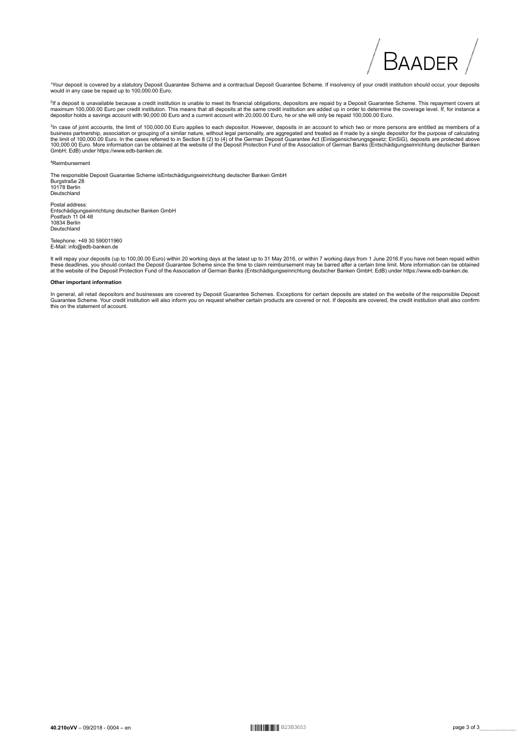[1]Your deposit is covered by a statutory Deposit Guarantee Scheme and a contractual Deposit Guarantee Scheme. If insolvency of your credit institution should occur, your deposits would in any case be repaid up to 100,000.00 Euro.

[2]If a deposit is unavailable because a credit institution is unable to meet its financial obligations, depositors are repaid by a Deposit Guarantee Scheme. This repayment covers at maximum 100,000.00 Euro per credit institution. This means that all deposits at the same credit institution are added up in order to determine the coverage level. If, for instance a depositor holds a savings account with 90,000.00 Euro and a current account with 20,000.00 Euro, he or she will only be repaid 100,000.00 Euro.

[3]In case of joint accounts, the limit of 100,000.00 Euro applies to each depositor. However, deposits in an account to which two or more persons are entitled as members of a business partnership, association or grouping of a similar nature, without legal personality, are aggregated and treated as if made by a single depositor for the purpose of calculating the limit of 100,000.00 Euro. In the cases referred to in Section 8 (2) to (4) of the German Deposit Guarantee Act (Einlagensicherungsgesetz; EinSiG), deposits are protected above 100,000.00 Euro. More information can be obtained at the website of the Deposit Protection Fund of the Association of German Banks (Entschädigungseinrichtung deutscher Banken GmbH; EdB) under https://www.edb-banken.de.

[4]Reimbursement

The responsible Deposit Guarantee Scheme isEntschädigungseinrichtung deutscher Banken GmbH
Burgstraße 28
10178 Berlin
Deutschland

Postal address:
Entschädigungseinrichtung deutscher Banken GmbH
Postfach 11 04 48
10834 Berlin
Deutschland

Telephone: +49 30 590011960
E-Mail: info@edb-banken.de

It will repay your deposits (up to 100,00.00 Euro) within 20 working days at the latest up to 31 May 2016, or within 7 working days from 1 June 2016.If you have not been repaid within these deadlines, you should contact the Deposit Guarantee Scheme since the time to claim reimbursement may be barred after a certain time limit. More information can be obtained at the website of the Deposit Protection Fund of the Association of German Banks (Entschädigungseinrichtung deutscher Banken GmbH; EdB) under https://www.edb-banken.de.

**Other important information**

In general, all retail depositors and businesses are covered by Deposit Guarantee Schemes. Exceptions for certain deposits are stated on the website of the responsible Deposit Guarantee Scheme. Your credit institution will also inform you on request whether certain products are covered or not. If deposits are covered, the credit institution shall also confirm this on the statement of account.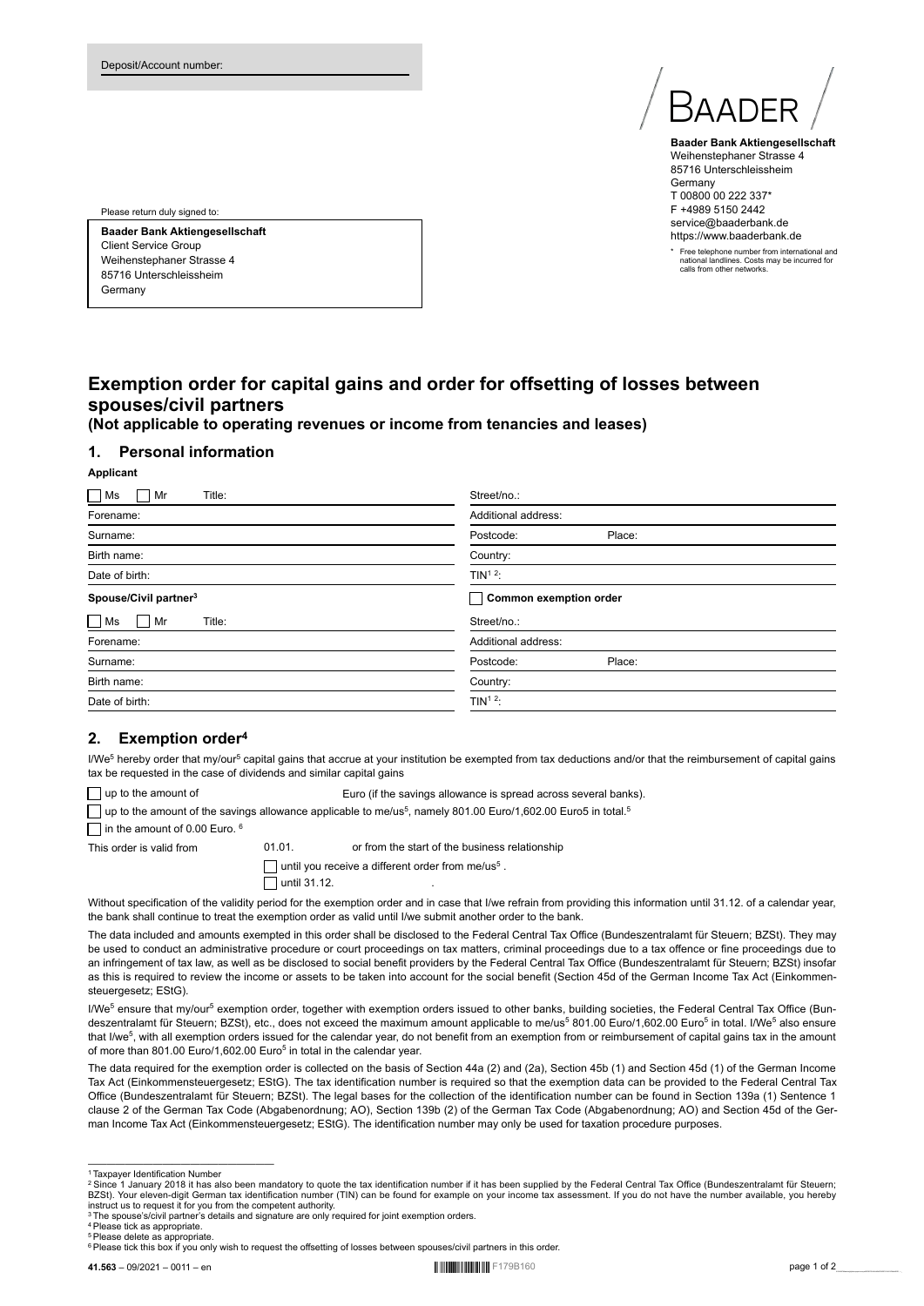Deposit/Account number:

BAADER

**Baader Bank Aktiengesellschaft**
Weihenstephaner Strasse 4
85716 Unterschleissheim
Germany
T 00800 00 222 337*
F +4989 5150 2442
service@baaderbank.de
https://www.baaderbank.de

\* Free telephone number from international and national landlines. Costs may be incurred for calls from other networks.

Please return duly signed to:

**Baader Bank Aktiengesellschaft**
Client Service Group
Weihenstephaner Strasse 4
85716 Unterschleissheim
Germany

# Exemption order for capital gains and order for offsetting of losses between spouses/civil partners

**(Not applicable to operating revenues or income from tenancies and leases)**

## 1. Personal information

**Applicant**

| ☐ Ms ☐ Mr Title: | Street/no.: |
|---|---|
| Forename: | Additional address: |
| Surname: | Postcode: Place: |
| Birth name: | Country: |
| Date of birth: | TIN[1 2]: |

| **Spouse/Civil partner[3]** | ☐ **Common exemption order** |
|---|---|
| ☐ Ms ☐ Mr Title: | Street/no.: |
| Forename: | Additional address: |
| Surname: | Postcode: Place: |
| Birth name: | Country: |
| Date of birth: | TIN[1 2]: |

## 2. Exemption order[4]

I/We[5] hereby order that my/our[5] capital gains that accrue at your institution be exempted from tax deductions and/or that the reimbursement of capital gains tax be requested in the case of dividends and similar capital gains

☐ up to the amount of Euro (if the savings allowance is spread across several banks).

☐ up to the amount of the savings allowance applicable to me/us[5], namely 801.00 Euro/1,602.00 Euro5 in total.[5]

☐ in the amount of 0.00 Euro. [6]

This order is valid from 01.01. or from the start of the business relationship

☐ until you receive a different order from me/us[5] .

☐ until 31.12. .

Without specification of the validity period for the exemption order and in case that I/we refrain from providing this information until 31.12. of a calendar year, the bank shall continue to treat the exemption order as valid until I/we submit another order to the bank.

The data included and amounts exempted in this order shall be disclosed to the Federal Central Tax Office (Bundeszentralamt für Steuern; BZSt). They may be used to conduct an administrative procedure or court proceedings on tax matters, criminal proceedings due to a tax offence or fine proceedings due to an infringement of tax law, as well as be disclosed to social benefit providers by the Federal Central Tax Office (Bundeszentralamt für Steuern; BZSt) insofar as this is required to review the income or assets to be taken into account for the social benefit (Section 45d of the German Income Tax Act (Einkommensteuergesetz; EStG).

I/We[5] ensure that my/our[5] exemption order, together with exemption orders issued to other banks, building societies, the Federal Central Tax Office (Bundeszentralamt für Steuern; BZSt), etc., does not exceed the maximum amount applicable to me/us[5] 801.00 Euro/1,602.00 Euro[5] in total. I/We[5] also ensure that I/we[5], with all exemption orders issued for the calendar year, do not benefit from an exemption from or reimbursement of capital gains tax in the amount of more than 801.00 Euro/1,602.00 Euro[5] in total in the calendar year.

The data required for the exemption order is collected on the basis of Section 44a (2) and (2a), Section 45b (1) and Section 45d (1) of the German Income Tax Act (Einkommensteuergesetz; EStG). The tax identification number is required so that the exemption data can be provided to the Federal Central Tax Office (Bundeszentralamt für Steuern; BZSt). The legal bases for the collection of the identification number can be found in Section 139a (1) Sentence 1 clause 2 of the German Tax Code (Abgabenordnung; AO), Section 139b (2) of the German Tax Code (Abgabenordnung; AO) and Section 45d of the German Income Tax Act (Einkommensteuergesetz; EStG). The identification number may only be used for taxation procedure purposes.

---

[1] Taxpayer Identification Number
[2] Since 1 January 2018 it has also been mandatory to quote the tax identification number if it has been supplied by the Federal Central Tax Office (Bundeszentralamt für Steuern; BZSt). Your eleven-digit German tax identification number (TIN) can be found for example on your income tax assessment. If you do not have the number available, you hereby instruct us to request it for you from the competent authority.
[3] The spouse's/civil partner's details and signature are only required for joint exemption orders.
[4] Please tick as appropriate.
[5] Please delete as appropriate.
[6] Please tick this box if you only wish to request the offsetting of losses between spouses/civil partners in this order.

**41.563** – 09/2021 – 0011 – en F179B160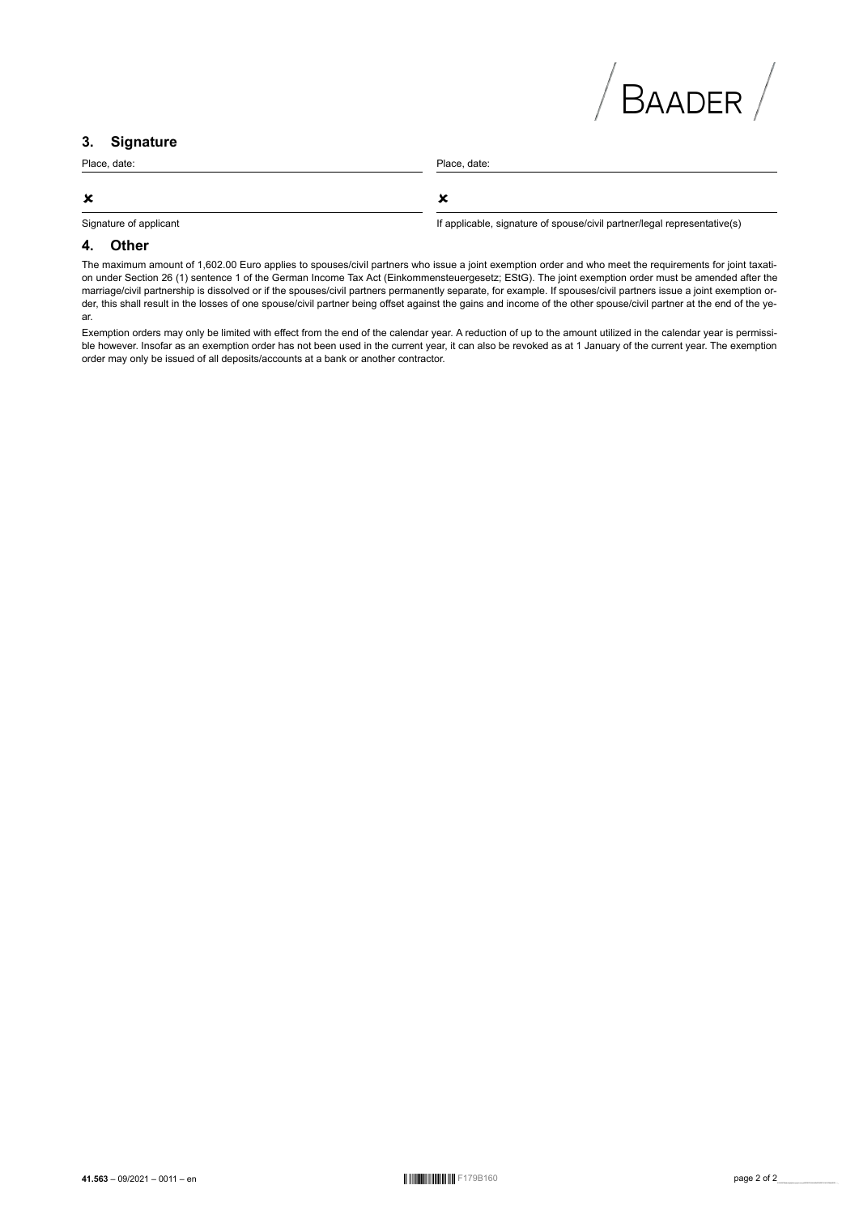## 3. Signature

Place, date:

✘

Signature of applicant

Place, date:

✘

If applicable, signature of spouse/civil partner/legal representative(s)

## 4. Other

The maximum amount of 1,602.00 Euro applies to spouses/civil partners who issue a joint exemption order and who meet the requirements for joint taxation under Section 26 (1) sentence 1 of the German Income Tax Act (Einkommensteuergesetz; EStG). The joint exemption order must be amended after the marriage/civil partnership is dissolved or if the spouses/civil partners permanently separate, for example. If spouses/civil partners issue a joint exemption order, this shall result in the losses of one spouse/civil partner being offset against the gains and income of the other spouse/civil partner at the end of the year.

Exemption orders may only be limited with effect from the end of the calendar year. A reduction of up to the amount utilized in the calendar year is permissible however. Insofar as an exemption order has not been used in the current year, it can also be revoked as at 1 January of the current year. The exemption order may only be issued of all deposits/accounts at a bank or another contractor.